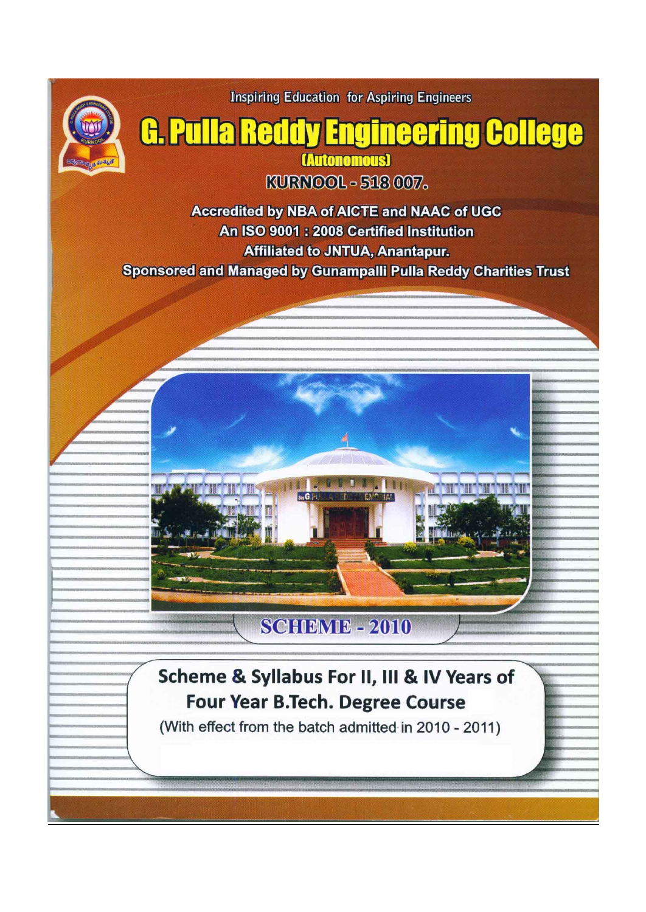Inspiring Education for Aspiring Engineers

# G. Pulla Reddy Engineering College

**(Autonomous)**

**KURNOOL - 518 007.**

**Accredited by NBA of AICTE and NAAC of UGC**

**An ISO 9001 : 2008 Certified Institution**

**Affiliated to JNTUA, Anantapur.**

**Sponsored and Managed by Gunampalli Pulla Reddy Charities Trust**

## SCHEME - 2010

## Scheme & Syllabus For II, III & IV Years of Four Year B.Tech. Degree Course

(With effect from the batch admitted in 2010 - 2011)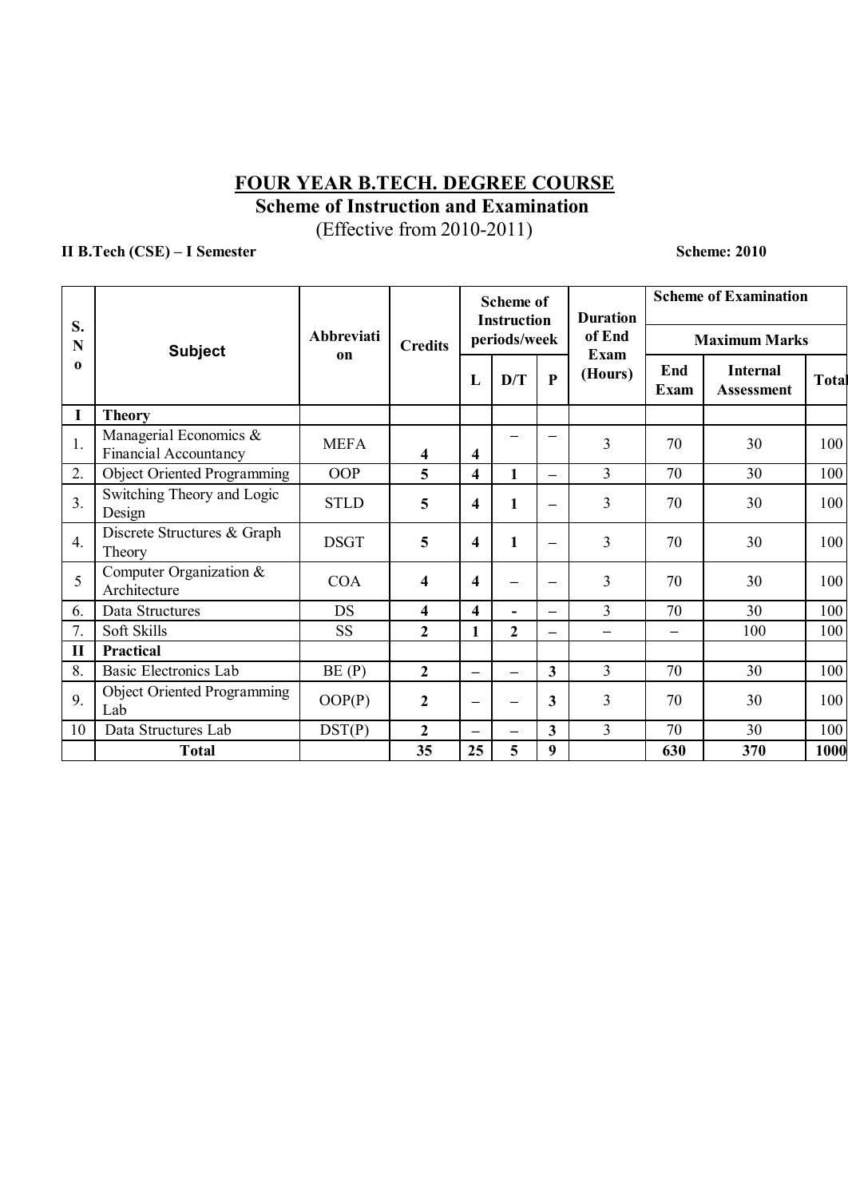# FOUR YEAR B.TECH. DEGREE COURSE

## Scheme of Instruction and Examination

(Effective from 2010-2011)

**II B.Tech (CSE) – I Semester** **Scheme: 2010**

| S. No | Subject | Abbreviation | Credits | Scheme of Instruction periods/week | | | Duration of End Exam (Hours) | Scheme of Examination | | |
|---|---|---|---|---|---|---|---|---|---|---|
| | | | | | | | | Maximum Marks | | |
| | | | | L | D/T | P | | End Exam | Internal Assessment | Total |
| I | **Theory** | | | | | | | | | |
| 1. | Managerial Economics & Financial Accountancy | MEFA | **4** | **4** | – | – | 3 | 70 | 30 | 100 |
| 2. | Object Oriented Programming | OOP | **5** | **4** | **1** | – | 3 | 70 | 30 | 100 |
| 3. | Switching Theory and Logic Design | STLD | **5** | **4** | **1** | – | 3 | 70 | 30 | 100 |
| 4. | Discrete Structures & Graph Theory | DSGT | **5** | **4** | **1** | – | 3 | 70 | 30 | 100 |
| 5 | Computer Organization & Architecture | COA | **4** | **4** | – | – | 3 | 70 | 30 | 100 |
| 6. | Data Structures | DS | **4** | **4** | **-** | – | 3 | 70 | 30 | 100 |
| 7. | Soft Skills | SS | **2** | **1** | **2** | – | – | – | 100 | 100 |
| II | **Practical** | | | | | | | | | |
| 8. | Basic Electronics Lab | BE (P) | **2** | – | – | **3** | 3 | 70 | 30 | 100 |
| 9. | Object Oriented Programming Lab | OOP(P) | **2** | – | – | **3** | 3 | 70 | 30 | 100 |
| 10 | Data Structures Lab | DST(P) | **2** | – | – | **3** | 3 | 70 | 30 | 100 |
| | **Total** | | **35** | **25** | **5** | **9** | | **630** | **370** | **1000** |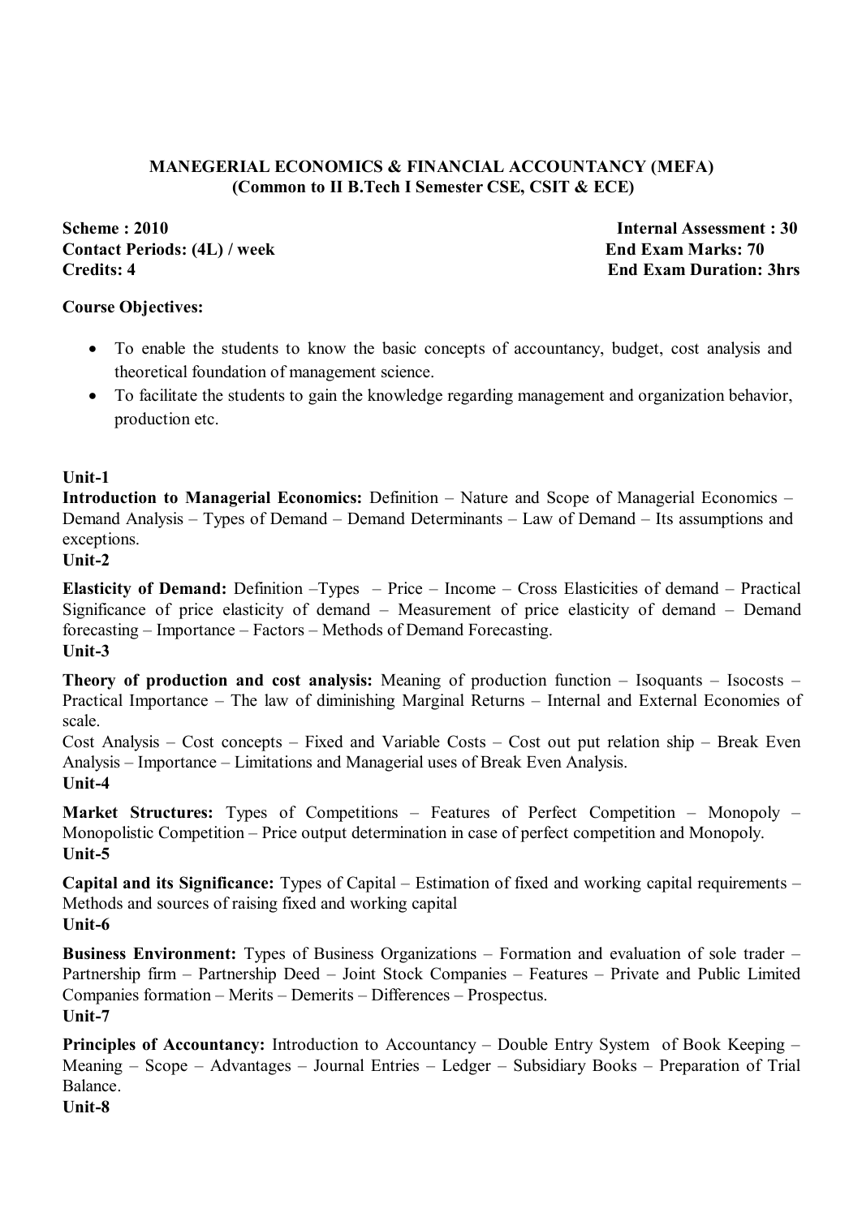# MANEGERIAL ECONOMICS & FINANCIAL ACCOUNTANCY (MEFA)
## (Common to II B.Tech I Semester CSE, CSIT & ECE)

**Scheme : 2010** **Internal Assessment : 30**
**Contact Periods: (4L) / week** **End Exam Marks: 70**
**Credits: 4** **End Exam Duration: 3hrs**

**Course Objectives:**

- To enable the students to know the basic concepts of accountancy, budget, cost analysis and theoretical foundation of management science.
- To facilitate the students to gain the knowledge regarding management and organization behavior, production etc.

**Unit-1**

**Introduction to Managerial Economics:** Definition – Nature and Scope of Managerial Economics – Demand Analysis – Types of Demand – Demand Determinants – Law of Demand – Its assumptions and exceptions.

**Unit-2**

**Elasticity of Demand:** Definition –Types – Price – Income – Cross Elasticities of demand – Practical Significance of price elasticity of demand – Measurement of price elasticity of demand – Demand forecasting – Importance – Factors – Methods of Demand Forecasting.

**Unit-3**

**Theory of production and cost analysis:** Meaning of production function – Isoquants – Isocosts – Practical Importance – The law of diminishing Marginal Returns – Internal and External Economies of scale.

Cost Analysis – Cost concepts – Fixed and Variable Costs – Cost out put relation ship – Break Even Analysis – Importance – Limitations and Managerial uses of Break Even Analysis.

**Unit-4**

**Market Structures:** Types of Competitions – Features of Perfect Competition – Monopoly – Monopolistic Competition – Price output determination in case of perfect competition and Monopoly.

**Unit-5**

**Capital and its Significance:** Types of Capital – Estimation of fixed and working capital requirements – Methods and sources of raising fixed and working capital

**Unit-6**

**Business Environment:** Types of Business Organizations – Formation and evaluation of sole trader – Partnership firm – Partnership Deed – Joint Stock Companies – Features – Private and Public Limited Companies formation – Merits – Demerits – Differences – Prospectus.

**Unit-7**

**Principles of Accountancy:** Introduction to Accountancy – Double Entry System of Book Keeping – Meaning – Scope – Advantages – Journal Entries – Ledger – Subsidiary Books – Preparation of Trial Balance.

**Unit-8**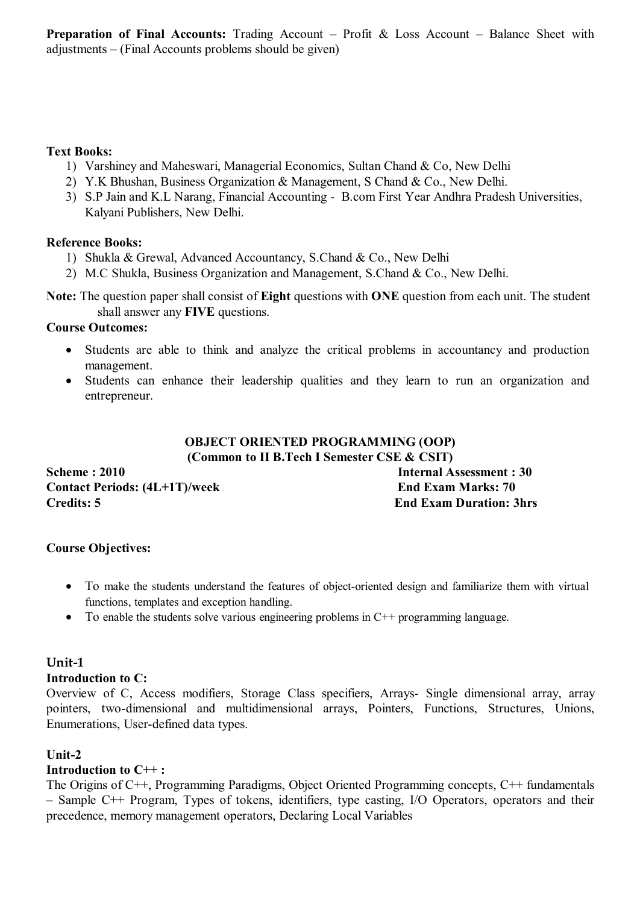**Preparation of Final Accounts:** Trading Account – Profit & Loss Account – Balance Sheet with adjustments – (Final Accounts problems should be given)

**Text Books:**

1) Varshiney and Maheswari, Managerial Economics, Sultan Chand & Co, New Delhi
2) Y.K Bhushan, Business Organization & Management, S Chand & Co., New Delhi.
3) S.P Jain and K.L Narang, Financial Accounting - B.com First Year Andhra Pradesh Universities, Kalyani Publishers, New Delhi.

**Reference Books:**

1) Shukla & Grewal, Advanced Accountancy, S.Chand & Co., New Delhi
2) M.C Shukla, Business Organization and Management, S.Chand & Co., New Delhi.

**Note:** The question paper shall consist of **Eight** questions with **ONE** question from each unit. The student shall answer any **FIVE** questions.

**Course Outcomes:**

- Students are able to think and analyze the critical problems in accountancy and production management.
- Students can enhance their leadership qualities and they learn to run an organization and entrepreneur.

## OBJECT ORIENTED PROGRAMMING (OOP)
### (Common to II B.Tech I Semester CSE & CSIT)

**Scheme : 2010** | **Internal Assessment : 30**
**Contact Periods: (4L+1T)/week** | **End Exam Marks: 70**
**Credits: 5** | **End Exam Duration: 3hrs**

**Course Objectives:**

- To make the students understand the features of object-oriented design and familiarize them with virtual functions, templates and exception handling.
- To enable the students solve various engineering problems in C++ programming language.

### Unit-1

**Introduction to C:**

Overview of C, Access modifiers, Storage Class specifiers, Arrays- Single dimensional array, array pointers, two-dimensional and multidimensional arrays, Pointers, Functions, Structures, Unions, Enumerations, User-defined data types.

### Unit-2

**Introduction to C++ :**

The Origins of C++, Programming Paradigms, Object Oriented Programming concepts, C++ fundamentals – Sample C++ Program, Types of tokens, identifiers, type casting, I/O Operators, operators and their precedence, memory management operators, Declaring Local Variables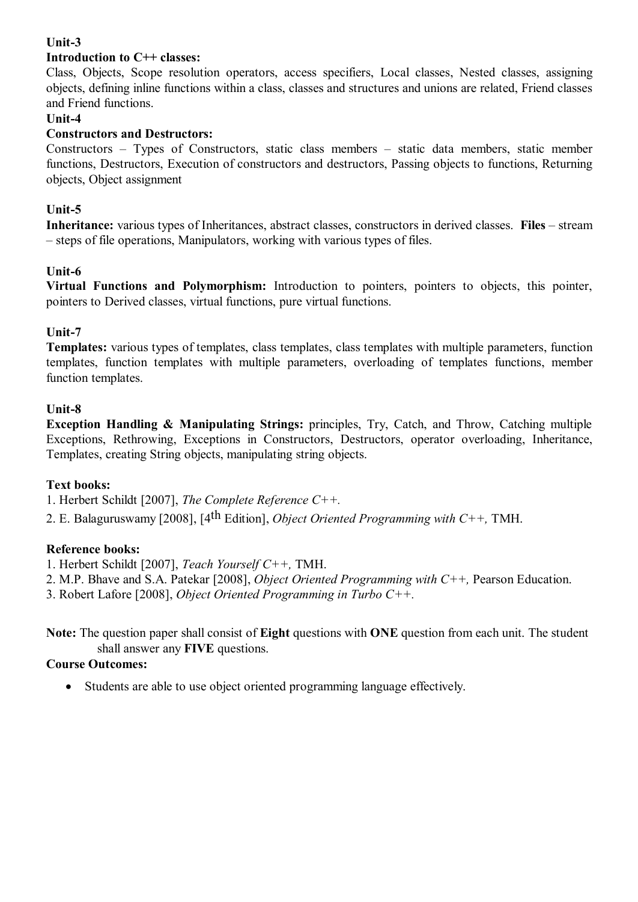**Unit-3**

**Introduction to C++ classes:**

Class, Objects, Scope resolution operators, access specifiers, Local classes, Nested classes, assigning objects, defining inline functions within a class, classes and structures and unions are related, Friend classes and Friend functions.

**Unit-4**

**Constructors and Destructors:**

Constructors – Types of Constructors, static class members – static data members, static member functions, Destructors, Execution of constructors and destructors, Passing objects to functions, Returning objects, Object assignment

**Unit-5**

**Inheritance:** various types of Inheritances, abstract classes, constructors in derived classes. **Files** – stream – steps of file operations, Manipulators, working with various types of files.

**Unit-6**

**Virtual Functions and Polymorphism:** Introduction to pointers, pointers to objects, this pointer, pointers to Derived classes, virtual functions, pure virtual functions.

**Unit-7**

**Templates:** various types of templates, class templates, class templates with multiple parameters, function templates, function templates with multiple parameters, overloading of templates functions, member function templates.

**Unit-8**

**Exception Handling & Manipulating Strings:** principles, Try, Catch, and Throw, Catching multiple Exceptions, Rethrowing, Exceptions in Constructors, Destructors, operator overloading, Inheritance, Templates, creating String objects, manipulating string objects.

**Text books:**

1. Herbert Schildt [2007], *The Complete Reference C++.*
2. E. Balaguruswamy [2008], [4th Edition], *Object Oriented Programming with C++,* TMH.

**Reference books:**

1. Herbert Schildt [2007], *Teach Yourself C++,* TMH.
2. M.P. Bhave and S.A. Patekar [2008], *Object Oriented Programming with C++,* Pearson Education.
3. Robert Lafore [2008], *Object Oriented Programming in Turbo C++.*

**Note:** The question paper shall consist of **Eight** questions with **ONE** question from each unit. The student shall answer any **FIVE** questions.

**Course Outcomes:**

- Students are able to use object oriented programming language effectively.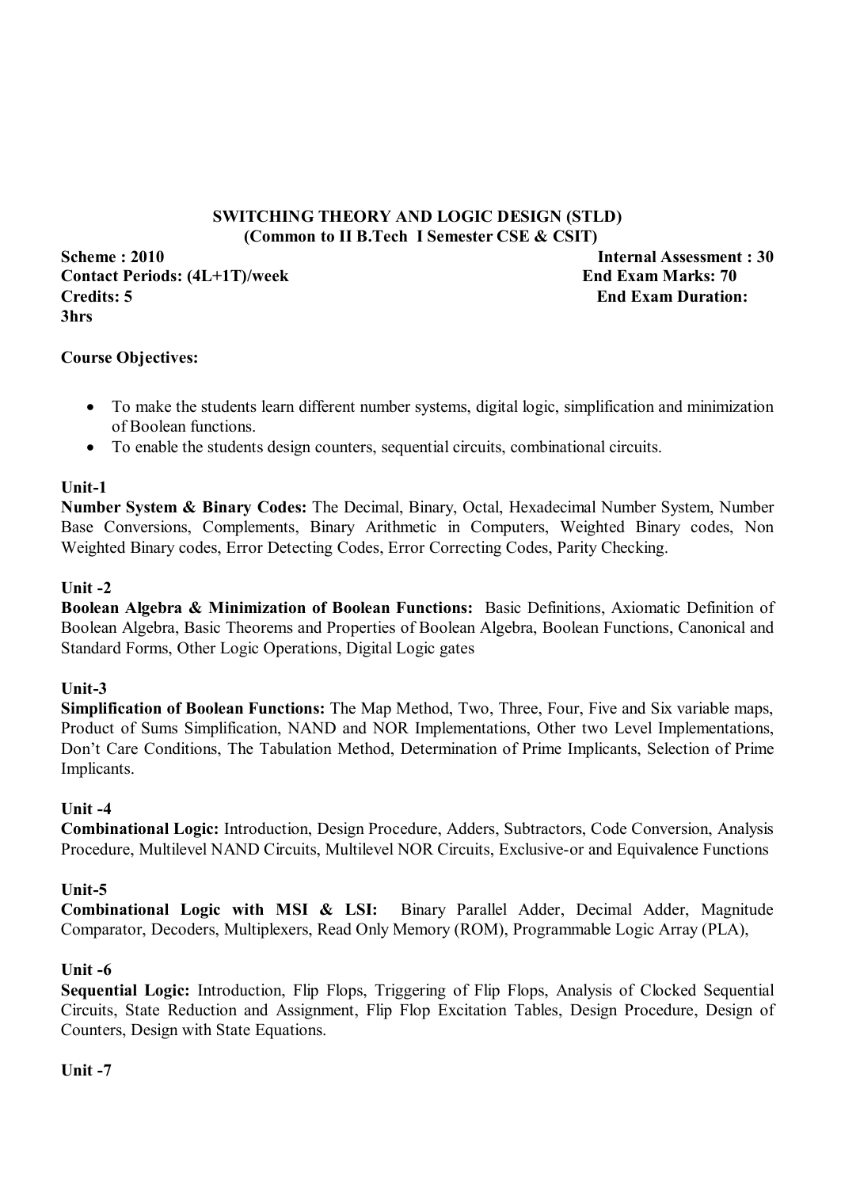## SWITCHING THEORY AND LOGIC DESIGN (STLD)
### (Common to II B.Tech I Semester CSE & CSIT)

**Scheme : 2010** **Internal Assessment : 30**
**Contact Periods: (4L+1T)/week** **End Exam Marks: 70**
**Credits: 5** **End Exam Duration: 3hrs**

**Course Objectives:**

- To make the students learn different number systems, digital logic, simplification and minimization of Boolean functions.
- To enable the students design counters, sequential circuits, combinational circuits.

**Unit-1**

**Number System & Binary Codes:** The Decimal, Binary, Octal, Hexadecimal Number System, Number Base Conversions, Complements, Binary Arithmetic in Computers, Weighted Binary codes, Non Weighted Binary codes, Error Detecting Codes, Error Correcting Codes, Parity Checking.

**Unit -2**

**Boolean Algebra & Minimization of Boolean Functions:** Basic Definitions, Axiomatic Definition of Boolean Algebra, Basic Theorems and Properties of Boolean Algebra, Boolean Functions, Canonical and Standard Forms, Other Logic Operations, Digital Logic gates

**Unit-3**

**Simplification of Boolean Functions:** The Map Method, Two, Three, Four, Five and Six variable maps, Product of Sums Simplification, NAND and NOR Implementations, Other two Level Implementations, Don't Care Conditions, The Tabulation Method, Determination of Prime Implicants, Selection of Prime Implicants.

**Unit -4**

**Combinational Logic:** Introduction, Design Procedure, Adders, Subtractors, Code Conversion, Analysis Procedure, Multilevel NAND Circuits, Multilevel NOR Circuits, Exclusive-or and Equivalence Functions

**Unit-5**

**Combinational Logic with MSI & LSI:** Binary Parallel Adder, Decimal Adder, Magnitude Comparator, Decoders, Multiplexers, Read Only Memory (ROM), Programmable Logic Array (PLA),

**Unit -6**

**Sequential Logic:** Introduction, Flip Flops, Triggering of Flip Flops, Analysis of Clocked Sequential Circuits, State Reduction and Assignment, Flip Flop Excitation Tables, Design Procedure, Design of Counters, Design with State Equations.

**Unit -7**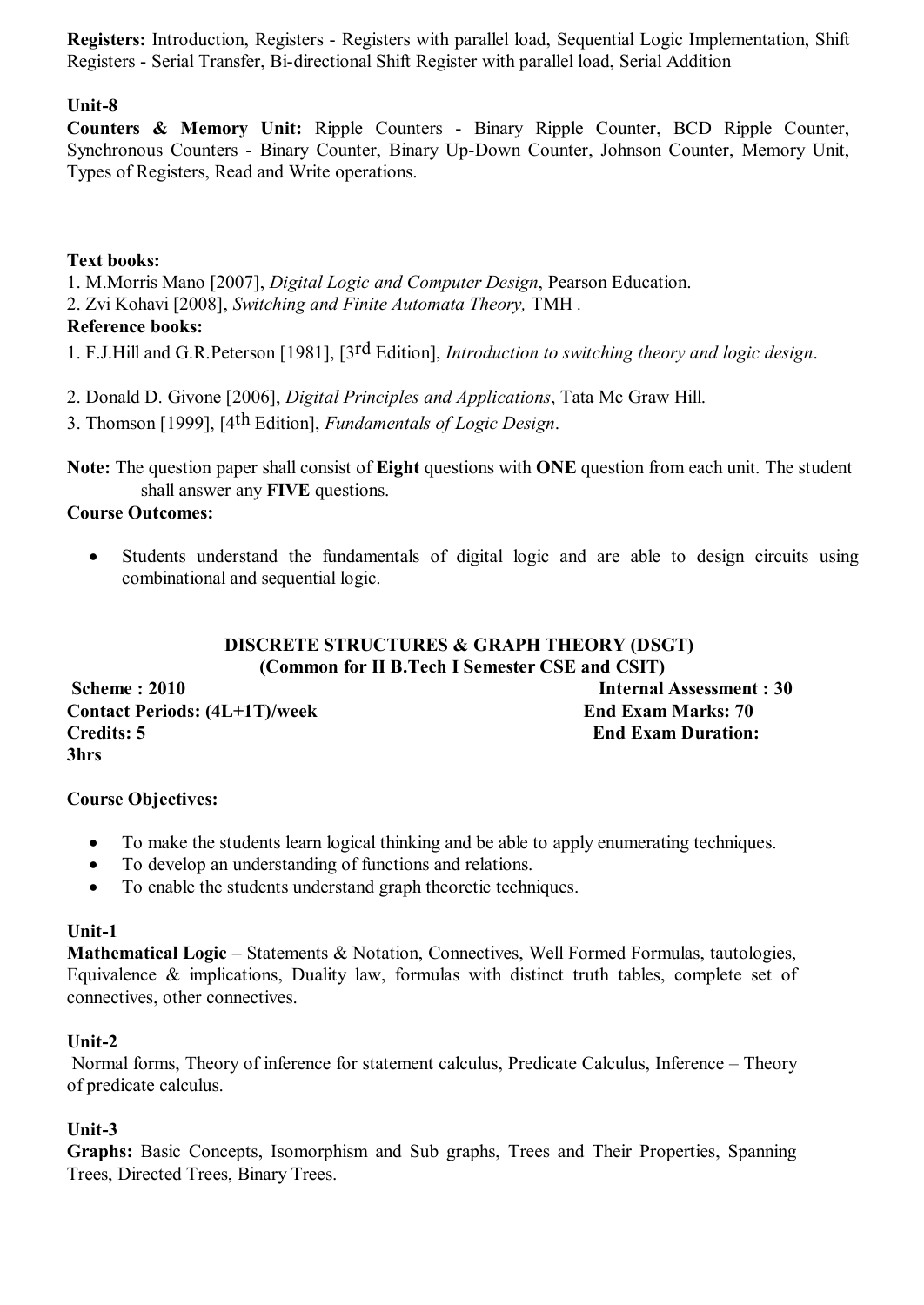**Registers:** Introduction, Registers - Registers with parallel load, Sequential Logic Implementation, Shift Registers - Serial Transfer, Bi-directional Shift Register with parallel load, Serial Addition

**Unit-8**

**Counters & Memory Unit:** Ripple Counters - Binary Ripple Counter, BCD Ripple Counter, Synchronous Counters - Binary Counter, Binary Up-Down Counter, Johnson Counter, Memory Unit, Types of Registers, Read and Write operations.

**Text books:**

1. M.Morris Mano [2007], *Digital Logic and Computer Design*, Pearson Education.
2. Zvi Kohavi [2008], *Switching and Finite Automata Theory,* TMH .

**Reference books:**

1. F.J.Hill and G.R.Peterson [1981], [3rd Edition], *Introduction to switching theory and logic design*.
2. Donald D. Givone [2006], *Digital Principles and Applications*, Tata Mc Graw Hill.
3. Thomson [1999], [4th Edition], *Fundamentals of Logic Design*.

**Note:** The question paper shall consist of **Eight** questions with **ONE** question from each unit. The student shall answer any **FIVE** questions.

**Course Outcomes:**

- Students understand the fundamentals of digital logic and are able to design circuits using combinational and sequential logic.

## DISCRETE STRUCTURES & GRAPH THEORY (DSGT)
### (Common for II B.Tech I Semester CSE and CSIT)

**Scheme : 2010** | **Internal Assessment : 30**
**Contact Periods: (4L+1T)/week** | **End Exam Marks: 70**
**Credits: 5** | **End Exam Duration: 3hrs**

**Course Objectives:**

- To make the students learn logical thinking and be able to apply enumerating techniques.
- To develop an understanding of functions and relations.
- To enable the students understand graph theoretic techniques.

**Unit-1**

**Mathematical Logic** – Statements & Notation, Connectives, Well Formed Formulas, tautologies, Equivalence & implications, Duality law, formulas with distinct truth tables, complete set of connectives, other connectives.

**Unit-2**

Normal forms, Theory of inference for statement calculus, Predicate Calculus, Inference – Theory of predicate calculus.

**Unit-3**

**Graphs:** Basic Concepts, Isomorphism and Sub graphs, Trees and Their Properties, Spanning Trees, Directed Trees, Binary Trees.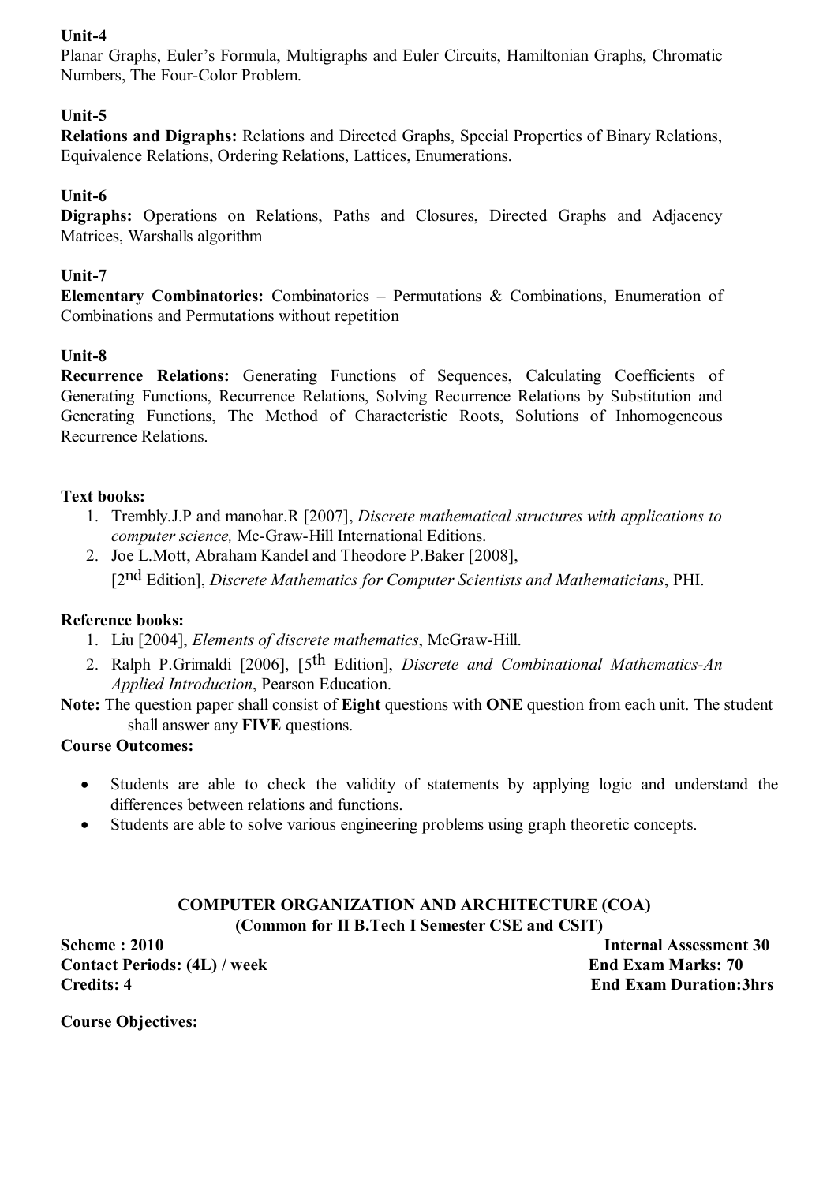**Unit-4**

Planar Graphs, Euler's Formula, Multigraphs and Euler Circuits, Hamiltonian Graphs, Chromatic Numbers, The Four-Color Problem.

**Unit-5**

**Relations and Digraphs:** Relations and Directed Graphs, Special Properties of Binary Relations, Equivalence Relations, Ordering Relations, Lattices, Enumerations.

**Unit-6**

**Digraphs:** Operations on Relations, Paths and Closures, Directed Graphs and Adjacency Matrices, Warshalls algorithm

**Unit-7**

**Elementary Combinatorics:** Combinatorics – Permutations & Combinations, Enumeration of Combinations and Permutations without repetition

**Unit-8**

**Recurrence Relations:** Generating Functions of Sequences, Calculating Coefficients of Generating Functions, Recurrence Relations, Solving Recurrence Relations by Substitution and Generating Functions, The Method of Characteristic Roots, Solutions of Inhomogeneous Recurrence Relations.

**Text books:**

1. Trembly.J.P and manohar.R [2007], *Discrete mathematical structures with applications to computer science,* Mc-Graw-Hill International Editions.
2. Joe L.Mott, Abraham Kandel and Theodore P.Baker [2008], [2nd Edition], *Discrete Mathematics for Computer Scientists and Mathematicians*, PHI.

**Reference books:**

1. Liu [2004], *Elements of discrete mathematics*, McGraw-Hill.
2. Ralph P.Grimaldi [2006], [5th Edition], *Discrete and Combinational Mathematics-An Applied Introduction*, Pearson Education.

**Note:** The question paper shall consist of **Eight** questions with **ONE** question from each unit. The student shall answer any **FIVE** questions.

**Course Outcomes:**

- Students are able to check the validity of statements by applying logic and understand the differences between relations and functions.
- Students are able to solve various engineering problems using graph theoretic concepts.

## COMPUTER ORGANIZATION AND ARCHITECTURE (COA)
### (Common for II B.Tech I Semester CSE and CSIT)

**Scheme : 2010** | **Internal Assessment 30**
**Contact Periods: (4L) / week** | **End Exam Marks: 70**
**Credits: 4** | **End Exam Duration:3hrs**

**Course Objectives:**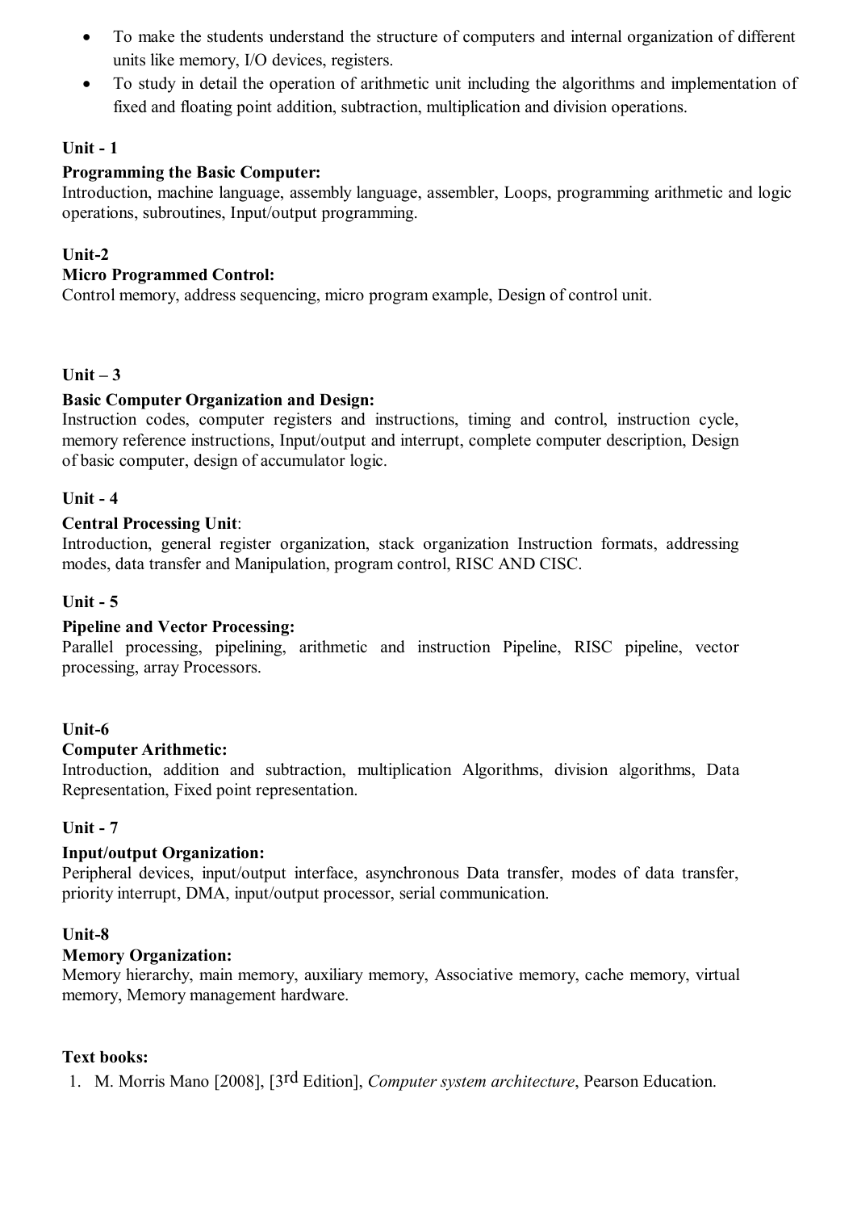- To make the students understand the structure of computers and internal organization of different units like memory, I/O devices, registers.
- To study in detail the operation of arithmetic unit including the algorithms and implementation of fixed and floating point addition, subtraction, multiplication and division operations.

**Unit - 1**

**Programming the Basic Computer:**
Introduction, machine language, assembly language, assembler, Loops, programming arithmetic and logic operations, subroutines, Input/output programming.

**Unit-2**

**Micro Programmed Control:**
Control memory, address sequencing, micro program example, Design of control unit.

**Unit – 3**

**Basic Computer Organization and Design:**
Instruction codes, computer registers and instructions, timing and control, instruction cycle, memory reference instructions, Input/output and interrupt, complete computer description, Design of basic computer, design of accumulator logic.

**Unit - 4**

**Central Processing Unit**:
Introduction, general register organization, stack organization Instruction formats, addressing modes, data transfer and Manipulation, program control, RISC AND CISC.

**Unit - 5**

**Pipeline and Vector Processing:**
Parallel processing, pipelining, arithmetic and instruction Pipeline, RISC pipeline, vector processing, array Processors.

**Unit-6**

**Computer Arithmetic:**
Introduction, addition and subtraction, multiplication Algorithms, division algorithms, Data Representation, Fixed point representation.

**Unit - 7**

**Input/output Organization:**
Peripheral devices, input/output interface, asynchronous Data transfer, modes of data transfer, priority interrupt, DMA, input/output processor, serial communication.

**Unit-8**

**Memory Organization:**
Memory hierarchy, main memory, auxiliary memory, Associative memory, cache memory, virtual memory, Memory management hardware.

**Text books:**

1. M. Morris Mano [2008], [3rd Edition], *Computer system architecture*, Pearson Education.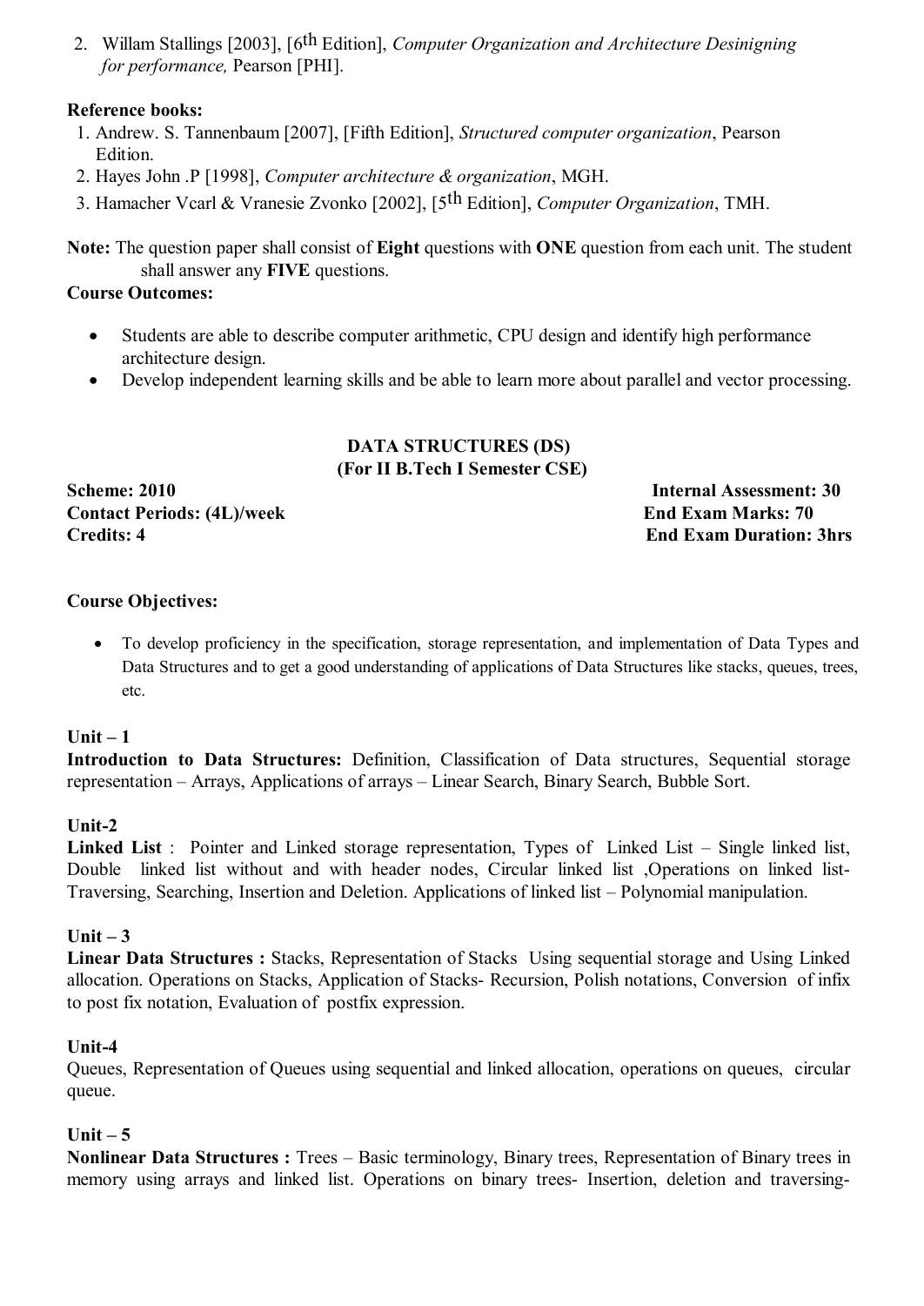2. Willam Stallings [2003], [6th Edition], *Computer Organization and Architecture Desinigning for performance,* Pearson [PHI].

**Reference books:**

1. Andrew. S. Tannenbaum [2007], [Fifth Edition], *Structured computer organization*, Pearson Edition.
2. Hayes John .P [1998], *Computer architecture & organization*, MGH.
3. Hamacher Vcarl & Vranesie Zvonko [2002], [5th Edition], *Computer Organization*, TMH.

**Note:** The question paper shall consist of **Eight** questions with **ONE** question from each unit. The student shall answer any **FIVE** questions.

**Course Outcomes:**

- Students are able to describe computer arithmetic, CPU design and identify high performance architecture design.
- Develop independent learning skills and be able to learn more about parallel and vector processing.

## DATA STRUCTURES (DS)
### (For II B.Tech I Semester CSE)

**Scheme: 2010** **Internal Assessment: 30**
**Contact Periods: (4L)/week** **End Exam Marks: 70**
**Credits: 4** **End Exam Duration: 3hrs**

**Course Objectives:**

- To develop proficiency in the specification, storage representation, and implementation of Data Types and Data Structures and to get a good understanding of applications of Data Structures like stacks, queues, trees, etc.

**Unit – 1**
**Introduction to Data Structures:** Definition, Classification of Data structures, Sequential storage representation – Arrays, Applications of arrays – Linear Search, Binary Search, Bubble Sort.

**Unit-2**
**Linked List** : Pointer and Linked storage representation, Types of Linked List – Single linked list, Double linked list without and with header nodes, Circular linked list ,Operations on linked list-Traversing, Searching, Insertion and Deletion. Applications of linked list – Polynomial manipulation.

**Unit – 3**
**Linear Data Structures :** Stacks, Representation of Stacks Using sequential storage and Using Linked allocation. Operations on Stacks, Application of Stacks- Recursion, Polish notations, Conversion of infix to post fix notation, Evaluation of postfix expression.

**Unit-4**
Queues, Representation of Queues using sequential and linked allocation, operations on queues, circular queue.

**Unit – 5**
**Nonlinear Data Structures :** Trees – Basic terminology, Binary trees, Representation of Binary trees in memory using arrays and linked list. Operations on binary trees- Insertion, deletion and traversing-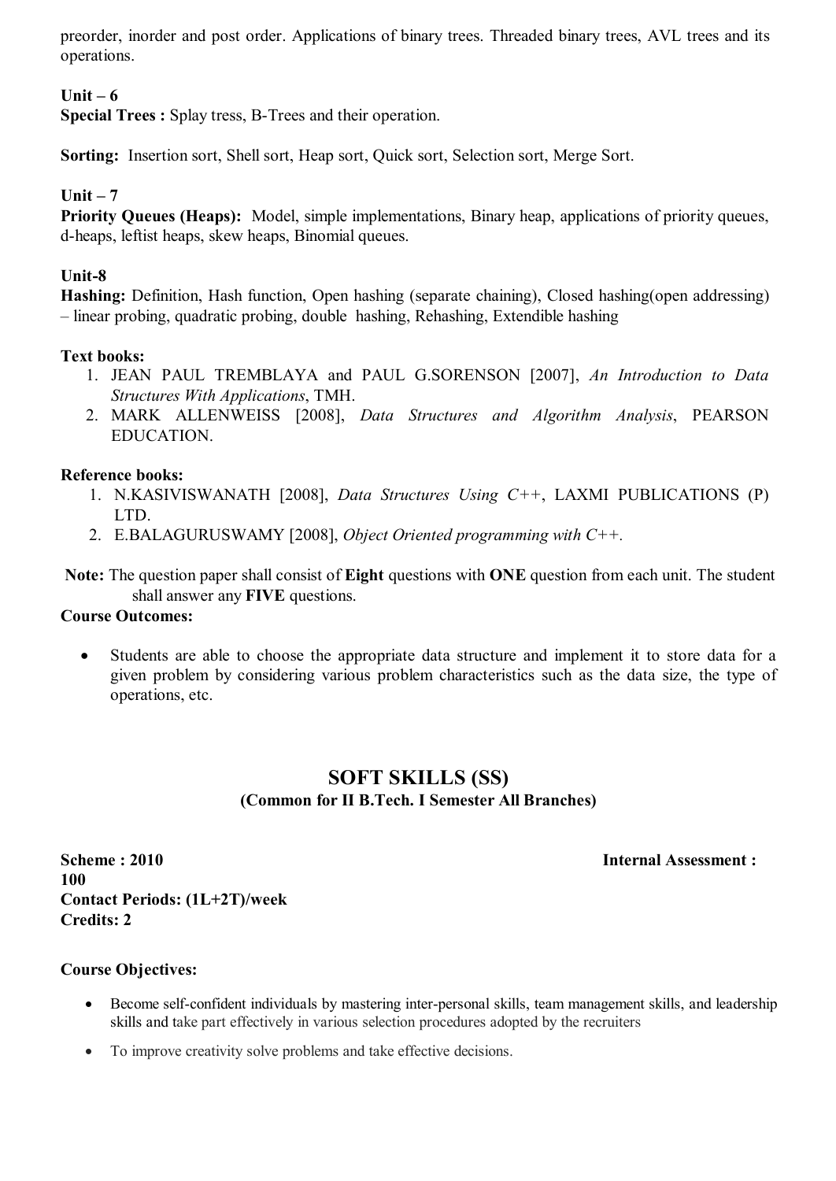preorder, inorder and post order. Applications of binary trees. Threaded binary trees, AVL trees and its operations.

**Unit – 6**

**Special Trees :** Splay tress, B-Trees and their operation.

**Sorting:** Insertion sort, Shell sort, Heap sort, Quick sort, Selection sort, Merge Sort.

**Unit – 7**

**Priority Queues (Heaps):** Model, simple implementations, Binary heap, applications of priority queues, d-heaps, leftist heaps, skew heaps, Binomial queues.

**Unit-8**

**Hashing:** Definition, Hash function, Open hashing (separate chaining), Closed hashing(open addressing) – linear probing, quadratic probing, double hashing, Rehashing, Extendible hashing

**Text books:**

1. JEAN PAUL TREMBLAYA and PAUL G.SORENSON [2007], *An Introduction to Data Structures With Applications*, TMH.
2. MARK ALLENWEISS [2008], *Data Structures and Algorithm Analysis*, PEARSON EDUCATION.

**Reference books:**

1. N.KASIVISWANATH [2008], *Data Structures Using C++*, LAXMI PUBLICATIONS (P) LTD.
2. E.BALAGURUSWAMY [2008], *Object Oriented programming with C++*.

**Note:** The question paper shall consist of **Eight** questions with **ONE** question from each unit. The student shall answer any **FIVE** questions.

**Course Outcomes:**

- Students are able to choose the appropriate data structure and implement it to store data for a given problem by considering various problem characteristics such as the data size, the type of operations, etc.

## SOFT SKILLS (SS)

**(Common for II B.Tech. I Semester All Branches)**

**Scheme : 2010** **Internal Assessment : 100**
**Contact Periods: (1L+2T)/week**
**Credits: 2**

**Course Objectives:**

- Become self-confident individuals by mastering inter-personal skills, team management skills, and leadership skills and take part effectively in various selection procedures adopted by the recruiters
- To improve creativity solve problems and take effective decisions.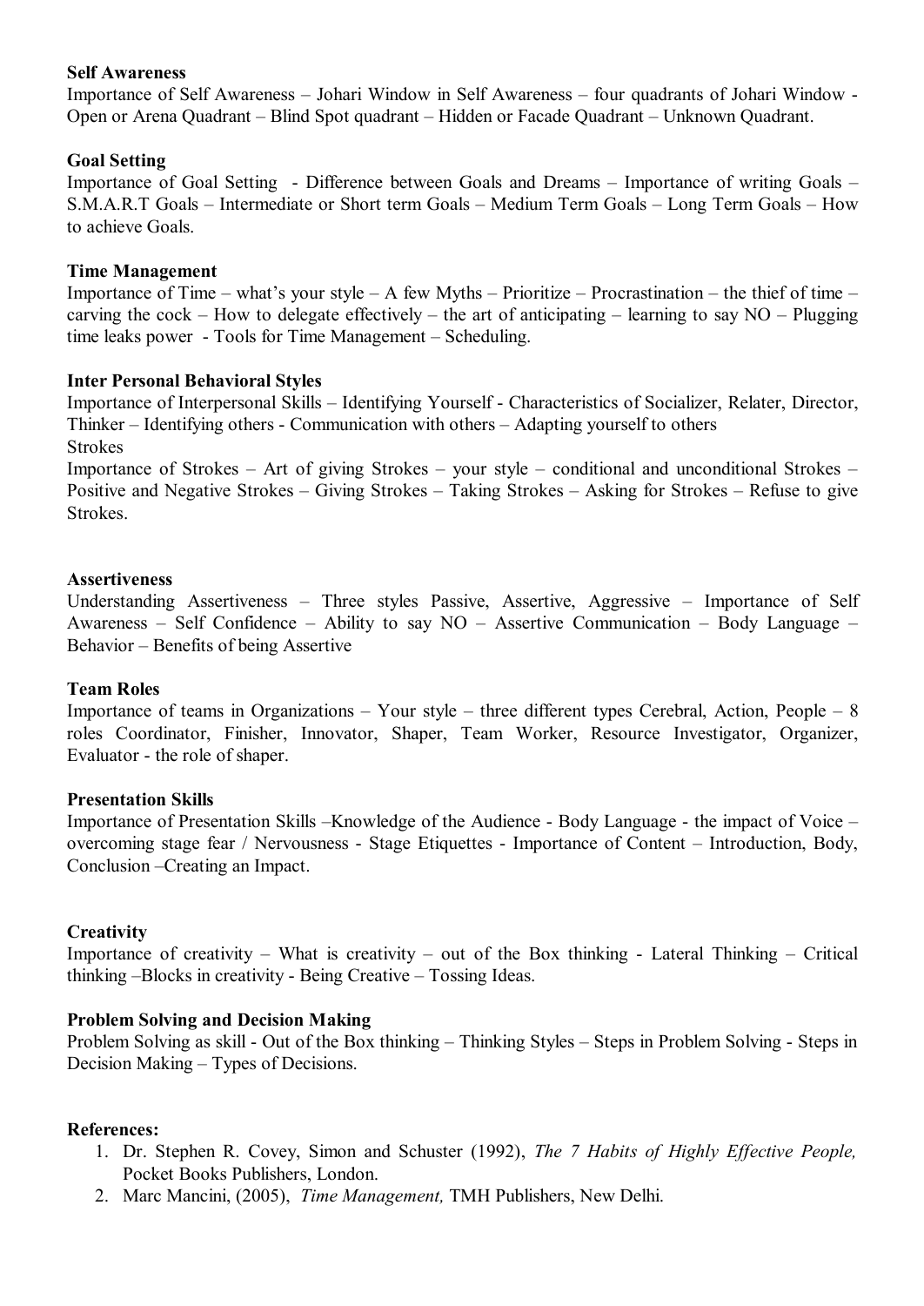**Self Awareness**

Importance of Self Awareness – Johari Window in Self Awareness – four quadrants of Johari Window - Open or Arena Quadrant – Blind Spot quadrant – Hidden or Facade Quadrant – Unknown Quadrant.

**Goal Setting**

Importance of Goal Setting - Difference between Goals and Dreams – Importance of writing Goals – S.M.A.R.T Goals – Intermediate or Short term Goals – Medium Term Goals – Long Term Goals – How to achieve Goals.

**Time Management**

Importance of Time – what's your style – A few Myths – Prioritize – Procrastination – the thief of time – carving the cock – How to delegate effectively – the art of anticipating – learning to say NO – Plugging time leaks power - Tools for Time Management – Scheduling.

**Inter Personal Behavioral Styles**

Importance of Interpersonal Skills – Identifying Yourself - Characteristics of Socializer, Relater, Director, Thinker – Identifying others - Communication with others – Adapting yourself to others

Strokes

Importance of Strokes – Art of giving Strokes – your style – conditional and unconditional Strokes – Positive and Negative Strokes – Giving Strokes – Taking Strokes – Asking for Strokes – Refuse to give Strokes.

**Assertiveness**

Understanding Assertiveness – Three styles Passive, Assertive, Aggressive – Importance of Self Awareness – Self Confidence – Ability to say NO – Assertive Communication – Body Language – Behavior – Benefits of being Assertive

**Team Roles**

Importance of teams in Organizations – Your style – three different types Cerebral, Action, People – 8 roles Coordinator, Finisher, Innovator, Shaper, Team Worker, Resource Investigator, Organizer, Evaluator - the role of shaper.

**Presentation Skills**

Importance of Presentation Skills –Knowledge of the Audience - Body Language - the impact of Voice – overcoming stage fear / Nervousness - Stage Etiquettes - Importance of Content – Introduction, Body, Conclusion –Creating an Impact.

**Creativity**

Importance of creativity – What is creativity – out of the Box thinking - Lateral Thinking – Critical thinking –Blocks in creativity - Being Creative – Tossing Ideas.

**Problem Solving and Decision Making**

Problem Solving as skill - Out of the Box thinking – Thinking Styles – Steps in Problem Solving - Steps in Decision Making – Types of Decisions.

**References:**

1. Dr. Stephen R. Covey, Simon and Schuster (1992), *The 7 Habits of Highly Effective People,* Pocket Books Publishers, London.
2. Marc Mancini, (2005), *Time Management,* TMH Publishers, New Delhi.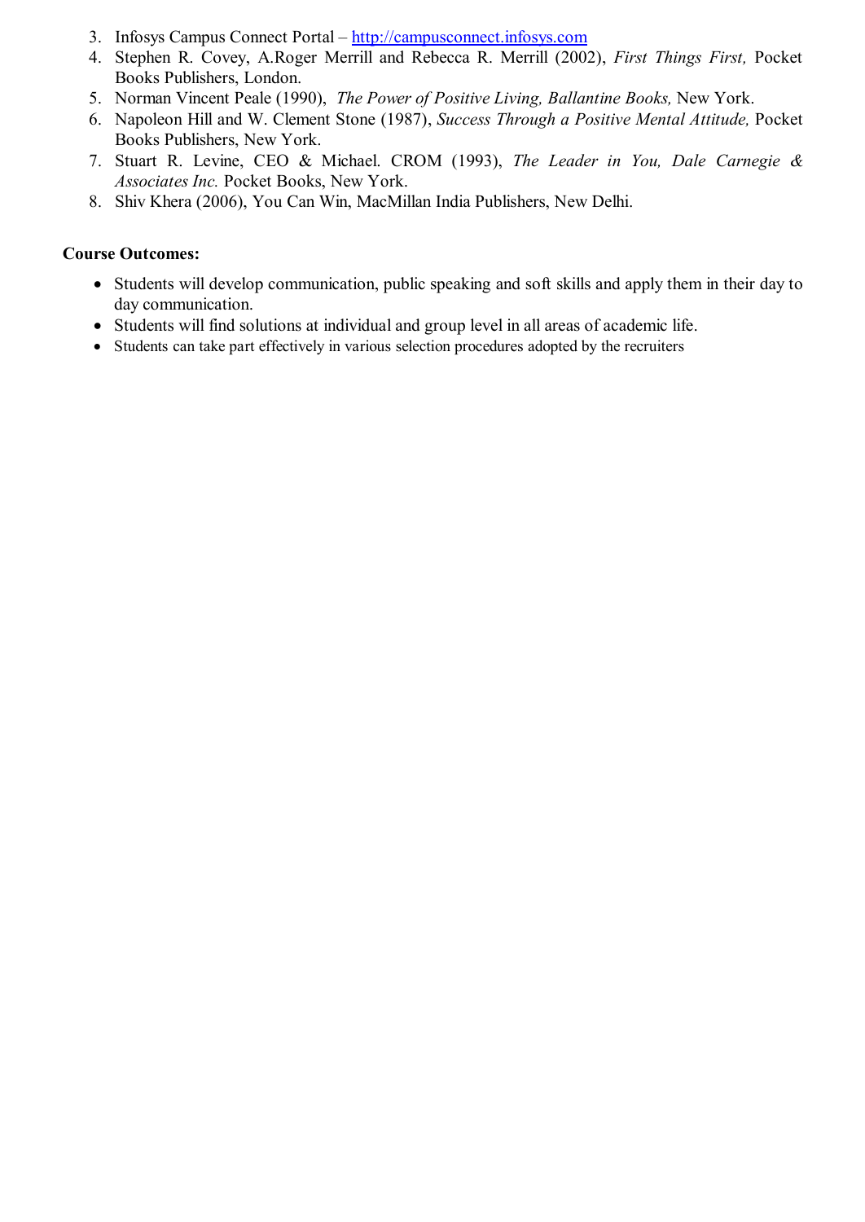3. Infosys Campus Connect Portal – http://campusconnect.infosys.com
4. Stephen R. Covey, A.Roger Merrill and Rebecca R. Merrill (2002), *First Things First,* Pocket Books Publishers, London.
5. Norman Vincent Peale (1990), *The Power of Positive Living, Ballantine Books,* New York.
6. Napoleon Hill and W. Clement Stone (1987), *Success Through a Positive Mental Attitude,* Pocket Books Publishers, New York.
7. Stuart R. Levine, CEO & Michael. CROM (1993), *The Leader in You, Dale Carnegie & Associates Inc.* Pocket Books, New York.
8. Shiv Khera (2006), You Can Win, MacMillan India Publishers, New Delhi.

**Course Outcomes:**

- Students will develop communication, public speaking and soft skills and apply them in their day to day communication.
- Students will find solutions at individual and group level in all areas of academic life.
- Students can take part effectively in various selection procedures adopted by the recruiters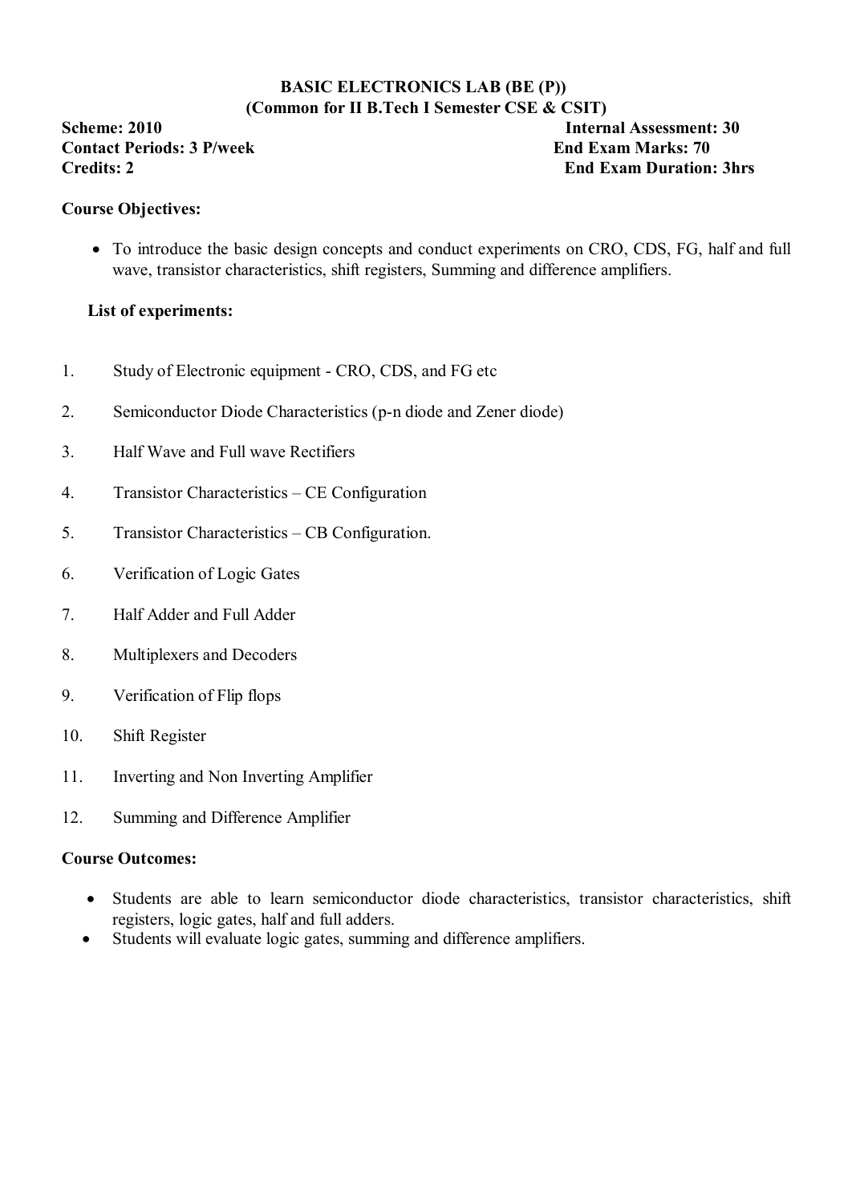# BASIC ELECTRONICS LAB (BE (P))

**(Common for II B.Tech I Semester CSE & CSIT)**

**Scheme: 2010** — **Internal Assessment: 30**

**Contact Periods: 3 P/week** — **End Exam Marks: 70**

**Credits: 2** — **End Exam Duration: 3hrs**

**Course Objectives:**

- To introduce the basic design concepts and conduct experiments on CRO, CDS, FG, half and full wave, transistor characteristics, shift registers, Summing and difference amplifiers.

**List of experiments:**

1. Study of Electronic equipment - CRO, CDS, and FG etc
2. Semiconductor Diode Characteristics (p-n diode and Zener diode)
3. Half Wave and Full wave Rectifiers
4. Transistor Characteristics – CE Configuration
5. Transistor Characteristics – CB Configuration.
6. Verification of Logic Gates
7. Half Adder and Full Adder
8. Multiplexers and Decoders
9. Verification of Flip flops
10. Shift Register
11. Inverting and Non Inverting Amplifier
12. Summing and Difference Amplifier

**Course Outcomes:**

- Students are able to learn semiconductor diode characteristics, transistor characteristics, shift registers, logic gates, half and full adders.
- Students will evaluate logic gates, summing and difference amplifiers.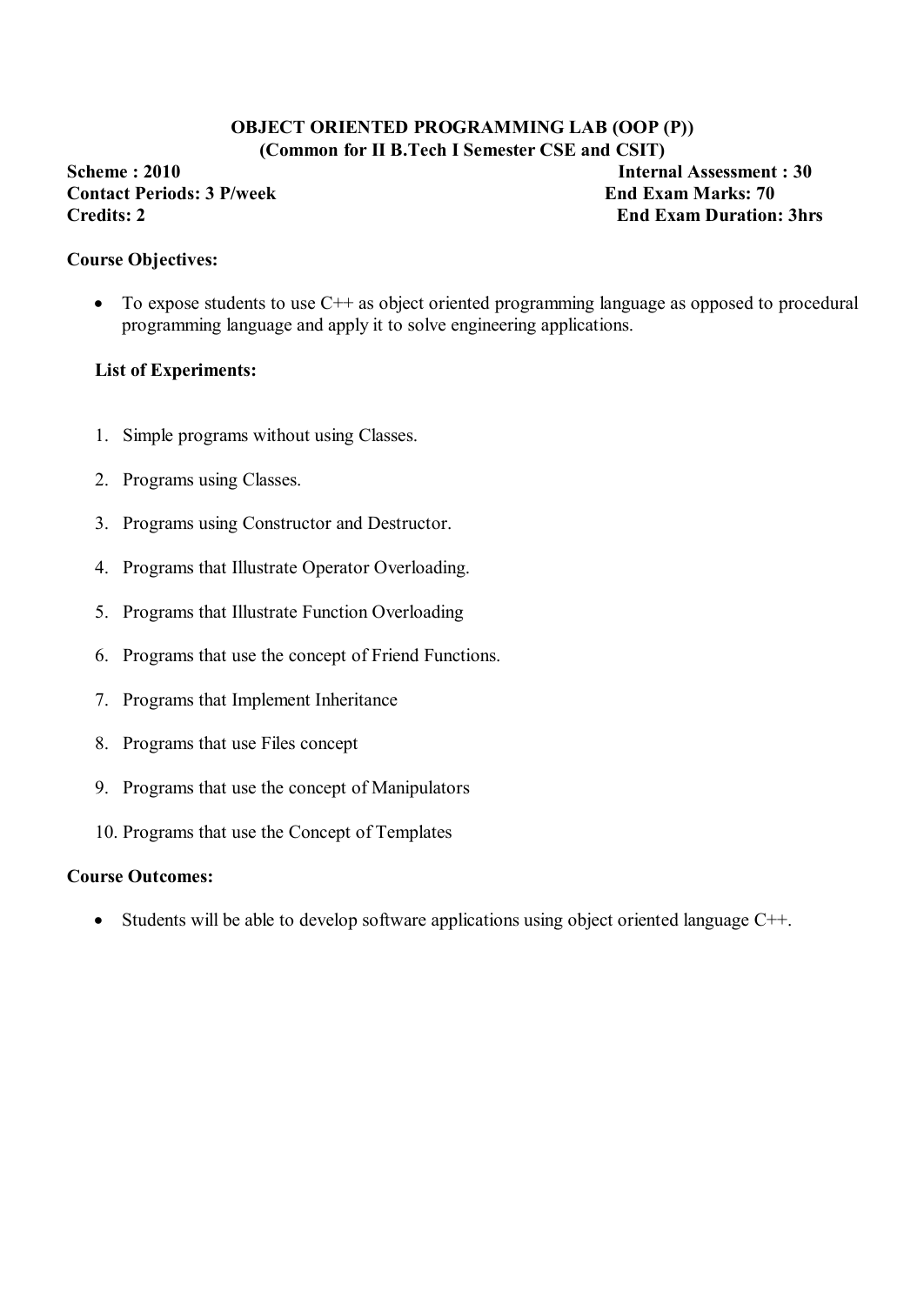## OBJECT ORIENTED PROGRAMMING LAB (OOP (P))
### (Common for II B.Tech I Semester CSE and CSIT)

**Scheme : 2010** **Internal Assessment : 30**
**Contact Periods: 3 P/week** **End Exam Marks: 70**
**Credits: 2** **End Exam Duration: 3hrs**

**Course Objectives:**

- To expose students to use C++ as object oriented programming language as opposed to procedural programming language and apply it to solve engineering applications.

**List of Experiments:**

1. Simple programs without using Classes.
2. Programs using Classes.
3. Programs using Constructor and Destructor.
4. Programs that Illustrate Operator Overloading.
5. Programs that Illustrate Function Overloading
6. Programs that use the concept of Friend Functions.
7. Programs that Implement Inheritance
8. Programs that use Files concept
9. Programs that use the concept of Manipulators
10. Programs that use the Concept of Templates

**Course Outcomes:**

- Students will be able to develop software applications using object oriented language C++.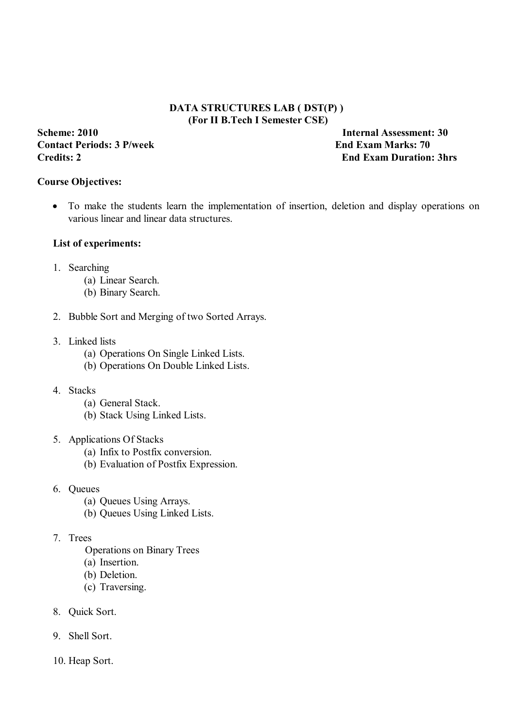## DATA STRUCTURES LAB ( DST(P) )
### (For II B.Tech I Semester CSE)

**Scheme: 2010** | **Internal Assessment: 30**
**Contact Periods: 3 P/week** | **End Exam Marks: 70**
**Credits: 2** | **End Exam Duration: 3hrs**

**Course Objectives:**

- To make the students learn the implementation of insertion, deletion and display operations on various linear and linear data structures.

**List of experiments:**

1. Searching
   - (a) Linear Search.
   - (b) Binary Search.

2. Bubble Sort and Merging of two Sorted Arrays.

3. Linked lists
   - (a) Operations On Single Linked Lists.
   - (b) Operations On Double Linked Lists.

4. Stacks
   - (a) General Stack.
   - (b) Stack Using Linked Lists.

5. Applications Of Stacks
   - (a) Infix to Postfix conversion.
   - (b) Evaluation of Postfix Expression.

6. Queues
   - (a) Queues Using Arrays.
   - (b) Queues Using Linked Lists.

7. Trees

   Operations on Binary Trees
   - (a) Insertion.
   - (b) Deletion.
   - (c) Traversing.

8. Quick Sort.

9. Shell Sort.

10. Heap Sort.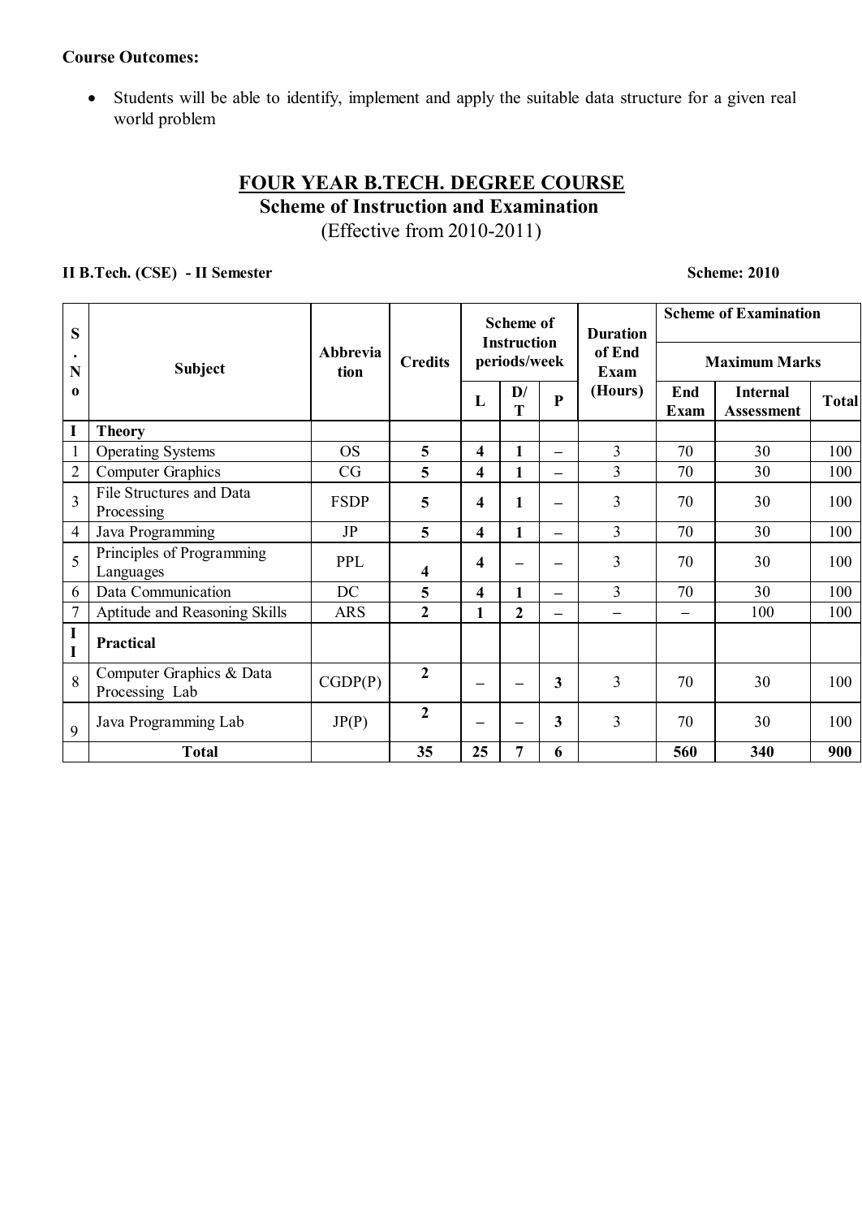**Course Outcomes:**

- Students will be able to identify, implement and apply the suitable data structure for a given real world problem

## FOUR YEAR B.TECH. DEGREE COURSE

### Scheme of Instruction and Examination

(Effective from 2010-2011)

**II B.Tech. (CSE) - II Semester** **Scheme: 2010**

| S. No | Subject | Abbreviation | Credits | Scheme of Instruction periods/week | | | Duration of End Exam (Hours) | Scheme of Examination Maximum Marks | | |
|---|---|---|---|---|---|---|---|---|---|---|
| | | | | L | D/T | P | | End Exam | Internal Assessment | Total |
| I | **Theory** | | | | | | | | | |
| 1 | Operating Systems | OS | **5** | **4** | **1** | – | 3 | 70 | 30 | 100 |
| 2 | Computer Graphics | CG | **5** | **4** | **1** | – | 3 | 70 | 30 | 100 |
| 3 | File Structures and Data Processing | FSDP | **5** | **4** | **1** | – | 3 | 70 | 30 | 100 |
| 4 | Java Programming | JP | **5** | **4** | **1** | – | 3 | 70 | 30 | 100 |
| 5 | Principles of Programming Languages | PPL | **4** | **4** | – | – | 3 | 70 | 30 | 100 |
| 6 | Data Communication | DC | **5** | **4** | **1** | – | 3 | 70 | 30 | 100 |
| 7 | Aptitude and Reasoning Skills | ARS | **2** | **1** | **2** | – | – | – | 100 | 100 |
| II | **Practical** | | | | | | | | | |
| 8 | Computer Graphics & Data Processing Lab | CGDP(P) | **2** | – | – | **3** | 3 | 70 | 30 | 100 |
| 9 | Java Programming Lab | JP(P) | **2** | – | – | **3** | 3 | 70 | 30 | 100 |
| | **Total** | | **35** | **25** | **7** | **6** | | **560** | **340** | **900** |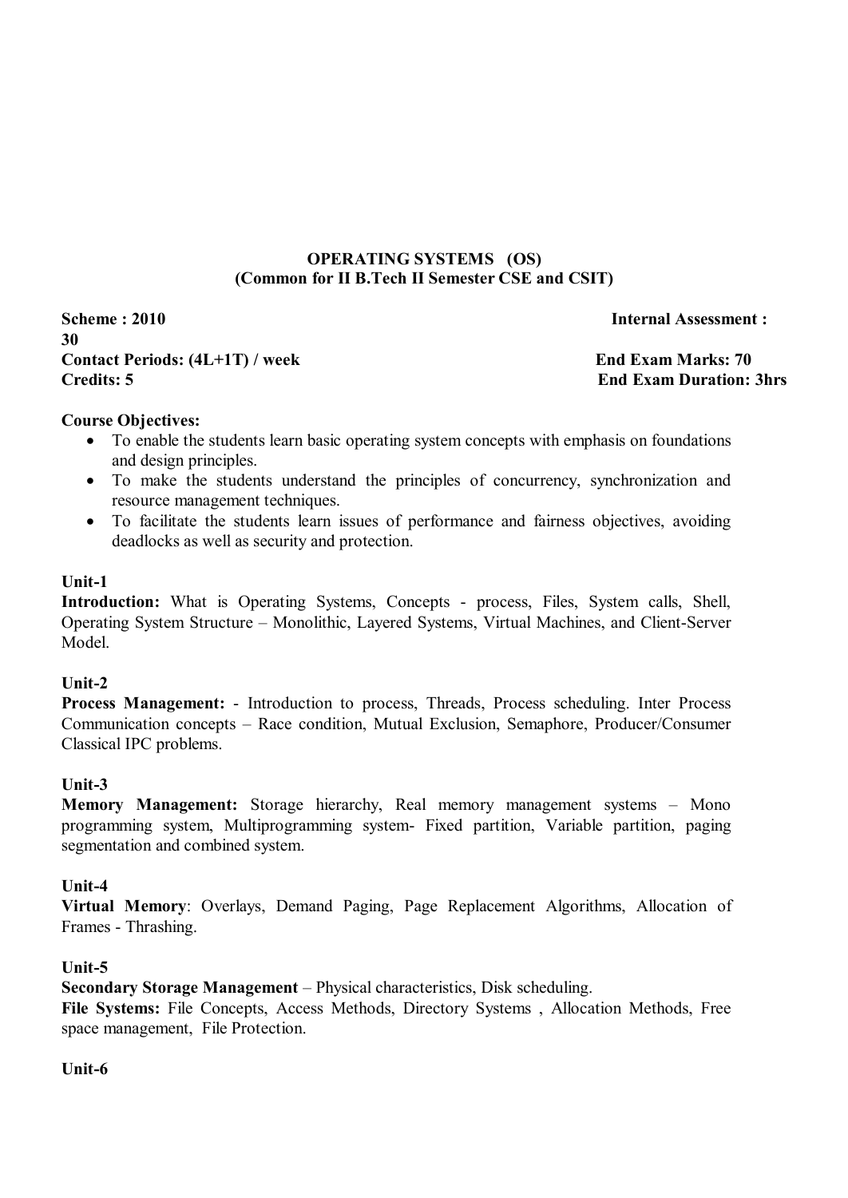# OPERATING SYSTEMS (OS)
## (Common for II B.Tech II Semester CSE and CSIT)

**Scheme : 2010** **Internal Assessment : 30**
**Contact Periods: (4L+1T) / week** **End Exam Marks: 70**
**Credits: 5** **End Exam Duration: 3hrs**

**Course Objectives:**

- To enable the students learn basic operating system concepts with emphasis on foundations and design principles.
- To make the students understand the principles of concurrency, synchronization and resource management techniques.
- To facilitate the students learn issues of performance and fairness objectives, avoiding deadlocks as well as security and protection.

**Unit-1**

**Introduction:** What is Operating Systems, Concepts - process, Files, System calls, Shell, Operating System Structure – Monolithic, Layered Systems, Virtual Machines, and Client-Server Model.

**Unit-2**

**Process Management:** - Introduction to process, Threads, Process scheduling. Inter Process Communication concepts – Race condition, Mutual Exclusion, Semaphore, Producer/Consumer Classical IPC problems.

**Unit-3**

**Memory Management:** Storage hierarchy, Real memory management systems – Mono programming system, Multiprogramming system- Fixed partition, Variable partition, paging segmentation and combined system.

**Unit-4**

**Virtual Memory**: Overlays, Demand Paging, Page Replacement Algorithms, Allocation of Frames - Thrashing.

**Unit-5**

**Secondary Storage Management** – Physical characteristics, Disk scheduling.

**File Systems:** File Concepts, Access Methods, Directory Systems , Allocation Methods, Free space management, File Protection.

**Unit-6**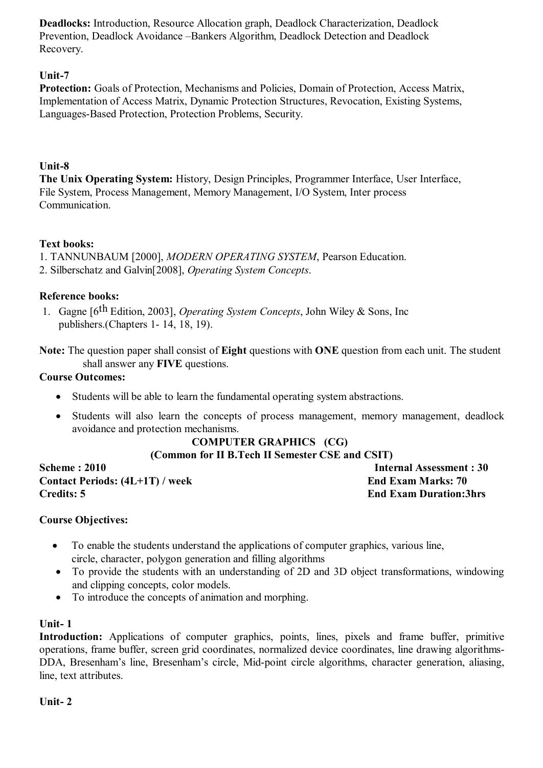**Deadlocks:** Introduction, Resource Allocation graph, Deadlock Characterization, Deadlock Prevention, Deadlock Avoidance –Bankers Algorithm, Deadlock Detection and Deadlock Recovery.

### Unit-7

**Protection:** Goals of Protection, Mechanisms and Policies, Domain of Protection, Access Matrix, Implementation of Access Matrix, Dynamic Protection Structures, Revocation, Existing Systems, Languages-Based Protection, Protection Problems, Security.

### Unit-8

**The Unix Operating System:** History, Design Principles, Programmer Interface, User Interface, File System, Process Management, Memory Management, I/O System, Inter process Communication.

**Text books:**

1. TANNUNBAUM [2000], *MODERN OPERATING SYSTEM*, Pearson Education.
2. Silberschatz and Galvin[2008], *Operating System Concepts*.

**Reference books:**

1. Gagne [6th Edition, 2003], *Operating System Concepts*, John Wiley & Sons, Inc publishers.(Chapters 1- 14, 18, 19).

**Note:** The question paper shall consist of **Eight** questions with **ONE** question from each unit. The student shall answer any **FIVE** questions.

**Course Outcomes:**

- Students will be able to learn the fundamental operating system abstractions.
- Students will also learn the concepts of process management, memory management, deadlock avoidance and protection mechanisms.

## COMPUTER GRAPHICS (CG)

**(Common for II B.Tech II Semester CSE and CSIT)**

**Scheme : 2010** — **Internal Assessment : 30**
**Contact Periods: (4L+1T) / week** — **End Exam Marks: 70**
**Credits: 5** — **End Exam Duration:3hrs**

**Course Objectives:**

- To enable the students understand the applications of computer graphics, various line, circle, character, polygon generation and filling algorithms
- To provide the students with an understanding of 2D and 3D object transformations, windowing and clipping concepts, color models.
- To introduce the concepts of animation and morphing.

### Unit- 1

**Introduction:** Applications of computer graphics, points, lines, pixels and frame buffer, primitive operations, frame buffer, screen grid coordinates, normalized device coordinates, line drawing algorithms-DDA, Bresenham's line, Bresenham's circle, Mid-point circle algorithms, character generation, aliasing, line, text attributes.

### Unit- 2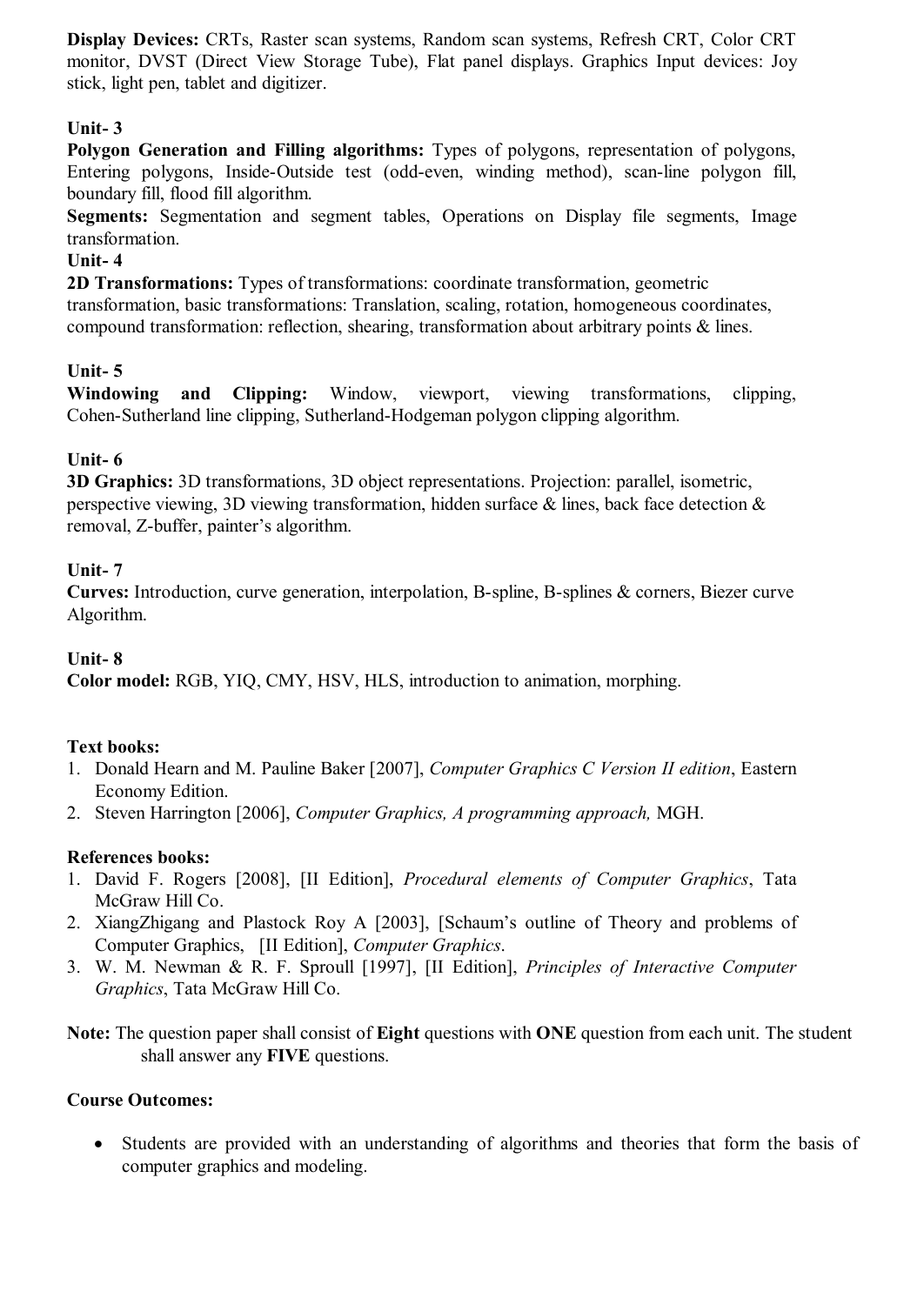**Display Devices:** CRTs, Raster scan systems, Random scan systems, Refresh CRT, Color CRT monitor, DVST (Direct View Storage Tube), Flat panel displays. Graphics Input devices: Joy stick, light pen, tablet and digitizer.

**Unit- 3**

**Polygon Generation and Filling algorithms:** Types of polygons, representation of polygons, Entering polygons, Inside-Outside test (odd-even, winding method), scan-line polygon fill, boundary fill, flood fill algorithm.

**Segments:** Segmentation and segment tables, Operations on Display file segments, Image transformation.

**Unit- 4**

**2D Transformations:** Types of transformations: coordinate transformation, geometric transformation, basic transformations: Translation, scaling, rotation, homogeneous coordinates, compound transformation: reflection, shearing, transformation about arbitrary points & lines.

**Unit- 5**

**Windowing and Clipping:** Window, viewport, viewing transformations, clipping, Cohen-Sutherland line clipping, Sutherland-Hodgeman polygon clipping algorithm.

**Unit- 6**

**3D Graphics:** 3D transformations, 3D object representations. Projection: parallel, isometric, perspective viewing, 3D viewing transformation, hidden surface & lines, back face detection & removal, Z-buffer, painter's algorithm.

**Unit- 7**

**Curves:** Introduction, curve generation, interpolation, B-spline, B-splines & corners, Biezer curve Algorithm.

**Unit- 8**

**Color model:** RGB, YIQ, CMY, HSV, HLS, introduction to animation, morphing.

**Text books:**

1. Donald Hearn and M. Pauline Baker [2007], *Computer Graphics C Version II edition*, Eastern Economy Edition.
2. Steven Harrington [2006], *Computer Graphics, A programming approach,* MGH.

**References books:**

1. David F. Rogers [2008], [II Edition], *Procedural elements of Computer Graphics*, Tata McGraw Hill Co.
2. XiangZhigang and Plastock Roy A [2003], [Schaum's outline of Theory and problems of Computer Graphics, [II Edition], *Computer Graphics*.
3. W. M. Newman & R. F. Sproull [1997], [II Edition], *Principles of Interactive Computer Graphics*, Tata McGraw Hill Co.

**Note:** The question paper shall consist of **Eight** questions with **ONE** question from each unit. The student shall answer any **FIVE** questions.

**Course Outcomes:**

- Students are provided with an understanding of algorithms and theories that form the basis of computer graphics and modeling.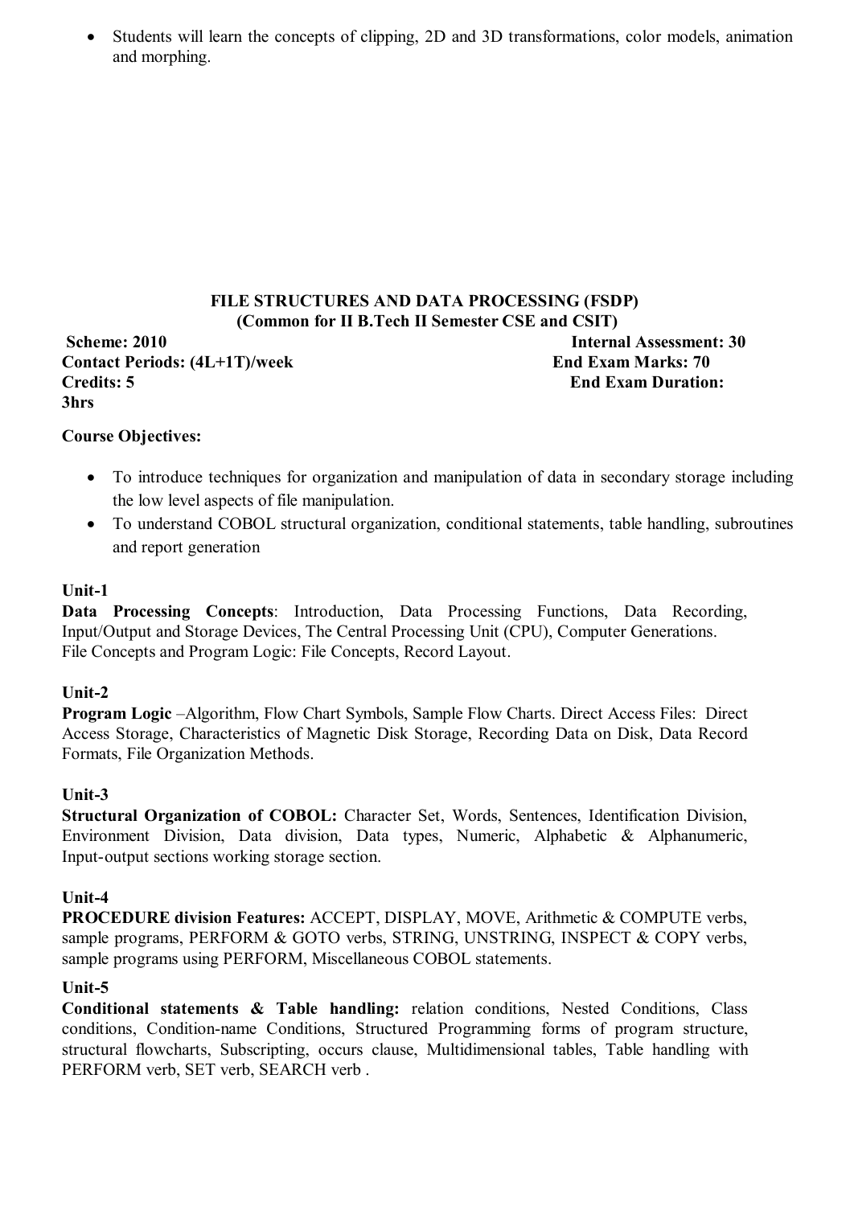- Students will learn the concepts of clipping, 2D and 3D transformations, color models, animation and morphing.

## FILE STRUCTURES AND DATA PROCESSING (FSDP)
### (Common for II B.Tech II Semester CSE and CSIT)

**Scheme: 2010** **Internal Assessment: 30**
**Contact Periods: (4L+1T)/week** **End Exam Marks: 70**
**Credits: 5** **End Exam Duration: 3hrs**

**Course Objectives:**

- To introduce techniques for organization and manipulation of data in secondary storage including the low level aspects of file manipulation.
- To understand COBOL structural organization, conditional statements, table handling, subroutines and report generation

**Unit-1**
**Data Processing Concepts**: Introduction, Data Processing Functions, Data Recording, Input/Output and Storage Devices, The Central Processing Unit (CPU), Computer Generations.
File Concepts and Program Logic: File Concepts, Record Layout.

**Unit-2**
**Program Logic** –Algorithm, Flow Chart Symbols, Sample Flow Charts. Direct Access Files: Direct Access Storage, Characteristics of Magnetic Disk Storage, Recording Data on Disk, Data Record Formats, File Organization Methods.

**Unit-3**
**Structural Organization of COBOL:** Character Set, Words, Sentences, Identification Division, Environment Division, Data division, Data types, Numeric, Alphabetic & Alphanumeric, Input-output sections working storage section.

**Unit-4**
**PROCEDURE division Features:** ACCEPT, DISPLAY, MOVE, Arithmetic & COMPUTE verbs, sample programs, PERFORM & GOTO verbs, STRING, UNSTRING, INSPECT & COPY verbs, sample programs using PERFORM, Miscellaneous COBOL statements.

**Unit-5**
**Conditional statements & Table handling:** relation conditions, Nested Conditions, Class conditions, Condition-name Conditions, Structured Programming forms of program structure, structural flowcharts, Subscripting, occurs clause, Multidimensional tables, Table handling with PERFORM verb, SET verb, SEARCH verb .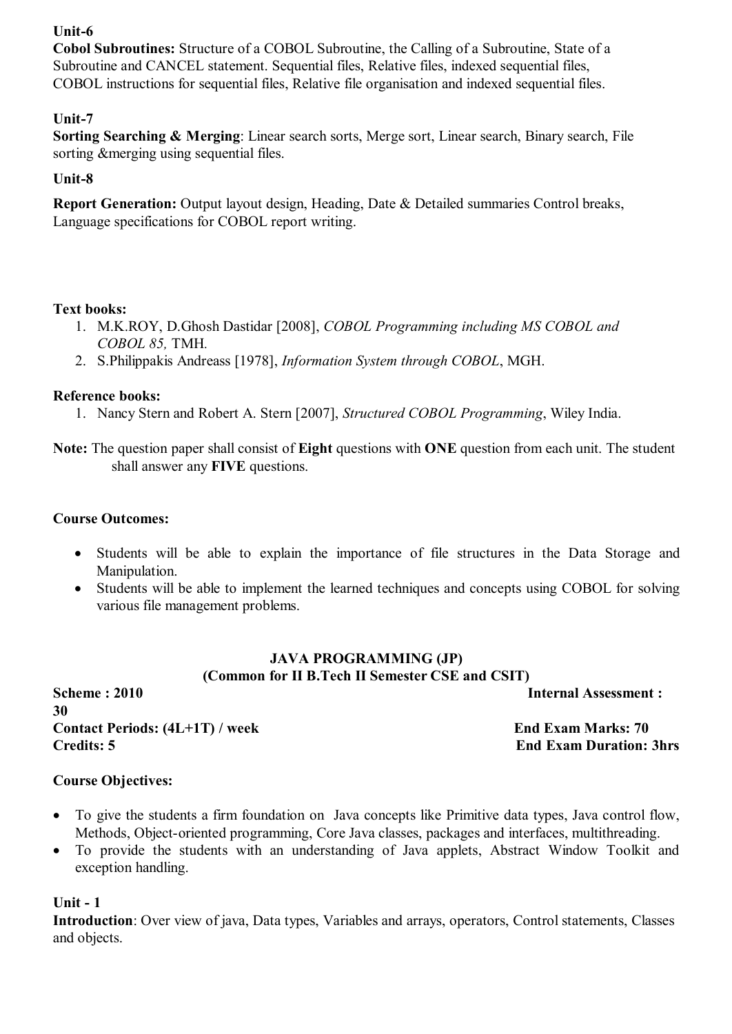**Unit-6**

**Cobol Subroutines:** Structure of a COBOL Subroutine, the Calling of a Subroutine, State of a Subroutine and CANCEL statement. Sequential files, Relative files, indexed sequential files, COBOL instructions for sequential files, Relative file organisation and indexed sequential files.

**Unit-7**

**Sorting Searching & Merging**: Linear search sorts, Merge sort, Linear search, Binary search, File sorting &merging using sequential files.

**Unit-8**

**Report Generation:** Output layout design, Heading, Date & Detailed summaries Control breaks, Language specifications for COBOL report writing.

**Text books:**

1. M.K.ROY, D.Ghosh Dastidar [2008], *COBOL Programming including MS COBOL and COBOL 85,* TMH.
2. S.Philippakis Andreass [1978], *Information System through COBOL*, MGH.

**Reference books:**

1. Nancy Stern and Robert A. Stern [2007], *Structured COBOL Programming*, Wiley India.

**Note:** The question paper shall consist of **Eight** questions with **ONE** question from each unit. The student shall answer any **FIVE** questions.

**Course Outcomes:**

- Students will be able to explain the importance of file structures in the Data Storage and Manipulation.
- Students will be able to implement the learned techniques and concepts using COBOL for solving various file management problems.

## JAVA PROGRAMMING (JP)
### (Common for II B.Tech II Semester CSE and CSIT)

**Scheme : 2010** | **Internal Assessment : 30**

**Contact Periods: (4L+1T) / week** | **End Exam Marks: 70**

**Credits: 5** | **End Exam Duration: 3hrs**

**Course Objectives:**

- To give the students a firm foundation on Java concepts like Primitive data types, Java control flow, Methods, Object-oriented programming, Core Java classes, packages and interfaces, multithreading.
- To provide the students with an understanding of Java applets, Abstract Window Toolkit and exception handling.

**Unit - 1**

**Introduction**: Over view of java, Data types, Variables and arrays, operators, Control statements, Classes and objects.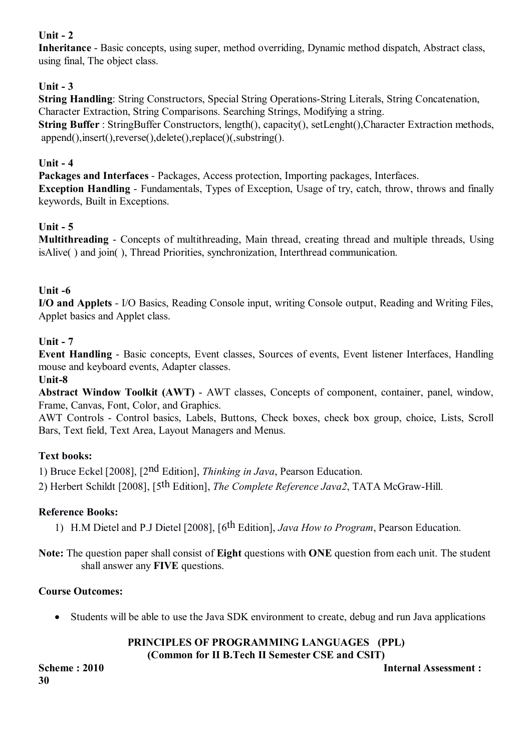**Unit - 2**

**Inheritance** - Basic concepts, using super, method overriding, Dynamic method dispatch, Abstract class, using final, The object class.

**Unit - 3**

**String Handling**: String Constructors, Special String Operations-String Literals, String Concatenation, Character Extraction, String Comparisons. Searching Strings, Modifying a string.

**String Buffer** : StringBuffer Constructors, length(), capacity(), setLenght(),Character Extraction methods, append(),insert(),reverse(),delete(),replace()(,substring().

**Unit - 4**

**Packages and Interfaces** - Packages, Access protection, Importing packages, Interfaces.

**Exception Handling** - Fundamentals, Types of Exception, Usage of try, catch, throw, throws and finally keywords, Built in Exceptions.

**Unit - 5**

**Multithreading** - Concepts of multithreading, Main thread, creating thread and multiple threads, Using isAlive( ) and join( ), Thread Priorities, synchronization, Interthread communication.

**Unit -6**

**I/O and Applets** - I/O Basics, Reading Console input, writing Console output, Reading and Writing Files, Applet basics and Applet class.

**Unit - 7**

**Event Handling** - Basic concepts, Event classes, Sources of events, Event listener Interfaces, Handling mouse and keyboard events, Adapter classes.

**Unit-8**

**Abstract Window Toolkit (AWT)** - AWT classes, Concepts of component, container, panel, window, Frame, Canvas, Font, Color, and Graphics.

AWT Controls - Control basics, Labels, Buttons, Check boxes, check box group, choice, Lists, Scroll Bars, Text field, Text Area, Layout Managers and Menus.

**Text books:**

1) Bruce Eckel [2008], [2nd Edition], *Thinking in Java*, Pearson Education.

2) Herbert Schildt [2008], [5th Edition], *The Complete Reference Java2*, TATA McGraw-Hill.

**Reference Books:**

1) H.M Dietel and P.J Dietel [2008], [6th Edition], *Java How to Program*, Pearson Education.

**Note:** The question paper shall consist of **Eight** questions with **ONE** question from each unit. The student shall answer any **FIVE** questions.

**Course Outcomes:**

- Students will be able to use the Java SDK environment to create, debug and run Java applications

**PRINCIPLES OF PROGRAMMING LANGUAGES (PPL)**
**(Common for II B.Tech II Semester CSE and CSIT)**

**Scheme : 2010** **Internal Assessment : 30**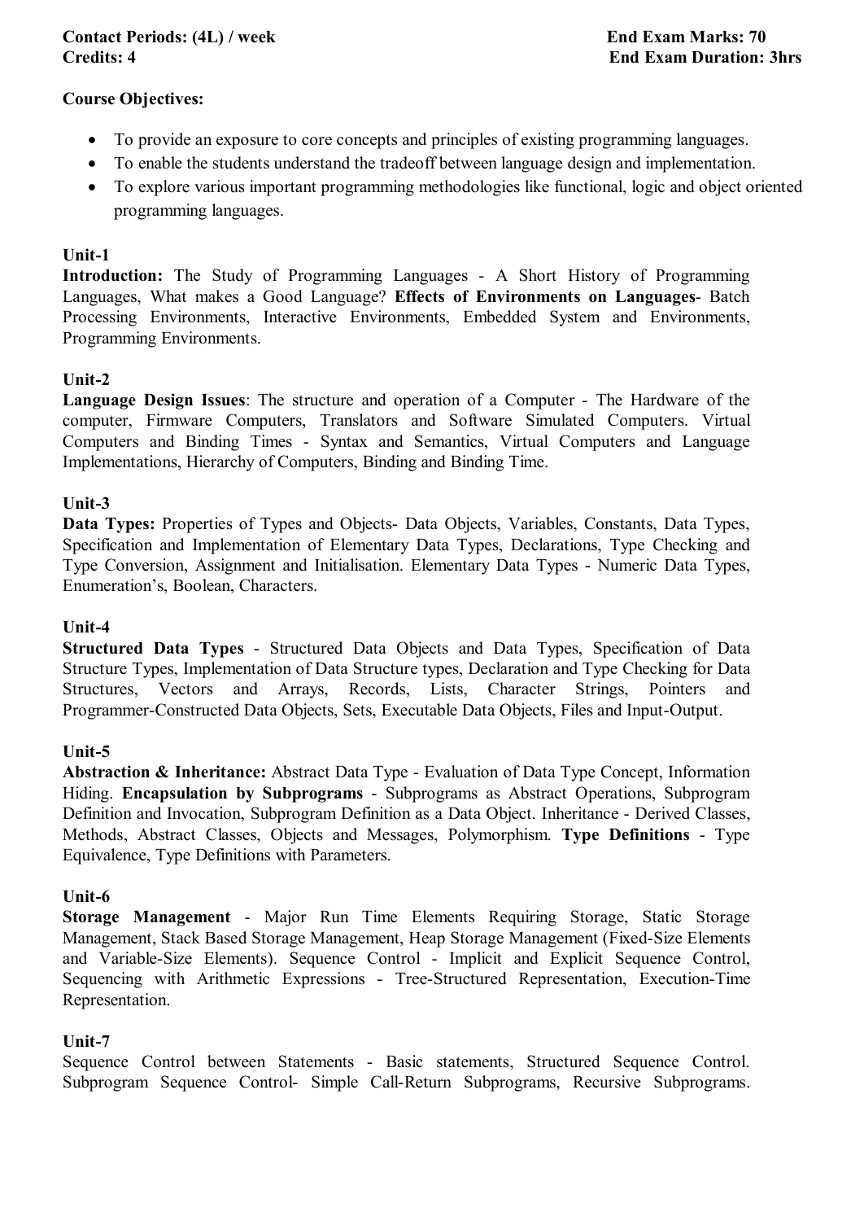**Contact Periods: (4L) / week** **End Exam Marks: 70**

**Credits: 4** **End Exam Duration: 3hrs**

**Course Objectives:**

- To provide an exposure to core concepts and principles of existing programming languages.
- To enable the students understand the tradeoff between language design and implementation.
- To explore various important programming methodologies like functional, logic and object oriented programming languages.

**Unit-1**

**Introduction:** The Study of Programming Languages - A Short History of Programming Languages, What makes a Good Language? **Effects of Environments on Languages**- Batch Processing Environments, Interactive Environments, Embedded System and Environments, Programming Environments.

**Unit-2**

**Language Design Issues**: The structure and operation of a Computer - The Hardware of the computer, Firmware Computers, Translators and Software Simulated Computers. Virtual Computers and Binding Times - Syntax and Semantics, Virtual Computers and Language Implementations, Hierarchy of Computers, Binding and Binding Time.

**Unit-3**

**Data Types:** Properties of Types and Objects- Data Objects, Variables, Constants, Data Types, Specification and Implementation of Elementary Data Types, Declarations, Type Checking and Type Conversion, Assignment and Initialisation. Elementary Data Types - Numeric Data Types, Enumeration's, Boolean, Characters.

**Unit-4**

**Structured Data Types** - Structured Data Objects and Data Types, Specification of Data Structure Types, Implementation of Data Structure types, Declaration and Type Checking for Data Structures, Vectors and Arrays, Records, Lists, Character Strings, Pointers and Programmer-Constructed Data Objects, Sets, Executable Data Objects, Files and Input-Output.

**Unit-5**

**Abstraction & Inheritance:** Abstract Data Type - Evaluation of Data Type Concept, Information Hiding. **Encapsulation by Subprograms** - Subprograms as Abstract Operations, Subprogram Definition and Invocation, Subprogram Definition as a Data Object. Inheritance - Derived Classes, Methods, Abstract Classes, Objects and Messages, Polymorphism. **Type Definitions** - Type Equivalence, Type Definitions with Parameters.

**Unit-6**

**Storage Management** - Major Run Time Elements Requiring Storage, Static Storage Management, Stack Based Storage Management, Heap Storage Management (Fixed-Size Elements and Variable-Size Elements). Sequence Control - Implicit and Explicit Sequence Control, Sequencing with Arithmetic Expressions - Tree-Structured Representation, Execution-Time Representation.

**Unit-7**

Sequence Control between Statements - Basic statements, Structured Sequence Control. Subprogram Sequence Control- Simple Call-Return Subprograms, Recursive Subprograms.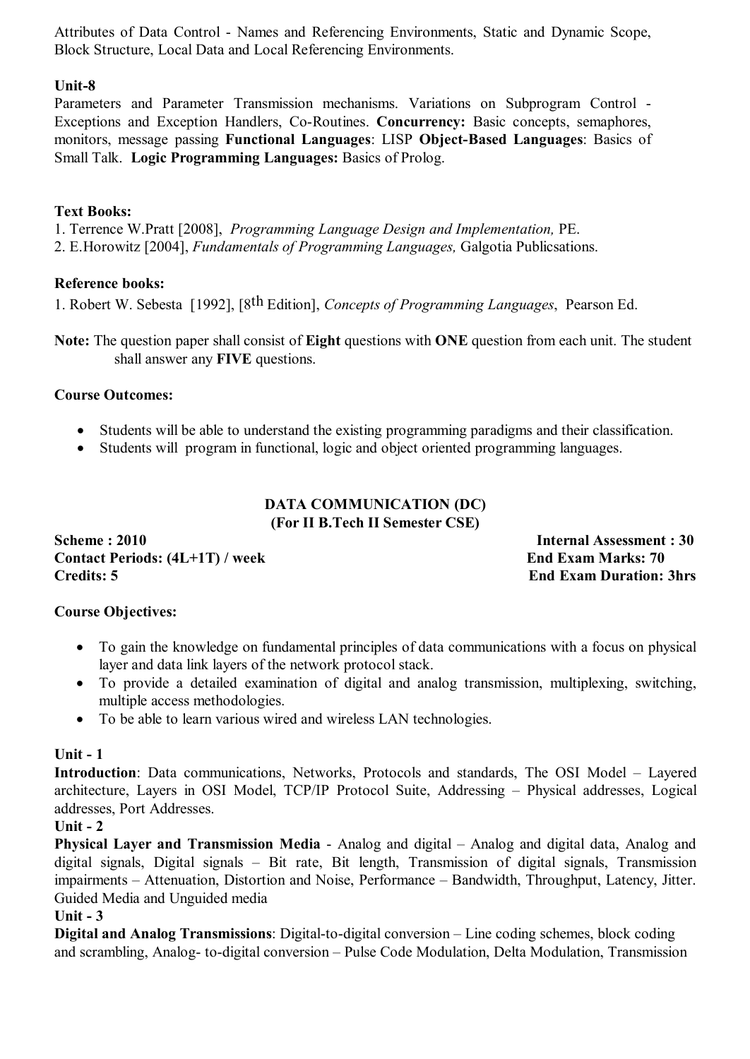Attributes of Data Control - Names and Referencing Environments, Static and Dynamic Scope, Block Structure, Local Data and Local Referencing Environments.

**Unit-8**

Parameters and Parameter Transmission mechanisms. Variations on Subprogram Control - Exceptions and Exception Handlers, Co-Routines. **Concurrency:** Basic concepts, semaphores, monitors, message passing **Functional Languages**: LISP **Object-Based Languages**: Basics of Small Talk. **Logic Programming Languages:** Basics of Prolog.

**Text Books:**

1. Terrence W.Pratt [2008], *Programming Language Design and Implementation,* PE.
2. E.Horowitz [2004], *Fundamentals of Programming Languages,* Galgotia Publicsations.

**Reference books:**

1. Robert W. Sebesta [1992], [8th Edition], *Concepts of Programming Languages*, Pearson Ed.

**Note:** The question paper shall consist of **Eight** questions with **ONE** question from each unit. The student shall answer any **FIVE** questions.

**Course Outcomes:**

- Students will be able to understand the existing programming paradigms and their classification.
- Students will program in functional, logic and object oriented programming languages.

## DATA COMMUNICATION (DC)
### (For II B.Tech II Semester CSE)

**Scheme : 2010** **Internal Assessment : 30**
**Contact Periods: (4L+1T) / week** **End Exam Marks: 70**
**Credits: 5** **End Exam Duration: 3hrs**

**Course Objectives:**

- To gain the knowledge on fundamental principles of data communications with a focus on physical layer and data link layers of the network protocol stack.
- To provide a detailed examination of digital and analog transmission, multiplexing, switching, multiple access methodologies.
- To be able to learn various wired and wireless LAN technologies.

**Unit - 1**

**Introduction**: Data communications, Networks, Protocols and standards, The OSI Model – Layered architecture, Layers in OSI Model, TCP/IP Protocol Suite, Addressing – Physical addresses, Logical addresses, Port Addresses.

**Unit - 2**

**Physical Layer and Transmission Media** - Analog and digital – Analog and digital data, Analog and digital signals, Digital signals – Bit rate, Bit length, Transmission of digital signals, Transmission impairments – Attenuation, Distortion and Noise, Performance – Bandwidth, Throughput, Latency, Jitter. Guided Media and Unguided media

**Unit - 3**

**Digital and Analog Transmissions**: Digital-to-digital conversion – Line coding schemes, block coding and scrambling, Analog- to-digital conversion – Pulse Code Modulation, Delta Modulation, Transmission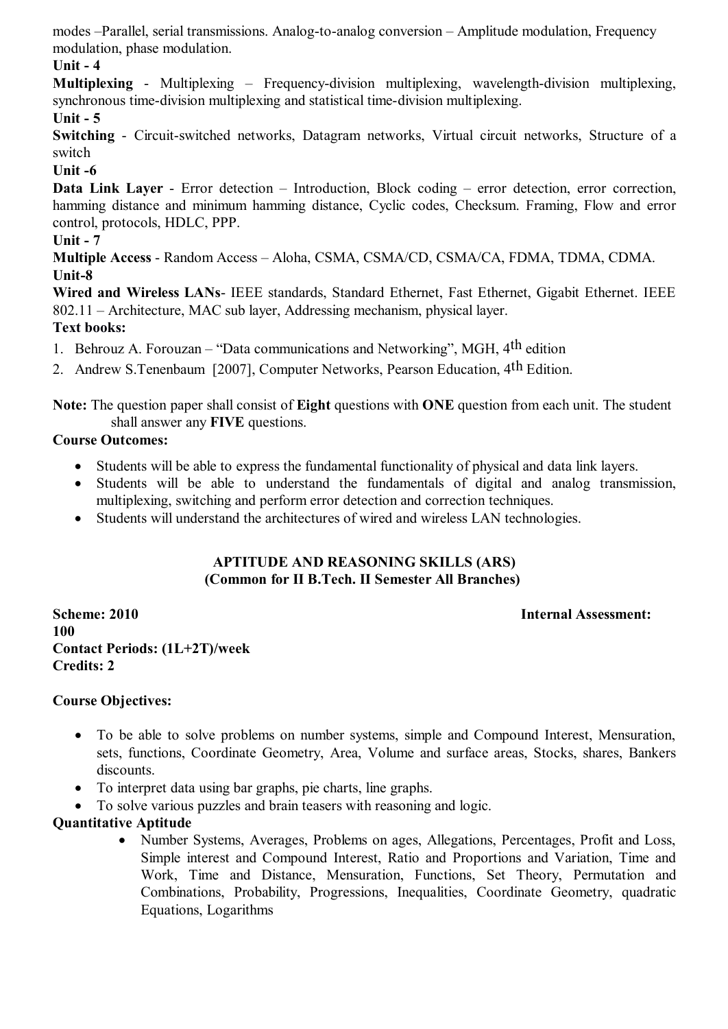modes –Parallel, serial transmissions. Analog-to-analog conversion – Amplitude modulation, Frequency modulation, phase modulation.

**Unit - 4**

**Multiplexing** - Multiplexing – Frequency-division multiplexing, wavelength-division multiplexing, synchronous time-division multiplexing and statistical time-division multiplexing.

**Unit - 5**

**Switching** - Circuit-switched networks, Datagram networks, Virtual circuit networks, Structure of a switch

**Unit -6**

**Data Link Layer** - Error detection – Introduction, Block coding – error detection, error correction, hamming distance and minimum hamming distance, Cyclic codes, Checksum. Framing, Flow and error control, protocols, HDLC, PPP.

**Unit - 7**

**Multiple Access** - Random Access – Aloha, CSMA, CSMA/CD, CSMA/CA, FDMA, TDMA, CDMA.

**Unit-8**

**Wired and Wireless LANs**- IEEE standards, Standard Ethernet, Fast Ethernet, Gigabit Ethernet. IEEE 802.11 – Architecture, MAC sub layer, Addressing mechanism, physical layer.

**Text books:**

1. Behrouz A. Forouzan – "Data communications and Networking", MGH, 4th edition
2. Andrew S.Tenenbaum [2007], Computer Networks, Pearson Education, 4th Edition.

**Note:** The question paper shall consist of **Eight** questions with **ONE** question from each unit. The student shall answer any **FIVE** questions.

**Course Outcomes:**

- Students will be able to express the fundamental functionality of physical and data link layers.
- Students will be able to understand the fundamentals of digital and analog transmission, multiplexing, switching and perform error detection and correction techniques.
- Students will understand the architectures of wired and wireless LAN technologies.

## APTITUDE AND REASONING SKILLS (ARS)
### (Common for II B.Tech. II Semester All Branches)

**Scheme: 2010** **Internal Assessment: 100**

**Contact Periods: (1L+2T)/week**

**Credits: 2**

**Course Objectives:**

- To be able to solve problems on number systems, simple and Compound Interest, Mensuration, sets, functions, Coordinate Geometry, Area, Volume and surface areas, Stocks, shares, Bankers discounts.
- To interpret data using bar graphs, pie charts, line graphs.
- To solve various puzzles and brain teasers with reasoning and logic.

**Quantitative Aptitude**

- Number Systems, Averages, Problems on ages, Allegations, Percentages, Profit and Loss, Simple interest and Compound Interest, Ratio and Proportions and Variation, Time and Work, Time and Distance, Mensuration, Functions, Set Theory, Permutation and Combinations, Probability, Progressions, Inequalities, Coordinate Geometry, quadratic Equations, Logarithms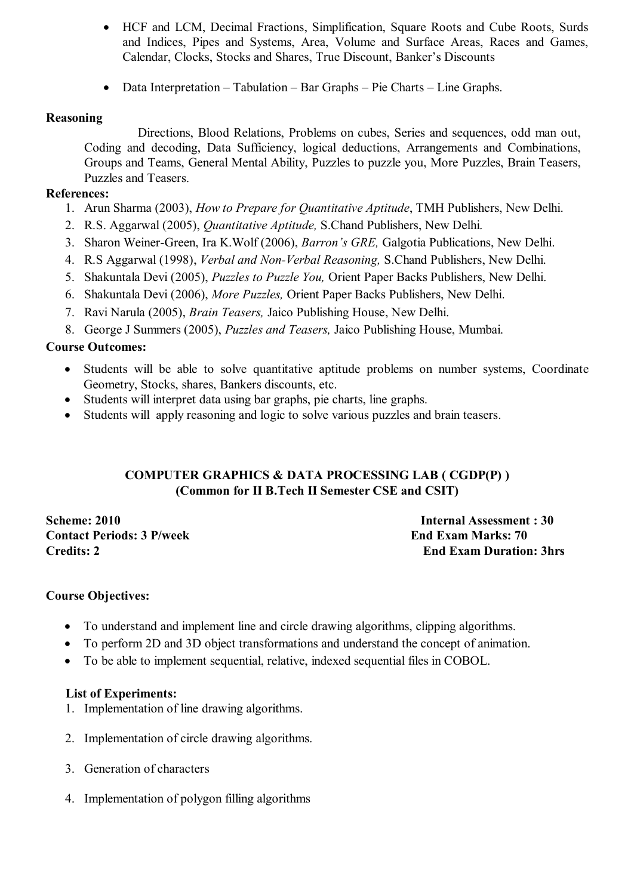- HCF and LCM, Decimal Fractions, Simplification, Square Roots and Cube Roots, Surds and Indices, Pipes and Systems, Area, Volume and Surface Areas, Races and Games, Calendar, Clocks, Stocks and Shares, True Discount, Banker's Discounts

- Data Interpretation – Tabulation – Bar Graphs – Pie Charts – Line Graphs.

**Reasoning**

Directions, Blood Relations, Problems on cubes, Series and sequences, odd man out, Coding and decoding, Data Sufficiency, logical deductions, Arrangements and Combinations, Groups and Teams, General Mental Ability, Puzzles to puzzle you, More Puzzles, Brain Teasers, Puzzles and Teasers.

**References:**

1. Arun Sharma (2003), *How to Prepare for Quantitative Aptitude*, TMH Publishers, New Delhi.
2. R.S. Aggarwal (2005), *Quantitative Aptitude,* S.Chand Publishers, New Delhi.
3. Sharon Weiner-Green, Ira K.Wolf (2006), *Barron's GRE,* Galgotia Publications, New Delhi.
4. R.S Aggarwal (1998), *Verbal and Non-Verbal Reasoning,* S.Chand Publishers, New Delhi.
5. Shakuntala Devi (2005), *Puzzles to Puzzle You,* Orient Paper Backs Publishers, New Delhi.
6. Shakuntala Devi (2006), *More Puzzles,* Orient Paper Backs Publishers, New Delhi.
7. Ravi Narula (2005), *Brain Teasers,* Jaico Publishing House, New Delhi.
8. George J Summers (2005), *Puzzles and Teasers,* Jaico Publishing House, Mumbai.

**Course Outcomes:**

- Students will be able to solve quantitative aptitude problems on number systems, Coordinate Geometry, Stocks, shares, Bankers discounts, etc.
- Students will interpret data using bar graphs, pie charts, line graphs.
- Students will apply reasoning and logic to solve various puzzles and brain teasers.

## COMPUTER GRAPHICS & DATA PROCESSING LAB ( CGDP(P) )
### (Common for II B.Tech II Semester CSE and CSIT)

**Scheme: 2010** | **Internal Assessment : 30**
**Contact Periods: 3 P/week** | **End Exam Marks: 70**
**Credits: 2** | **End Exam Duration: 3hrs**

**Course Objectives:**

- To understand and implement line and circle drawing algorithms, clipping algorithms.
- To perform 2D and 3D object transformations and understand the concept of animation.
- To be able to implement sequential, relative, indexed sequential files in COBOL.

**List of Experiments:**

1. Implementation of line drawing algorithms.
2. Implementation of circle drawing algorithms.
3. Generation of characters
4. Implementation of polygon filling algorithms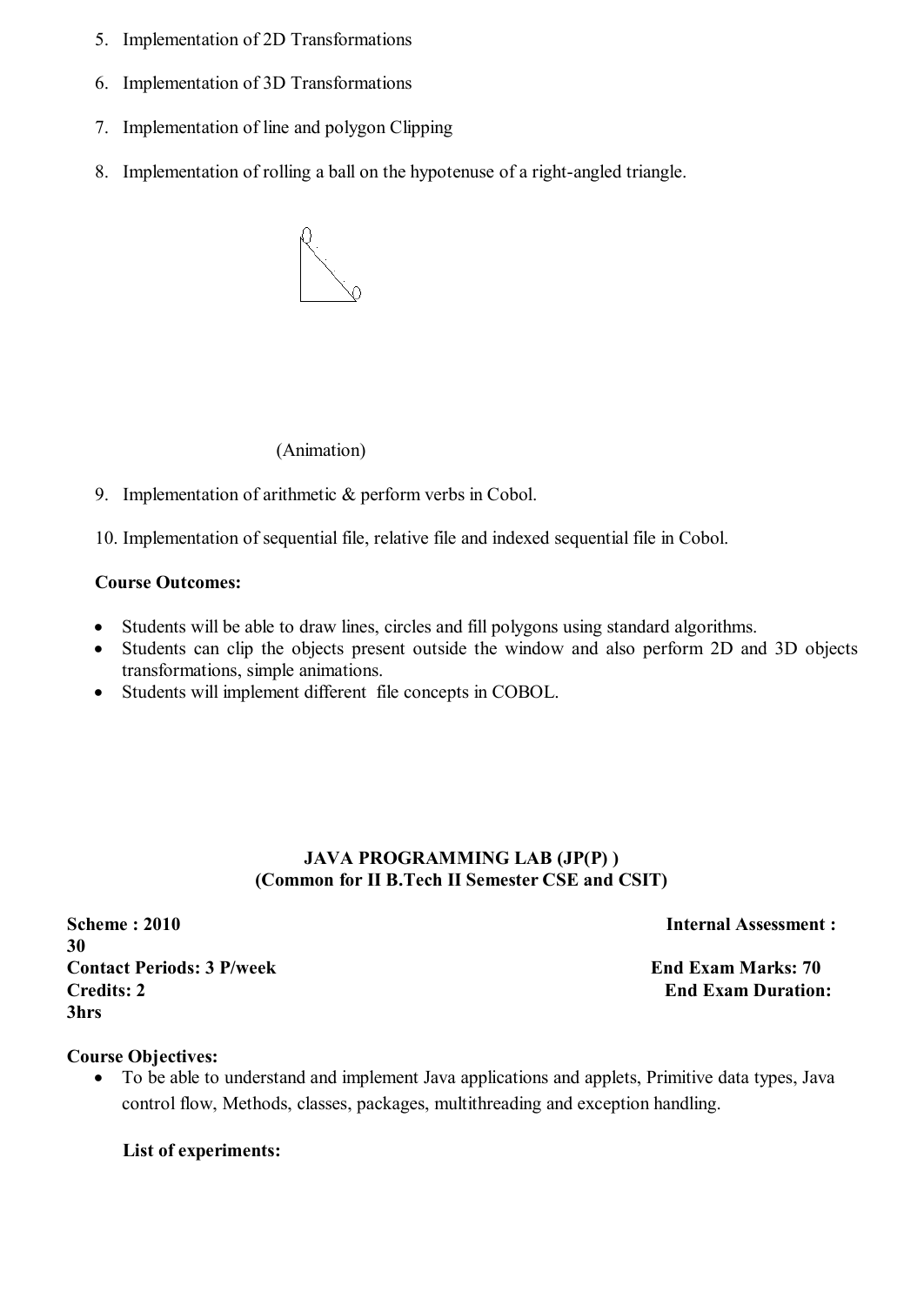5. Implementation of 2D Transformations
6. Implementation of 3D Transformations
7. Implementation of line and polygon Clipping
8. Implementation of rolling a ball on the hypotenuse of a right-angled triangle.

(Animation)

9. Implementation of arithmetic & perform verbs in Cobol.
10. Implementation of sequential file, relative file and indexed sequential file in Cobol.

**Course Outcomes:**

- Students will be able to draw lines, circles and fill polygons using standard algorithms.
- Students can clip the objects present outside the window and also perform 2D and 3D objects transformations, simple animations.
- Students will implement different file concepts in COBOL.

## JAVA PROGRAMMING LAB (JP(P) )
### (Common for II B.Tech II Semester CSE and CSIT)

**Scheme : 2010** | **Internal Assessment : 30**
**Contact Periods: 3 P/week** | **End Exam Marks: 70**
**Credits: 2** | **End Exam Duration: 3hrs**

**Course Objectives:**

- To be able to understand and implement Java applications and applets, Primitive data types, Java control flow, Methods, classes, packages, multithreading and exception handling.

**List of experiments:**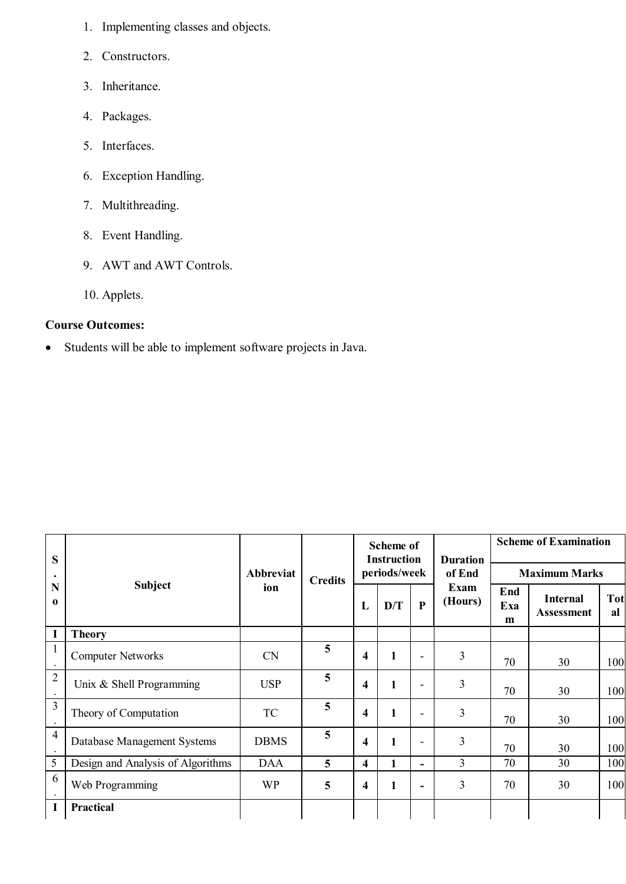1. Implementing classes and objects.
2. Constructors.
3. Inheritance.
4. Packages.
5. Interfaces.
6. Exception Handling.
7. Multithreading.
8. Event Handling.
9. AWT and AWT Controls.
10. Applets.

**Course Outcomes:**

- Students will be able to implement software projects in Java.

| S.No | Subject | Abbreviation | Credits | Scheme of Instruction periods/week | | | Duration of End Exam (Hours) | Scheme of Examination Maximum Marks | | |
|---|---|---|---|---|---|---|---|---|---|---|
| | | | | L | D/T | P | | End Exam | Internal Assessment | Total |
| **I** | **Theory** | | | | | | | | | |
| 1. | Computer Networks | CN | 5 | 4 | 1 | - | 3 | 70 | 30 | 100 |
| 2. | Unix & Shell Programming | USP | 5 | 4 | 1 | - | 3 | 70 | 30 | 100 |
| 3. | Theory of Computation | TC | 5 | 4 | 1 | - | 3 | 70 | 30 | 100 |
| 4. | Database Management Systems | DBMS | 5 | 4 | 1 | - | 3 | 70 | 30 | 100 |
| 5 | Design and Analysis of Algorithms | DAA | 5 | 4 | 1 | - | 3 | 70 | 30 | 100 |
| 6. | Web Programming | WP | 5 | 4 | 1 | - | 3 | 70 | 30 | 100 |
| **I** | **Practical** | | | | | | | | | |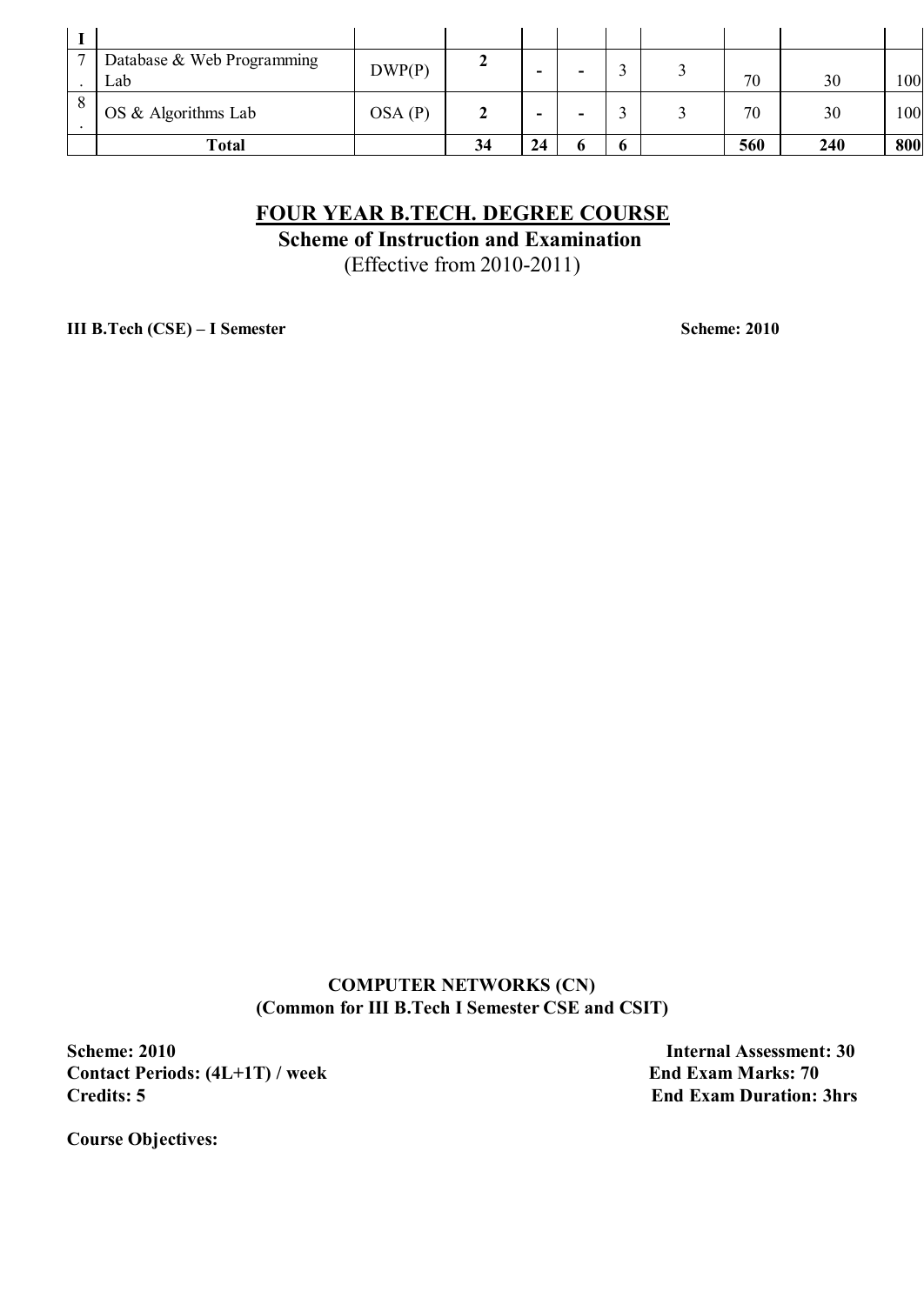| I | | | | | | | | | | |
|---|---|---|---|---|---|---|---|---|---|---|
| 7. | Database & Web Programming Lab | DWP(P) | **2** | - | - | 3 | 3 | 70 | 30 | 100 |
| 8. | OS & Algorithms Lab | OSA (P) | **2** | - | - | 3 | 3 | 70 | 30 | 100 |
| | **Total** | | **34** | **24** | **6** | **6** | | **560** | **240** | **800** |

## FOUR YEAR B.TECH. DEGREE COURSE

**Scheme of Instruction and Examination**

(Effective from 2010-2011)

**III B.Tech (CSE) – I Semester** **Scheme: 2010**

### COMPUTER NETWORKS (CN)

**(Common for III B.Tech I Semester CSE and CSIT)**

**Scheme: 2010** **Internal Assessment: 30**

**Contact Periods: (4L+1T) / week** **End Exam Marks: 70**

**Credits: 5** **End Exam Duration: 3hrs**

**Course Objectives:**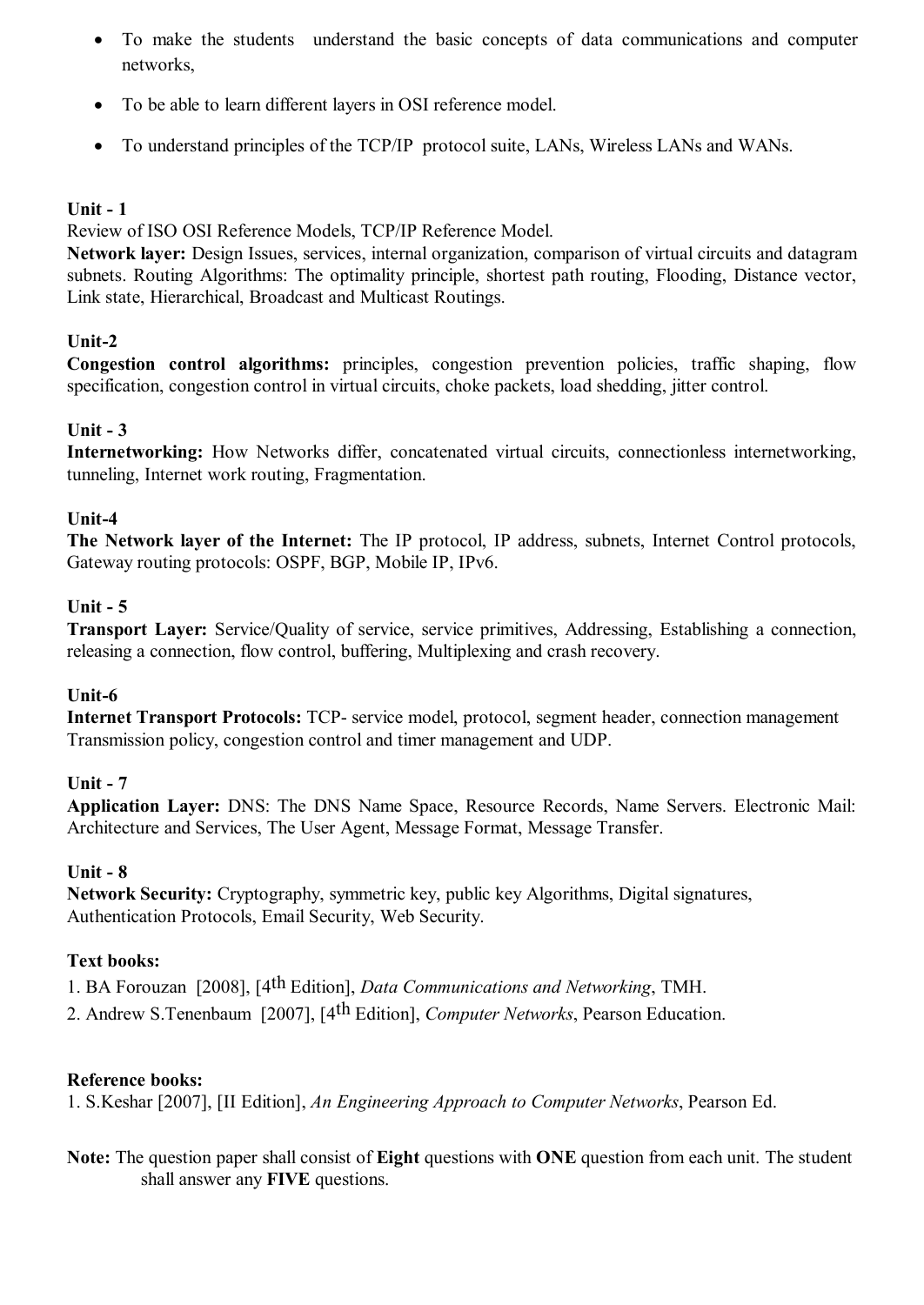- To make the students understand the basic concepts of data communications and computer networks,
- To be able to learn different layers in OSI reference model.
- To understand principles of the TCP/IP protocol suite, LANs, Wireless LANs and WANs.

**Unit - 1**

Review of ISO OSI Reference Models, TCP/IP Reference Model.

**Network layer:** Design Issues, services, internal organization, comparison of virtual circuits and datagram subnets. Routing Algorithms: The optimality principle, shortest path routing, Flooding, Distance vector, Link state, Hierarchical, Broadcast and Multicast Routings.

**Unit-2**

**Congestion control algorithms:** principles, congestion prevention policies, traffic shaping, flow specification, congestion control in virtual circuits, choke packets, load shedding, jitter control.

**Unit - 3**

**Internetworking:** How Networks differ, concatenated virtual circuits, connectionless internetworking, tunneling, Internet work routing, Fragmentation.

**Unit-4**

**The Network layer of the Internet:** The IP protocol, IP address, subnets, Internet Control protocols, Gateway routing protocols: OSPF, BGP, Mobile IP, IPv6.

**Unit - 5**

**Transport Layer:** Service/Quality of service, service primitives, Addressing, Establishing a connection, releasing a connection, flow control, buffering, Multiplexing and crash recovery.

**Unit-6**

**Internet Transport Protocols:** TCP- service model, protocol, segment header, connection management Transmission policy, congestion control and timer management and UDP.

**Unit - 7**

**Application Layer:** DNS: The DNS Name Space, Resource Records, Name Servers. Electronic Mail: Architecture and Services, The User Agent, Message Format, Message Transfer.

**Unit - 8**

**Network Security:** Cryptography, symmetric key, public key Algorithms, Digital signatures, Authentication Protocols, Email Security, Web Security.

**Text books:**

1. BA Forouzan [2008], [4th Edition], *Data Communications and Networking*, TMH.
2. Andrew S.Tenenbaum [2007], [4th Edition], *Computer Networks*, Pearson Education.

**Reference books:**

1. S.Keshar [2007], [II Edition], *An Engineering Approach to Computer Networks*, Pearson Ed.

**Note:** The question paper shall consist of **Eight** questions with **ONE** question from each unit. The student shall answer any **FIVE** questions.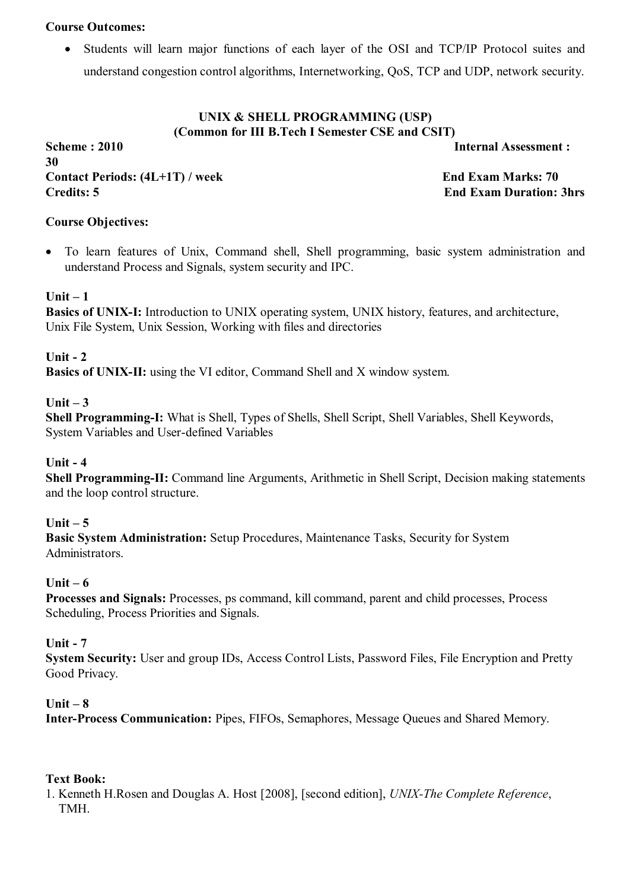**Course Outcomes:**

- Students will learn major functions of each layer of the OSI and TCP/IP Protocol suites and understand congestion control algorithms, Internetworking, QoS, TCP and UDP, network security.

## UNIX & SHELL PROGRAMMING (USP)
### (Common for III B.Tech I Semester CSE and CSIT)

**Scheme : 2010** **Internal Assessment : 30**
**Contact Periods: (4L+1T) / week** **End Exam Marks: 70**
**Credits: 5** **End Exam Duration: 3hrs**

**Course Objectives:**

- To learn features of Unix, Command shell, Shell programming, basic system administration and understand Process and Signals, system security and IPC.

**Unit – 1**
**Basics of UNIX-I:** Introduction to UNIX operating system, UNIX history, features, and architecture, Unix File System, Unix Session, Working with files and directories

**Unit - 2**
**Basics of UNIX-II:** using the VI editor, Command Shell and X window system.

**Unit – 3**
**Shell Programming-I:** What is Shell, Types of Shells, Shell Script, Shell Variables, Shell Keywords, System Variables and User-defined Variables

**Unit - 4**
**Shell Programming-II:** Command line Arguments, Arithmetic in Shell Script, Decision making statements and the loop control structure.

**Unit – 5**
**Basic System Administration:** Setup Procedures, Maintenance Tasks, Security for System Administrators.

**Unit – 6**
**Processes and Signals:** Processes, ps command, kill command, parent and child processes, Process Scheduling, Process Priorities and Signals.

**Unit - 7**
**System Security:** User and group IDs, Access Control Lists, Password Files, File Encryption and Pretty Good Privacy.

**Unit – 8**
**Inter-Process Communication:** Pipes, FIFOs, Semaphores, Message Queues and Shared Memory.

**Text Book:**

1. Kenneth H.Rosen and Douglas A. Host [2008], [second edition], *UNIX-The Complete Reference*, TMH.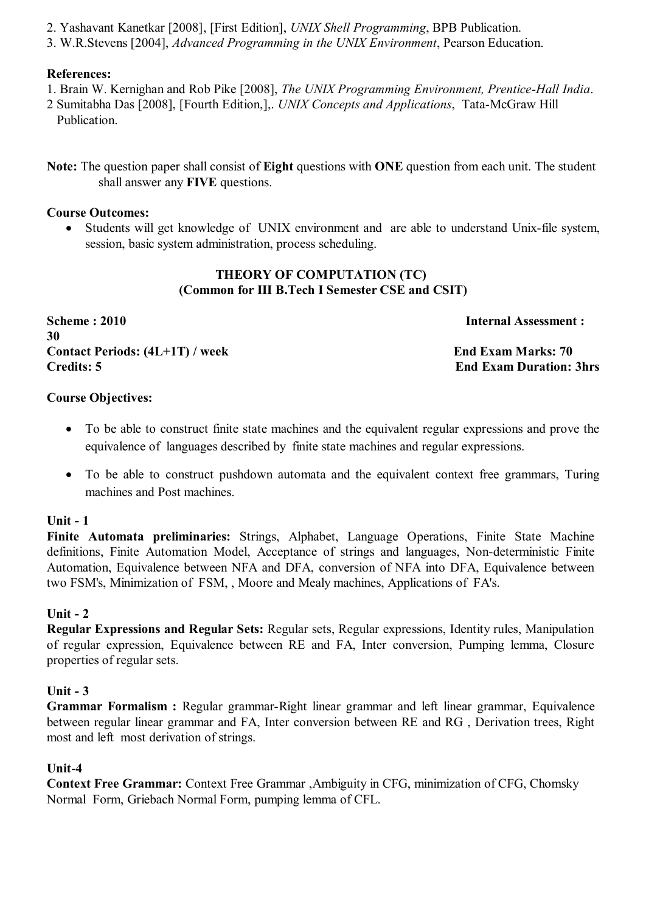2. Yashavant Kanetkar [2008], [First Edition], *UNIX Shell Programming*, BPB Publication.
3. W.R.Stevens [2004], *Advanced Programming in the UNIX Environment*, Pearson Education.

**References:**

1. Brain W. Kernighan and Rob Pike [2008], *The UNIX Programming Environment, Prentice-Hall India*.
2 Sumitabha Das [2008], [Fourth Edition,],. *UNIX Concepts and Applications*, Tata-McGraw Hill Publication.

**Note:** The question paper shall consist of **Eight** questions with **ONE** question from each unit. The student shall answer any **FIVE** questions.

**Course Outcomes:**

- Students will get knowledge of UNIX environment and are able to understand Unix-file system, session, basic system administration, process scheduling.

## THEORY OF COMPUTATION (TC)
### (Common for III B.Tech I Semester CSE and CSIT)

**Scheme : 2010** **Internal Assessment : 30**
**Contact Periods: (4L+1T) / week** **End Exam Marks: 70**
**Credits: 5** **End Exam Duration: 3hrs**

**Course Objectives:**

- To be able to construct finite state machines and the equivalent regular expressions and prove the equivalence of languages described by finite state machines and regular expressions.
- To be able to construct pushdown automata and the equivalent context free grammars, Turing machines and Post machines.

**Unit - 1**

**Finite Automata preliminaries:** Strings, Alphabet, Language Operations, Finite State Machine definitions, Finite Automation Model, Acceptance of strings and languages, Non-deterministic Finite Automation, Equivalence between NFA and DFA, conversion of NFA into DFA, Equivalence between two FSM's, Minimization of FSM, , Moore and Mealy machines, Applications of FA's.

**Unit - 2**

**Regular Expressions and Regular Sets:** Regular sets, Regular expressions, Identity rules, Manipulation of regular expression, Equivalence between RE and FA, Inter conversion, Pumping lemma, Closure properties of regular sets.

**Unit - 3**

**Grammar Formalism :** Regular grammar-Right linear grammar and left linear grammar, Equivalence between regular linear grammar and FA, Inter conversion between RE and RG , Derivation trees, Right most and left most derivation of strings.

**Unit-4**

**Context Free Grammar:** Context Free Grammar ,Ambiguity in CFG, minimization of CFG, Chomsky Normal Form, Griebach Normal Form, pumping lemma of CFL.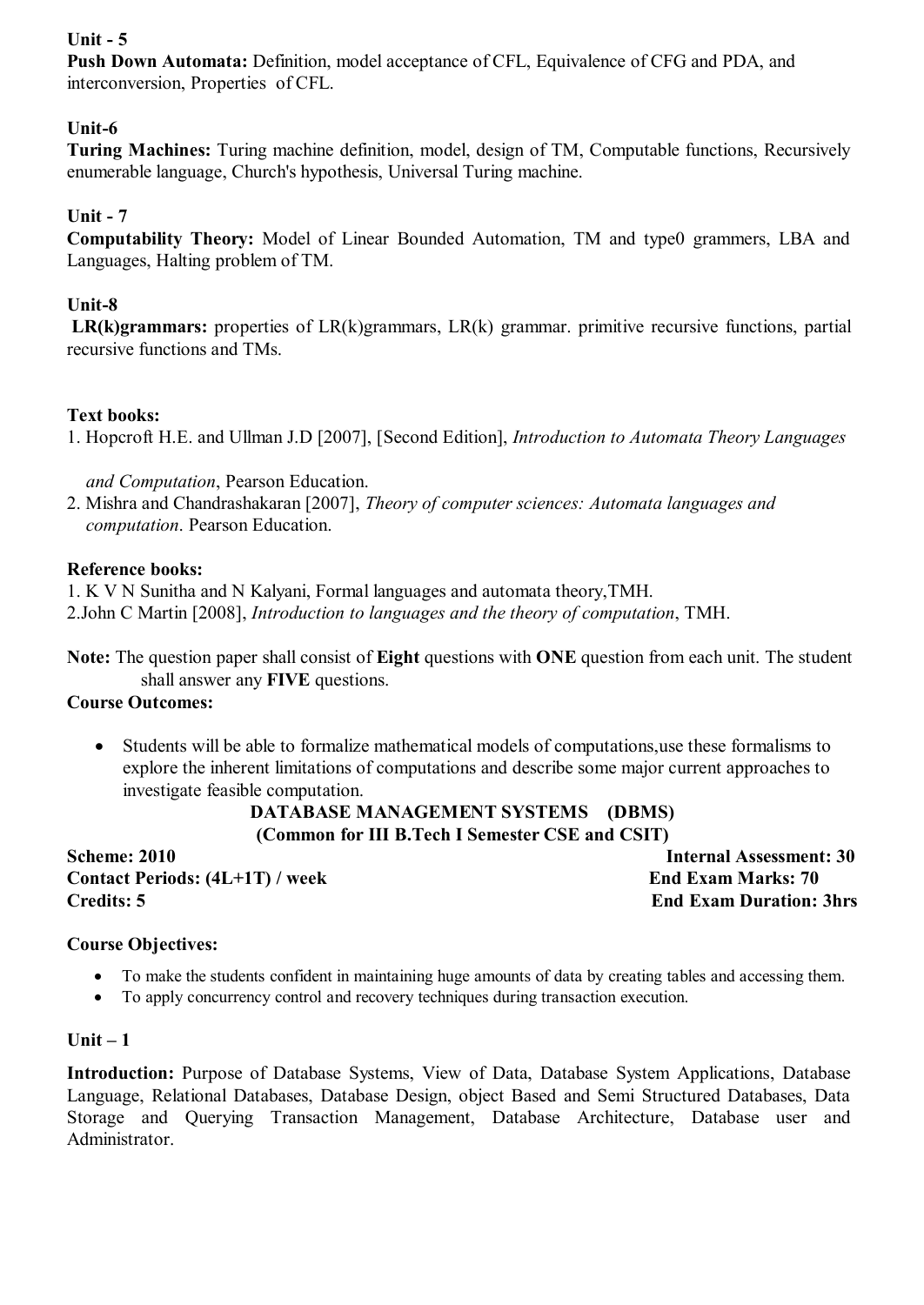**Unit - 5**

**Push Down Automata:** Definition, model acceptance of CFL, Equivalence of CFG and PDA, and interconversion, Properties of CFL.

**Unit-6**

**Turing Machines:** Turing machine definition, model, design of TM, Computable functions, Recursively enumerable language, Church's hypothesis, Universal Turing machine.

**Unit - 7**

**Computability Theory:** Model of Linear Bounded Automation, TM and type0 grammers, LBA and Languages, Halting problem of TM.

**Unit-8**

**LR(k)grammars:** properties of LR(k)grammars, LR(k) grammar. primitive recursive functions, partial recursive functions and TMs.

**Text books:**

1. Hopcroft H.E. and Ullman J.D [2007], [Second Edition], *Introduction to Automata Theory Languages and Computation*, Pearson Education.
2. Mishra and Chandrashakaran [2007], *Theory of computer sciences: Automata languages and computation*. Pearson Education.

**Reference books:**

1. K V N Sunitha and N Kalyani, Formal languages and automata theory,TMH.
2. John C Martin [2008], *Introduction to languages and the theory of computation*, TMH.

**Note:** The question paper shall consist of **Eight** questions with **ONE** question from each unit. The student shall answer any **FIVE** questions.

**Course Outcomes:**

- Students will be able to formalize mathematical models of computations,use these formalisms to explore the inherent limitations of computations and describe some major current approaches to investigate feasible computation.

## DATABASE MANAGEMENT SYSTEMS (DBMS)

**(Common for III B.Tech I Semester CSE and CSIT)**

**Scheme: 2010** | **Internal Assessment: 30**
**Contact Periods: (4L+1T) / week** | **End Exam Marks: 70**
**Credits: 5** | **End Exam Duration: 3hrs**

**Course Objectives:**

- To make the students confident in maintaining huge amounts of data by creating tables and accessing them.
- To apply concurrency control and recovery techniques during transaction execution.

**Unit – 1**

**Introduction:** Purpose of Database Systems, View of Data, Database System Applications, Database Language, Relational Databases, Database Design, object Based and Semi Structured Databases, Data Storage and Querying Transaction Management, Database Architecture, Database user and Administrator.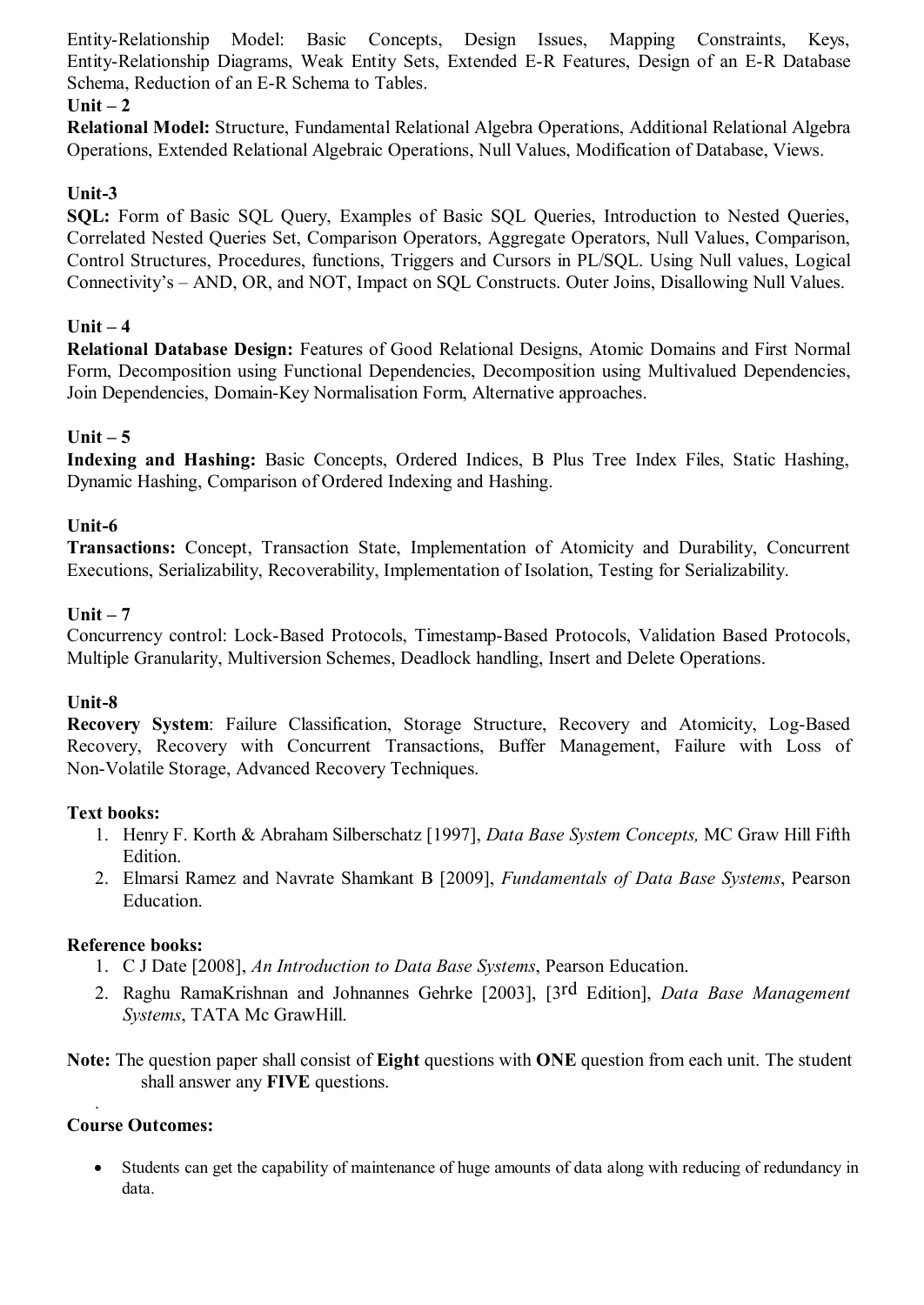Entity-Relationship Model: Basic Concepts, Design Issues, Mapping Constraints, Keys, Entity-Relationship Diagrams, Weak Entity Sets, Extended E-R Features, Design of an E-R Database Schema, Reduction of an E-R Schema to Tables.

**Unit – 2**

**Relational Model:** Structure, Fundamental Relational Algebra Operations, Additional Relational Algebra Operations, Extended Relational Algebraic Operations, Null Values, Modification of Database, Views.

**Unit-3**

**SQL:** Form of Basic SQL Query, Examples of Basic SQL Queries, Introduction to Nested Queries, Correlated Nested Queries Set, Comparison Operators, Aggregate Operators, Null Values, Comparison, Control Structures, Procedures, functions, Triggers and Cursors in PL/SQL. Using Null values, Logical Connectivity's – AND, OR, and NOT, Impact on SQL Constructs. Outer Joins, Disallowing Null Values.

**Unit – 4**

**Relational Database Design:** Features of Good Relational Designs, Atomic Domains and First Normal Form, Decomposition using Functional Dependencies, Decomposition using Multivalued Dependencies, Join Dependencies, Domain-Key Normalisation Form, Alternative approaches.

**Unit – 5**

**Indexing and Hashing:** Basic Concepts, Ordered Indices, B Plus Tree Index Files, Static Hashing, Dynamic Hashing, Comparison of Ordered Indexing and Hashing.

**Unit-6**

**Transactions:** Concept, Transaction State, Implementation of Atomicity and Durability, Concurrent Executions, Serializability, Recoverability, Implementation of Isolation, Testing for Serializability.

**Unit – 7**

Concurrency control: Lock-Based Protocols, Timestamp-Based Protocols, Validation Based Protocols, Multiple Granularity, Multiversion Schemes, Deadlock handling, Insert and Delete Operations.

**Unit-8**

**Recovery System**: Failure Classification, Storage Structure, Recovery and Atomicity, Log-Based Recovery, Recovery with Concurrent Transactions, Buffer Management, Failure with Loss of Non-Volatile Storage, Advanced Recovery Techniques.

**Text books:**

1. Henry F. Korth & Abraham Silberschatz [1997], *Data Base System Concepts,* MC Graw Hill Fifth Edition.
2. Elmarsi Ramez and Navrate Shamkant B [2009], *Fundamentals of Data Base Systems*, Pearson Education.

**Reference books:**

1. C J Date [2008], *An Introduction to Data Base Systems*, Pearson Education.
2. Raghu RamaKrishnan and Johnannes Gehrke [2003], [3rd Edition], *Data Base Management Systems*, TATA Mc GrawHill.

**Note:** The question paper shall consist of **Eight** questions with **ONE** question from each unit. The student shall answer any **FIVE** questions.

**Course Outcomes:**

- Students can get the capability of maintenance of huge amounts of data along with reducing of redundancy in data.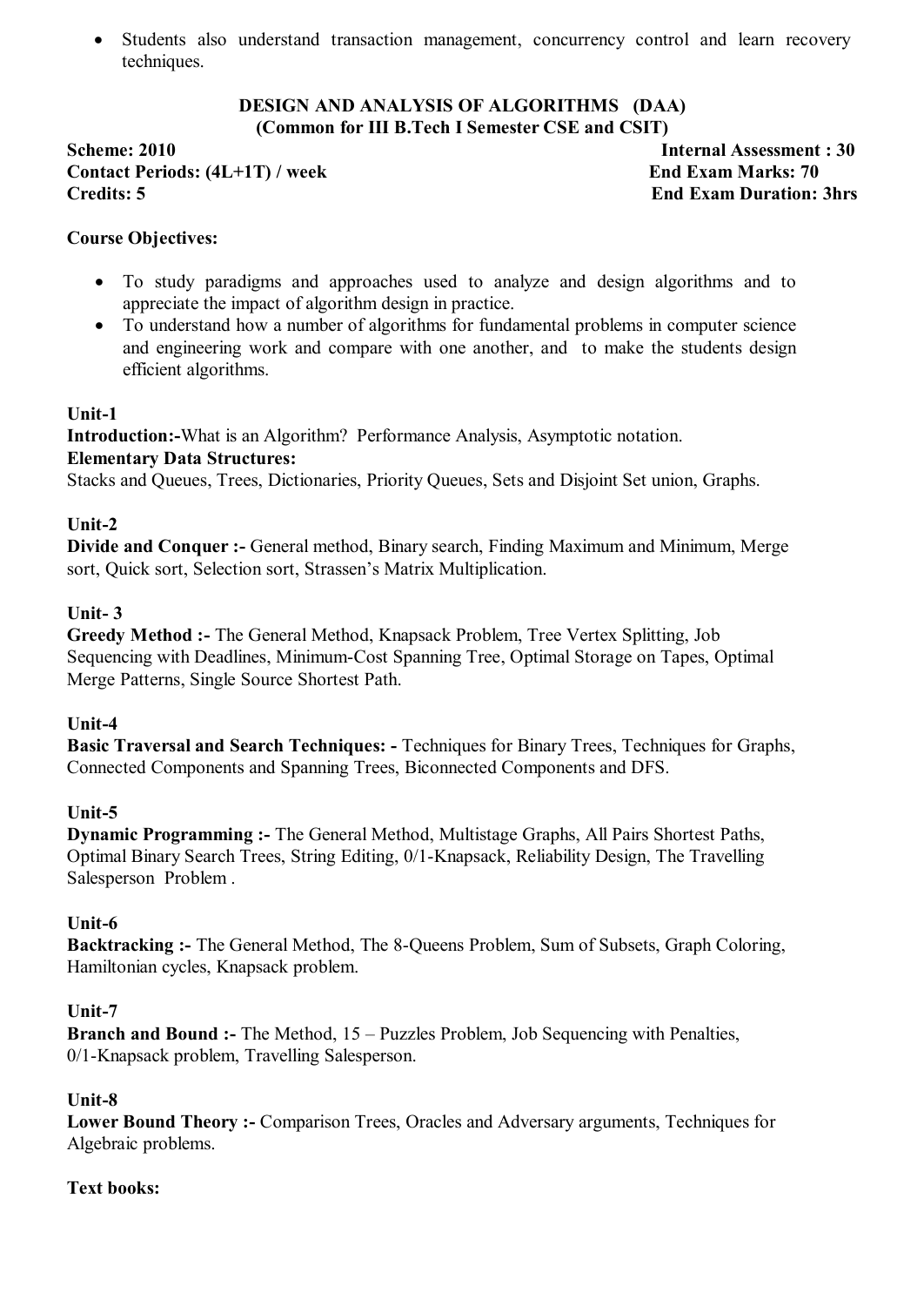- Students also understand transaction management, concurrency control and learn recovery techniques.

## DESIGN AND ANALYSIS OF ALGORITHMS (DAA)
### (Common for III B.Tech I Semester CSE and CSIT)

**Scheme: 2010** | **Internal Assessment : 30**
**Contact Periods: (4L+1T) / week** | **End Exam Marks: 70**
**Credits: 5** | **End Exam Duration: 3hrs**

**Course Objectives:**

- To study paradigms and approaches used to analyze and design algorithms and to appreciate the impact of algorithm design in practice.
- To understand how a number of algorithms for fundamental problems in computer science and engineering work and compare with one another, and to make the students design efficient algorithms.

**Unit-1**
**Introduction:-**What is an Algorithm? Performance Analysis, Asymptotic notation.
**Elementary Data Structures:**
Stacks and Queues, Trees, Dictionaries, Priority Queues, Sets and Disjoint Set union, Graphs.

**Unit-2**
**Divide and Conquer :-** General method, Binary search, Finding Maximum and Minimum, Merge sort, Quick sort, Selection sort, Strassen's Matrix Multiplication.

**Unit- 3**
**Greedy Method :-** The General Method, Knapsack Problem, Tree Vertex Splitting, Job Sequencing with Deadlines, Minimum-Cost Spanning Tree, Optimal Storage on Tapes, Optimal Merge Patterns, Single Source Shortest Path.

**Unit-4**
**Basic Traversal and Search Techniques: -** Techniques for Binary Trees, Techniques for Graphs, Connected Components and Spanning Trees, Biconnected Components and DFS.

**Unit-5**
**Dynamic Programming :-** The General Method, Multistage Graphs, All Pairs Shortest Paths, Optimal Binary Search Trees, String Editing, 0/1-Knapsack, Reliability Design, The Travelling Salesperson Problem .

**Unit-6**
**Backtracking :-** The General Method, The 8-Queens Problem, Sum of Subsets, Graph Coloring, Hamiltonian cycles, Knapsack problem.

**Unit-7**
**Branch and Bound :-** The Method, 15 – Puzzles Problem, Job Sequencing with Penalties, 0/1-Knapsack problem, Travelling Salesperson.

**Unit-8**
**Lower Bound Theory :-** Comparison Trees, Oracles and Adversary arguments, Techniques for Algebraic problems.

**Text books:**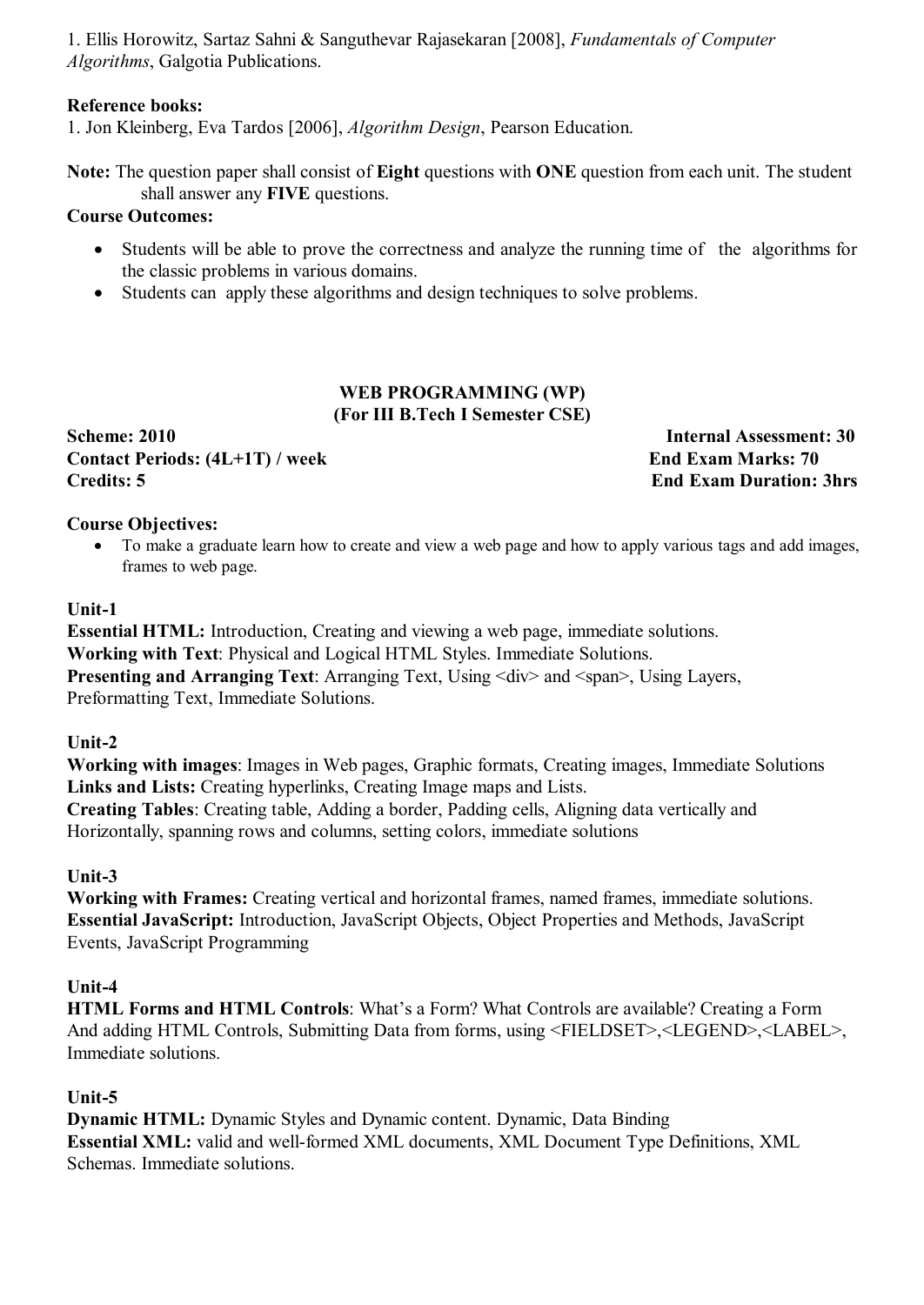1. Ellis Horowitz, Sartaz Sahni & Sanguthevar Rajasekaran [2008], *Fundamentals of Computer Algorithms*, Galgotia Publications.

**Reference books:**

1. Jon Kleinberg, Eva Tardos [2006], *Algorithm Design*, Pearson Education.

**Note:** The question paper shall consist of **Eight** questions with **ONE** question from each unit. The student shall answer any **FIVE** questions.

**Course Outcomes:**

- Students will be able to prove the correctness and analyze the running time of the algorithms for the classic problems in various domains.
- Students can apply these algorithms and design techniques to solve problems.

## WEB PROGRAMMING (WP)
### (For III B.Tech I Semester CSE)

**Scheme: 2010** **Internal Assessment: 30**
**Contact Periods: (4L+1T) / week** **End Exam Marks: 70**
**Credits: 5** **End Exam Duration: 3hrs**

**Course Objectives:**

- To make a graduate learn how to create and view a web page and how to apply various tags and add images, frames to web page.

**Unit-1**

**Essential HTML:** Introduction, Creating and viewing a web page, immediate solutions.
**Working with Text**: Physical and Logical HTML Styles. Immediate Solutions.
**Presenting and Arranging Text**: Arranging Text, Using <div> and <span>, Using Layers, Preformatting Text, Immediate Solutions.

**Unit-2**

**Working with images**: Images in Web pages, Graphic formats, Creating images, Immediate Solutions
**Links and Lists:** Creating hyperlinks, Creating Image maps and Lists.
**Creating Tables**: Creating table, Adding a border, Padding cells, Aligning data vertically and Horizontally, spanning rows and columns, setting colors, immediate solutions

**Unit-3**

**Working with Frames:** Creating vertical and horizontal frames, named frames, immediate solutions.
**Essential JavaScript:** Introduction, JavaScript Objects, Object Properties and Methods, JavaScript Events, JavaScript Programming

**Unit-4**

**HTML Forms and HTML Controls**: What's a Form? What Controls are available? Creating a Form And adding HTML Controls, Submitting Data from forms, using <FIELDSET>,<LEGEND>,<LABEL>, Immediate solutions.

**Unit-5**

**Dynamic HTML:** Dynamic Styles and Dynamic content. Dynamic, Data Binding
**Essential XML:** valid and well-formed XML documents, XML Document Type Definitions, XML Schemas. Immediate solutions.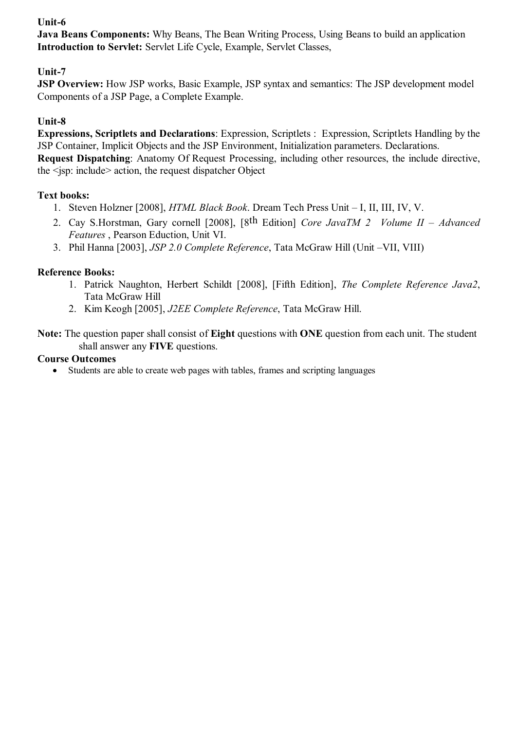**Unit-6**

**Java Beans Components:** Why Beans, The Bean Writing Process, Using Beans to build an application
**Introduction to Servlet:** Servlet Life Cycle, Example, Servlet Classes,

**Unit-7**

**JSP Overview:** How JSP works, Basic Example, JSP syntax and semantics: The JSP development model Components of a JSP Page, a Complete Example.

**Unit-8**

**Expressions, Scriptlets and Declarations**: Expression, Scriptlets : Expression, Scriptlets Handling by the JSP Container, Implicit Objects and the JSP Environment, Initialization parameters. Declarations.
**Request Dispatching**: Anatomy Of Request Processing, including other resources, the include directive, the <jsp: include> action, the request dispatcher Object

**Text books:**

1. Steven Holzner [2008], *HTML Black Book*. Dream Tech Press Unit – I, II, III, IV, V.
2. Cay S.Horstman, Gary cornell [2008], [8th Edition] *Core JavaTM 2 Volume II – Advanced Features* , Pearson Eduction, Unit VI.
3. Phil Hanna [2003], *JSP 2.0 Complete Reference*, Tata McGraw Hill (Unit –VII, VIII)

**Reference Books:**

1. Patrick Naughton, Herbert Schildt [2008], [Fifth Edition], *The Complete Reference Java2*, Tata McGraw Hill
2. Kim Keogh [2005], *J2EE Complete Reference*, Tata McGraw Hill.

**Note:** The question paper shall consist of **Eight** questions with **ONE** question from each unit. The student shall answer any **FIVE** questions.

**Course Outcomes**

- Students are able to create web pages with tables, frames and scripting languages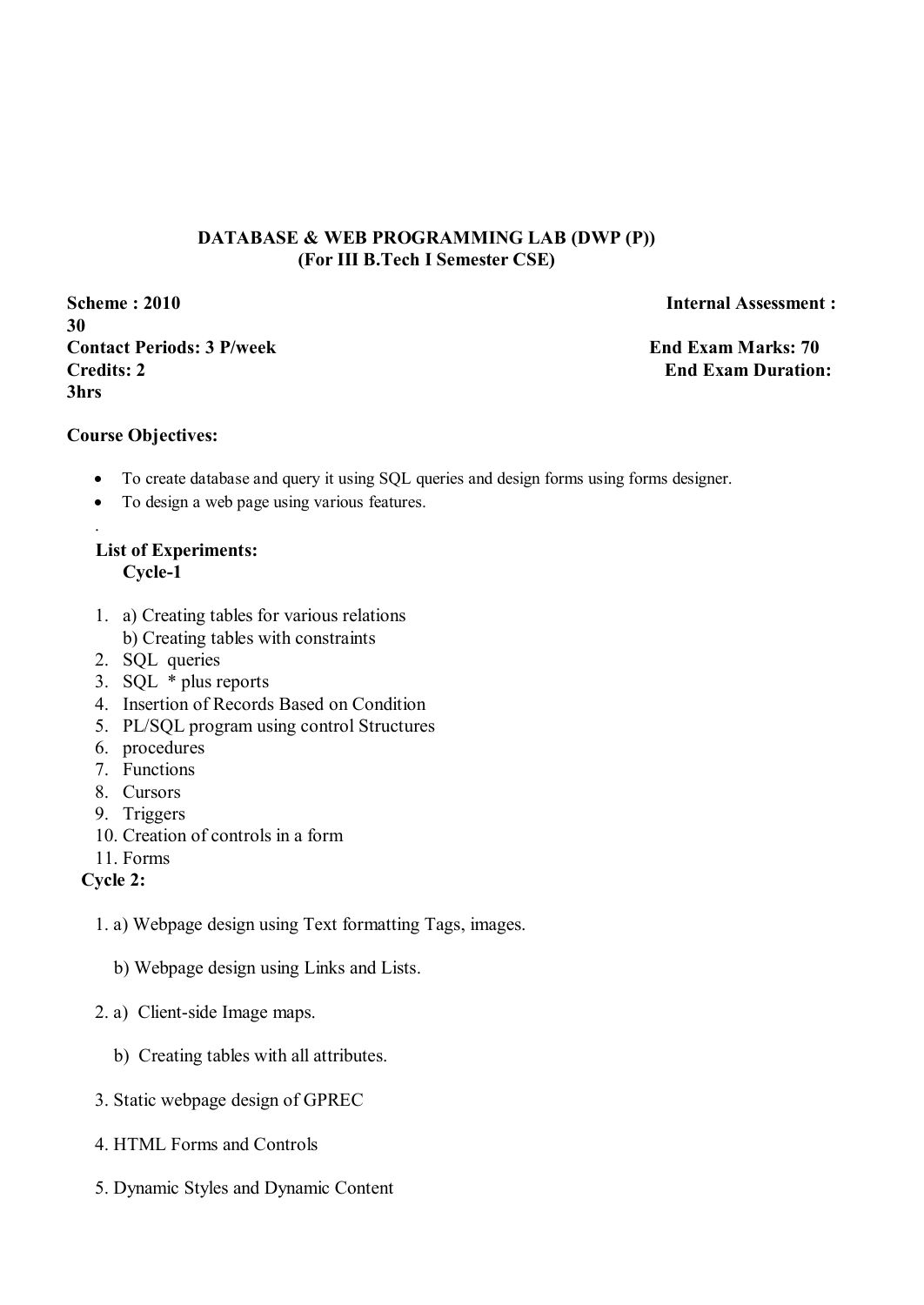**DATABASE & WEB PROGRAMMING LAB (DWP (P))**
**(For III B.Tech I Semester CSE)**

**Scheme : 2010** **Internal Assessment : 30**
**Contact Periods: 3 P/week** **End Exam Marks: 70**
**Credits: 2** **End Exam Duration: 3hrs**

**Course Objectives:**

- To create database and query it using SQL queries and design forms using forms designer.
- To design a web page using various features.

.

**List of Experiments:**

**Cycle-1**

1. a) Creating tables for various relations
   b) Creating tables with constraints
2. SQL queries
3. SQL * plus reports
4. Insertion of Records Based on Condition
5. PL/SQL program using control Structures
6. procedures
7. Functions
8. Cursors
9. Triggers
10. Creation of controls in a form
11. Forms

**Cycle 2:**

1. a) Webpage design using Text formatting Tags, images.

   b) Webpage design using Links and Lists.

2. a) Client-side Image maps.

   b) Creating tables with all attributes.

3. Static webpage design of GPREC

4. HTML Forms and Controls

5. Dynamic Styles and Dynamic Content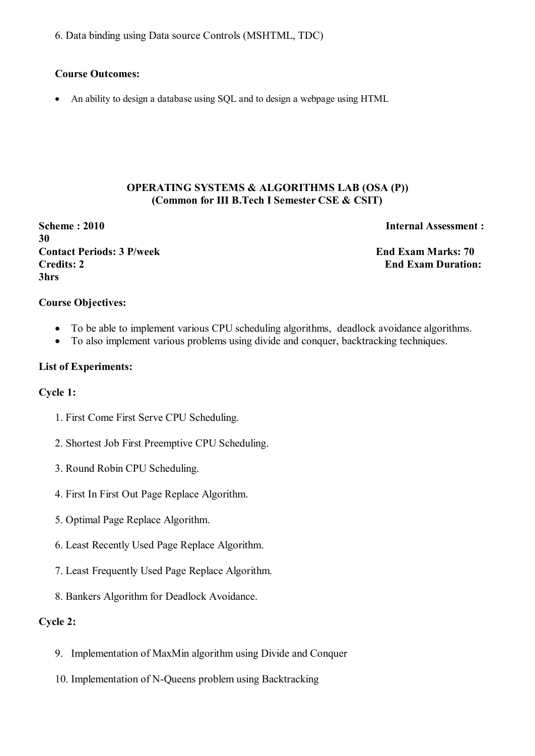6. Data binding using Data source Controls (MSHTML, TDC)

**Course Outcomes:**

- An ability to design a database using SQL and to design a webpage using HTML

## OPERATING SYSTEMS & ALGORITHMS LAB (OSA (P))
### (Common for III B.Tech I Semester CSE & CSIT)

**Scheme : 2010** **Internal Assessment : 30**
**Contact Periods: 3 P/week** **End Exam Marks: 70**
**Credits: 2** **End Exam Duration: 3hrs**

**Course Objectives:**

- To be able to implement various CPU scheduling algorithms, deadlock avoidance algorithms.
- To also implement various problems using divide and conquer, backtracking techniques.

**List of Experiments:**

**Cycle 1:**

1. First Come First Serve CPU Scheduling.
2. Shortest Job First Preemptive CPU Scheduling.
3. Round Robin CPU Scheduling.
4. First In First Out Page Replace Algorithm.
5. Optimal Page Replace Algorithm.
6. Least Recently Used Page Replace Algorithm.
7. Least Frequently Used Page Replace Algorithm.
8. Bankers Algorithm for Deadlock Avoidance.

**Cycle 2:**

9. Implementation of MaxMin algorithm using Divide and Conquer
10. Implementation of N-Queens problem using Backtracking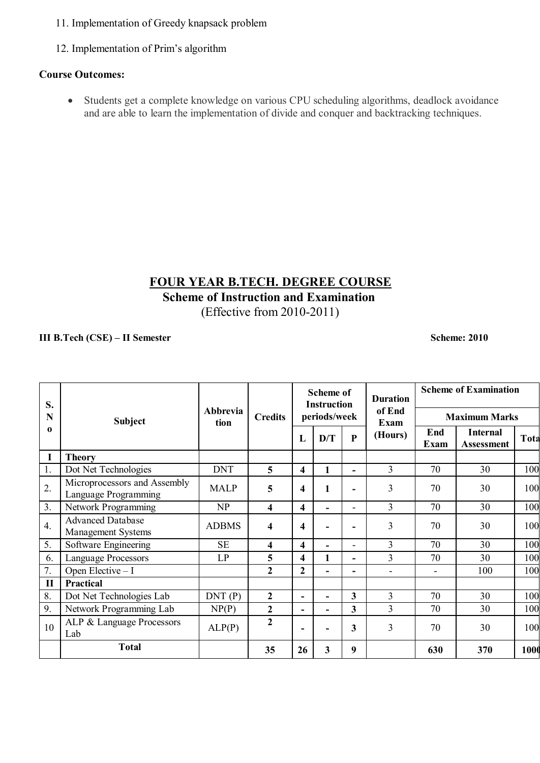11. Implementation of Greedy knapsack problem

12. Implementation of Prim's algorithm

**Course Outcomes:**

- Students get a complete knowledge on various CPU scheduling algorithms, deadlock avoidance and are able to learn the implementation of divide and conquer and backtracking techniques.

## FOUR YEAR B.TECH. DEGREE COURSE

### Scheme of Instruction and Examination

(Effective from 2010-2011)

**III B.Tech (CSE) – II Semester** **Scheme: 2010**

| S. No | Subject | Abbreviation | Credits | Scheme of Instruction periods/week | | | Duration of End Exam (Hours) | Scheme of Examination Maximum Marks | | |
|---|---|---|---|---|---|---|---|---|---|---|
| | | | | L | D/T | P | | End Exam | Internal Assessment | Total |
| **I** | **Theory** | | | | | | | | | |
| 1. | Dot Net Technologies | DNT | **5** | **4** | **1** | **-** | 3 | 70 | 30 | 100 |
| 2. | Microprocessors and Assembly Language Programming | MALP | **5** | **4** | **1** | **-** | 3 | 70 | 30 | 100 |
| 3. | Network Programming | NP | **4** | **4** | **-** | - | 3 | 70 | 30 | 100 |
| 4. | Advanced Database Management Systems | ADBMS | **4** | **4** | **-** | **-** | 3 | 70 | 30 | 100 |
| 5. | Software Engineering | SE | **4** | **4** | **-** | - | 3 | 70 | 30 | 100 |
| 6. | Language Processors | LP | **5** | **4** | **1** | **-** | 3 | 70 | 30 | 100 |
| 7. | Open Elective – I | | **2** | **2** | **-** | **-** | - | - | 100 | 100 |
| **II** | **Practical** | | | | | | | | | |
| 8. | Dot Net Technologies Lab | DNT (P) | **2** | **-** | **-** | **3** | 3 | 70 | 30 | 100 |
| 9. | Network Programming Lab | NP(P) | **2** | **-** | **-** | **3** | 3 | 70 | 30 | 100 |
| 10 | ALP & Language Processors Lab | ALP(P) | **2** | **-** | **-** | **3** | 3 | 70 | 30 | 100 |
| | **Total** | | **35** | **26** | **3** | **9** | | **630** | **370** | **1000** |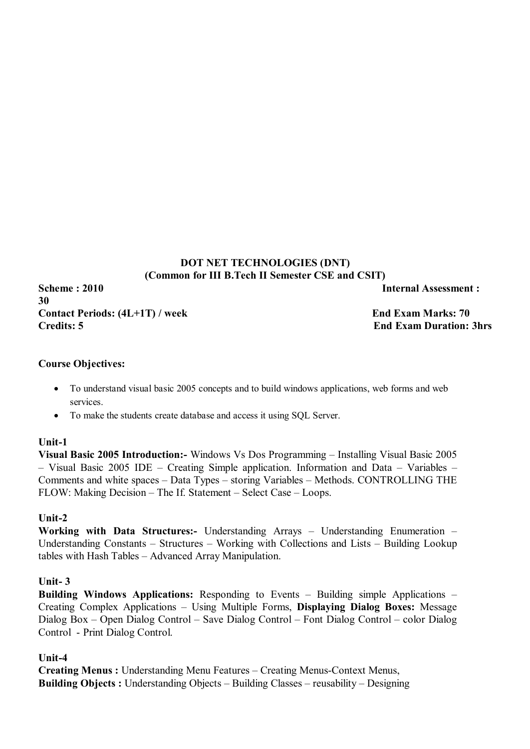**DOT NET TECHNOLOGIES (DNT)**
**(Common for III B.Tech II Semester CSE and CSIT)**

**Scheme : 2010** **Internal Assessment : 30**
**Contact Periods: (4L+1T) / week** **End Exam Marks: 70**
**Credits: 5** **End Exam Duration: 3hrs**

**Course Objectives:**

- To understand visual basic 2005 concepts and to build windows applications, web forms and web services.
- To make the students create database and access it using SQL Server.

**Unit-1**
**Visual Basic 2005 Introduction:-** Windows Vs Dos Programming – Installing Visual Basic 2005 – Visual Basic 2005 IDE – Creating Simple application. Information and Data – Variables – Comments and white spaces – Data Types – storing Variables – Methods. CONTROLLING THE FLOW: Making Decision – The If. Statement – Select Case – Loops.

**Unit-2**
**Working with Data Structures:-** Understanding Arrays – Understanding Enumeration – Understanding Constants – Structures – Working with Collections and Lists – Building Lookup tables with Hash Tables – Advanced Array Manipulation.

**Unit- 3**
**Building Windows Applications:** Responding to Events – Building simple Applications – Creating Complex Applications – Using Multiple Forms, **Displaying Dialog Boxes:** Message Dialog Box – Open Dialog Control – Save Dialog Control – Font Dialog Control – color Dialog Control - Print Dialog Control.

**Unit-4**
**Creating Menus :** Understanding Menu Features – Creating Menus-Context Menus,
**Building Objects :** Understanding Objects – Building Classes – reusability – Designing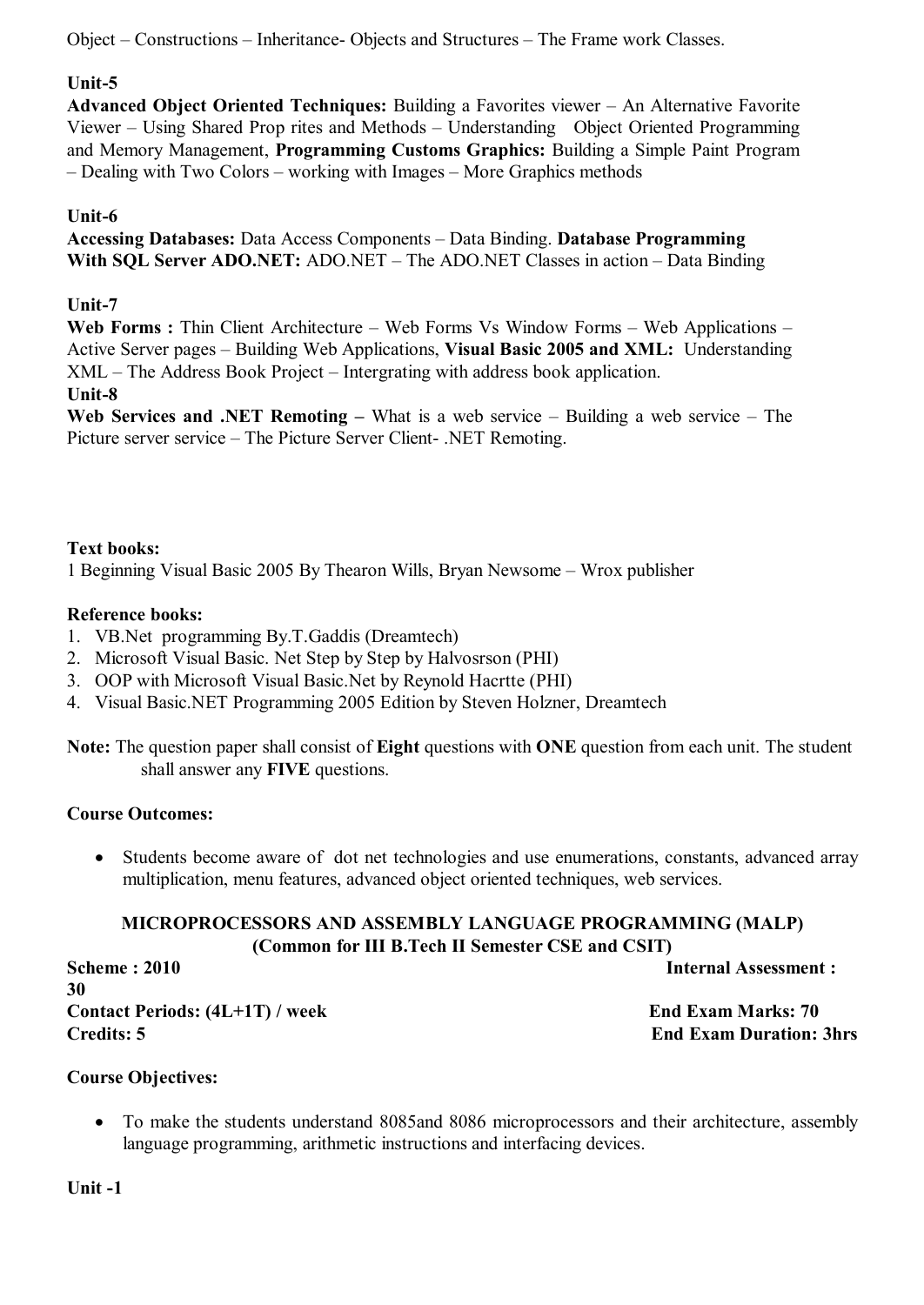Object – Constructions – Inheritance- Objects and Structures – The Frame work Classes.

**Unit-5**

**Advanced Object Oriented Techniques:** Building a Favorites viewer – An Alternative Favorite Viewer – Using Shared Prop rites and Methods – Understanding Object Oriented Programming and Memory Management, **Programming Customs Graphics:** Building a Simple Paint Program – Dealing with Two Colors – working with Images – More Graphics methods

**Unit-6**

**Accessing Databases:** Data Access Components – Data Binding. **Database Programming With SQL Server ADO.NET:** ADO.NET – The ADO.NET Classes in action – Data Binding

**Unit-7**

**Web Forms :** Thin Client Architecture – Web Forms Vs Window Forms – Web Applications – Active Server pages – Building Web Applications, **Visual Basic 2005 and XML:** Understanding XML – The Address Book Project – Intergrating with address book application.

**Unit-8**

**Web Services and .NET Remoting –** What is a web service – Building a web service – The Picture server service – The Picture Server Client- .NET Remoting.

**Text books:**

1 Beginning Visual Basic 2005 By Thearon Wills, Bryan Newsome – Wrox publisher

**Reference books:**

1. VB.Net programming By.T.Gaddis (Dreamtech)
2. Microsoft Visual Basic. Net Step by Step by Halvosrson (PHI)
3. OOP with Microsoft Visual Basic.Net by Reynold Hacrtte (PHI)
4. Visual Basic.NET Programming 2005 Edition by Steven Holzner, Dreamtech

**Note:** The question paper shall consist of **Eight** questions with **ONE** question from each unit. The student shall answer any **FIVE** questions.

**Course Outcomes:**

- Students become aware of dot net technologies and use enumerations, constants, advanced array multiplication, menu features, advanced object oriented techniques, web services.

## MICROPROCESSORS AND ASSEMBLY LANGUAGE PROGRAMMING (MALP)
### (Common for III B.Tech II Semester CSE and CSIT)

**Scheme : 2010** | **Internal Assessment : 30**

**Contact Periods: (4L+1T) / week** | **End Exam Marks: 70**

**Credits: 5** | **End Exam Duration: 3hrs**

**Course Objectives:**

- To make the students understand 8085and 8086 microprocessors and their architecture, assembly language programming, arithmetic instructions and interfacing devices.

**Unit -1**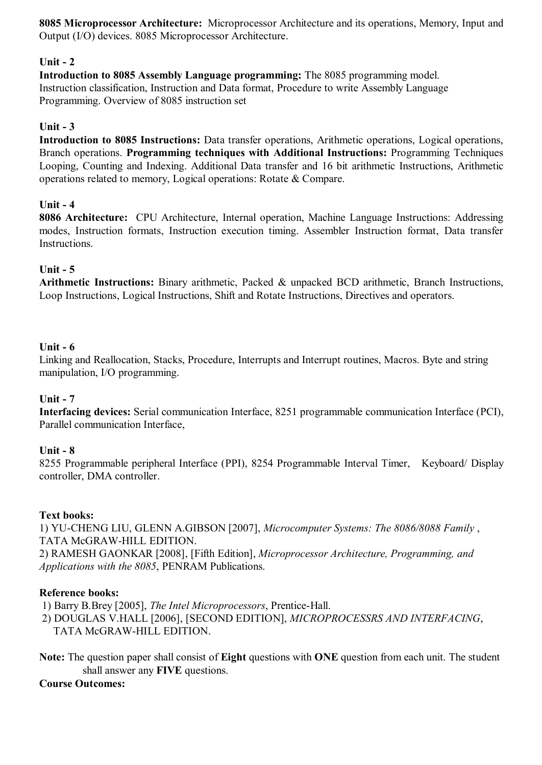**8085 Microprocessor Architecture:** Microprocessor Architecture and its operations, Memory, Input and Output (I/O) devices. 8085 Microprocessor Architecture.

**Unit - 2**

**Introduction to 8085 Assembly Language programming:** The 8085 programming model. Instruction classification, Instruction and Data format, Procedure to write Assembly Language Programming. Overview of 8085 instruction set

**Unit - 3**

**Introduction to 8085 Instructions:** Data transfer operations, Arithmetic operations, Logical operations, Branch operations. **Programming techniques with Additional Instructions:** Programming Techniques Looping, Counting and Indexing. Additional Data transfer and 16 bit arithmetic Instructions, Arithmetic operations related to memory, Logical operations: Rotate & Compare.

**Unit - 4**

**8086 Architecture:** CPU Architecture, Internal operation, Machine Language Instructions: Addressing modes, Instruction formats, Instruction execution timing. Assembler Instruction format, Data transfer Instructions.

**Unit - 5**

**Arithmetic Instructions:** Binary arithmetic, Packed & unpacked BCD arithmetic, Branch Instructions, Loop Instructions, Logical Instructions, Shift and Rotate Instructions, Directives and operators.

**Unit - 6**

Linking and Reallocation, Stacks, Procedure, Interrupts and Interrupt routines, Macros. Byte and string manipulation, I/O programming.

**Unit - 7**

**Interfacing devices:** Serial communication Interface, 8251 programmable communication Interface (PCI), Parallel communication Interface,

**Unit - 8**

8255 Programmable peripheral Interface (PPI), 8254 Programmable Interval Timer, Keyboard/ Display controller, DMA controller.

**Text books:**

1) YU-CHENG LIU, GLENN A.GIBSON [2007], *Microcomputer Systems: The 8086/8088 Family* , TATA McGRAW-HILL EDITION.
2) RAMESH GAONKAR [2008], [Fifth Edition], *Microprocessor Architecture, Programming, and Applications with the 8085*, PENRAM Publications.

**Reference books:**

1) Barry B.Brey [2005], *The Intel Microprocessors*, Prentice-Hall.
2) DOUGLAS V.HALL [2006], [SECOND EDITION], *MICROPROCESSRS AND INTERFACING*, TATA McGRAW-HILL EDITION.

**Note:** The question paper shall consist of **Eight** questions with **ONE** question from each unit. The student shall answer any **FIVE** questions.

**Course Outcomes:**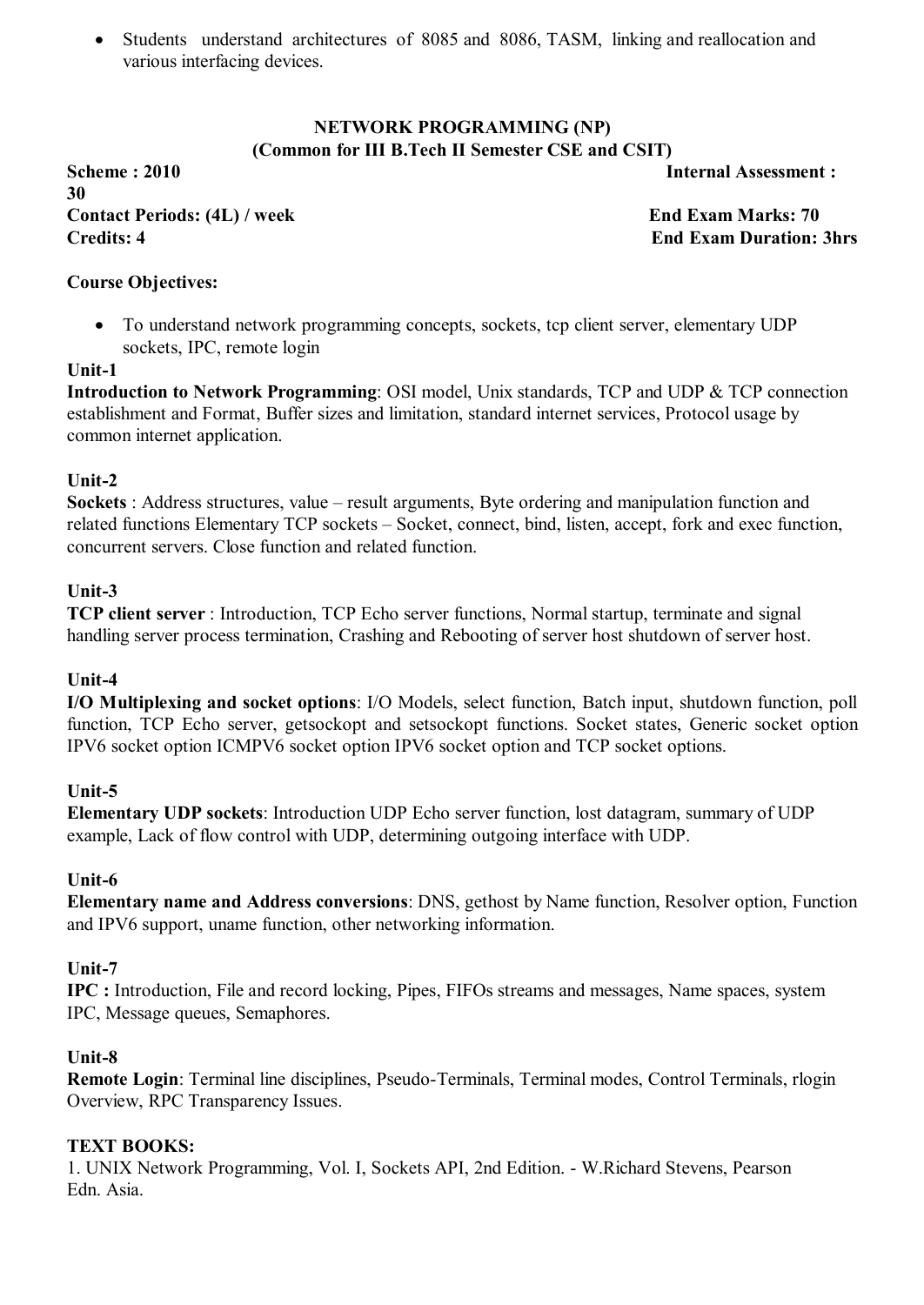- Students understand architectures of 8085 and 8086, TASM, linking and reallocation and various interfacing devices.

## NETWORK PROGRAMMING (NP)
### (Common for III B.Tech II Semester CSE and CSIT)

**Scheme : 2010** **Internal Assessment : 30**
**Contact Periods: (4L) / week** **End Exam Marks: 70**
**Credits: 4** **End Exam Duration: 3hrs**

**Course Objectives:**

- To understand network programming concepts, sockets, tcp client server, elementary UDP sockets, IPC, remote login

**Unit-1**
**Introduction to Network Programming**: OSI model, Unix standards, TCP and UDP & TCP connection establishment and Format, Buffer sizes and limitation, standard internet services, Protocol usage by common internet application.

**Unit-2**
**Sockets** : Address structures, value – result arguments, Byte ordering and manipulation function and related functions Elementary TCP sockets – Socket, connect, bind, listen, accept, fork and exec function, concurrent servers. Close function and related function.

**Unit-3**
**TCP client server** : Introduction, TCP Echo server functions, Normal startup, terminate and signal handling server process termination, Crashing and Rebooting of server host shutdown of server host.

**Unit-4**
**I/O Multiplexing and socket options**: I/O Models, select function, Batch input, shutdown function, poll function, TCP Echo server, getsockopt and setsockopt functions. Socket states, Generic socket option IPV6 socket option ICMPV6 socket option IPV6 socket option and TCP socket options.

**Unit-5**
**Elementary UDP sockets**: Introduction UDP Echo server function, lost datagram, summary of UDP example, Lack of flow control with UDP, determining outgoing interface with UDP.

**Unit-6**
**Elementary name and Address conversions**: DNS, gethost by Name function, Resolver option, Function and IPV6 support, uname function, other networking information.

**Unit-7**
**IPC :** Introduction, File and record locking, Pipes, FIFOs streams and messages, Name spaces, system IPC, Message queues, Semaphores.

**Unit-8**
**Remote Login**: Terminal line disciplines, Pseudo-Terminals, Terminal modes, Control Terminals, rlogin Overview, RPC Transparency Issues.

**TEXT BOOKS:**
1. UNIX Network Programming, Vol. I, Sockets API, 2nd Edition. - W.Richard Stevens, Pearson Edn. Asia.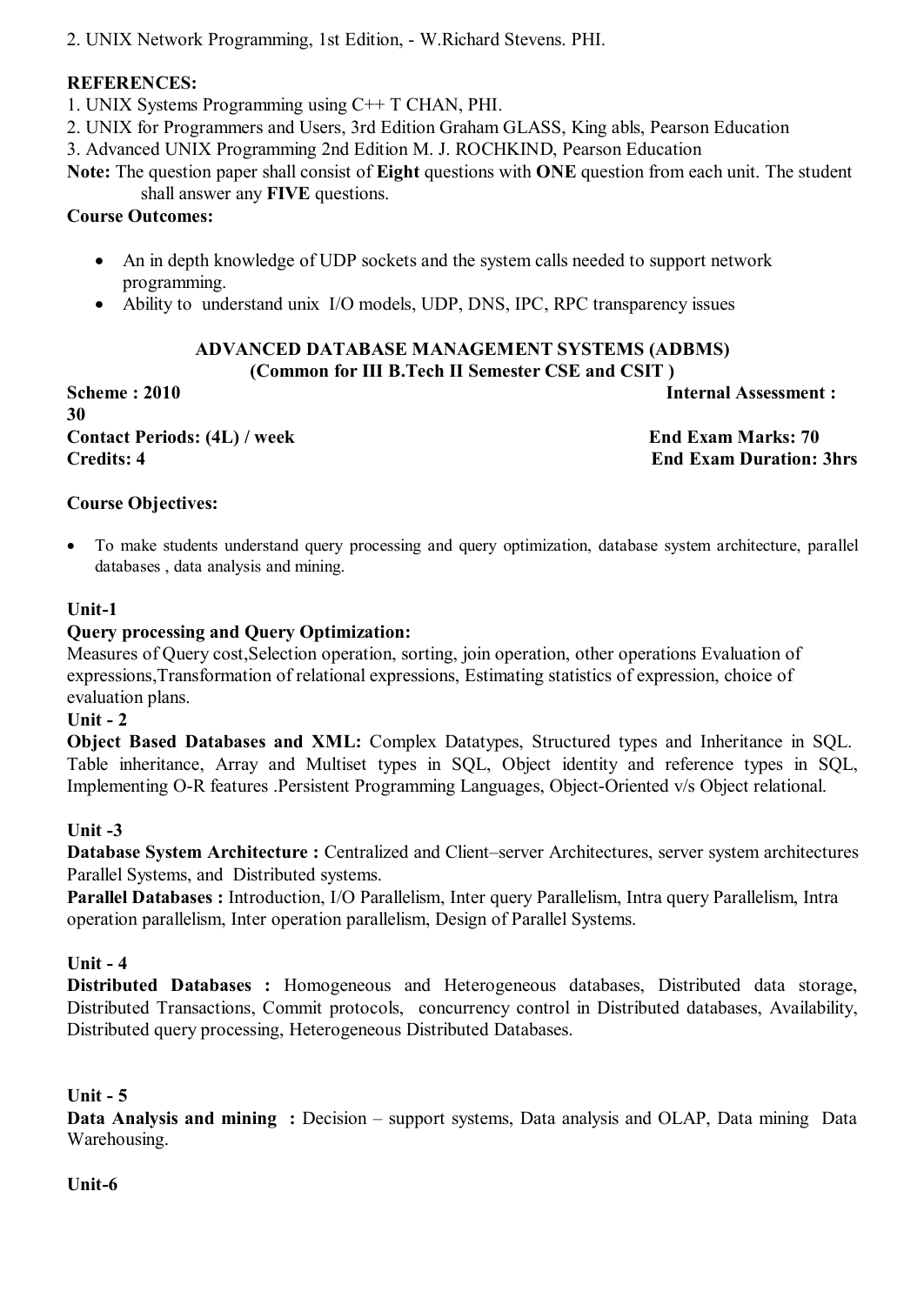2. UNIX Network Programming, 1st Edition, - W.Richard Stevens. PHI.

**REFERENCES:**

1. UNIX Systems Programming using C++ T CHAN, PHI.
2. UNIX for Programmers and Users, 3rd Edition Graham GLASS, King abls, Pearson Education
3. Advanced UNIX Programming 2nd Edition M. J. ROCHKIND, Pearson Education

**Note:** The question paper shall consist of **Eight** questions with **ONE** question from each unit. The student shall answer any **FIVE** questions.

**Course Outcomes:**

- An in depth knowledge of UDP sockets and the system calls needed to support network programming.
- Ability to understand unix I/O models, UDP, DNS, IPC, RPC transparency issues

## ADVANCED DATABASE MANAGEMENT SYSTEMS (ADBMS)
### (Common for III B.Tech II Semester CSE and CSIT )

**Scheme : 2010** **Internal Assessment : 30**
**Contact Periods: (4L) / week** **End Exam Marks: 70**
**Credits: 4** **End Exam Duration: 3hrs**

**Course Objectives:**

- To make students understand query processing and query optimization, database system architecture, parallel databases , data analysis and mining.

**Unit-1**

**Query processing and Query Optimization:**
Measures of Query cost,Selection operation, sorting, join operation, other operations Evaluation of expressions,Transformation of relational expressions, Estimating statistics of expression, choice of evaluation plans.

**Unit - 2**

**Object Based Databases and XML:** Complex Datatypes, Structured types and Inheritance in SQL. Table inheritance, Array and Multiset types in SQL, Object identity and reference types in SQL, Implementing O-R features .Persistent Programming Languages, Object-Oriented v/s Object relational.

**Unit -3**

**Database System Architecture :** Centralized and Client–server Architectures, server system architectures Parallel Systems, and Distributed systems.

**Parallel Databases :** Introduction, I/O Parallelism, Inter query Parallelism, Intra query Parallelism, Intra operation parallelism, Inter operation parallelism, Design of Parallel Systems.

**Unit - 4**

**Distributed Databases :** Homogeneous and Heterogeneous databases, Distributed data storage, Distributed Transactions, Commit protocols, concurrency control in Distributed databases, Availability, Distributed query processing, Heterogeneous Distributed Databases.

**Unit - 5**

**Data Analysis and mining :** Decision – support systems, Data analysis and OLAP, Data mining Data Warehousing.

**Unit-6**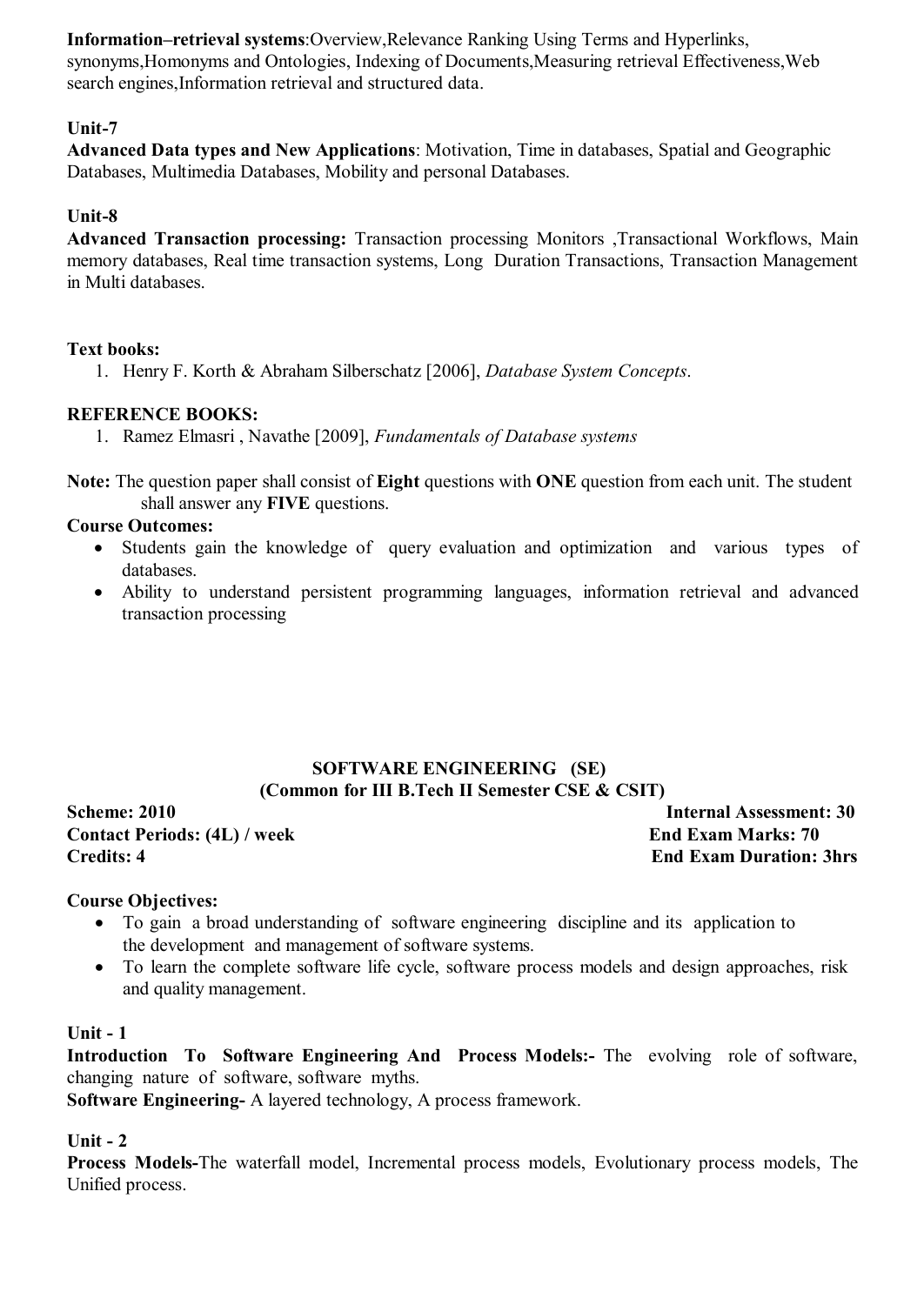**Information–retrieval systems**:Overview,Relevance Ranking Using Terms and Hyperlinks, synonyms,Homonyms and Ontologies, Indexing of Documents,Measuring retrieval Effectiveness,Web search engines,Information retrieval and structured data.

**Unit-7**

**Advanced Data types and New Applications**: Motivation, Time in databases, Spatial and Geographic Databases, Multimedia Databases, Mobility and personal Databases.

**Unit-8**

**Advanced Transaction processing:** Transaction processing Monitors ,Transactional Workflows, Main memory databases, Real time transaction systems, Long Duration Transactions, Transaction Management in Multi databases.

**Text books:**

1. Henry F. Korth & Abraham Silberschatz [2006], *Database System Concepts*.

**REFERENCE BOOKS:**

1. Ramez Elmasri , Navathe [2009], *Fundamentals of Database systems*

**Note:** The question paper shall consist of **Eight** questions with **ONE** question from each unit. The student shall answer any **FIVE** questions.

**Course Outcomes:**

- Students gain the knowledge of query evaluation and optimization and various types of databases.
- Ability to understand persistent programming languages, information retrieval and advanced transaction processing

## SOFTWARE ENGINEERING (SE)

### (Common for III B.Tech II Semester CSE & CSIT)

**Scheme: 2010** | **Internal Assessment: 30**

**Contact Periods: (4L) / week** | **End Exam Marks: 70**

**Credits: 4** | **End Exam Duration: 3hrs**

**Course Objectives:**

- To gain a broad understanding of software engineering discipline and its application to the development and management of software systems.
- To learn the complete software life cycle, software process models and design approaches, risk and quality management.

**Unit - 1**

**Introduction To Software Engineering And Process Models:-** The evolving role of software, changing nature of software, software myths.

**Software Engineering-** A layered technology, A process framework.

**Unit - 2**

**Process Models-**The waterfall model, Incremental process models, Evolutionary process models, The Unified process.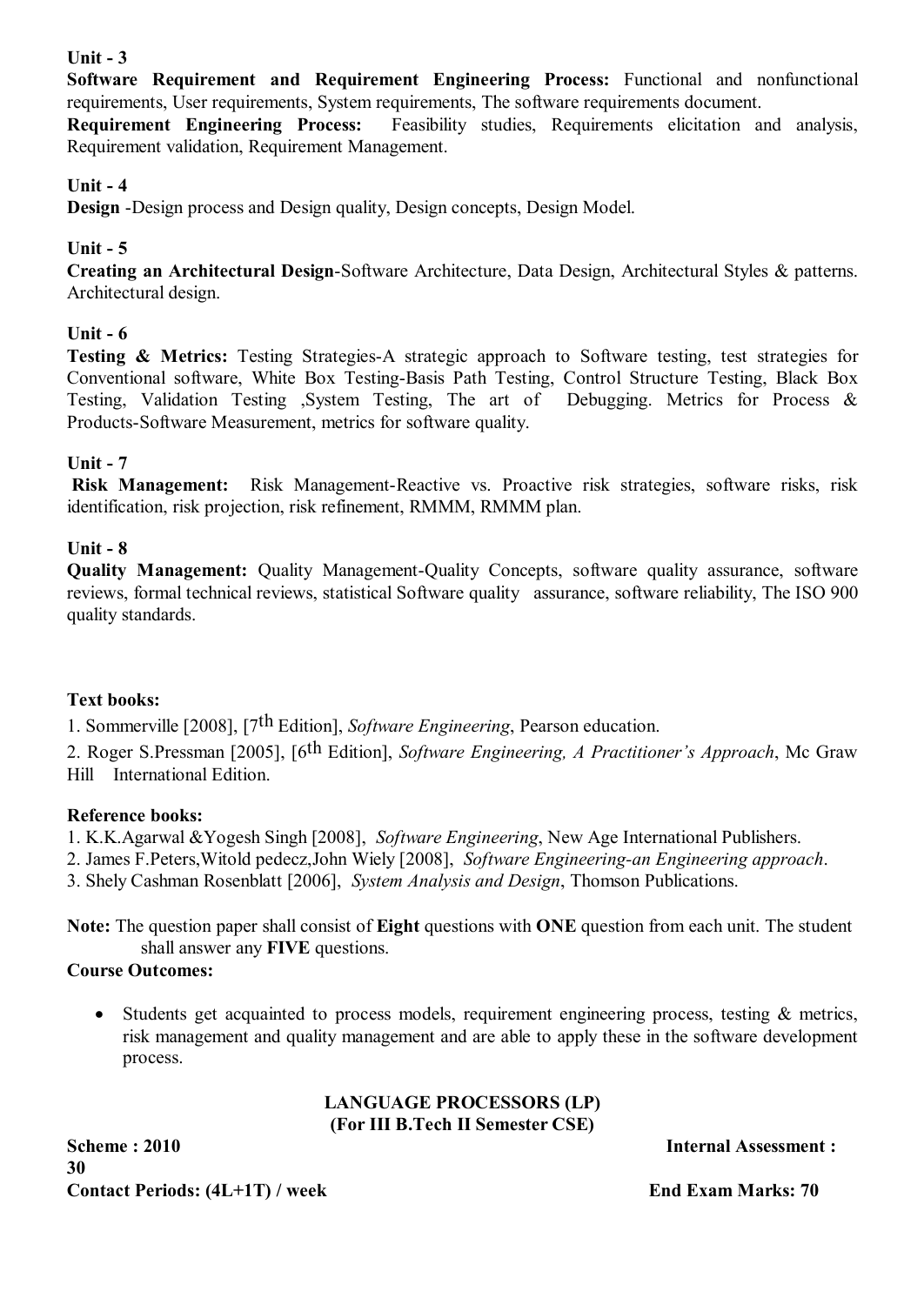**Unit - 3**

**Software Requirement and Requirement Engineering Process:** Functional and nonfunctional requirements, User requirements, System requirements, The software requirements document.

**Requirement Engineering Process:** Feasibility studies, Requirements elicitation and analysis, Requirement validation, Requirement Management.

**Unit - 4**

**Design** -Design process and Design quality, Design concepts, Design Model.

**Unit - 5**

**Creating an Architectural Design**-Software Architecture, Data Design, Architectural Styles & patterns. Architectural design.

**Unit - 6**

**Testing & Metrics:** Testing Strategies-A strategic approach to Software testing, test strategies for Conventional software, White Box Testing-Basis Path Testing, Control Structure Testing, Black Box Testing, Validation Testing ,System Testing, The art of Debugging. Metrics for Process & Products-Software Measurement, metrics for software quality.

**Unit - 7**

**Risk Management:** Risk Management-Reactive vs. Proactive risk strategies, software risks, risk identification, risk projection, risk refinement, RMMM, RMMM plan.

**Unit - 8**

**Quality Management:** Quality Management-Quality Concepts, software quality assurance, software reviews, formal technical reviews, statistical Software quality assurance, software reliability, The ISO 900 quality standards.

**Text books:**

1. Sommerville [2008], [7th Edition], *Software Engineering*, Pearson education.
2. Roger S.Pressman [2005], [6th Edition], *Software Engineering, A Practitioner's Approach*, Mc Graw Hill International Edition.

**Reference books:**

1. K.K.Agarwal &Yogesh Singh [2008], *Software Engineering*, New Age International Publishers.
2. James F.Peters,Witold pedecz,John Wiely [2008], *Software Engineering-an Engineering approach*.
3. Shely Cashman Rosenblatt [2006], *System Analysis and Design*, Thomson Publications.

**Note:** The question paper shall consist of **Eight** questions with **ONE** question from each unit. The student shall answer any **FIVE** questions.

**Course Outcomes:**

- Students get acquainted to process models, requirement engineering process, testing & metrics, risk management and quality management and are able to apply these in the software development process.

**LANGUAGE PROCESSORS (LP)**
**(For III B.Tech II Semester CSE)**

**Scheme : 2010** **Internal Assessment : 30**

**Contact Periods: (4L+1T) / week** **End Exam Marks: 70**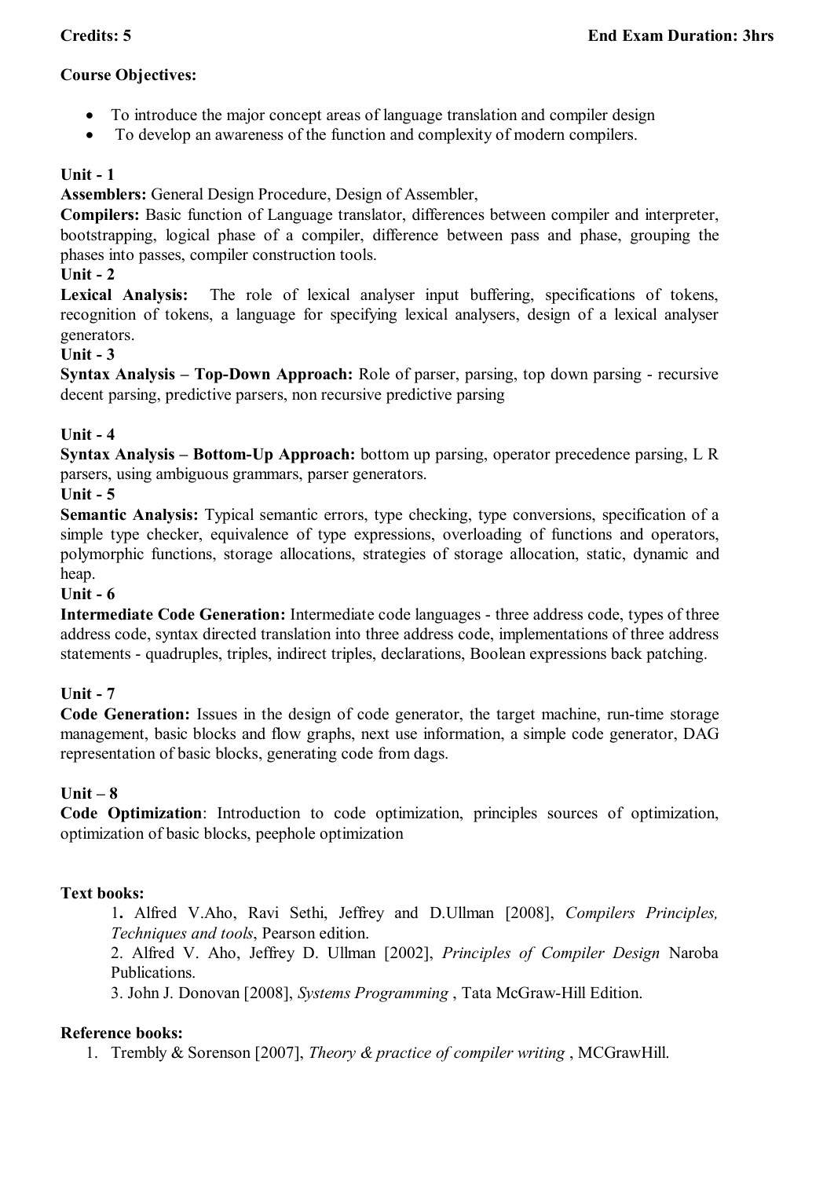**Credits: 5** **End Exam Duration: 3hrs**

**Course Objectives:**

- To introduce the major concept areas of language translation and compiler design
- To develop an awareness of the function and complexity of modern compilers.

**Unit - 1**

**Assemblers:** General Design Procedure, Design of Assembler,

**Compilers:** Basic function of Language translator, differences between compiler and interpreter, bootstrapping, logical phase of a compiler, difference between pass and phase, grouping the phases into passes, compiler construction tools.

**Unit - 2**

**Lexical Analysis:** The role of lexical analyser input buffering, specifications of tokens, recognition of tokens, a language for specifying lexical analysers, design of a lexical analyser generators.

**Unit - 3**

**Syntax Analysis – Top-Down Approach:** Role of parser, parsing, top down parsing - recursive decent parsing, predictive parsers, non recursive predictive parsing

**Unit - 4**

**Syntax Analysis – Bottom-Up Approach:** bottom up parsing, operator precedence parsing, L R parsers, using ambiguous grammars, parser generators.

**Unit - 5**

**Semantic Analysis:** Typical semantic errors, type checking, type conversions, specification of a simple type checker, equivalence of type expressions, overloading of functions and operators, polymorphic functions, storage allocations, strategies of storage allocation, static, dynamic and heap.

**Unit - 6**

**Intermediate Code Generation:** Intermediate code languages - three address code, types of three address code, syntax directed translation into three address code, implementations of three address statements - quadruples, triples, indirect triples, declarations, Boolean expressions back patching.

**Unit - 7**

**Code Generation:** Issues in the design of code generator, the target machine, run-time storage management, basic blocks and flow graphs, next use information, a simple code generator, DAG representation of basic blocks, generating code from dags.

**Unit – 8**

**Code Optimization**: Introduction to code optimization, principles sources of optimization, optimization of basic blocks, peephole optimization

**Text books:**

1. Alfred V.Aho, Ravi Sethi, Jeffrey and D.Ullman [2008], *Compilers Principles, Techniques and tools*, Pearson edition.
2. Alfred V. Aho, Jeffrey D. Ullman [2002], *Principles of Compiler Design* Naroba Publications.
3. John J. Donovan [2008], *Systems Programming* , Tata McGraw-Hill Edition.

**Reference books:**

1. Trembly & Sorenson [2007], *Theory & practice of compiler writing* , MCGrawHill.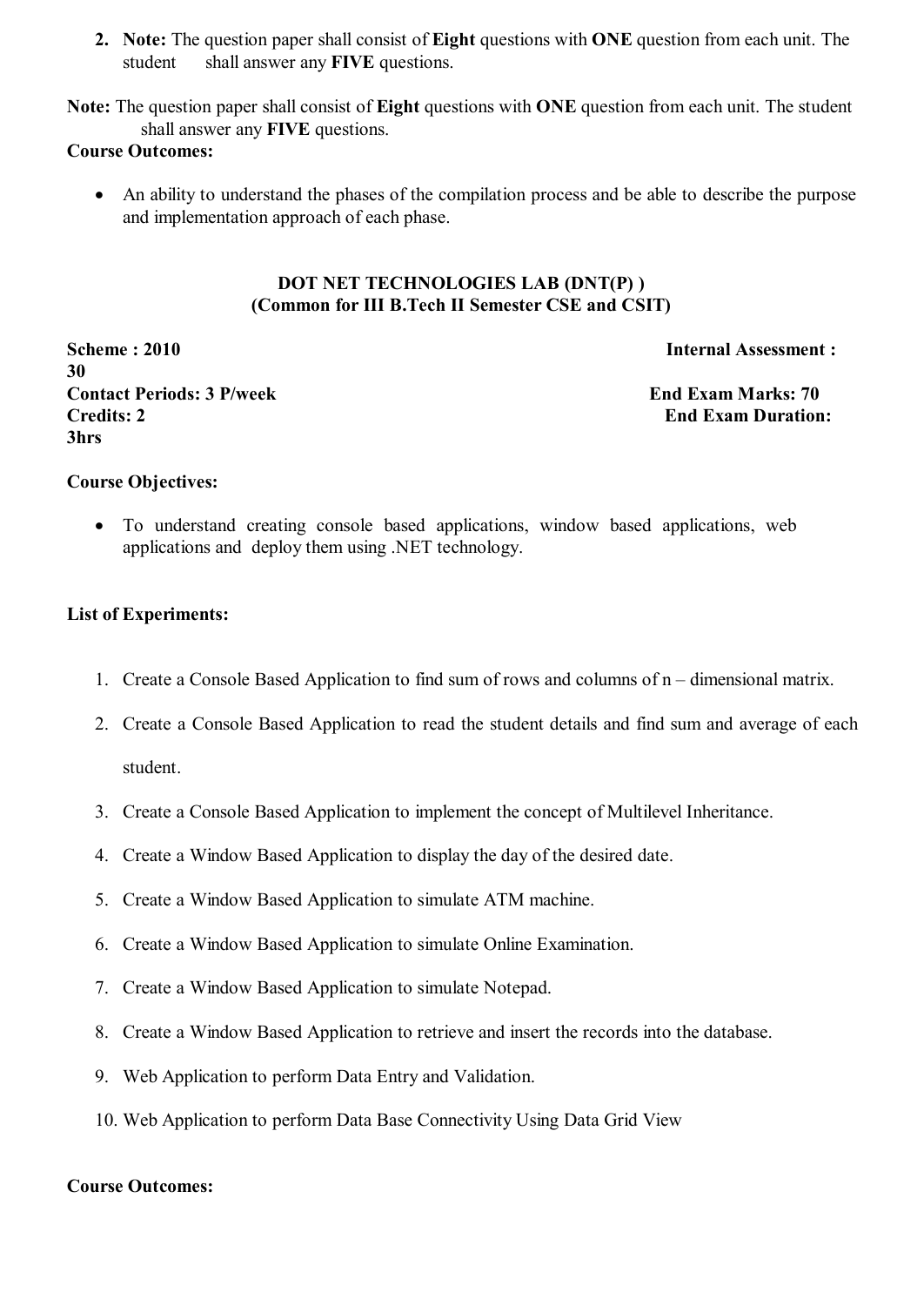2. **Note:** The question paper shall consist of **Eight** questions with **ONE** question from each unit. The student shall answer any **FIVE** questions.

**Note:** The question paper shall consist of **Eight** questions with **ONE** question from each unit. The student shall answer any **FIVE** questions.

**Course Outcomes:**

- An ability to understand the phases of the compilation process and be able to describe the purpose and implementation approach of each phase.

### DOT NET TECHNOLOGIES LAB (DNT(P) )
### (Common for III B.Tech II Semester CSE and CSIT)

**Scheme : 2010** **Internal Assessment : 30**
**Contact Periods: 3 P/week** **End Exam Marks: 70**
**Credits: 2** **End Exam Duration: 3hrs**

**Course Objectives:**

- To understand creating console based applications, window based applications, web applications and deploy them using .NET technology.

**List of Experiments:**

1. Create a Console Based Application to find sum of rows and columns of n – dimensional matrix.
2. Create a Console Based Application to read the student details and find sum and average of each student.
3. Create a Console Based Application to implement the concept of Multilevel Inheritance.
4. Create a Window Based Application to display the day of the desired date.
5. Create a Window Based Application to simulate ATM machine.
6. Create a Window Based Application to simulate Online Examination.
7. Create a Window Based Application to simulate Notepad.
8. Create a Window Based Application to retrieve and insert the records into the database.
9. Web Application to perform Data Entry and Validation.
10. Web Application to perform Data Base Connectivity Using Data Grid View

**Course Outcomes:**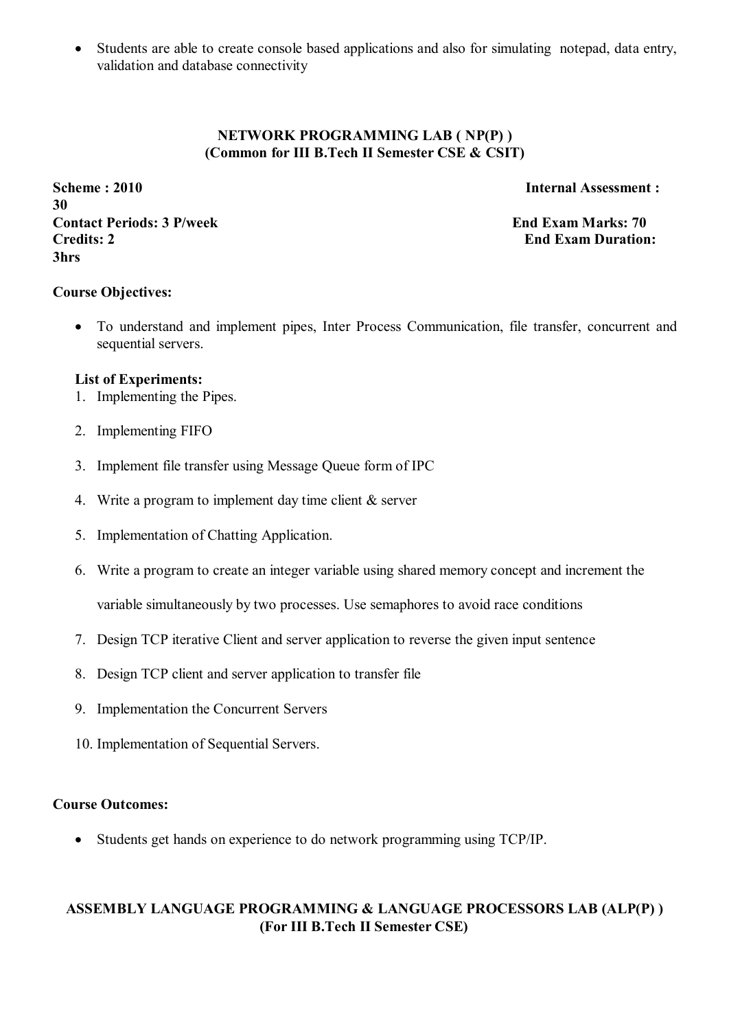- Students are able to create console based applications and also for simulating notepad, data entry, validation and database connectivity

## NETWORK PROGRAMMING LAB ( NP(P) )
### (Common for III B.Tech II Semester CSE & CSIT)

**Scheme : 2010** **Internal Assessment : 30**
**Contact Periods: 3 P/week** **End Exam Marks: 70**
**Credits: 2** **End Exam Duration: 3hrs**

**Course Objectives:**

- To understand and implement pipes, Inter Process Communication, file transfer, concurrent and sequential servers.

**List of Experiments:**

1. Implementing the Pipes.
2. Implementing FIFO
3. Implement file transfer using Message Queue form of IPC
4. Write a program to implement day time client & server
5. Implementation of Chatting Application.
6. Write a program to create an integer variable using shared memory concept and increment the variable simultaneously by two processes. Use semaphores to avoid race conditions
7. Design TCP iterative Client and server application to reverse the given input sentence
8. Design TCP client and server application to transfer file
9. Implementation the Concurrent Servers
10. Implementation of Sequential Servers.

**Course Outcomes:**

- Students get hands on experience to do network programming using TCP/IP.

## ASSEMBLY LANGUAGE PROGRAMMING & LANGUAGE PROCESSORS LAB (ALP(P) )
### (For III B.Tech II Semester CSE)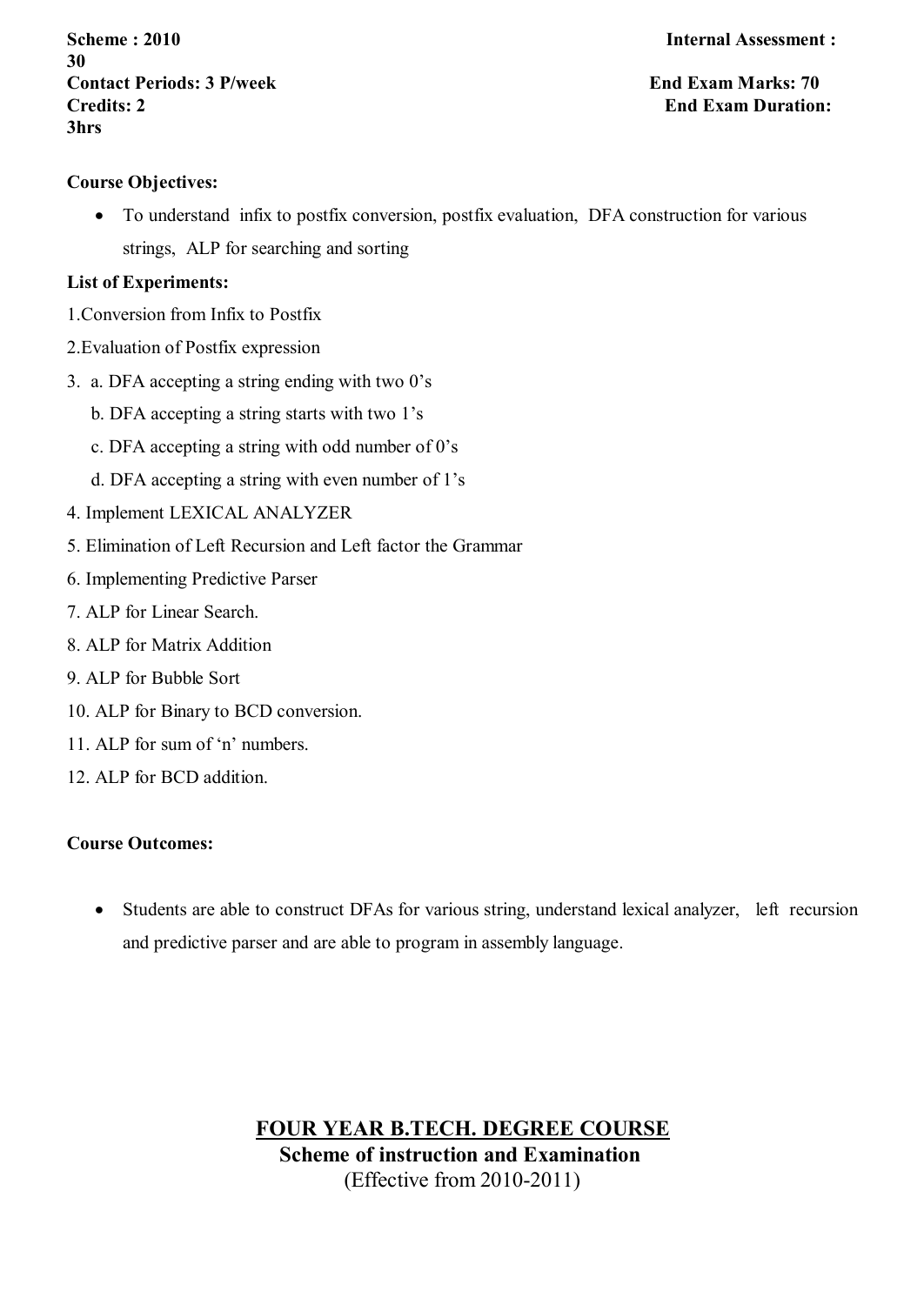**Scheme : 2010** **Internal Assessment : 30**
**Contact Periods: 3 P/week** **End Exam Marks: 70**
**Credits: 2** **End Exam Duration: 3hrs**

**Course Objectives:**

- To understand infix to postfix conversion, postfix evaluation, DFA construction for various strings, ALP for searching and sorting

**List of Experiments:**

1.Conversion from Infix to Postfix

2.Evaluation of Postfix expression

3. a. DFA accepting a string ending with two 0's
   b. DFA accepting a string starts with two 1's
   c. DFA accepting a string with odd number of 0's
   d. DFA accepting a string with even number of 1's

4. Implement LEXICAL ANALYZER

5. Elimination of Left Recursion and Left factor the Grammar

6. Implementing Predictive Parser

7. ALP for Linear Search.

8. ALP for Matrix Addition

9. ALP for Bubble Sort

10. ALP for Binary to BCD conversion.

11. ALP for sum of 'n' numbers.

12. ALP for BCD addition.

**Course Outcomes:**

- Students are able to construct DFAs for various string, understand lexical analyzer, left recursion and predictive parser and are able to program in assembly language.

## FOUR YEAR B.TECH. DEGREE COURSE

**Scheme of instruction and Examination**

(Effective from 2010-2011)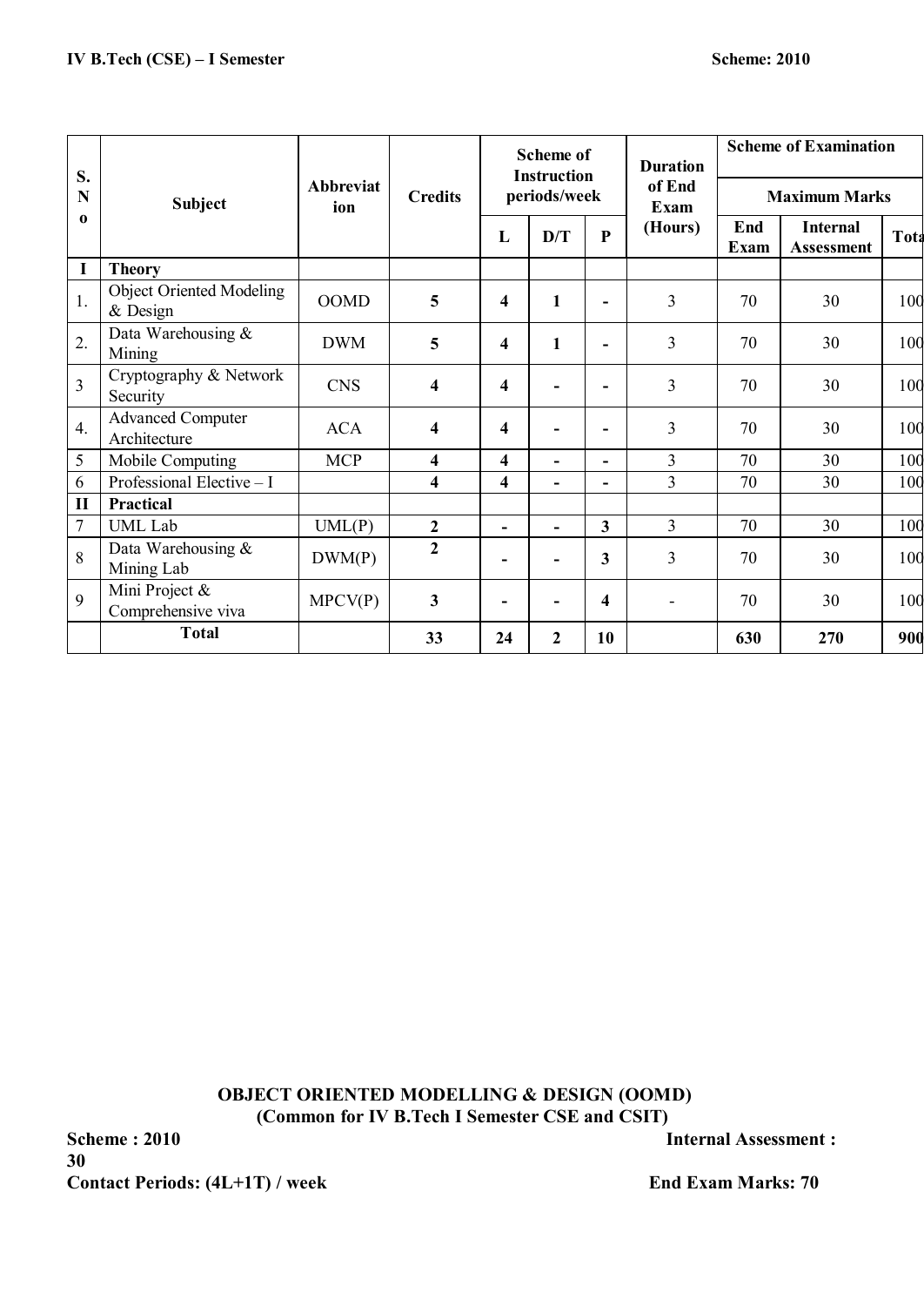IV B.Tech (CSE) – I Semester Scheme: 2010

| S. No | Subject | Abbreviation | Credits | Scheme of Instruction periods/week | | | Duration of End Exam (Hours) | Scheme of Examination | | |
|---|---|---|---|---|---|---|---|---|---|---|
| | | | | | | | | Maximum Marks | | |
| | | | | L | D/T | P | | End Exam | Internal Assessment | Total |
| **I** | **Theory** | | | | | | | | | |
| 1. | Object Oriented Modeling & Design | OOMD | **5** | **4** | **1** | **-** | 3 | 70 | 30 | 100 |
| 2. | Data Warehousing & Mining | DWM | **5** | **4** | **1** | **-** | 3 | 70 | 30 | 100 |
| 3 | Cryptography & Network Security | CNS | **4** | **4** | **-** | **-** | 3 | 70 | 30 | 100 |
| 4. | Advanced Computer Architecture | ACA | **4** | **4** | **-** | **-** | 3 | 70 | 30 | 100 |
| 5 | Mobile Computing | MCP | **4** | **4** | **-** | **-** | 3 | 70 | 30 | 100 |
| 6 | Professional Elective – I | | **4** | **4** | **-** | **-** | 3 | 70 | 30 | 100 |
| **II** | **Practical** | | | | | | | | | |
| 7 | UML Lab | UML(P) | **2** | **-** | **-** | **3** | 3 | 70 | 30 | 100 |
| 8 | Data Warehousing & Mining Lab | DWM(P) | **2** | **-** | **-** | **3** | 3 | 70 | 30 | 100 |
| 9 | Mini Project & Comprehensive viva | MPCV(P) | **3** | **-** | **-** | **4** | - | 70 | 30 | 100 |
| | **Total** | | **33** | **24** | **2** | **10** | | **630** | **270** | **900** |

## OBJECT ORIENTED MODELLING & DESIGN (OOMD)
### (Common for IV B.Tech I Semester CSE and CSIT)

**Scheme : 2010** **Internal Assessment : 30**

**Contact Periods: (4L+1T) / week** **End Exam Marks: 70**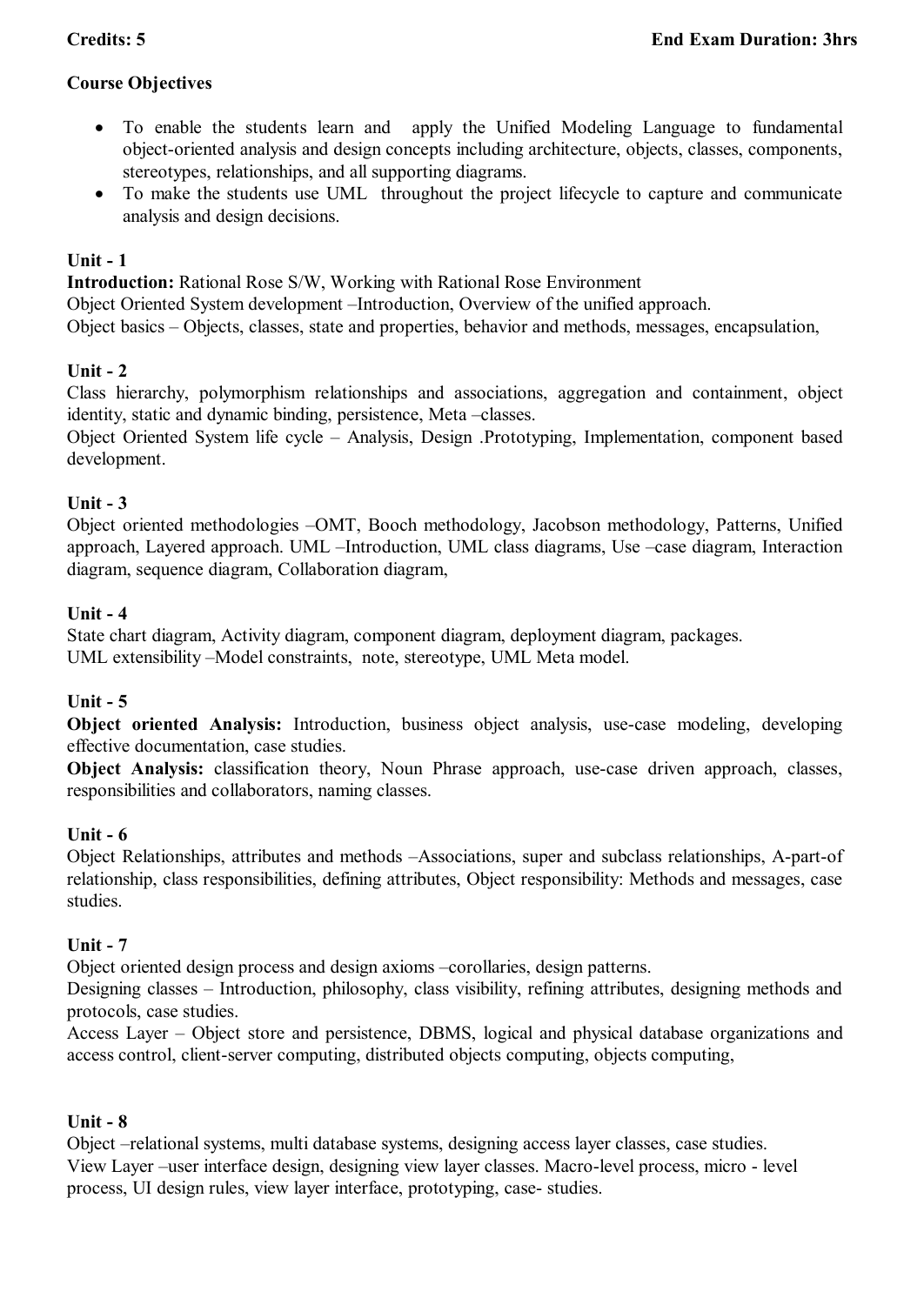**Credits: 5** **End Exam Duration: 3hrs**

**Course Objectives**

- To enable the students learn and apply the Unified Modeling Language to fundamental object-oriented analysis and design concepts including architecture, objects, classes, components, stereotypes, relationships, and all supporting diagrams.
- To make the students use UML throughout the project lifecycle to capture and communicate analysis and design decisions.

**Unit - 1**

**Introduction:** Rational Rose S/W, Working with Rational Rose Environment
Object Oriented System development –Introduction, Overview of the unified approach.
Object basics – Objects, classes, state and properties, behavior and methods, messages, encapsulation,

**Unit - 2**

Class hierarchy, polymorphism relationships and associations, aggregation and containment, object identity, static and dynamic binding, persistence, Meta –classes.
Object Oriented System life cycle – Analysis, Design .Prototyping, Implementation, component based development.

**Unit - 3**

Object oriented methodologies –OMT, Booch methodology, Jacobson methodology, Patterns, Unified approach, Layered approach. UML –Introduction, UML class diagrams, Use –case diagram, Interaction diagram, sequence diagram, Collaboration diagram,

**Unit - 4**

State chart diagram, Activity diagram, component diagram, deployment diagram, packages.
UML extensibility –Model constraints, note, stereotype, UML Meta model.

**Unit - 5**

**Object oriented Analysis:** Introduction, business object analysis, use-case modeling, developing effective documentation, case studies.
**Object Analysis:** classification theory, Noun Phrase approach, use-case driven approach, classes, responsibilities and collaborators, naming classes.

**Unit - 6**

Object Relationships, attributes and methods –Associations, super and subclass relationships, A-part-of relationship, class responsibilities, defining attributes, Object responsibility: Methods and messages, case studies.

**Unit - 7**

Object oriented design process and design axioms –corollaries, design patterns.
Designing classes – Introduction, philosophy, class visibility, refining attributes, designing methods and protocols, case studies.
Access Layer – Object store and persistence, DBMS, logical and physical database organizations and access control, client-server computing, distributed objects computing, objects computing,

**Unit - 8**

Object –relational systems, multi database systems, designing access layer classes, case studies.
View Layer –user interface design, designing view layer classes. Macro-level process, micro - level process, UI design rules, view layer interface, prototyping, case- studies.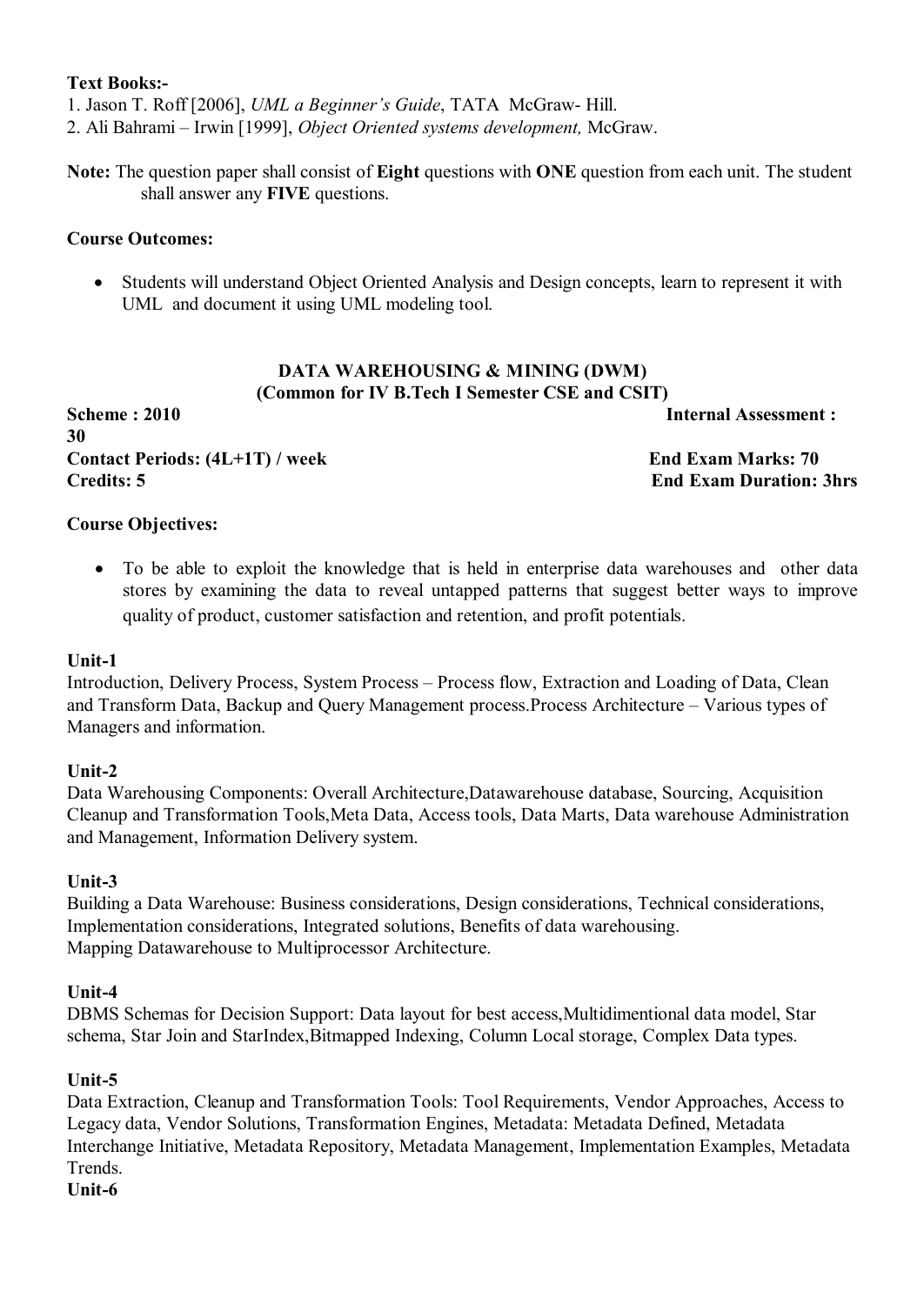**Text Books:-**

1. Jason T. Roff [2006], *UML a Beginner's Guide*, TATA McGraw- Hill.
2. Ali Bahrami – Irwin [1999], *Object Oriented systems development,* McGraw.

**Note:** The question paper shall consist of **Eight** questions with **ONE** question from each unit. The student shall answer any **FIVE** questions.

**Course Outcomes:**

- Students will understand Object Oriented Analysis and Design concepts, learn to represent it with UML and document it using UML modeling tool.

## DATA WAREHOUSING & MINING (DWM)
### (Common for IV B.Tech I Semester CSE and CSIT)

**Scheme : 2010** **Internal Assessment : 30**
**Contact Periods: (4L+1T) / week** **End Exam Marks: 70**
**Credits: 5** **End Exam Duration: 3hrs**

**Course Objectives:**

- To be able to exploit the knowledge that is held in enterprise data warehouses and other data stores by examining the data to reveal untapped patterns that suggest better ways to improve quality of product, customer satisfaction and retention, and profit potentials.

**Unit-1**
Introduction, Delivery Process, System Process – Process flow, Extraction and Loading of Data, Clean and Transform Data, Backup and Query Management process.Process Architecture – Various types of Managers and information.

**Unit-2**
Data Warehousing Components: Overall Architecture,Datawarehouse database, Sourcing, Acquisition Cleanup and Transformation Tools,Meta Data, Access tools, Data Marts, Data warehouse Administration and Management, Information Delivery system.

**Unit-3**
Building a Data Warehouse: Business considerations, Design considerations, Technical considerations, Implementation considerations, Integrated solutions, Benefits of data warehousing.
Mapping Datawarehouse to Multiprocessor Architecture.

**Unit-4**
DBMS Schemas for Decision Support: Data layout for best access,Multidimentional data model, Star schema, Star Join and StarIndex,Bitmapped Indexing, Column Local storage, Complex Data types.

**Unit-5**
Data Extraction, Cleanup and Transformation Tools: Tool Requirements, Vendor Approaches, Access to Legacy data, Vendor Solutions, Transformation Engines, Metadata: Metadata Defined, Metadata Interchange Initiative, Metadata Repository, Metadata Management, Implementation Examples, Metadata Trends.

**Unit-6**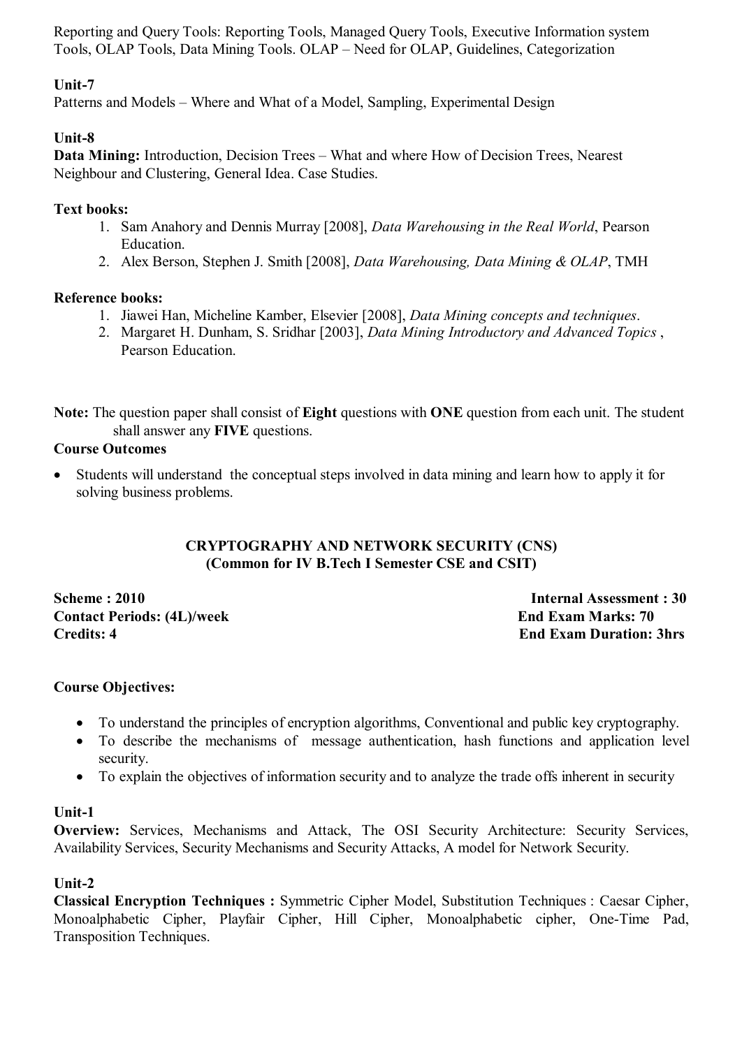Reporting and Query Tools: Reporting Tools, Managed Query Tools, Executive Information system Tools, OLAP Tools, Data Mining Tools. OLAP – Need for OLAP, Guidelines, Categorization

**Unit-7**

Patterns and Models – Where and What of a Model, Sampling, Experimental Design

**Unit-8**

**Data Mining:** Introduction, Decision Trees – What and where How of Decision Trees, Nearest Neighbour and Clustering, General Idea. Case Studies.

**Text books:**

1. Sam Anahory and Dennis Murray [2008], *Data Warehousing in the Real World*, Pearson Education.
2. Alex Berson, Stephen J. Smith [2008], *Data Warehousing, Data Mining & OLAP*, TMH

**Reference books:**

1. Jiawei Han, Micheline Kamber, Elsevier [2008], *Data Mining concepts and techniques*.
2. Margaret H. Dunham, S. Sridhar [2003], *Data Mining Introductory and Advanced Topics* , Pearson Education.

**Note:** The question paper shall consist of **Eight** questions with **ONE** question from each unit. The student shall answer any **FIVE** questions.

**Course Outcomes**

- Students will understand the conceptual steps involved in data mining and learn how to apply it for solving business problems.

## CRYPTOGRAPHY AND NETWORK SECURITY (CNS)
### (Common for IV B.Tech I Semester CSE and CSIT)

**Scheme : 2010** **Internal Assessment : 30**
**Contact Periods: (4L)/week** **End Exam Marks: 70**
**Credits: 4** **End Exam Duration: 3hrs**

**Course Objectives:**

- To understand the principles of encryption algorithms, Conventional and public key cryptography.
- To describe the mechanisms of message authentication, hash functions and application level security.
- To explain the objectives of information security and to analyze the trade offs inherent in security

**Unit-1**

**Overview:** Services, Mechanisms and Attack, The OSI Security Architecture: Security Services, Availability Services, Security Mechanisms and Security Attacks, A model for Network Security.

**Unit-2**

**Classical Encryption Techniques :** Symmetric Cipher Model, Substitution Techniques : Caesar Cipher, Monoalphabetic Cipher, Playfair Cipher, Hill Cipher, Monoalphabetic cipher, One-Time Pad, Transposition Techniques.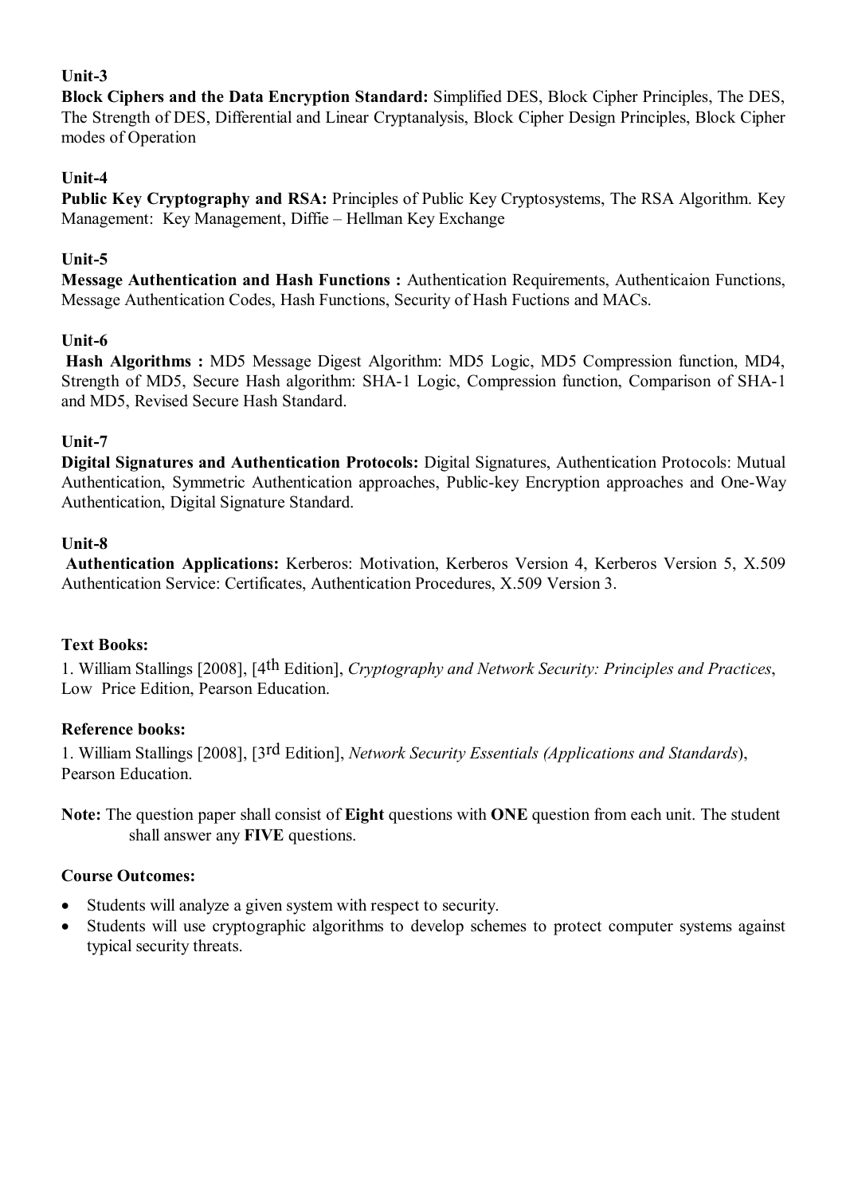**Unit-3**

**Block Ciphers and the Data Encryption Standard:** Simplified DES, Block Cipher Principles, The DES, The Strength of DES, Differential and Linear Cryptanalysis, Block Cipher Design Principles, Block Cipher modes of Operation

**Unit-4**

**Public Key Cryptography and RSA:** Principles of Public Key Cryptosystems, The RSA Algorithm. Key Management: Key Management, Diffie – Hellman Key Exchange

**Unit-5**

**Message Authentication and Hash Functions :** Authentication Requirements, Authenticaion Functions, Message Authentication Codes, Hash Functions, Security of Hash Fuctions and MACs.

**Unit-6**

**Hash Algorithms :** MD5 Message Digest Algorithm: MD5 Logic, MD5 Compression function, MD4, Strength of MD5, Secure Hash algorithm: SHA-1 Logic, Compression function, Comparison of SHA-1 and MD5, Revised Secure Hash Standard.

**Unit-7**

**Digital Signatures and Authentication Protocols:** Digital Signatures, Authentication Protocols: Mutual Authentication, Symmetric Authentication approaches, Public-key Encryption approaches and One-Way Authentication, Digital Signature Standard.

**Unit-8**

**Authentication Applications:** Kerberos: Motivation, Kerberos Version 4, Kerberos Version 5, X.509 Authentication Service: Certificates, Authentication Procedures, X.509 Version 3.

**Text Books:**

1. William Stallings [2008], [4th Edition], *Cryptography and Network Security: Principles and Practices*, Low Price Edition, Pearson Education.

**Reference books:**

1. William Stallings [2008], [3rd Edition], *Network Security Essentials (Applications and Standards*), Pearson Education.

**Note:** The question paper shall consist of **Eight** questions with **ONE** question from each unit. The student shall answer any **FIVE** questions.

**Course Outcomes:**

- Students will analyze a given system with respect to security.
- Students will use cryptographic algorithms to develop schemes to protect computer systems against typical security threats.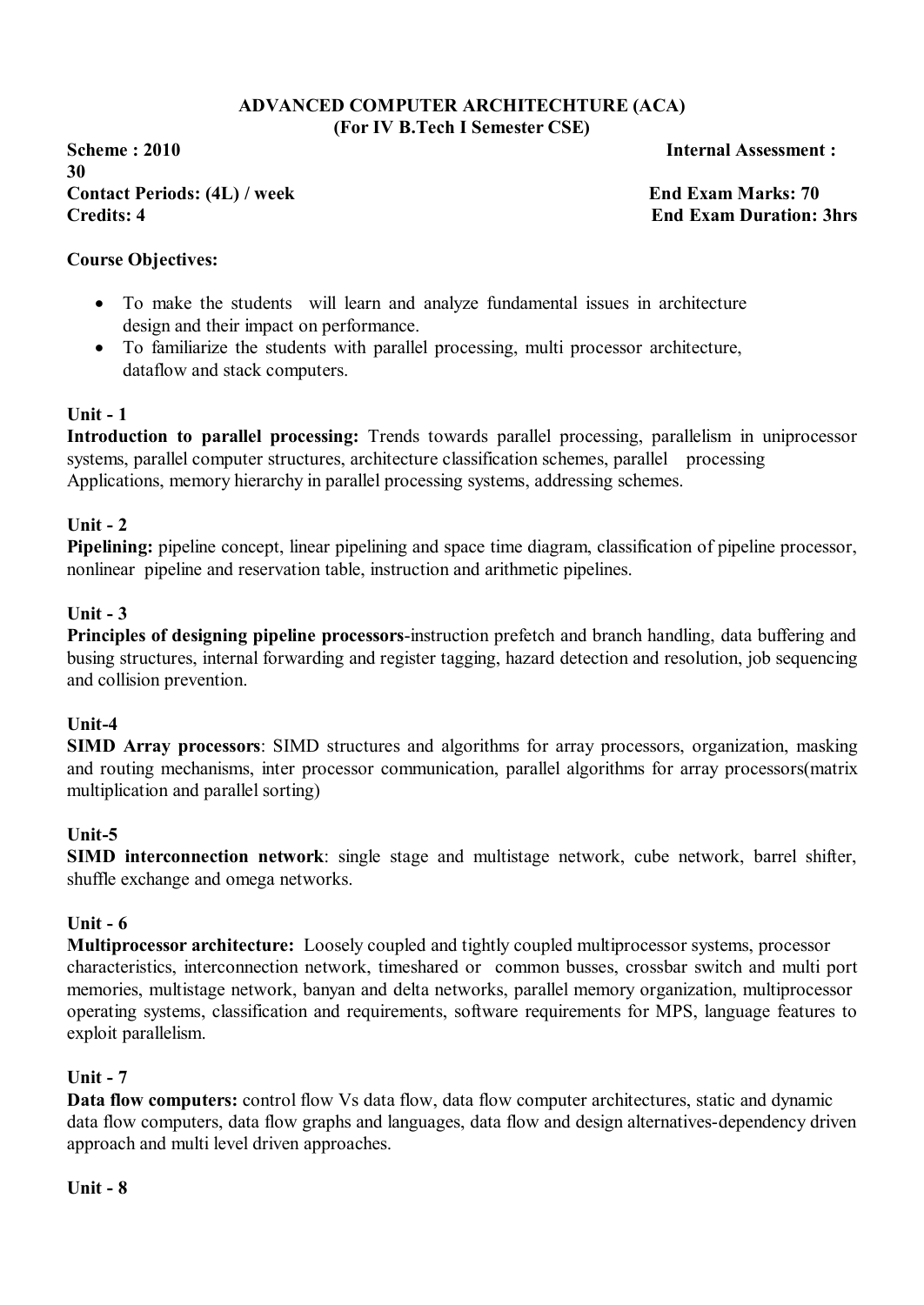**ADVANCED COMPUTER ARCHITECHTURE (ACA)**
**(For IV B.Tech I Semester CSE)**

**Scheme : 2010** | **Internal Assessment : 30**
**Contact Periods: (4L) / week** | **End Exam Marks: 70**
**Credits: 4** | **End Exam Duration: 3hrs**

**Course Objectives:**

- To make the students will learn and analyze fundamental issues in architecture design and their impact on performance.
- To familiarize the students with parallel processing, multi processor architecture, dataflow and stack computers.

**Unit - 1**

**Introduction to parallel processing:** Trends towards parallel processing, parallelism in uniprocessor systems, parallel computer structures, architecture classification schemes, parallel processing Applications, memory hierarchy in parallel processing systems, addressing schemes.

**Unit - 2**

**Pipelining:** pipeline concept, linear pipelining and space time diagram, classification of pipeline processor, nonlinear pipeline and reservation table, instruction and arithmetic pipelines.

**Unit - 3**

**Principles of designing pipeline processors**-instruction prefetch and branch handling, data buffering and busing structures, internal forwarding and register tagging, hazard detection and resolution, job sequencing and collision prevention.

**Unit-4**

**SIMD Array processors**: SIMD structures and algorithms for array processors, organization, masking and routing mechanisms, inter processor communication, parallel algorithms for array processors(matrix multiplication and parallel sorting)

**Unit-5**

**SIMD interconnection network**: single stage and multistage network, cube network, barrel shifter, shuffle exchange and omega networks.

**Unit - 6**

**Multiprocessor architecture:** Loosely coupled and tightly coupled multiprocessor systems, processor characteristics, interconnection network, timeshared or common busses, crossbar switch and multi port memories, multistage network, banyan and delta networks, parallel memory organization, multiprocessor operating systems, classification and requirements, software requirements for MPS, language features to exploit parallelism.

**Unit - 7**

**Data flow computers:** control flow Vs data flow, data flow computer architectures, static and dynamic data flow computers, data flow graphs and languages, data flow and design alternatives-dependency driven approach and multi level driven approaches.

**Unit - 8**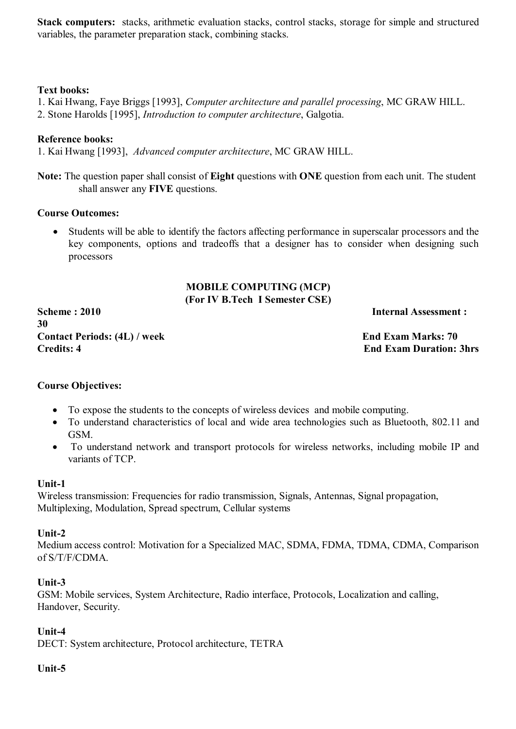**Stack computers:** stacks, arithmetic evaluation stacks, control stacks, storage for simple and structured variables, the parameter preparation stack, combining stacks.

**Text books:**

1. Kai Hwang, Faye Briggs [1993], *Computer architecture and parallel processing*, MC GRAW HILL.
2. Stone Harolds [1995], *Introduction to computer architecture*, Galgotia.

**Reference books:**

1. Kai Hwang [1993], *Advanced computer architecture*, MC GRAW HILL.

**Note:** The question paper shall consist of **Eight** questions with **ONE** question from each unit. The student shall answer any **FIVE** questions.

**Course Outcomes:**

- Students will be able to identify the factors affecting performance in superscalar processors and the key components, options and tradeoffs that a designer has to consider when designing such processors

## MOBILE COMPUTING (MCP)
### (For IV B.Tech I Semester CSE)

**Scheme : 2010** **Internal Assessment : 30**
**Contact Periods: (4L) / week** **End Exam Marks: 70**
**Credits: 4** **End Exam Duration: 3hrs**

**Course Objectives:**

- To expose the students to the concepts of wireless devices and mobile computing.
- To understand characteristics of local and wide area technologies such as Bluetooth, 802.11 and GSM.
- To understand network and transport protocols for wireless networks, including mobile IP and variants of TCP.

**Unit-1**
Wireless transmission: Frequencies for radio transmission, Signals, Antennas, Signal propagation, Multiplexing, Modulation, Spread spectrum, Cellular systems

**Unit-2**
Medium access control: Motivation for a Specialized MAC, SDMA, FDMA, TDMA, CDMA, Comparison of S/T/F/CDMA.

**Unit-3**
GSM: Mobile services, System Architecture, Radio interface, Protocols, Localization and calling, Handover, Security.

**Unit-4**
DECT: System architecture, Protocol architecture, TETRA

**Unit-5**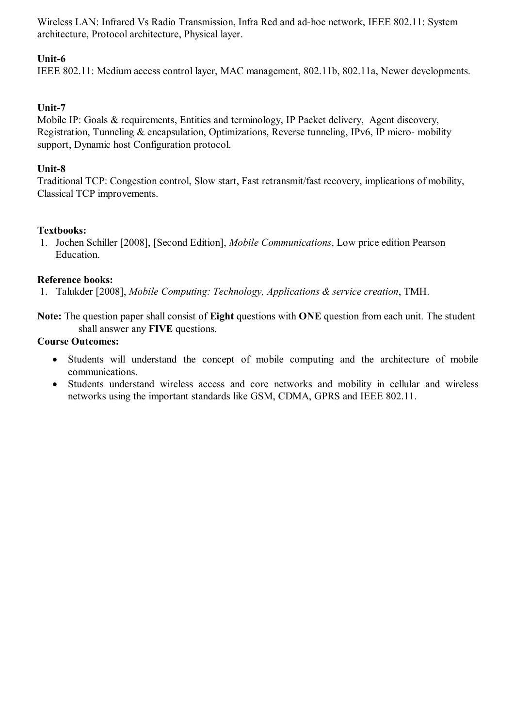Wireless LAN: Infrared Vs Radio Transmission, Infra Red and ad-hoc network, IEEE 802.11: System architecture, Protocol architecture, Physical layer.

**Unit-6**

IEEE 802.11: Medium access control layer, MAC management, 802.11b, 802.11a, Newer developments.

**Unit-7**

Mobile IP: Goals & requirements, Entities and terminology, IP Packet delivery, Agent discovery, Registration, Tunneling & encapsulation, Optimizations, Reverse tunneling, IPv6, IP micro- mobility support, Dynamic host Configuration protocol.

**Unit-8**

Traditional TCP: Congestion control, Slow start, Fast retransmit/fast recovery, implications of mobility, Classical TCP improvements.

**Textbooks:**

1. Jochen Schiller [2008], [Second Edition], *Mobile Communications*, Low price edition Pearson Education.

**Reference books:**

1. Talukder [2008], *Mobile Computing: Technology, Applications & service creation*, TMH.

**Note:** The question paper shall consist of **Eight** questions with **ONE** question from each unit. The student shall answer any **FIVE** questions.

**Course Outcomes:**

- Students will understand the concept of mobile computing and the architecture of mobile communications.
- Students understand wireless access and core networks and mobility in cellular and wireless networks using the important standards like GSM, CDMA, GPRS and IEEE 802.11.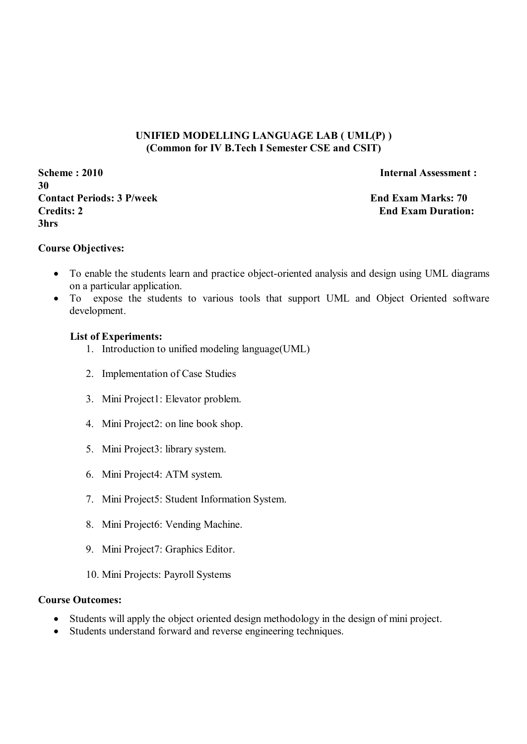## UNIFIED MODELLING LANGUAGE LAB ( UML(P) )
### (Common for IV B.Tech I Semester CSE and CSIT)

**Scheme : 2010** **Internal Assessment : 30**
**Contact Periods: 3 P/week** **End Exam Marks: 70**
**Credits: 2** **End Exam Duration: 3hrs**

**Course Objectives:**

- To enable the students learn and practice object-oriented analysis and design using UML diagrams on a particular application.
- To expose the students to various tools that support UML and Object Oriented software development.

**List of Experiments:**

1. Introduction to unified modeling language(UML)
2. Implementation of Case Studies
3. Mini Project1: Elevator problem.
4. Mini Project2: on line book shop.
5. Mini Project3: library system.
6. Mini Project4: ATM system.
7. Mini Project5: Student Information System.
8. Mini Project6: Vending Machine.
9. Mini Project7: Graphics Editor.
10. Mini Projects: Payroll Systems

**Course Outcomes:**

- Students will apply the object oriented design methodology in the design of mini project.
- Students understand forward and reverse engineering techniques.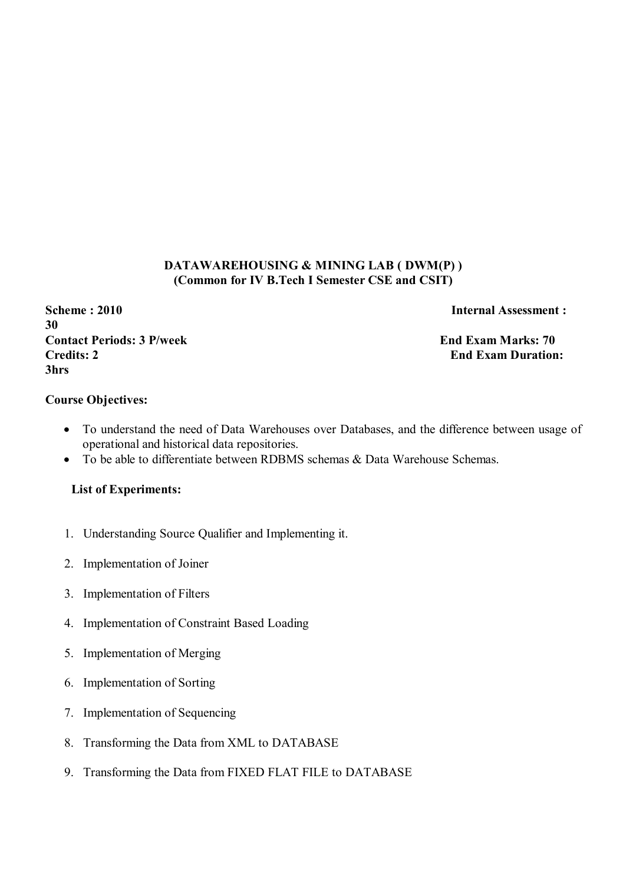**DATAWAREHOUSING & MINING LAB ( DWM(P) )**
**(Common for IV B.Tech I Semester CSE and CSIT)**

**Scheme : 2010** **Internal Assessment : 30**
**Contact Periods: 3 P/week** **End Exam Marks: 70**
**Credits: 2** **End Exam Duration: 3hrs**

**Course Objectives:**

- To understand the need of Data Warehouses over Databases, and the difference between usage of operational and historical data repositories.
- To be able to differentiate between RDBMS schemas & Data Warehouse Schemas.

**List of Experiments:**

1. Understanding Source Qualifier and Implementing it.
2. Implementation of Joiner
3. Implementation of Filters
4. Implementation of Constraint Based Loading
5. Implementation of Merging
6. Implementation of Sorting
7. Implementation of Sequencing
8. Transforming the Data from XML to DATABASE
9. Transforming the Data from FIXED FLAT FILE to DATABASE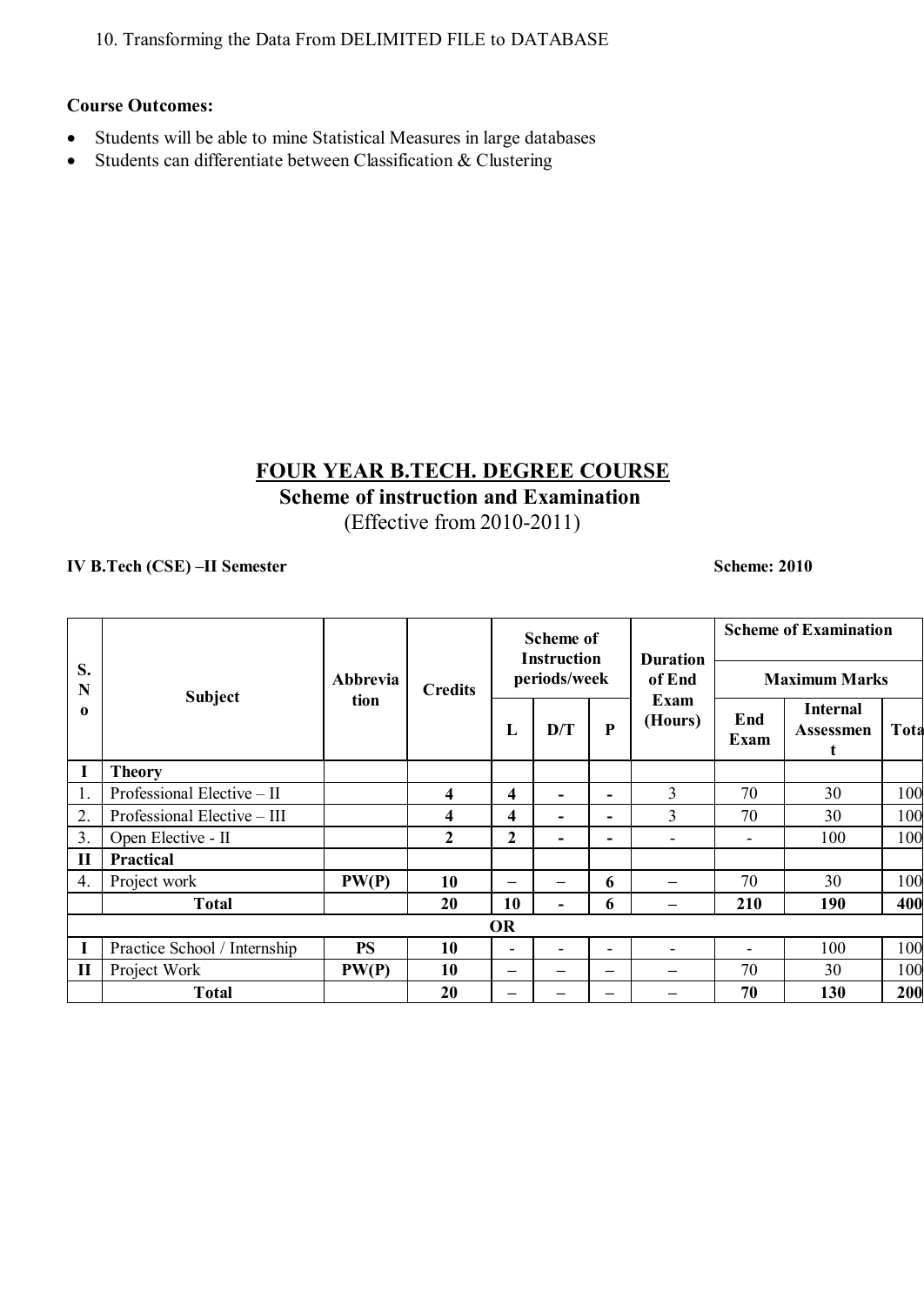10. Transforming the Data From DELIMITED FILE to DATABASE

**Course Outcomes:**

- Students will be able to mine Statistical Measures in large databases
- Students can differentiate between Classification & Clustering

## FOUR YEAR B.TECH. DEGREE COURSE

### Scheme of instruction and Examination

(Effective from 2010-2011)

**IV B.Tech (CSE) –II Semester** **Scheme: 2010**

| S. No | Subject | Abbreviation | Credits | Scheme of Instruction periods/week | | | Duration of End Exam (Hours) | Scheme of Examination | | |
|---|---|---|---|---|---|---|---|---|---|---|
| | | | | | | | | Maximum Marks | | |
| | | | | L | D/T | P | | End Exam | Internal Assessment | Total |
| **I** | **Theory** | | | | | | | | | |
| 1. | Professional Elective – II | | **4** | **4** | **-** | **-** | 3 | 70 | 30 | 100 |
| 2. | Professional Elective – III | | **4** | **4** | **-** | **-** | 3 | 70 | 30 | 100 |
| 3. | Open Elective - II | | **2** | **2** | **-** | **-** | - | - | 100 | 100 |
| **II** | **Practical** | | | | | | | | | |
| 4. | Project work | **PW(P)** | **10** | – | – | **6** | – | 70 | 30 | 100 |
| | **Total** | | **20** | **10** | **-** | **6** | **–** | **210** | **190** | **400** |
| | | | | **OR** | | | | | | |
| **I** | Practice School / Internship | **PS** | **10** | - | - | - | - | - | 100 | 100 |
| **II** | Project Work | **PW(P)** | **10** | – | – | – | – | 70 | 30 | 100 |
| | **Total** | | **20** | **–** | **–** | **–** | **–** | **70** | **130** | **200** |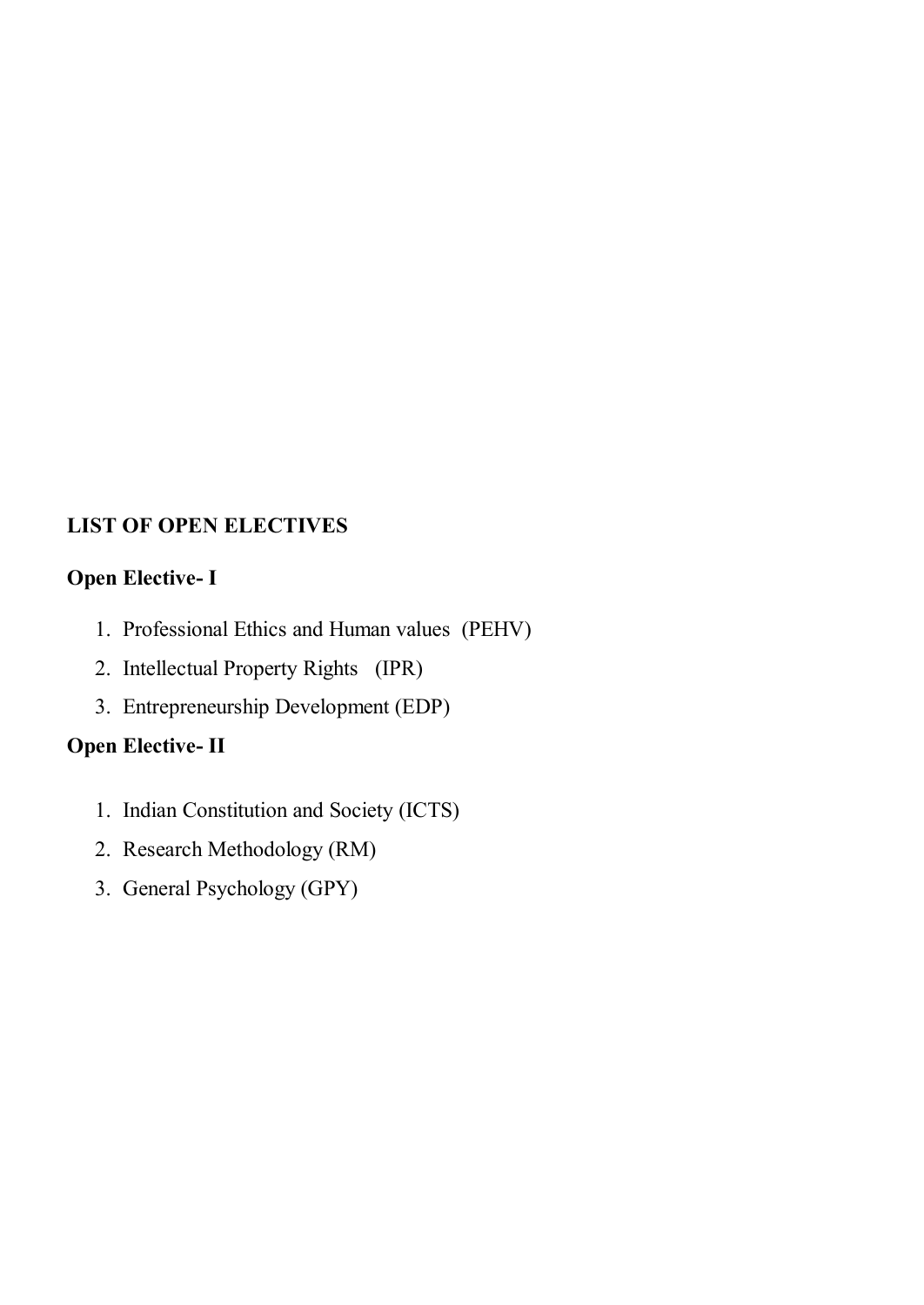## LIST OF OPEN ELECTIVES

### Open Elective- I

1. Professional Ethics and Human values (PEHV)
2. Intellectual Property Rights (IPR)
3. Entrepreneurship Development (EDP)

### Open Elective- II

1. Indian Constitution and Society (ICTS)
2. Research Methodology (RM)
3. General Psychology (GPY)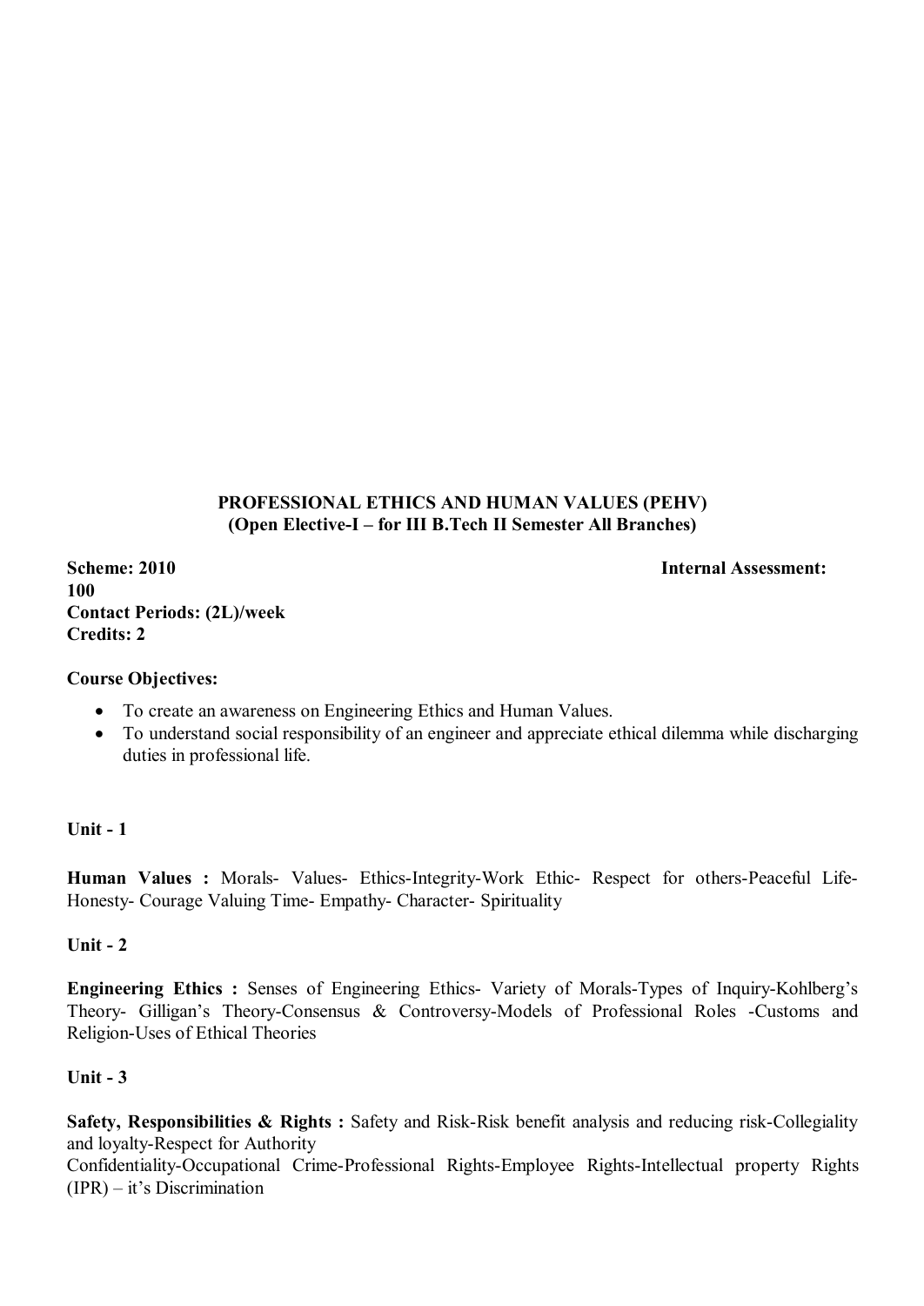**PROFESSIONAL ETHICS AND HUMAN VALUES (PEHV)**
**(Open Elective-I – for III B.Tech II Semester All Branches)**

**Scheme: 2010** **Internal Assessment: 100**
**Contact Periods: (2L)/week**
**Credits: 2**

**Course Objectives:**

- To create an awareness on Engineering Ethics and Human Values.
- To understand social responsibility of an engineer and appreciate ethical dilemma while discharging duties in professional life.

**Unit - 1**

**Human Values :** Morals- Values- Ethics-Integrity-Work Ethic- Respect for others-Peaceful Life- Honesty- Courage Valuing Time- Empathy- Character- Spirituality

**Unit - 2**

**Engineering Ethics :** Senses of Engineering Ethics- Variety of Morals-Types of Inquiry-Kohlberg's Theory- Gilligan's Theory-Consensus & Controversy-Models of Professional Roles -Customs and Religion-Uses of Ethical Theories

**Unit - 3**

**Safety, Responsibilities & Rights :** Safety and Risk-Risk benefit analysis and reducing risk-Collegiality and loyalty-Respect for Authority
Confidentiality-Occupational Crime-Professional Rights-Employee Rights-Intellectual property Rights (IPR) – it's Discrimination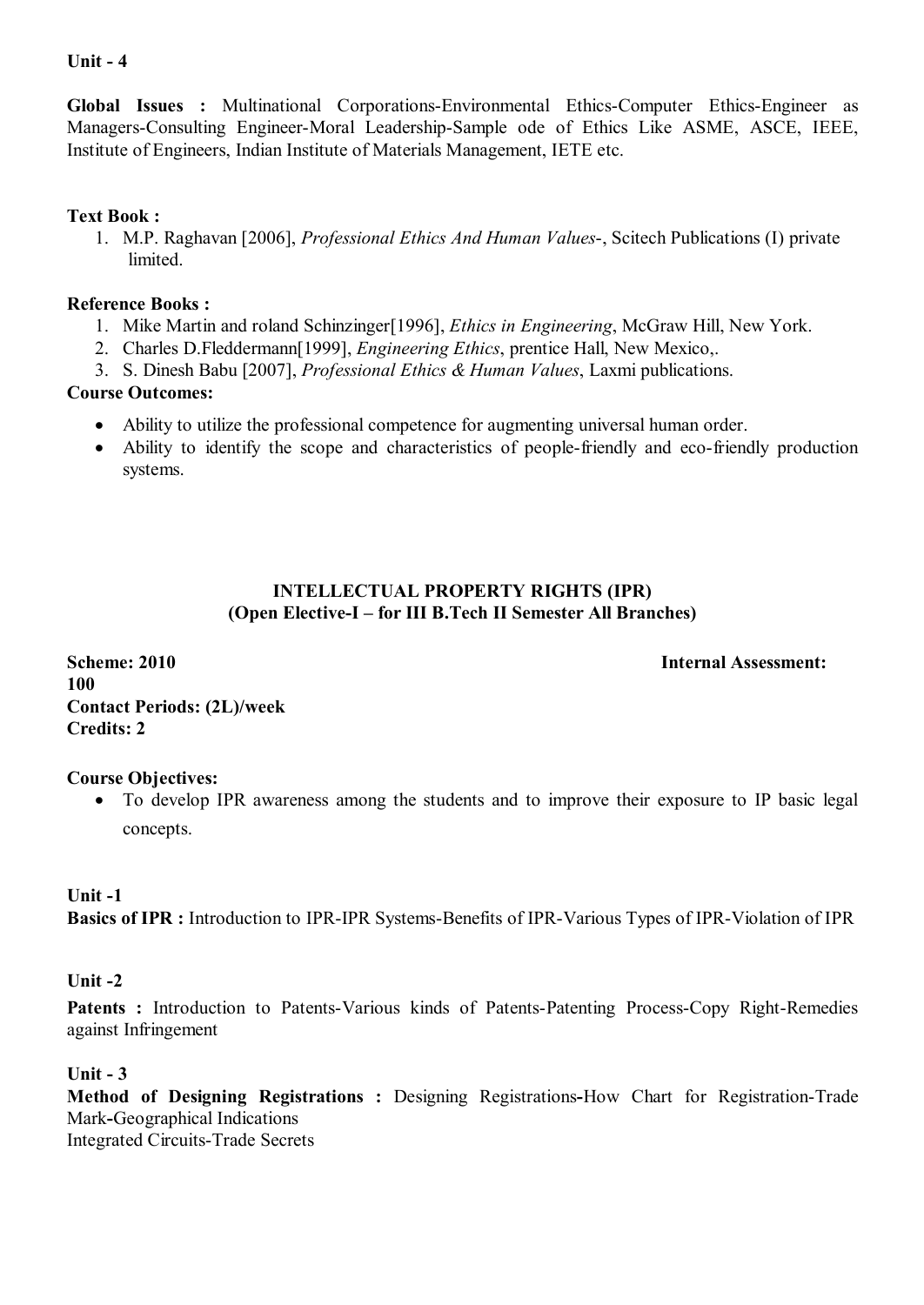**Unit - 4**

**Global Issues :** Multinational Corporations-Environmental Ethics-Computer Ethics-Engineer as Managers-Consulting Engineer-Moral Leadership-Sample ode of Ethics Like ASME, ASCE, IEEE, Institute of Engineers, Indian Institute of Materials Management, IETE etc.

**Text Book :**

1. M.P. Raghavan [2006], *Professional Ethics And Human Values*-, Scitech Publications (I) private limited.

**Reference Books :**

1. Mike Martin and roland Schinzinger[1996], *Ethics in Engineering*, McGraw Hill, New York.
2. Charles D.Fleddermann[1999], *Engineering Ethics*, prentice Hall, New Mexico,.
3. S. Dinesh Babu [2007], *Professional Ethics & Human Values*, Laxmi publications.

**Course Outcomes:**

- Ability to utilize the professional competence for augmenting universal human order.
- Ability to identify the scope and characteristics of people-friendly and eco-friendly production systems.

## INTELLECTUAL PROPERTY RIGHTS (IPR)
### (Open Elective-I – for III B.Tech II Semester All Branches)

**Scheme: 2010** **Internal Assessment: 100**
**Contact Periods: (2L)/week**
**Credits: 2**

**Course Objectives:**

- To develop IPR awareness among the students and to improve their exposure to IP basic legal concepts.

**Unit -1**
**Basics of IPR :** Introduction to IPR-IPR Systems-Benefits of IPR-Various Types of IPR-Violation of IPR

**Unit -2**
**Patents :** Introduction to Patents-Various kinds of Patents-Patenting Process-Copy Right-Remedies against Infringement

**Unit - 3**
**Method of Designing Registrations :** Designing Registrations-How Chart for Registration-Trade Mark-Geographical Indications
Integrated Circuits-Trade Secrets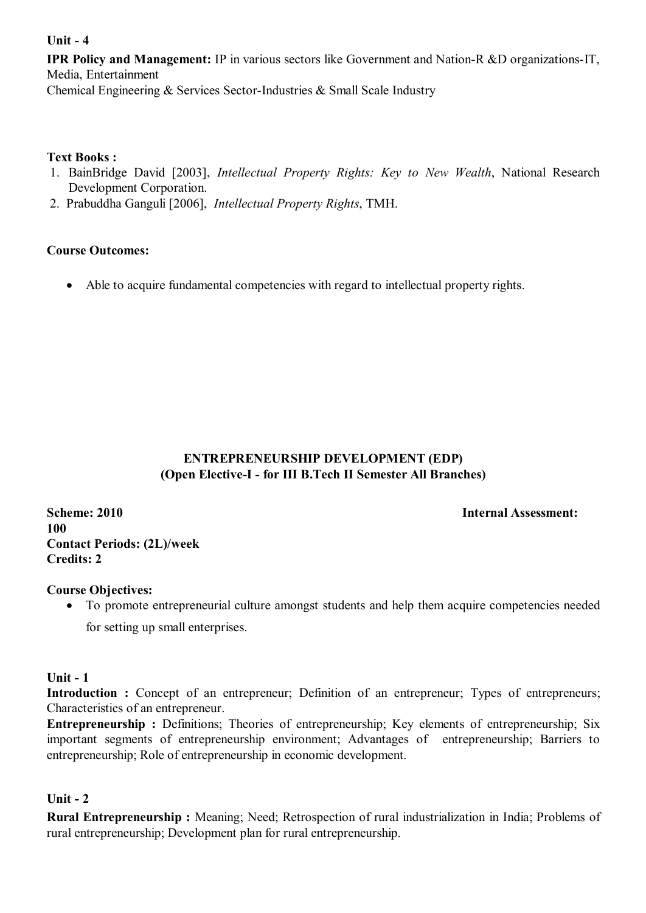**Unit - 4**

**IPR Policy and Management:** IP in various sectors like Government and Nation-R &D organizations-IT, Media, Entertainment

Chemical Engineering & Services Sector-Industries & Small Scale Industry

**Text Books :**

1. BainBridge David [2003], *Intellectual Property Rights: Key to New Wealth*, National Research Development Corporation.
2. Prabuddha Ganguli [2006], *Intellectual Property Rights*, TMH.

**Course Outcomes:**

- Able to acquire fundamental competencies with regard to intellectual property rights.

## ENTREPRENEURSHIP DEVELOPMENT (EDP)
### (Open Elective-I - for III B.Tech II Semester All Branches)

**Scheme: 2010** **Internal Assessment: 100**
**Contact Periods: (2L)/week**
**Credits: 2**

**Course Objectives:**

- To promote entrepreneurial culture amongst students and help them acquire competencies needed for setting up small enterprises.

**Unit - 1**

**Introduction :** Concept of an entrepreneur; Definition of an entrepreneur; Types of entrepreneurs; Characteristics of an entrepreneur.

**Entrepreneurship :** Definitions; Theories of entrepreneurship; Key elements of entrepreneurship; Six important segments of entrepreneurship environment; Advantages of entrepreneurship; Barriers to entrepreneurship; Role of entrepreneurship in economic development.

**Unit - 2**

**Rural Entrepreneurship :** Meaning; Need; Retrospection of rural industrialization in India; Problems of rural entrepreneurship; Development plan for rural entrepreneurship.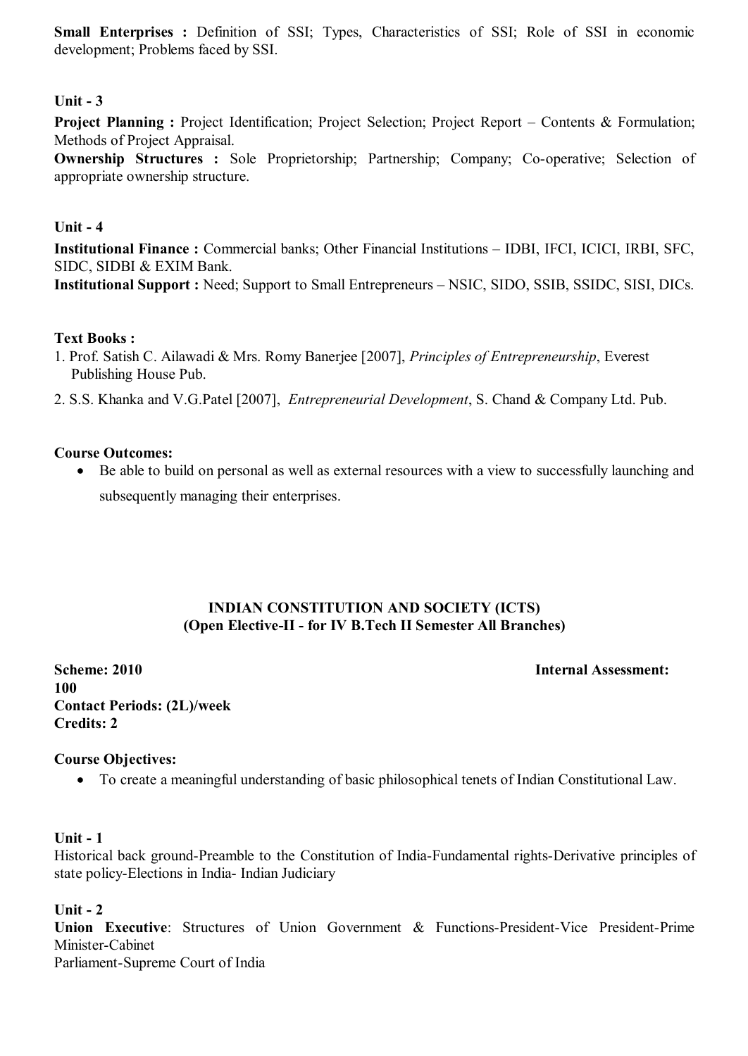**Small Enterprises :** Definition of SSI; Types, Characteristics of SSI; Role of SSI in economic development; Problems faced by SSI.

**Unit - 3**

**Project Planning :** Project Identification; Project Selection; Project Report – Contents & Formulation; Methods of Project Appraisal.

**Ownership Structures :** Sole Proprietorship; Partnership; Company; Co-operative; Selection of appropriate ownership structure.

**Unit - 4**

**Institutional Finance :** Commercial banks; Other Financial Institutions – IDBI, IFCI, ICICI, IRBI, SFC, SIDC, SIDBI & EXIM Bank.

**Institutional Support :** Need; Support to Small Entrepreneurs – NSIC, SIDO, SSIB, SSIDC, SISI, DICs.

**Text Books :**

1. Prof. Satish C. Ailawadi & Mrs. Romy Banerjee [2007], *Principles of Entrepreneurship*, Everest Publishing House Pub.
2. S.S. Khanka and V.G.Patel [2007], *Entrepreneurial Development*, S. Chand & Company Ltd. Pub.

**Course Outcomes:**

- Be able to build on personal as well as external resources with a view to successfully launching and subsequently managing their enterprises.

## INDIAN CONSTITUTION AND SOCIETY (ICTS)
### (Open Elective-II - for IV B.Tech II Semester All Branches)

**Scheme: 2010** **Internal Assessment: 100**
**Contact Periods: (2L)/week**
**Credits: 2**

**Course Objectives:**

- To create a meaningful understanding of basic philosophical tenets of Indian Constitutional Law.

**Unit - 1**

Historical back ground-Preamble to the Constitution of India-Fundamental rights-Derivative principles of state policy-Elections in India- Indian Judiciary

**Unit - 2**

**Union Executive**: Structures of Union Government & Functions-President-Vice President-Prime Minister-Cabinet

Parliament-Supreme Court of India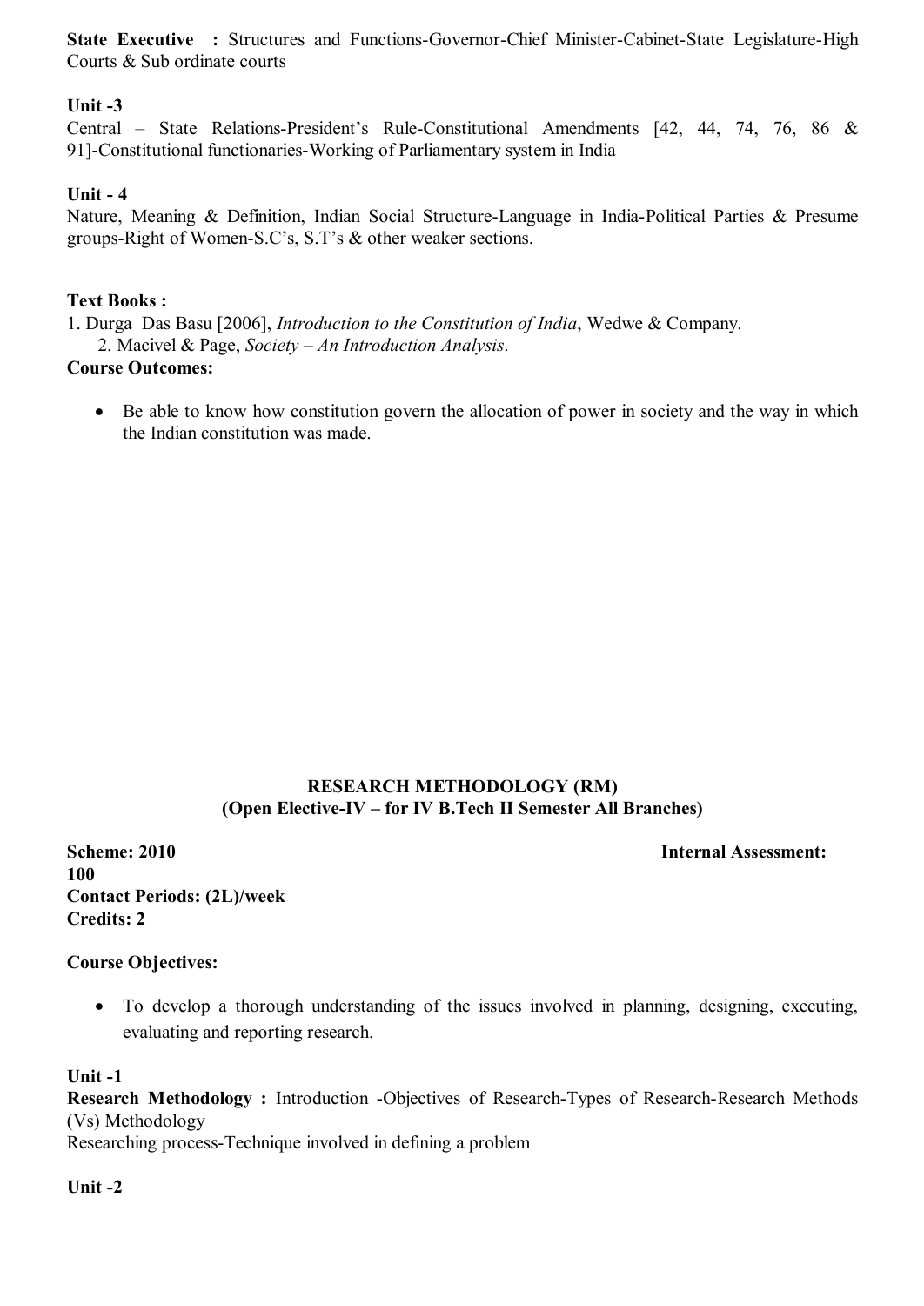**State Executive :** Structures and Functions-Governor-Chief Minister-Cabinet-State Legislature-High Courts & Sub ordinate courts

**Unit -3**

Central – State Relations-President's Rule-Constitutional Amendments [42, 44, 74, 76, 86 & 91]-Constitutional functionaries-Working of Parliamentary system in India

**Unit - 4**

Nature, Meaning & Definition, Indian Social Structure-Language in India-Political Parties & Presume groups-Right of Women-S.C's, S.T's & other weaker sections.

**Text Books :**

1. Durga Das Basu [2006], *Introduction to the Constitution of India*, Wedwe & Company.
2. Macivel & Page, *Society – An Introduction Analysis*.

**Course Outcomes:**

- Be able to know how constitution govern the allocation of power in society and the way in which the Indian constitution was made.

## RESEARCH METHODOLOGY (RM)
### (Open Elective-IV – for IV B.Tech II Semester All Branches)

**Scheme: 2010** **Internal Assessment: 100**
**Contact Periods: (2L)/week**
**Credits: 2**

**Course Objectives:**

- To develop a thorough understanding of the issues involved in planning, designing, executing, evaluating and reporting research.

**Unit -1**

**Research Methodology :** Introduction -Objectives of Research-Types of Research-Research Methods (Vs) Methodology
Researching process-Technique involved in defining a problem

**Unit -2**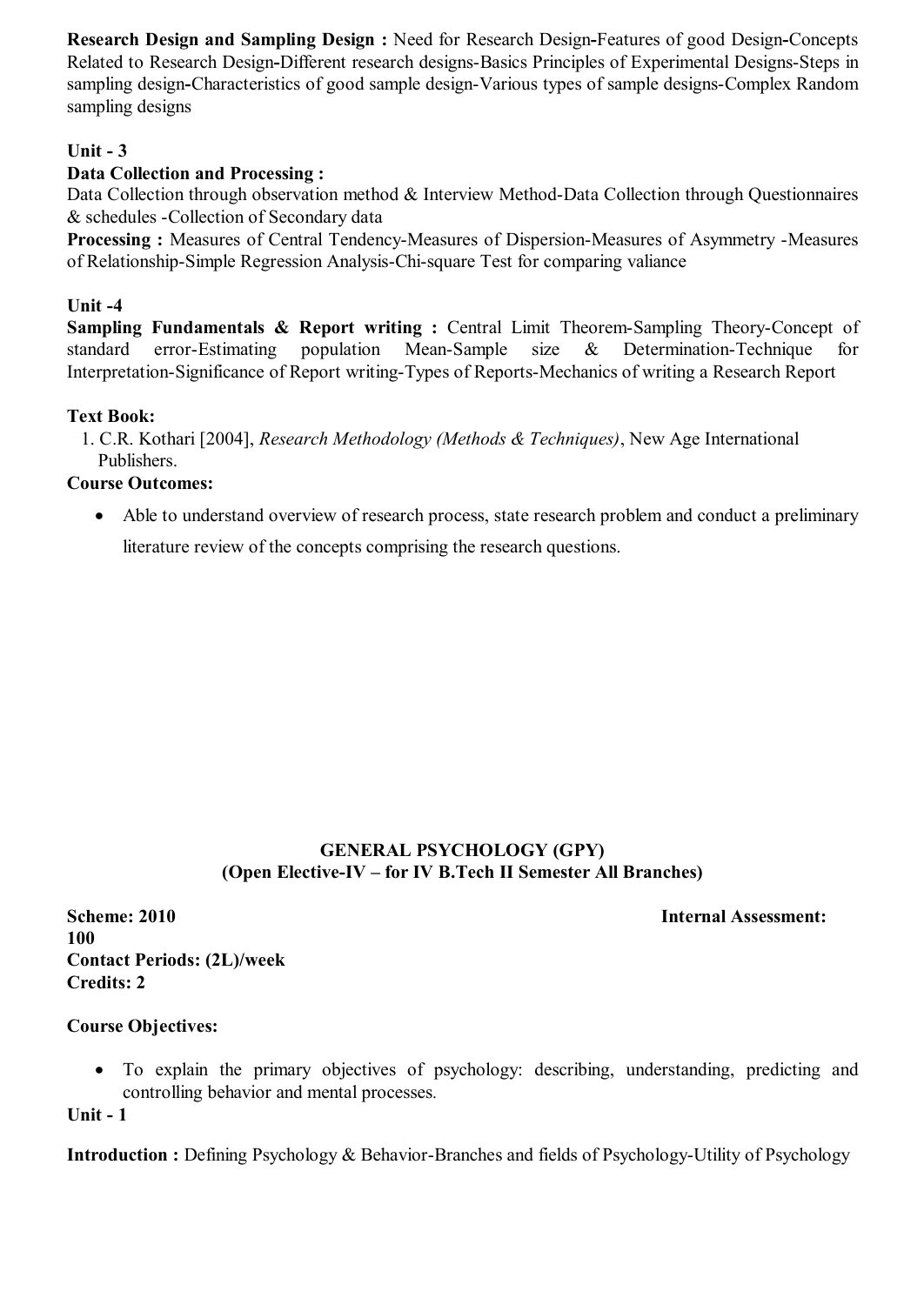**Research Design and Sampling Design :** Need for Research Design-Features of good Design-Concepts Related to Research Design-Different research designs-Basics Principles of Experimental Designs-Steps in sampling design-Characteristics of good sample design-Various types of sample designs-Complex Random sampling designs

**Unit - 3**

**Data Collection and Processing :**

Data Collection through observation method & Interview Method-Data Collection through Questionnaires & schedules -Collection of Secondary data

**Processing :** Measures of Central Tendency-Measures of Dispersion-Measures of Asymmetry -Measures of Relationship-Simple Regression Analysis-Chi-square Test for comparing valiance

**Unit -4**

**Sampling Fundamentals & Report writing :** Central Limit Theorem-Sampling Theory-Concept of standard error-Estimating population Mean-Sample size & Determination-Technique for Interpretation-Significance of Report writing-Types of Reports-Mechanics of writing a Research Report

**Text Book:**

1. C.R. Kothari [2004], *Research Methodology (Methods & Techniques)*, New Age International Publishers.

**Course Outcomes:**

- Able to understand overview of research process, state research problem and conduct a preliminary literature review of the concepts comprising the research questions.

## GENERAL PSYCHOLOGY (GPY)
### (Open Elective-IV – for IV B.Tech II Semester All Branches)

**Scheme: 2010** **Internal Assessment: 100**
**Contact Periods: (2L)/week**
**Credits: 2**

**Course Objectives:**

- To explain the primary objectives of psychology: describing, understanding, predicting and controlling behavior and mental processes.

**Unit - 1**

**Introduction :** Defining Psychology & Behavior-Branches and fields of Psychology-Utility of Psychology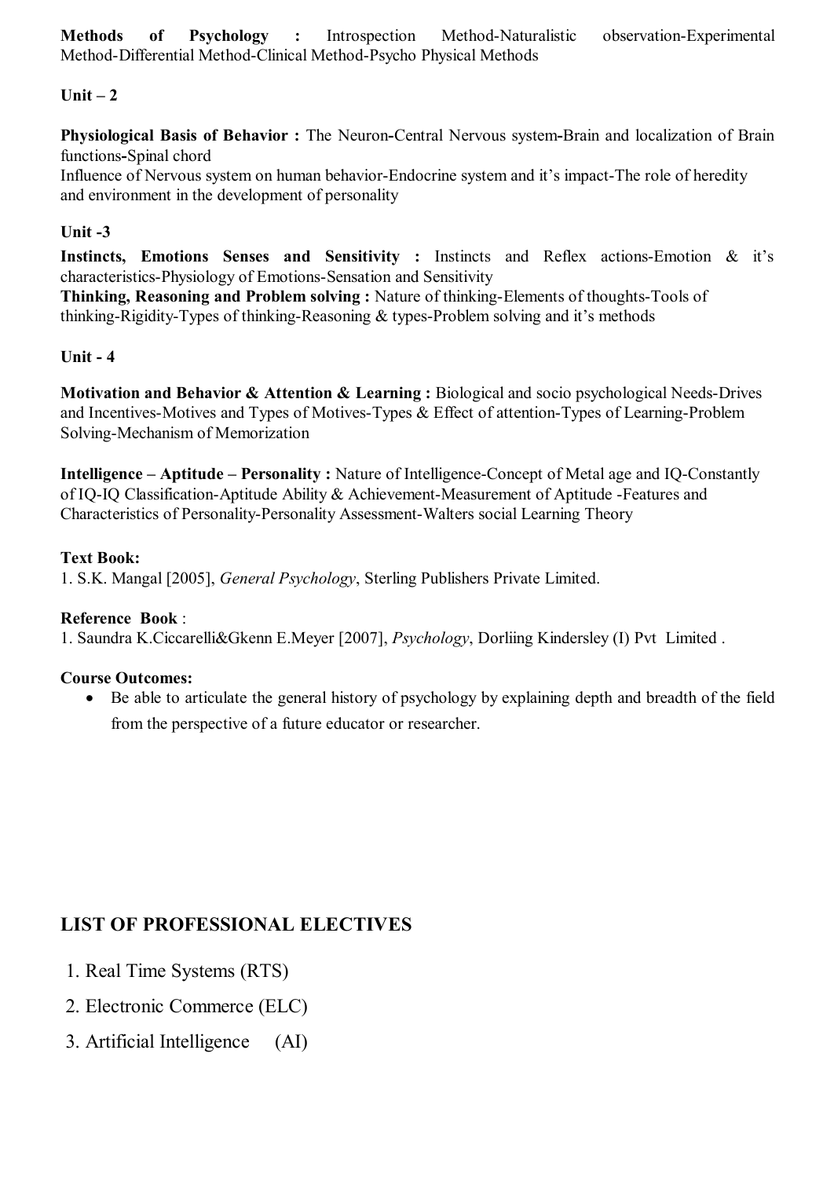**Methods of Psychology :** Introspection Method-Naturalistic observation-Experimental Method-Differential Method-Clinical Method-Psycho Physical Methods

**Unit – 2**

**Physiological Basis of Behavior :** The Neuron**-**Central Nervous system**-**Brain and localization of Brain functions**-**Spinal chord
Influence of Nervous system on human behavior-Endocrine system and it's impact-The role of heredity and environment in the development of personality

**Unit -3**

**Instincts, Emotions Senses and Sensitivity :** Instincts and Reflex actions-Emotion & it's characteristics-Physiology of Emotions-Sensation and Sensitivity
**Thinking, Reasoning and Problem solving :** Nature of thinking-Elements of thoughts-Tools of thinking-Rigidity-Types of thinking-Reasoning & types-Problem solving and it's methods

**Unit - 4**

**Motivation and Behavior & Attention & Learning :** Biological and socio psychological Needs-Drives and Incentives-Motives and Types of Motives-Types & Effect of attention-Types of Learning-Problem Solving-Mechanism of Memorization

**Intelligence – Aptitude – Personality :** Nature of Intelligence-Concept of Metal age and IQ-Constantly of IQ-IQ Classification-Aptitude Ability & Achievement-Measurement of Aptitude -Features and Characteristics of Personality-Personality Assessment-Walters social Learning Theory

**Text Book:**
1. S.K. Mangal [2005], *General Psychology*, Sterling Publishers Private Limited.

**Reference Book** :
1. Saundra K.Ciccarelli&Gkenn E.Meyer [2007], *Psychology*, Dorliing Kindersley (I) Pvt Limited .

**Course Outcomes:**

- Be able to articulate the general history of psychology by explaining depth and breadth of the field from the perspective of a future educator or researcher.

## LIST OF PROFESSIONAL ELECTIVES

1. Real Time Systems (RTS)
2. Electronic Commerce (ELC)
3. Artificial Intelligence (AI)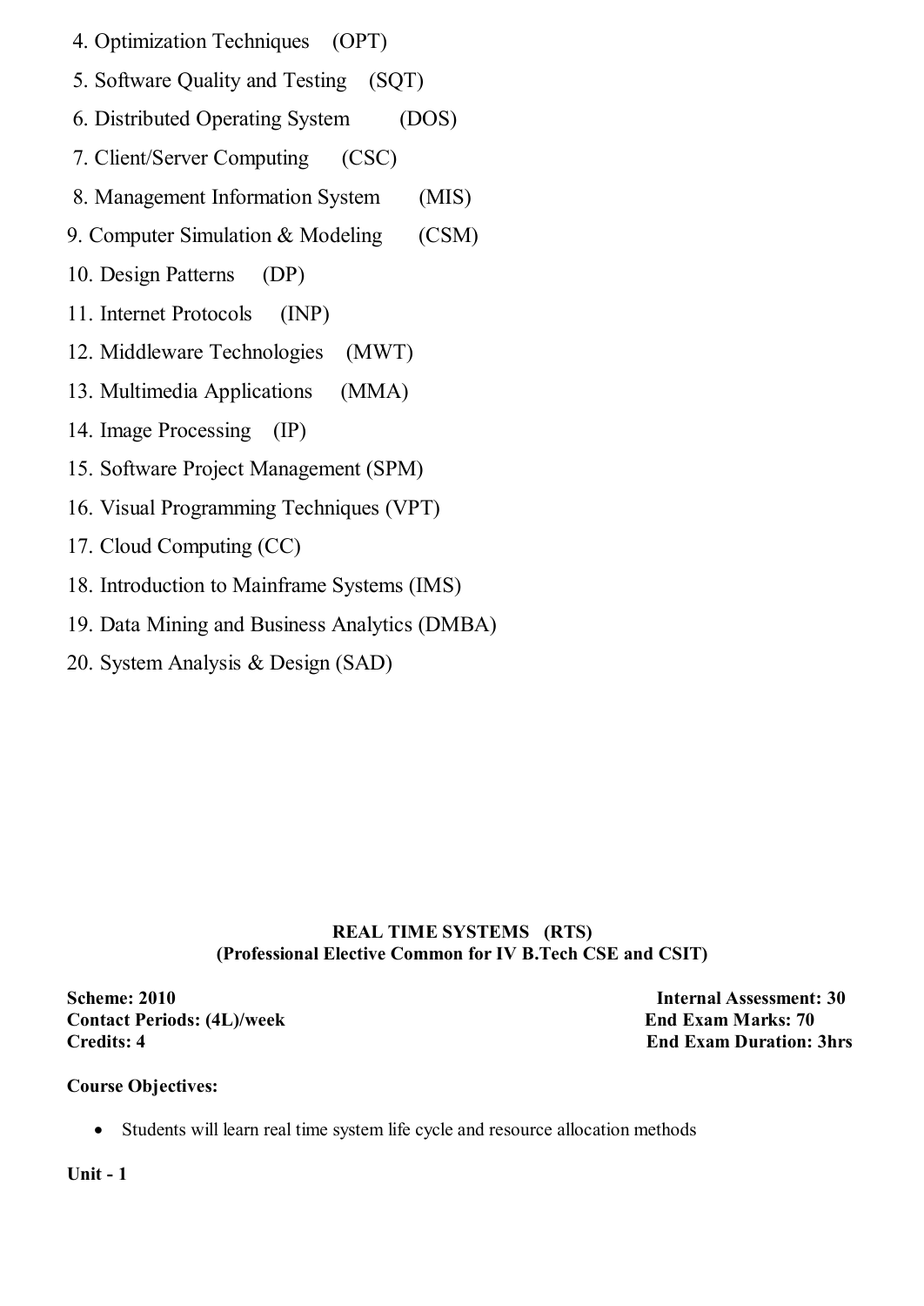4. Optimization Techniques (OPT)
5. Software Quality and Testing (SQT)
6. Distributed Operating System (DOS)
7. Client/Server Computing (CSC)
8. Management Information System (MIS)
9. Computer Simulation & Modeling (CSM)
10. Design Patterns (DP)
11. Internet Protocols (INP)
12. Middleware Technologies (MWT)
13. Multimedia Applications (MMA)
14. Image Processing (IP)
15. Software Project Management (SPM)
16. Visual Programming Techniques (VPT)
17. Cloud Computing (CC)
18. Introduction to Mainframe Systems (IMS)
19. Data Mining and Business Analytics (DMBA)
20. System Analysis & Design (SAD)

## REAL TIME SYSTEMS (RTS)
### (Professional Elective Common for IV B.Tech CSE and CSIT)

**Scheme: 2010** **Internal Assessment: 30**
**Contact Periods: (4L)/week** **End Exam Marks: 70**
**Credits: 4** **End Exam Duration: 3hrs**

**Course Objectives:**

- Students will learn real time system life cycle and resource allocation methods

**Unit - 1**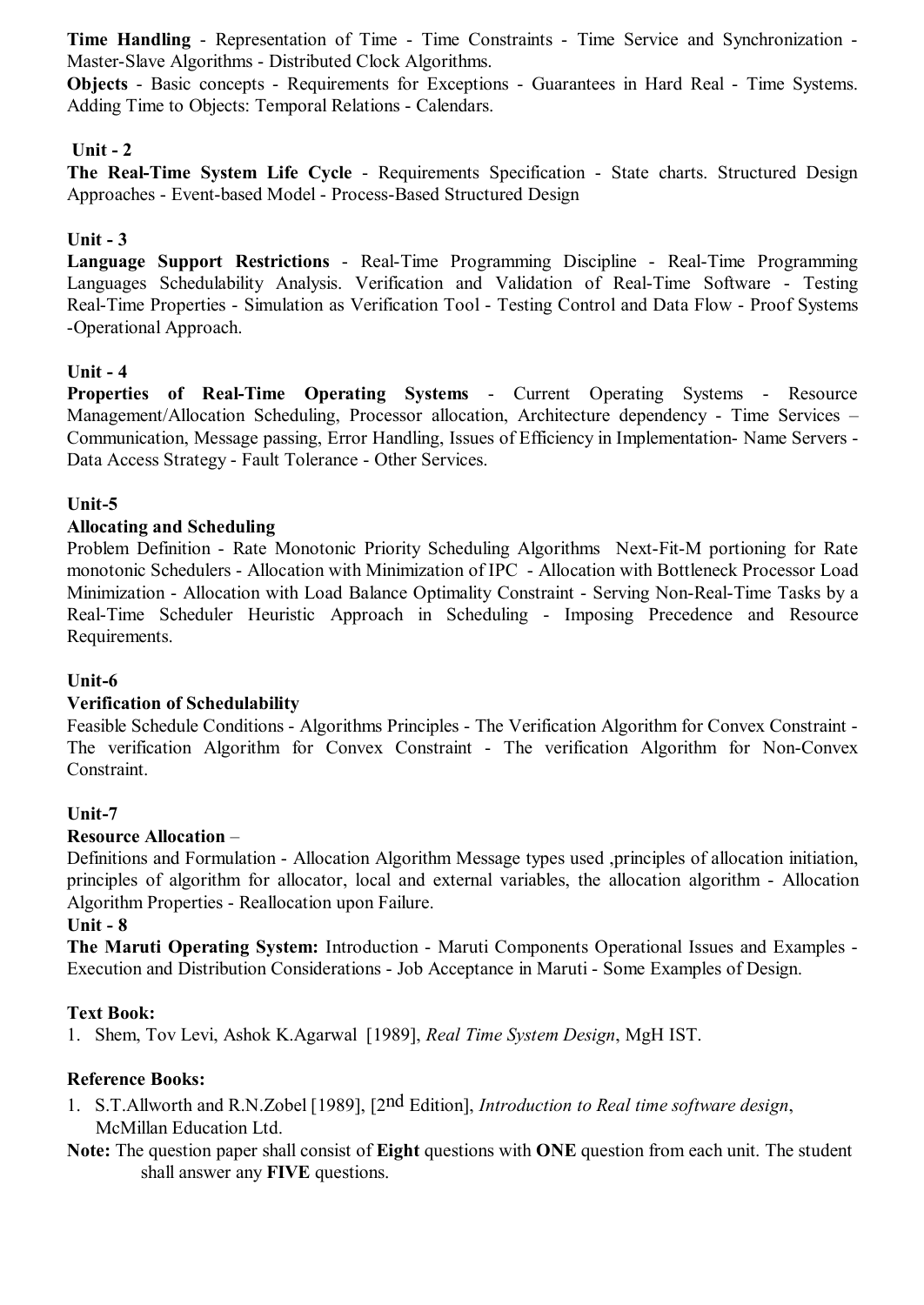**Time Handling** - Representation of Time - Time Constraints - Time Service and Synchronization - Master-Slave Algorithms - Distributed Clock Algorithms.

**Objects** - Basic concepts - Requirements for Exceptions - Guarantees in Hard Real - Time Systems. Adding Time to Objects: Temporal Relations - Calendars.

### Unit - 2

**The Real-Time System Life Cycle** - Requirements Specification - State charts. Structured Design Approaches - Event-based Model - Process-Based Structured Design

### Unit - 3

**Language Support Restrictions** - Real-Time Programming Discipline - Real-Time Programming Languages Schedulability Analysis. Verification and Validation of Real-Time Software - Testing Real-Time Properties - Simulation as Verification Tool - Testing Control and Data Flow - Proof Systems -Operational Approach.

### Unit - 4

**Properties of Real-Time Operating Systems** - Current Operating Systems - Resource Management/Allocation Scheduling, Processor allocation, Architecture dependency - Time Services – Communication, Message passing, Error Handling, Issues of Efficiency in Implementation- Name Servers - Data Access Strategy - Fault Tolerance - Other Services.

### Unit-5

**Allocating and Scheduling**

Problem Definition - Rate Monotonic Priority Scheduling Algorithms Next-Fit-M portioning for Rate monotonic Schedulers - Allocation with Minimization of IPC - Allocation with Bottleneck Processor Load Minimization - Allocation with Load Balance Optimality Constraint - Serving Non-Real-Time Tasks by a Real-Time Scheduler Heuristic Approach in Scheduling - Imposing Precedence and Resource Requirements.

### Unit-6

**Verification of Schedulability**

Feasible Schedule Conditions - Algorithms Principles - The Verification Algorithm for Convex Constraint - The verification Algorithm for Convex Constraint - The verification Algorithm for Non-Convex Constraint.

### Unit-7

**Resource Allocation** –

Definitions and Formulation - Allocation Algorithm Message types used ,principles of allocation initiation, principles of algorithm for allocator, local and external variables, the allocation algorithm - Allocation Algorithm Properties - Reallocation upon Failure.

### Unit - 8

**The Maruti Operating System:** Introduction - Maruti Components Operational Issues and Examples - Execution and Distribution Considerations - Job Acceptance in Maruti - Some Examples of Design.

**Text Book:**

1. Shem, Tov Levi, Ashok K.Agarwal [1989], *Real Time System Design*, MgH IST.

**Reference Books:**

1. S.T.Allworth and R.N.Zobel [1989], [2nd Edition], *Introduction to Real time software design*, McMillan Education Ltd.

**Note:** The question paper shall consist of **Eight** questions with **ONE** question from each unit. The student shall answer any **FIVE** questions.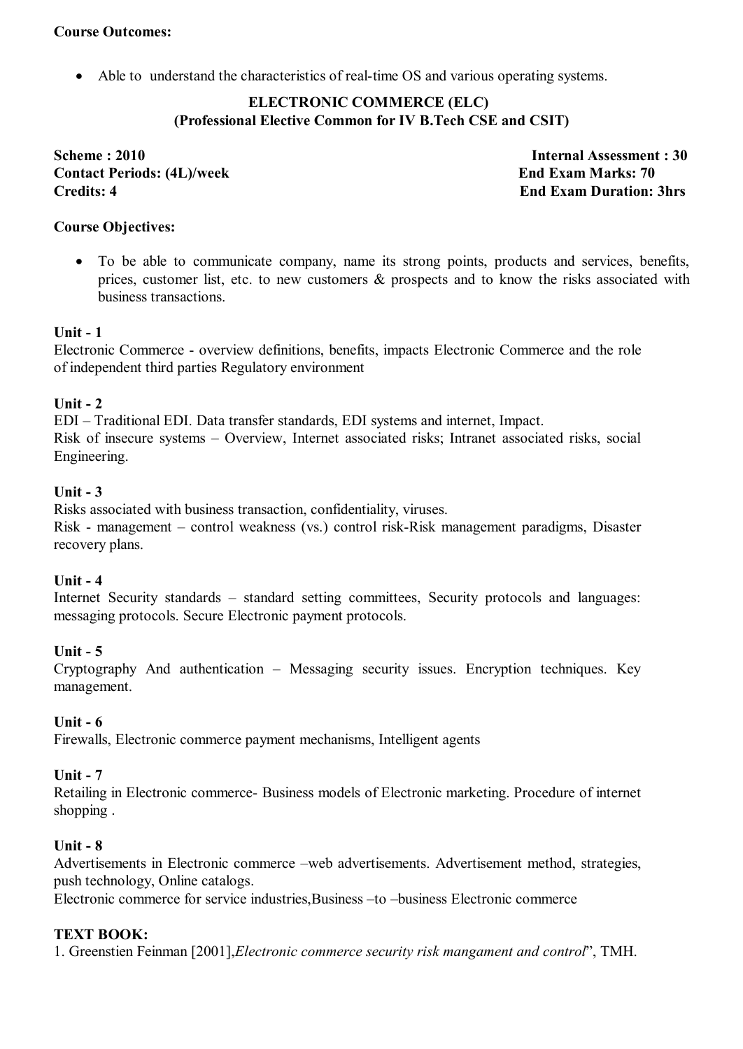**Course Outcomes:**

- Able to understand the characteristics of real-time OS and various operating systems.

## ELECTRONIC COMMERCE (ELC)
### (Professional Elective Common for IV B.Tech CSE and CSIT)

**Scheme : 2010** **Internal Assessment : 30**
**Contact Periods: (4L)/week** **End Exam Marks: 70**
**Credits: 4** **End Exam Duration: 3hrs**

**Course Objectives:**

- To be able to communicate company, name its strong points, products and services, benefits, prices, customer list, etc. to new customers & prospects and to know the risks associated with business transactions.

**Unit - 1**
Electronic Commerce - overview definitions, benefits, impacts Electronic Commerce and the role of independent third parties Regulatory environment

**Unit - 2**
EDI – Traditional EDI. Data transfer standards, EDI systems and internet, Impact.
Risk of insecure systems – Overview, Internet associated risks; Intranet associated risks, social Engineering.

**Unit - 3**
Risks associated with business transaction, confidentiality, viruses.
Risk - management – control weakness (vs.) control risk-Risk management paradigms, Disaster recovery plans.

**Unit - 4**
Internet Security standards – standard setting committees, Security protocols and languages: messaging protocols. Secure Electronic payment protocols.

**Unit - 5**
Cryptography And authentication – Messaging security issues. Encryption techniques. Key management.

**Unit - 6**
Firewalls, Electronic commerce payment mechanisms, Intelligent agents

**Unit - 7**
Retailing in Electronic commerce- Business models of Electronic marketing. Procedure of internet shopping .

**Unit - 8**
Advertisements in Electronic commerce –web advertisements. Advertisement method, strategies, push technology, Online catalogs.
Electronic commerce for service industries,Business –to –business Electronic commerce

**TEXT BOOK:**
1. Greenstien Feinman [2001],*Electronic commerce security risk mangament and control*", TMH.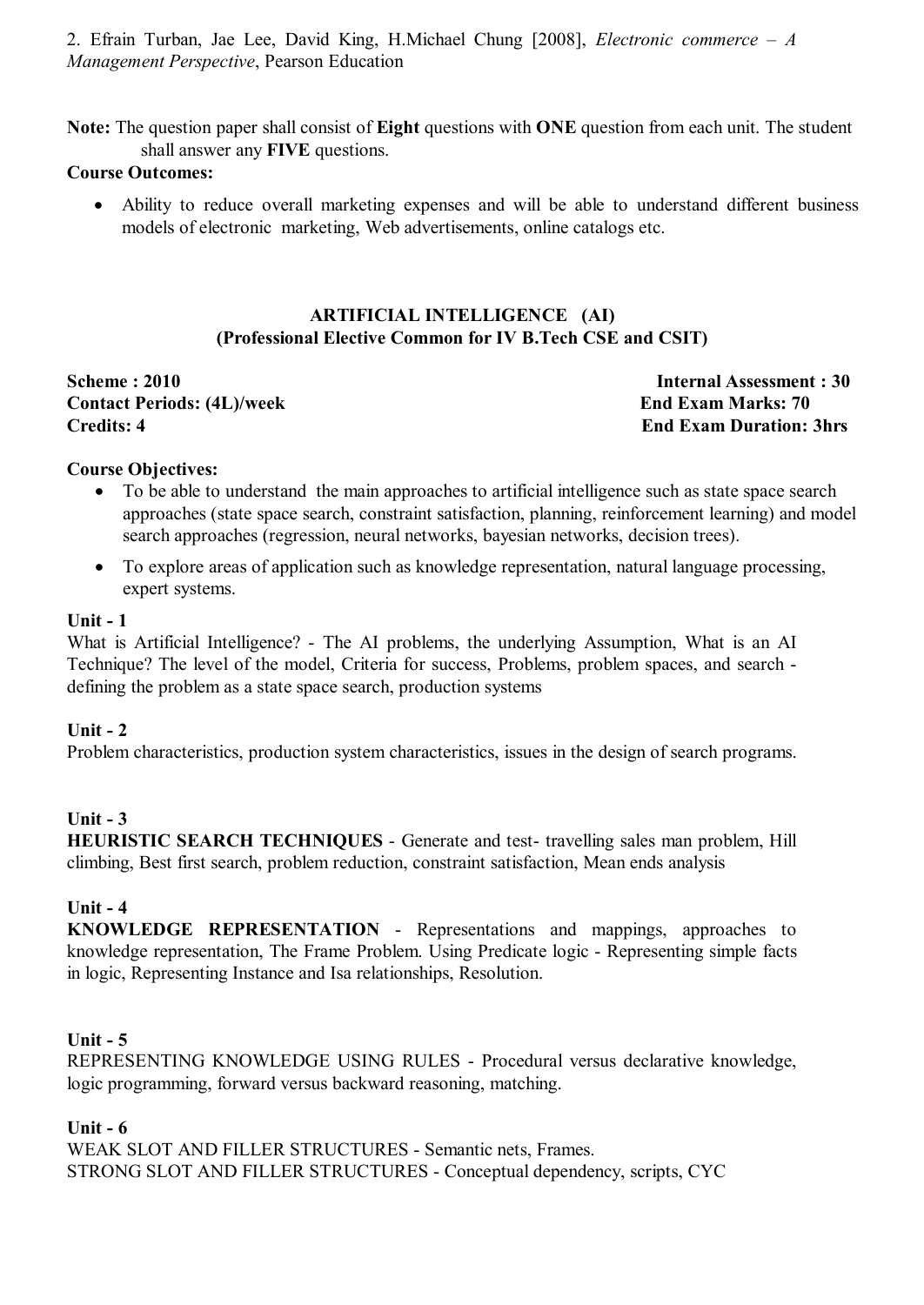2. Efrain Turban, Jae Lee, David King, H.Michael Chung [2008], *Electronic commerce – A Management Perspective*, Pearson Education

**Note:** The question paper shall consist of **Eight** questions with **ONE** question from each unit. The student shall answer any **FIVE** questions.

**Course Outcomes:**

- Ability to reduce overall marketing expenses and will be able to understand different business models of electronic marketing, Web advertisements, online catalogs etc.

## ARTIFICIAL INTELLIGENCE (AI)
### (Professional Elective Common for IV B.Tech CSE and CSIT)

**Scheme : 2010** | **Internal Assessment : 30**
**Contact Periods: (4L)/week** | **End Exam Marks: 70**
**Credits: 4** | **End Exam Duration: 3hrs**

**Course Objectives:**

- To be able to understand the main approaches to artificial intelligence such as state space search approaches (state space search, constraint satisfaction, planning, reinforcement learning) and model search approaches (regression, neural networks, bayesian networks, decision trees).
- To explore areas of application such as knowledge representation, natural language processing, expert systems.

**Unit - 1**

What is Artificial Intelligence? - The AI problems, the underlying Assumption, What is an AI Technique? The level of the model, Criteria for success, Problems, problem spaces, and search - defining the problem as a state space search, production systems

**Unit - 2**

Problem characteristics, production system characteristics, issues in the design of search programs.

**Unit - 3**

**HEURISTIC SEARCH TECHNIQUES** - Generate and test- travelling sales man problem, Hill climbing, Best first search, problem reduction, constraint satisfaction, Mean ends analysis

**Unit - 4**

**KNOWLEDGE REPRESENTATION** - Representations and mappings, approaches to knowledge representation, The Frame Problem. Using Predicate logic - Representing simple facts in logic, Representing Instance and Isa relationships, Resolution.

**Unit - 5**

REPRESENTING KNOWLEDGE USING RULES - Procedural versus declarative knowledge, logic programming, forward versus backward reasoning, matching.

**Unit - 6**

WEAK SLOT AND FILLER STRUCTURES - Semantic nets, Frames.
STRONG SLOT AND FILLER STRUCTURES - Conceptual dependency, scripts, CYC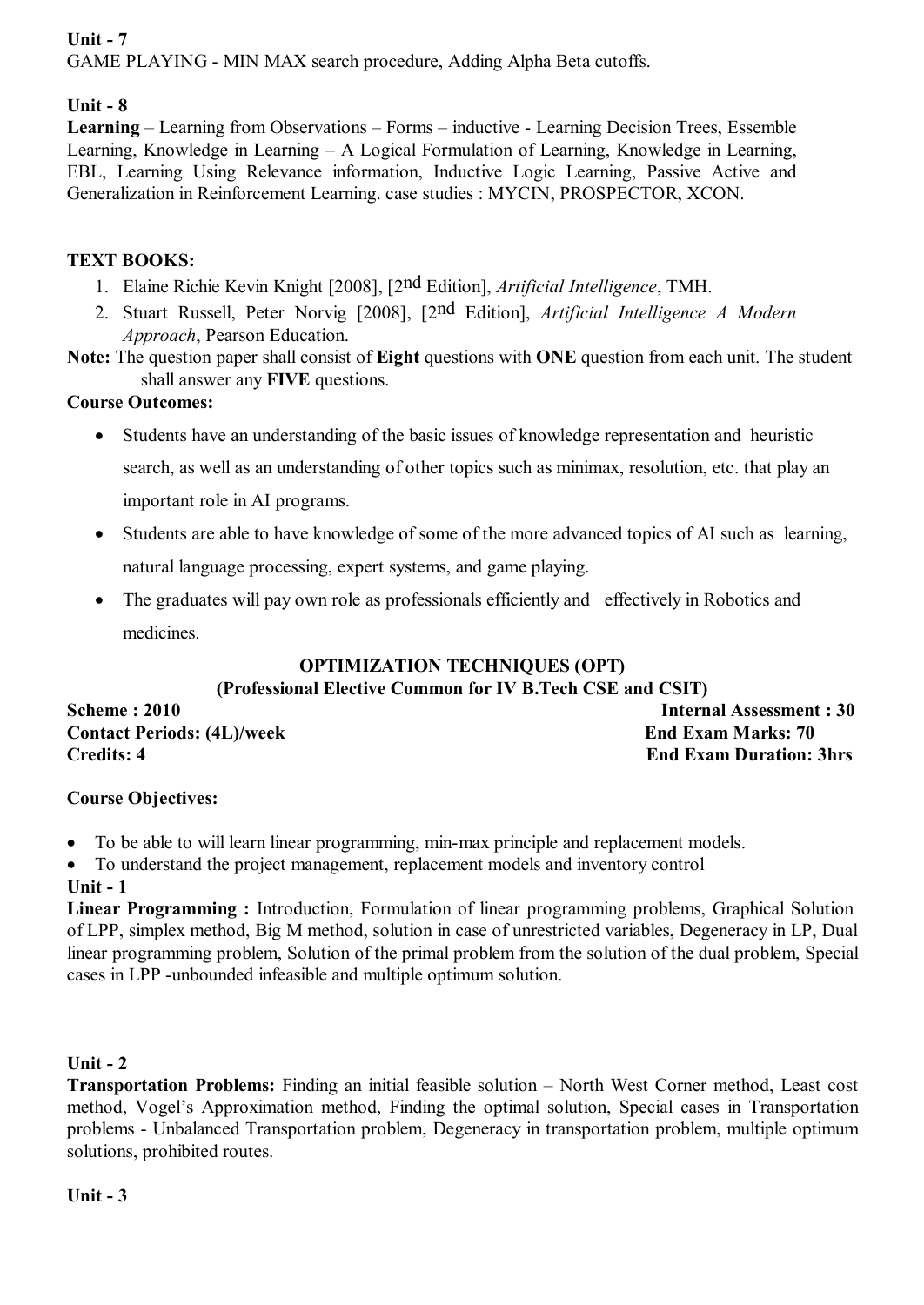**Unit - 7**

GAME PLAYING - MIN MAX search procedure, Adding Alpha Beta cutoffs.

**Unit - 8**

**Learning** – Learning from Observations – Forms – inductive - Learning Decision Trees, Essemble Learning, Knowledge in Learning – A Logical Formulation of Learning, Knowledge in Learning, EBL, Learning Using Relevance information, Inductive Logic Learning, Passive Active and Generalization in Reinforcement Learning. case studies : MYCIN, PROSPECTOR, XCON.

**TEXT BOOKS:**

1. Elaine Richie Kevin Knight [2008], [2nd Edition], *Artificial Intelligence*, TMH.
2. Stuart Russell, Peter Norvig [2008], [2nd Edition], *Artificial Intelligence A Modern Approach*, Pearson Education.

**Note:** The question paper shall consist of **Eight** questions with **ONE** question from each unit. The student shall answer any **FIVE** questions.

**Course Outcomes:**

- Students have an understanding of the basic issues of knowledge representation and heuristic search, as well as an understanding of other topics such as minimax, resolution, etc. that play an important role in AI programs.
- Students are able to have knowledge of some of the more advanced topics of AI such as learning, natural language processing, expert systems, and game playing.
- The graduates will pay own role as professionals efficiently and effectively in Robotics and medicines.

## OPTIMIZATION TECHNIQUES (OPT)

### (Professional Elective Common for IV B.Tech CSE and CSIT)

**Scheme : 2010** | **Internal Assessment : 30**

**Contact Periods: (4L)/week** | **End Exam Marks: 70**

**Credits: 4** | **End Exam Duration: 3hrs**

**Course Objectives:**

- To be able to will learn linear programming, min-max principle and replacement models.
- To understand the project management, replacement models and inventory control

**Unit - 1**

**Linear Programming :** Introduction, Formulation of linear programming problems, Graphical Solution of LPP, simplex method, Big M method, solution in case of unrestricted variables, Degeneracy in LP, Dual linear programming problem, Solution of the primal problem from the solution of the dual problem, Special cases in LPP -unbounded infeasible and multiple optimum solution.

**Unit - 2**

**Transportation Problems:** Finding an initial feasible solution – North West Corner method, Least cost method, Vogel's Approximation method, Finding the optimal solution, Special cases in Transportation problems - Unbalanced Transportation problem, Degeneracy in transportation problem, multiple optimum solutions, prohibited routes.

**Unit - 3**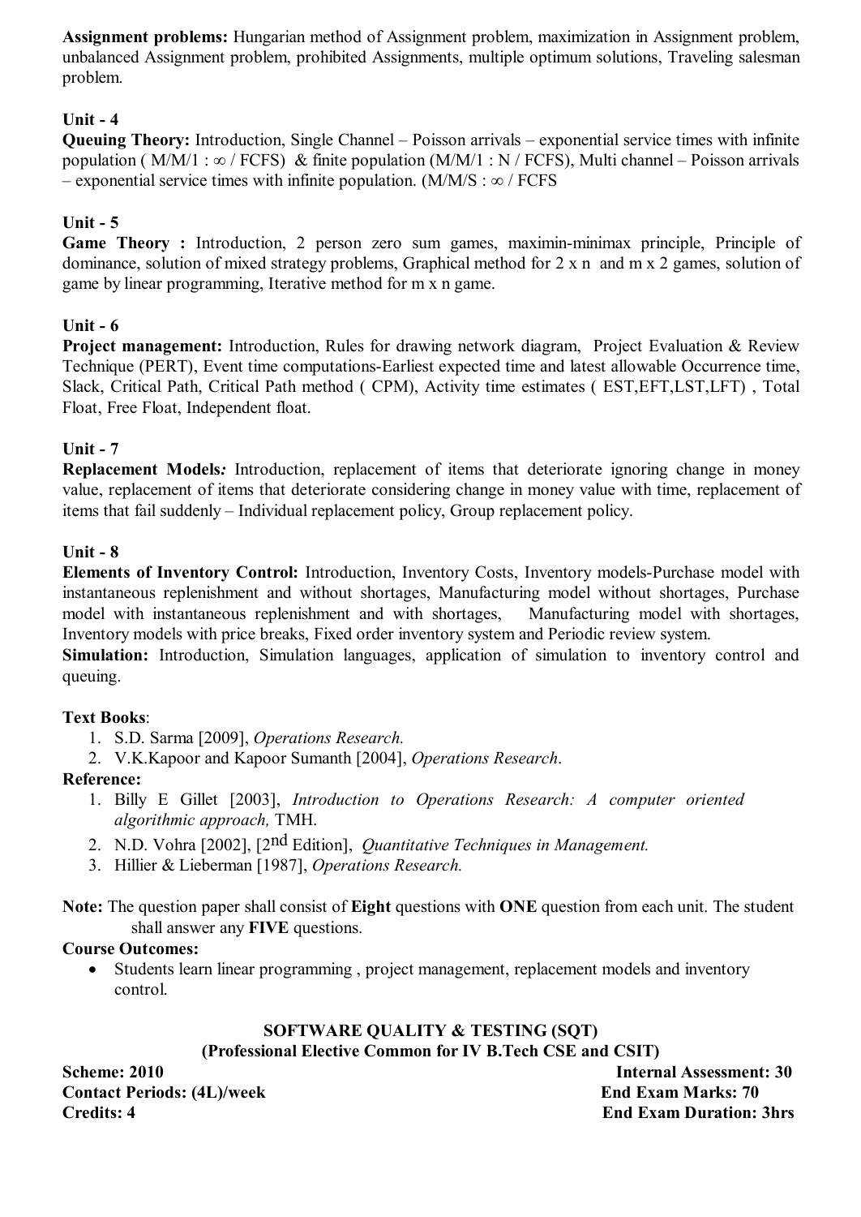**Assignment problems:** Hungarian method of Assignment problem, maximization in Assignment problem, unbalanced Assignment problem, prohibited Assignments, multiple optimum solutions, Traveling salesman problem.

**Unit - 4**

**Queuing Theory:** Introduction, Single Channel – Poisson arrivals – exponential service times with infinite population ( M/M/1 : ∞ / FCFS) & finite population (M/M/1 : N / FCFS), Multi channel – Poisson arrivals – exponential service times with infinite population. (M/M/S : ∞ / FCFS

**Unit - 5**

**Game Theory :** Introduction, 2 person zero sum games, maximin-minimax principle, Principle of dominance, solution of mixed strategy problems, Graphical method for 2 x n and m x 2 games, solution of game by linear programming, Iterative method for m x n game.

**Unit - 6**

**Project management:** Introduction, Rules for drawing network diagram, Project Evaluation & Review Technique (PERT), Event time computations-Earliest expected time and latest allowable Occurrence time, Slack, Critical Path, Critical Path method ( CPM), Activity time estimates ( EST,EFT,LST,LFT) , Total Float, Free Float, Independent float.

**Unit - 7**

**Replacement Models*:*** Introduction, replacement of items that deteriorate ignoring change in money value, replacement of items that deteriorate considering change in money value with time, replacement of items that fail suddenly – Individual replacement policy, Group replacement policy.

**Unit - 8**

**Elements of Inventory Control:** Introduction, Inventory Costs, Inventory models-Purchase model with instantaneous replenishment and without shortages, Manufacturing model without shortages, Purchase model with instantaneous replenishment and with shortages, Manufacturing model with shortages, Inventory models with price breaks, Fixed order inventory system and Periodic review system.

**Simulation:** Introduction, Simulation languages, application of simulation to inventory control and queuing.

**Text Books**:

1. S.D. Sarma [2009], *Operations Research.*
2. V.K.Kapoor and Kapoor Sumanth [2004], *Operations Research*.

**Reference:**

1. Billy E Gillet [2003], *Introduction to Operations Research: A computer oriented algorithmic approach,* TMH.
2. N.D. Vohra [2002], [2nd Edition], *Quantitative Techniques in Management.*
3. Hillier & Lieberman [1987], *Operations Research.*

**Note:** The question paper shall consist of **Eight** questions with **ONE** question from each unit. The student shall answer any **FIVE** questions.

**Course Outcomes:**

- Students learn linear programming , project management, replacement models and inventory control.

## SOFTWARE QUALITY & TESTING (SQT)

### (Professional Elective Common for IV B.Tech CSE and CSIT)

**Scheme: 2010** **Internal Assessment: 30**

**Contact Periods: (4L)/week** **End Exam Marks: 70**

**Credits: 4** **End Exam Duration: 3hrs**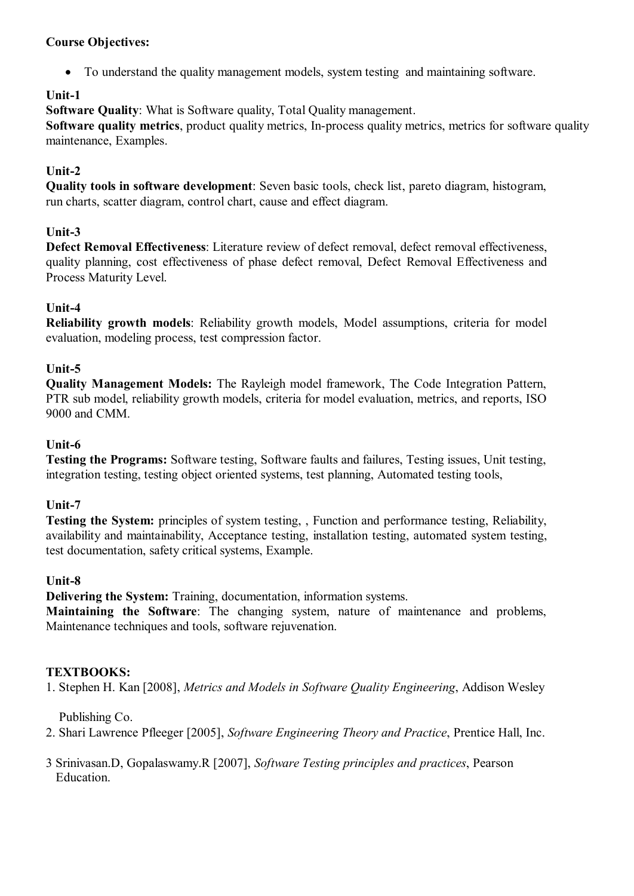**Course Objectives:**

- To understand the quality management models, system testing and maintaining software.

**Unit-1**

**Software Quality**: What is Software quality, Total Quality management.
**Software quality metrics**, product quality metrics, In-process quality metrics, metrics for software quality maintenance, Examples.

**Unit-2**

**Quality tools in software development**: Seven basic tools, check list, pareto diagram, histogram, run charts, scatter diagram, control chart, cause and effect diagram.

**Unit-3**

**Defect Removal Effectiveness**: Literature review of defect removal, defect removal effectiveness, quality planning, cost effectiveness of phase defect removal, Defect Removal Effectiveness and Process Maturity Level.

**Unit-4**

**Reliability growth models**: Reliability growth models, Model assumptions, criteria for model evaluation, modeling process, test compression factor.

**Unit-5**

**Quality Management Models:** The Rayleigh model framework, The Code Integration Pattern, PTR sub model, reliability growth models, criteria for model evaluation, metrics, and reports, ISO 9000 and CMM.

**Unit-6**

**Testing the Programs:** Software testing, Software faults and failures, Testing issues, Unit testing, integration testing, testing object oriented systems, test planning, Automated testing tools,

**Unit-7**

**Testing the System:** principles of system testing, , Function and performance testing, Reliability, availability and maintainability, Acceptance testing, installation testing, automated system testing, test documentation, safety critical systems, Example.

**Unit-8**

**Delivering the System:** Training, documentation, information systems.
**Maintaining the Software**: The changing system, nature of maintenance and problems, Maintenance techniques and tools, software rejuvenation.

**TEXTBOOKS:**

1. Stephen H. Kan [2008], *Metrics and Models in Software Quality Engineering*, Addison Wesley Publishing Co.
2. Shari Lawrence Pfleeger [2005], *Software Engineering Theory and Practice*, Prentice Hall, Inc.
3. Srinivasan.D, Gopalaswamy.R [2007], *Software Testing principles and practices*, Pearson Education.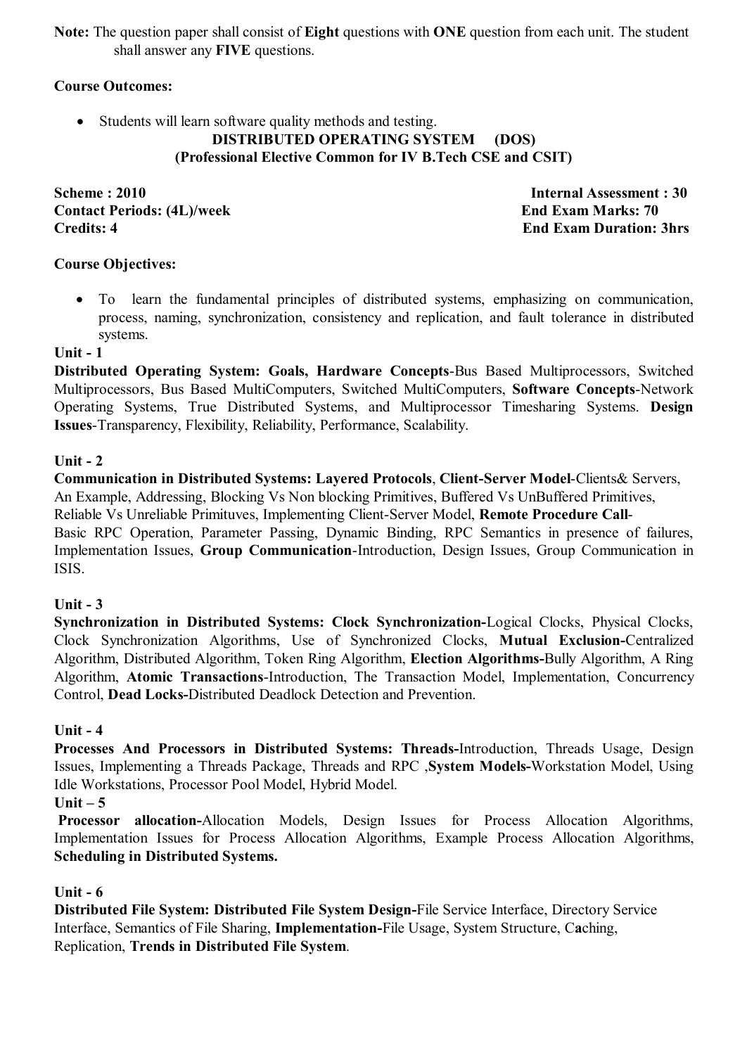**Note:** The question paper shall consist of **Eight** questions with **ONE** question from each unit. The student shall answer any **FIVE** questions.

**Course Outcomes:**

- Students will learn software quality methods and testing.

## DISTRIBUTED OPERATING SYSTEM (DOS)
### (Professional Elective Common for IV B.Tech CSE and CSIT)

**Scheme : 2010** | **Internal Assessment : 30**
**Contact Periods: (4L)/week** | **End Exam Marks: 70**
**Credits: 4** | **End Exam Duration: 3hrs**

**Course Objectives:**

- To learn the fundamental principles of distributed systems, emphasizing on communication, process, naming, synchronization, consistency and replication, and fault tolerance in distributed systems.

**Unit - 1**

**Distributed Operating System: Goals, Hardware Concepts**-Bus Based Multiprocessors, Switched Multiprocessors, Bus Based MultiComputers, Switched MultiComputers, **Software Concepts**-Network Operating Systems, True Distributed Systems, and Multiprocessor Timesharing Systems. **Design Issues**-Transparency, Flexibility, Reliability, Performance, Scalability.

**Unit - 2**

**Communication in Distributed Systems: Layered Protocols**, **Client-Server Model**-Clients& Servers, An Example, Addressing, Blocking Vs Non blocking Primitives, Buffered Vs UnBuffered Primitives, Reliable Vs Unreliable Primituves, Implementing Client-Server Model, **Remote Procedure Call**-Basic RPC Operation, Parameter Passing, Dynamic Binding, RPC Semantics in presence of failures, Implementation Issues, **Group Communication**-Introduction, Design Issues, Group Communication in ISIS.

**Unit - 3**

**Synchronization in Distributed Systems: Clock Synchronization-**Logical Clocks, Physical Clocks, Clock Synchronization Algorithms, Use of Synchronized Clocks, **Mutual Exclusion-**Centralized Algorithm, Distributed Algorithm, Token Ring Algorithm, **Election Algorithms-**Bully Algorithm, A Ring Algorithm, **Atomic Transactions**-Introduction, The Transaction Model, Implementation, Concurrency Control, **Dead Locks-**Distributed Deadlock Detection and Prevention.

**Unit - 4**

**Processes And Processors in Distributed Systems: Threads-**Introduction, Threads Usage, Design Issues, Implementing a Threads Package, Threads and RPC ,**System Models-**Workstation Model, Using Idle Workstations, Processor Pool Model, Hybrid Model.

**Unit – 5**

**Processor allocation-**Allocation Models, Design Issues for Process Allocation Algorithms, Implementation Issues for Process Allocation Algorithms, Example Process Allocation Algorithms, **Scheduling in Distributed Systems.**

**Unit - 6**

**Distributed File System: Distributed File System Design-**File Service Interface, Directory Service Interface, Semantics of File Sharing, **Implementation-**File Usage, System Structure, Caching, Replication, **Trends in Distributed File System**.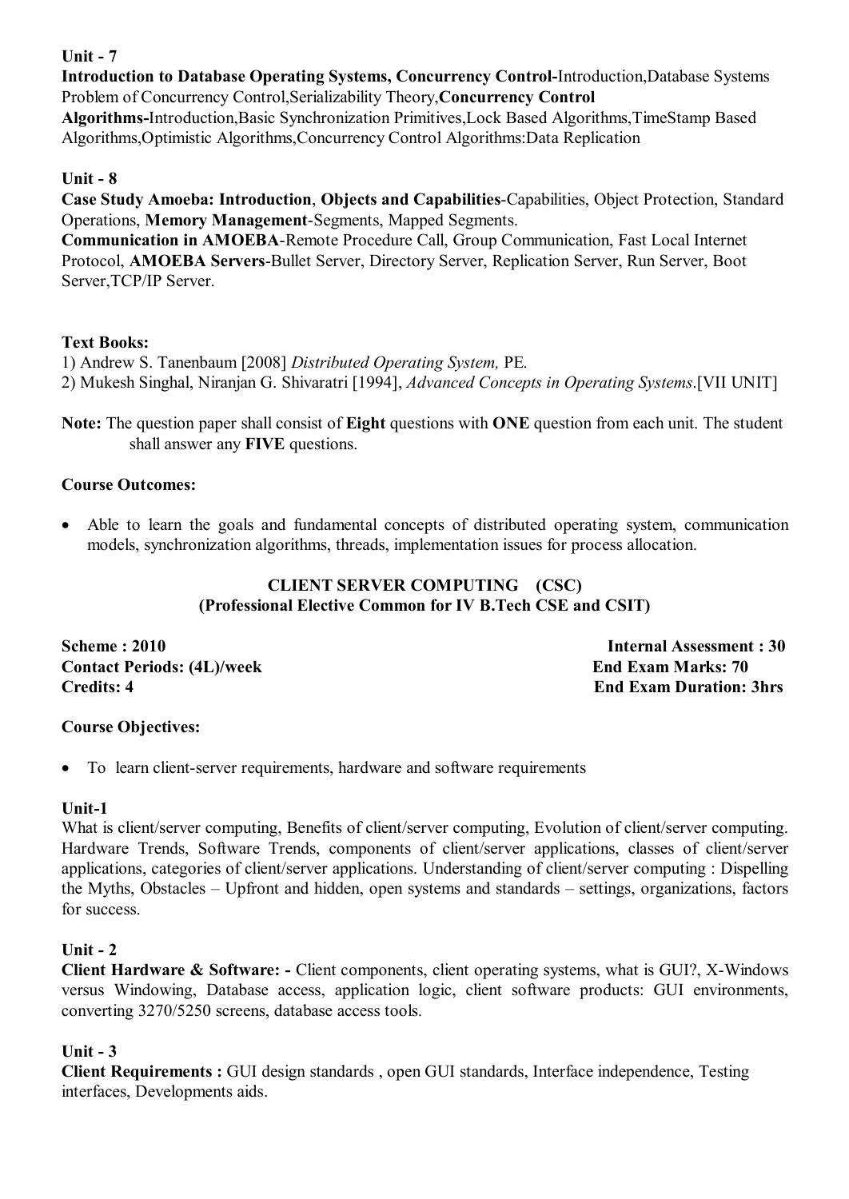**Unit - 7**

**Introduction to Database Operating Systems, Concurrency Control-**Introduction,Database Systems Problem of Concurrency Control,Serializability Theory,**Concurrency Control Algorithms-**Introduction,Basic Synchronization Primitives,Lock Based Algorithms,TimeStamp Based Algorithms,Optimistic Algorithms,Concurrency Control Algorithms:Data Replication

**Unit - 8**

**Case Study Amoeba: Introduction**, **Objects and Capabilities**-Capabilities, Object Protection, Standard Operations, **Memory Management**-Segments, Mapped Segments.

**Communication in AMOEBA**-Remote Procedure Call, Group Communication, Fast Local Internet Protocol, **AMOEBA Servers**-Bullet Server, Directory Server, Replication Server, Run Server, Boot Server,TCP/IP Server.

**Text Books:**

1) Andrew S. Tanenbaum [2008] *Distributed Operating System,* PE.
2) Mukesh Singhal, Niranjan G. Shivaratri [1994], *Advanced Concepts in Operating Systems*.[VII UNIT]

**Note:** The question paper shall consist of **Eight** questions with **ONE** question from each unit. The student shall answer any **FIVE** questions.

**Course Outcomes:**

- Able to learn the goals and fundamental concepts of distributed operating system, communication models, synchronization algorithms, threads, implementation issues for process allocation.

## CLIENT SERVER COMPUTING (CSC)
### (Professional Elective Common for IV B.Tech CSE and CSIT)

**Scheme : 2010** | **Internal Assessment : 30**
**Contact Periods: (4L)/week** | **End Exam Marks: 70**
**Credits: 4** | **End Exam Duration: 3hrs**

**Course Objectives:**

- To learn client-server requirements, hardware and software requirements

**Unit-1**

What is client/server computing, Benefits of client/server computing, Evolution of client/server computing. Hardware Trends, Software Trends, components of client/server applications, classes of client/server applications, categories of client/server applications. Understanding of client/server computing : Dispelling the Myths, Obstacles – Upfront and hidden, open systems and standards – settings, organizations, factors for success.

**Unit - 2**

**Client Hardware & Software: -** Client components, client operating systems, what is GUI?, X-Windows versus Windowing, Database access, application logic, client software products: GUI environments, converting 3270/5250 screens, database access tools.

**Unit - 3**

**Client Requirements :** GUI design standards , open GUI standards, Interface independence, Testing interfaces, Developments aids.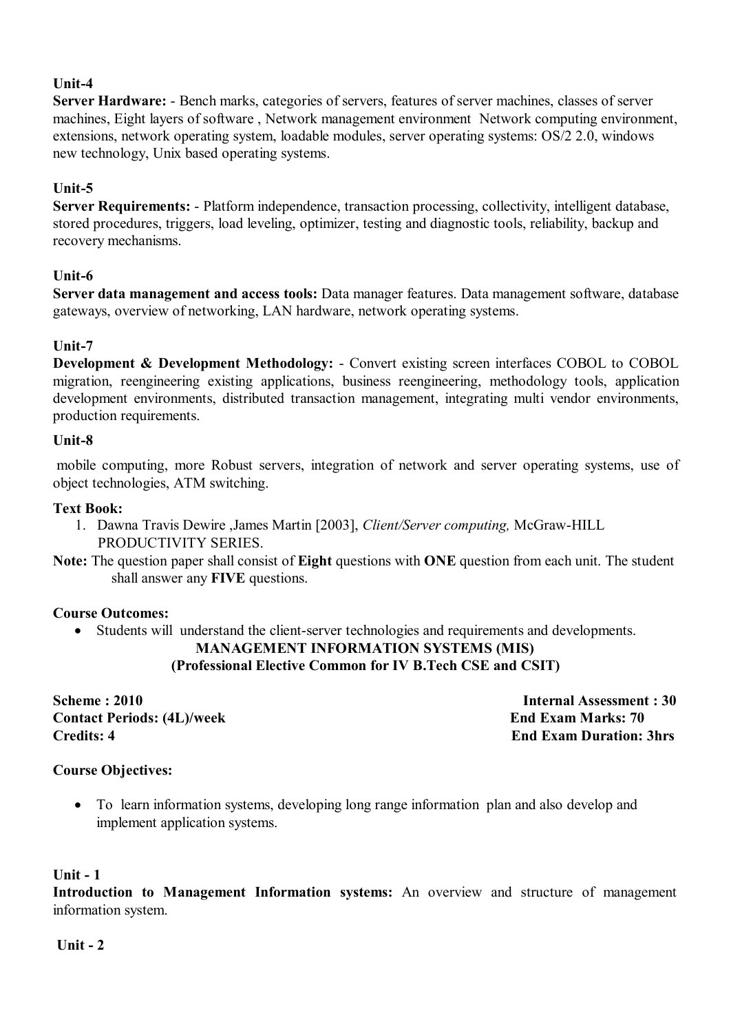**Unit-4**

**Server Hardware:** - Bench marks, categories of servers, features of server machines, classes of server machines, Eight layers of software , Network management environment Network computing environment, extensions, network operating system, loadable modules, server operating systems: OS/2 2.0, windows new technology, Unix based operating systems.

**Unit-5**

**Server Requirements:** - Platform independence, transaction processing, collectivity, intelligent database, stored procedures, triggers, load leveling, optimizer, testing and diagnostic tools, reliability, backup and recovery mechanisms.

**Unit-6**

**Server data management and access tools:** Data manager features. Data management software, database gateways, overview of networking, LAN hardware, network operating systems.

**Unit-7**

**Development & Development Methodology:** - Convert existing screen interfaces COBOL to COBOL migration, reengineering existing applications, business reengineering, methodology tools, application development environments, distributed transaction management, integrating multi vendor environments, production requirements.

**Unit-8**

mobile computing, more Robust servers, integration of network and server operating systems, use of object technologies, ATM switching.

**Text Book:**

1. Dawna Travis Dewire ,James Martin [2003], *Client/Server computing,* McGraw-HILL PRODUCTIVITY SERIES.

**Note:** The question paper shall consist of **Eight** questions with **ONE** question from each unit. The student shall answer any **FIVE** questions.

**Course Outcomes:**

- Students will understand the client-server technologies and requirements and developments.

## MANAGEMENT INFORMATION SYSTEMS (MIS)
### (Professional Elective Common for IV B.Tech CSE and CSIT)

**Scheme : 2010** | **Internal Assessment : 30**

**Contact Periods: (4L)/week** | **End Exam Marks: 70**

**Credits: 4** | **End Exam Duration: 3hrs**

**Course Objectives:**

- To learn information systems, developing long range information plan and also develop and implement application systems.

**Unit - 1**

**Introduction to Management Information systems:** An overview and structure of management information system.

**Unit - 2**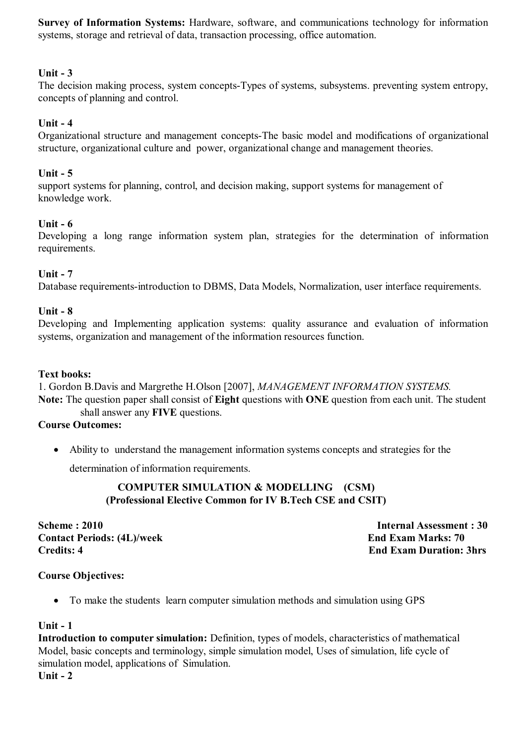**Survey of Information Systems:** Hardware, software, and communications technology for information systems, storage and retrieval of data, transaction processing, office automation.

**Unit - 3**

The decision making process, system concepts-Types of systems, subsystems. preventing system entropy, concepts of planning and control.

**Unit - 4**

Organizational structure and management concepts-The basic model and modifications of organizational structure, organizational culture and power, organizational change and management theories.

**Unit - 5**

support systems for planning, control, and decision making, support systems for management of knowledge work.

**Unit - 6**

Developing a long range information system plan, strategies for the determination of information requirements.

**Unit - 7**

Database requirements-introduction to DBMS, Data Models, Normalization, user interface requirements.

**Unit - 8**

Developing and Implementing application systems: quality assurance and evaluation of information systems, organization and management of the information resources function.

**Text books:**

1. Gordon B.Davis and Margrethe H.Olson [2007], *MANAGEMENT INFORMATION SYSTEMS.*

**Note:** The question paper shall consist of **Eight** questions with **ONE** question from each unit. The student shall answer any **FIVE** questions.

**Course Outcomes:**

- Ability to understand the management information systems concepts and strategies for the determination of information requirements.

## COMPUTER SIMULATION & MODELLING (CSM)
### (Professional Elective Common for IV B.Tech CSE and CSIT)

**Scheme : 2010** | **Internal Assessment : 30**
**Contact Periods: (4L)/week** | **End Exam Marks: 70**
**Credits: 4** | **End Exam Duration: 3hrs**

**Course Objectives:**

- To make the students learn computer simulation methods and simulation using GPS

**Unit - 1**

**Introduction to computer simulation:** Definition, types of models, characteristics of mathematical Model, basic concepts and terminology, simple simulation model, Uses of simulation, life cycle of simulation model, applications of Simulation.

**Unit - 2**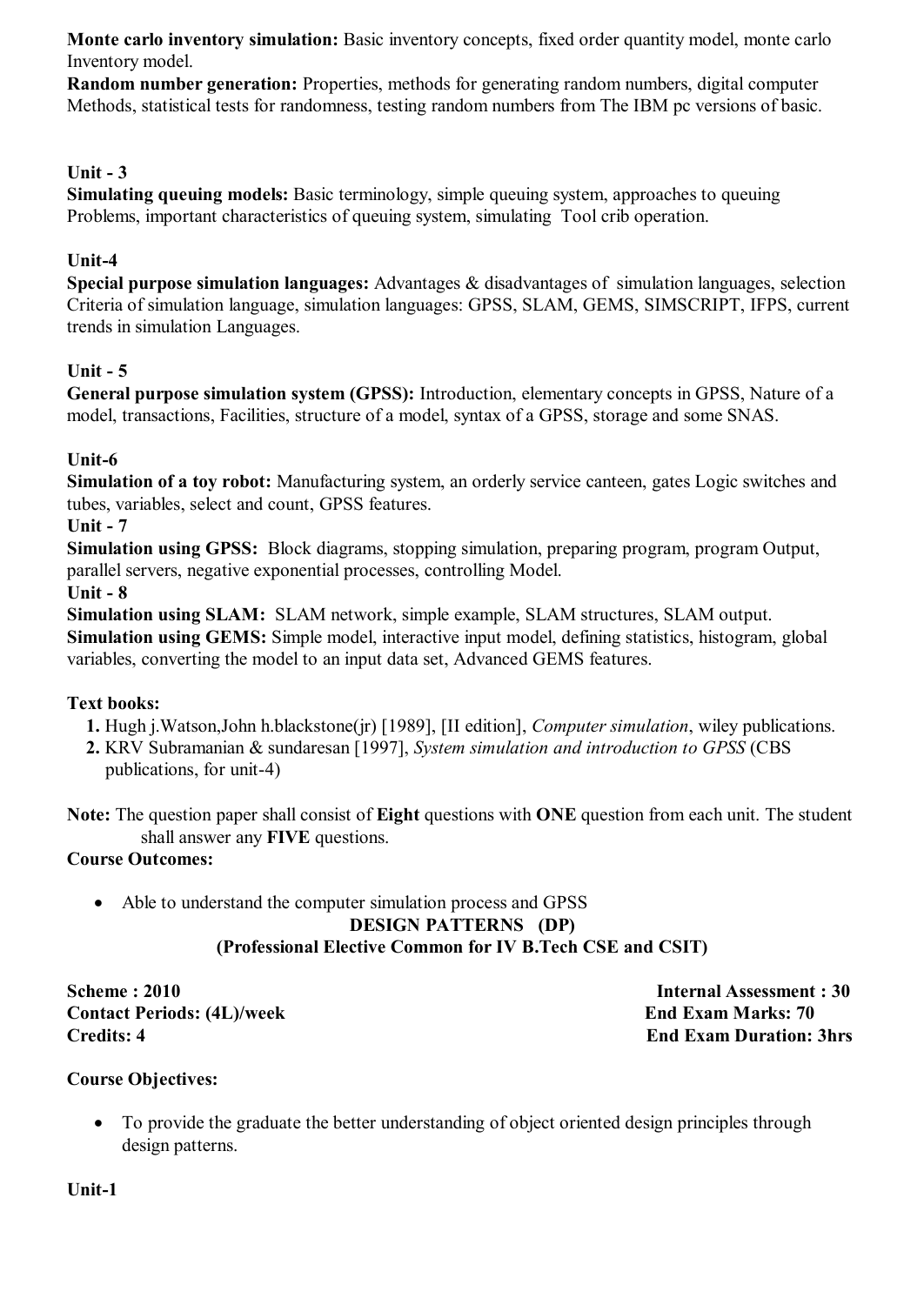**Monte carlo inventory simulation:** Basic inventory concepts, fixed order quantity model, monte carlo Inventory model.

**Random number generation:** Properties, methods for generating random numbers, digital computer Methods, statistical tests for randomness, testing random numbers from The IBM pc versions of basic.

**Unit - 3**

**Simulating queuing models:** Basic terminology, simple queuing system, approaches to queuing Problems, important characteristics of queuing system, simulating Tool crib operation.

**Unit-4**

**Special purpose simulation languages:** Advantages & disadvantages of simulation languages, selection Criteria of simulation language, simulation languages: GPSS, SLAM, GEMS, SIMSCRIPT, IFPS, current trends in simulation Languages.

**Unit - 5**

**General purpose simulation system (GPSS):** Introduction, elementary concepts in GPSS, Nature of a model, transactions, Facilities, structure of a model, syntax of a GPSS, storage and some SNAS.

**Unit-6**

**Simulation of a toy robot:** Manufacturing system, an orderly service canteen, gates Logic switches and tubes, variables, select and count, GPSS features.

**Unit - 7**

**Simulation using GPSS:** Block diagrams, stopping simulation, preparing program, program Output, parallel servers, negative exponential processes, controlling Model.

**Unit - 8**

**Simulation using SLAM:** SLAM network, simple example, SLAM structures, SLAM output.

**Simulation using GEMS:** Simple model, interactive input model, defining statistics, histogram, global variables, converting the model to an input data set, Advanced GEMS features.

**Text books:**

1. Hugh j.Watson,John h.blackstone(jr) [1989], [II edition], *Computer simulation*, wiley publications.
2. KRV Subramanian & sundaresan [1997], *System simulation and introduction to GPSS* (CBS publications, for unit-4)

**Note:** The question paper shall consist of **Eight** questions with **ONE** question from each unit. The student shall answer any **FIVE** questions.

**Course Outcomes:**

- Able to understand the computer simulation process and GPSS

## DESIGN PATTERNS (DP)

### (Professional Elective Common for IV B.Tech CSE and CSIT)

**Scheme : 2010** | **Internal Assessment : 30**

**Contact Periods: (4L)/week** | **End Exam Marks: 70**

**Credits: 4** | **End Exam Duration: 3hrs**

**Course Objectives:**

- To provide the graduate the better understanding of object oriented design principles through design patterns.

**Unit-1**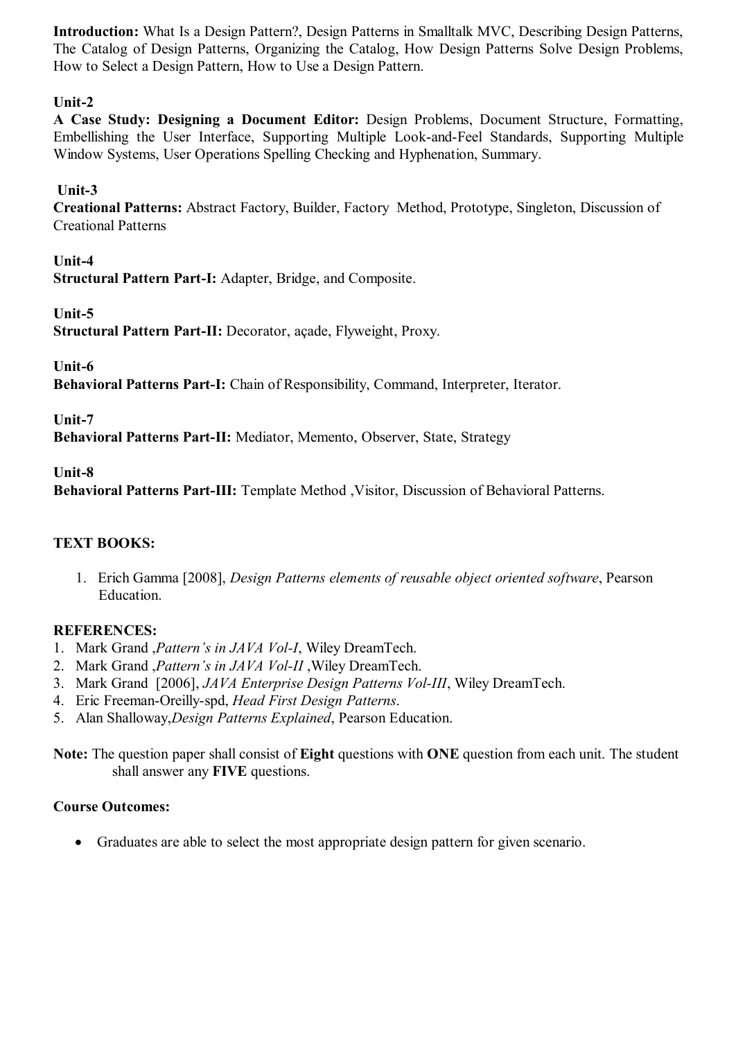**Introduction:** What Is a Design Pattern?, Design Patterns in Smalltalk MVC, Describing Design Patterns, The Catalog of Design Patterns, Organizing the Catalog, How Design Patterns Solve Design Problems, How to Select a Design Pattern, How to Use a Design Pattern.

**Unit-2**

**A Case Study: Designing a Document Editor:** Design Problems, Document Structure, Formatting, Embellishing the User Interface, Supporting Multiple Look-and-Feel Standards, Supporting Multiple Window Systems, User Operations Spelling Checking and Hyphenation, Summary.

**Unit-3**

**Creational Patterns:** Abstract Factory, Builder, Factory Method, Prototype, Singleton, Discussion of Creational Patterns

**Unit-4**

**Structural Pattern Part-I:** Adapter, Bridge, and Composite.

**Unit-5**

**Structural Pattern Part-II:** Decorator, açade, Flyweight, Proxy.

**Unit-6**

**Behavioral Patterns Part-I:** Chain of Responsibility, Command, Interpreter, Iterator.

**Unit-7**

**Behavioral Patterns Part-II:** Mediator, Memento, Observer, State, Strategy

**Unit-8**

**Behavioral Patterns Part-III:** Template Method ,Visitor, Discussion of Behavioral Patterns.

**TEXT BOOKS:**

1. Erich Gamma [2008], *Design Patterns elements of reusable object oriented software*, Pearson Education.

**REFERENCES:**

1. Mark Grand ,*Pattern's in JAVA Vol-I*, Wiley DreamTech.
2. Mark Grand ,*Pattern's in JAVA Vol-II* ,Wiley DreamTech.
3. Mark Grand [2006], *JAVA Enterprise Design Patterns Vol-III*, Wiley DreamTech.
4. Eric Freeman-Oreilly-spd, *Head First Design Patterns*.
5. Alan Shalloway,*Design Patterns Explained*, Pearson Education.

**Note:** The question paper shall consist of **Eight** questions with **ONE** question from each unit. The student shall answer any **FIVE** questions.

**Course Outcomes:**

- Graduates are able to select the most appropriate design pattern for given scenario.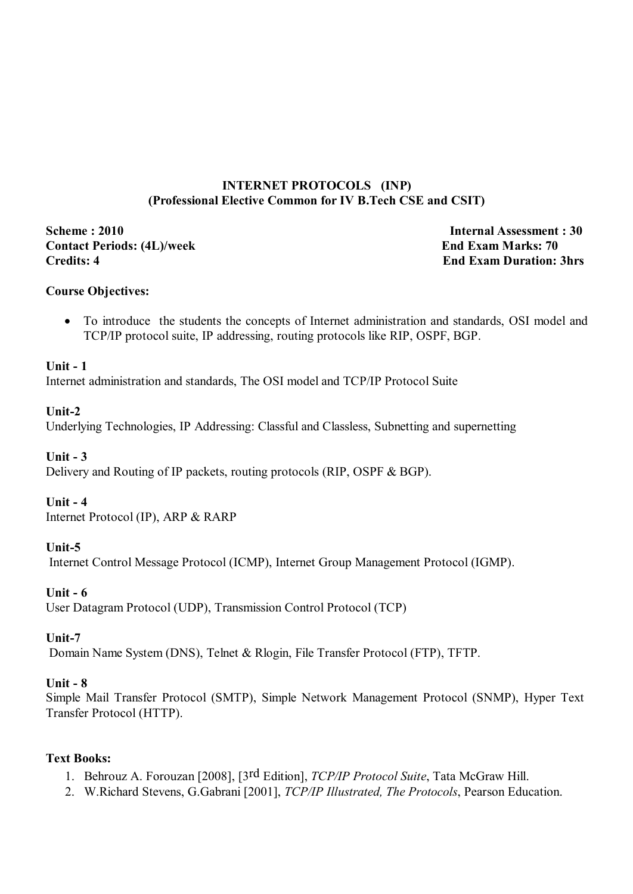# INTERNET PROTOCOLS (INP)

## (Professional Elective Common for IV B.Tech CSE and CSIT)

**Scheme : 2010** **Internal Assessment : 30**
**Contact Periods: (4L)/week** **End Exam Marks: 70**
**Credits: 4** **End Exam Duration: 3hrs**

**Course Objectives:**

- To introduce the students the concepts of Internet administration and standards, OSI model and TCP/IP protocol suite, IP addressing, routing protocols like RIP, OSPF, BGP.

**Unit - 1**
Internet administration and standards, The OSI model and TCP/IP Protocol Suite

**Unit-2**
Underlying Technologies, IP Addressing: Classful and Classless, Subnetting and supernetting

**Unit - 3**
Delivery and Routing of IP packets, routing protocols (RIP, OSPF & BGP).

**Unit - 4**
Internet Protocol (IP), ARP & RARP

**Unit-5**
Internet Control Message Protocol (ICMP), Internet Group Management Protocol (IGMP).

**Unit - 6**
User Datagram Protocol (UDP), Transmission Control Protocol (TCP)

**Unit-7**
Domain Name System (DNS), Telnet & Rlogin, File Transfer Protocol (FTP), TFTP.

**Unit - 8**
Simple Mail Transfer Protocol (SMTP), Simple Network Management Protocol (SNMP), Hyper Text Transfer Protocol (HTTP).

**Text Books:**

1. Behrouz A. Forouzan [2008], [3rd Edition], *TCP/IP Protocol Suite*, Tata McGraw Hill.
2. W.Richard Stevens, G.Gabrani [2001], *TCP/IP Illustrated, The Protocols*, Pearson Education.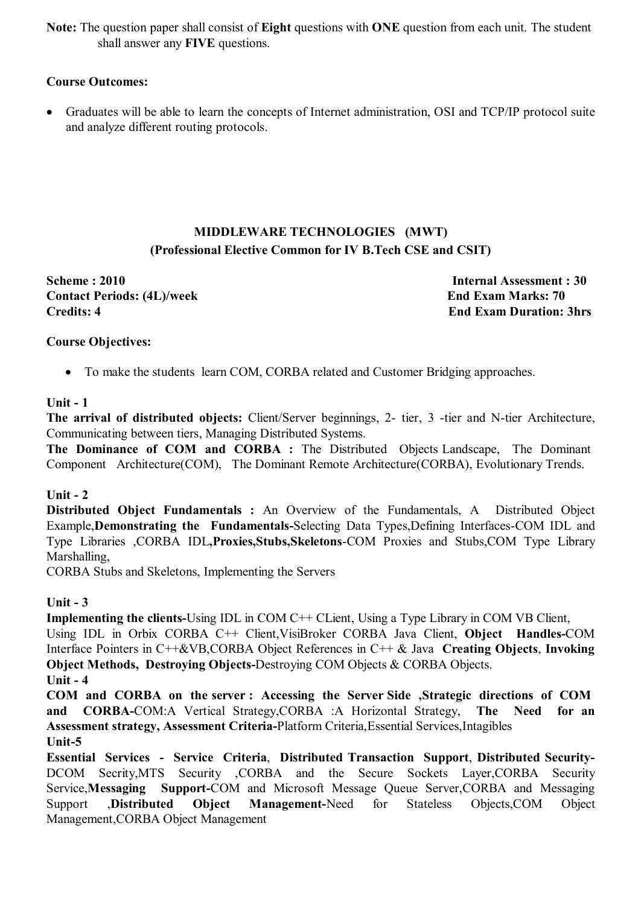**Note:** The question paper shall consist of **Eight** questions with **ONE** question from each unit. The student shall answer any **FIVE** questions.

**Course Outcomes:**

- Graduates will be able to learn the concepts of Internet administration, OSI and TCP/IP protocol suite and analyze different routing protocols.

## MIDDLEWARE TECHNOLOGIES (MWT)

### (Professional Elective Common for IV B.Tech CSE and CSIT)

**Scheme : 2010** | **Internal Assessment : 30**
**Contact Periods: (4L)/week** | **End Exam Marks: 70**
**Credits: 4** | **End Exam Duration: 3hrs**

**Course Objectives:**

- To make the students learn COM, CORBA related and Customer Bridging approaches.

**Unit - 1**

**The arrival of distributed objects:** Client/Server beginnings, 2- tier, 3 -tier and N-tier Architecture, Communicating between tiers, Managing Distributed Systems.

**The Dominance of COM and CORBA :** The Distributed Objects Landscape, The Dominant Component Architecture(COM), The Dominant Remote Architecture(CORBA), Evolutionary Trends.

**Unit - 2**

**Distributed Object Fundamentals :** An Overview of the Fundamentals, A Distributed Object Example,**Demonstrating the Fundamentals-**Selecting Data Types,Defining Interfaces-COM IDL and Type Libraries ,CORBA IDL**,Proxies,Stubs,Skeletons**-COM Proxies and Stubs,COM Type Library Marshalling,

CORBA Stubs and Skeletons, Implementing the Servers

**Unit - 3**

**Implementing the clients-**Using IDL in COM C++ CLient, Using a Type Library in COM VB Client, Using IDL in Orbix CORBA C++ Client,VisiBroker CORBA Java Client, **Object Handles-**COM Interface Pointers in C++&VB,CORBA Object References in C++ & Java **Creating Objects**, **Invoking Object Methods, Destroying Objects-**Destroying COM Objects & CORBA Objects.

**Unit - 4**

**COM and CORBA on the server : Accessing the Server Side ,Strategic directions of COM and CORBA-**COM:A Vertical Strategy,CORBA :A Horizontal Strategy, **The Need for an Assessment strategy, Assessment Criteria-**Platform Criteria,Essential Services,Intagibles

**Unit-5**

**Essential Services - Service Criteria**, **Distributed Transaction Support**, **Distributed Security-**DCOM Secrity,MTS Security ,CORBA and the Secure Sockets Layer,CORBA Security Service,**Messaging Support-**COM and Microsoft Message Queue Server,CORBA and Messaging Support ,**Distributed Object Management-**Need for Stateless Objects,COM Object Management,CORBA Object Management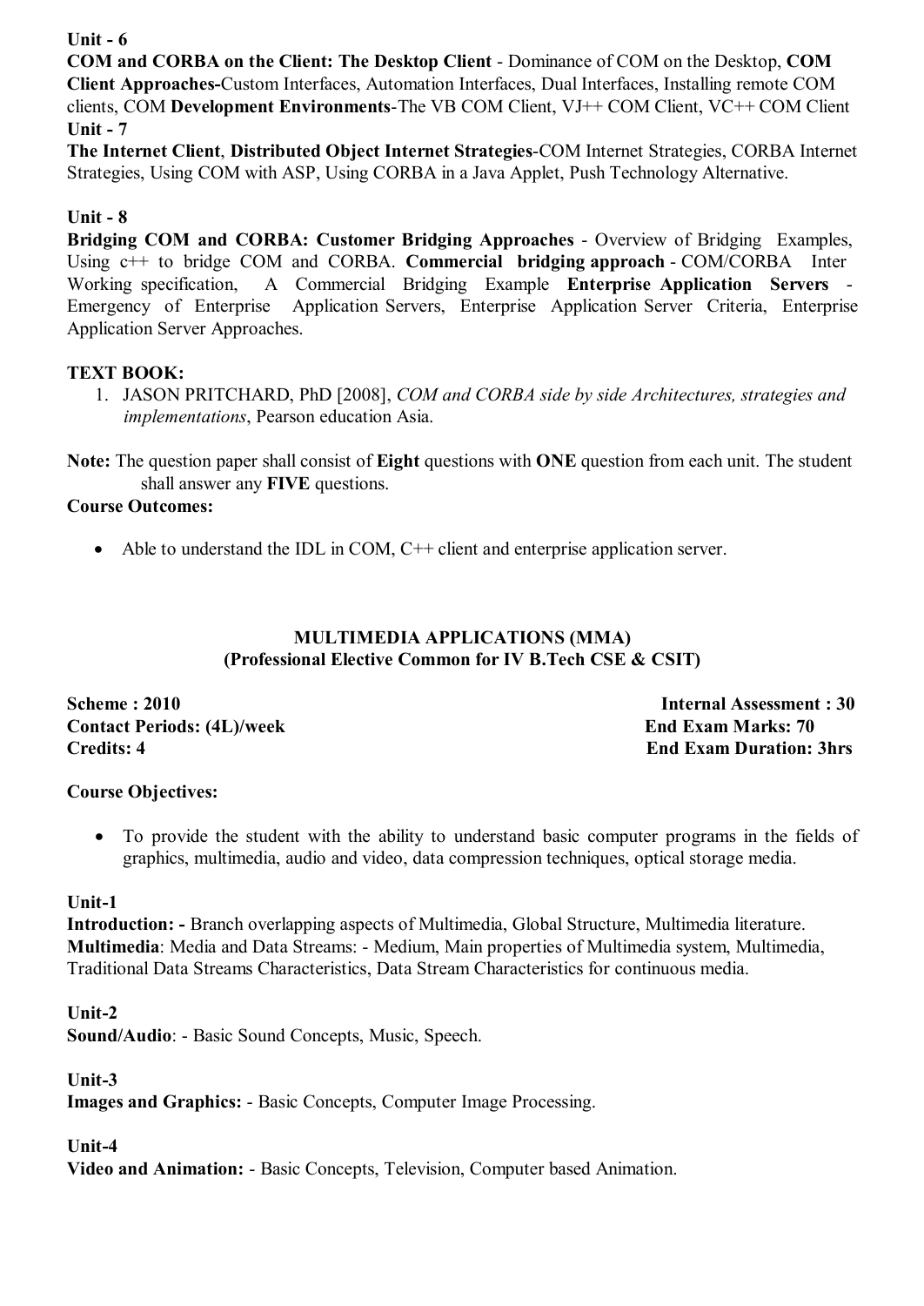**Unit - 6**

**COM and CORBA on the Client: The Desktop Client** - Dominance of COM on the Desktop, **COM Client Approaches-**Custom Interfaces, Automation Interfaces, Dual Interfaces, Installing remote COM clients, COM **Development Environments**-The VB COM Client, VJ++ COM Client, VC++ COM Client

**Unit - 7**

**The Internet Client**, **Distributed Object Internet Strategies**-COM Internet Strategies, CORBA Internet Strategies, Using COM with ASP, Using CORBA in a Java Applet, Push Technology Alternative.

**Unit - 8**

**Bridging COM and CORBA: Customer Bridging Approaches** - Overview of Bridging Examples, Using c++ to bridge COM and CORBA. **Commercial bridging approach** - COM/CORBA Inter Working specification, A Commercial Bridging Example **Enterprise Application Servers** - Emergency of Enterprise Application Servers, Enterprise Application Server Criteria, Enterprise Application Server Approaches.

**TEXT BOOK:**

1. JASON PRITCHARD, PhD [2008], *COM and CORBA side by side Architectures, strategies and implementations*, Pearson education Asia.

**Note:** The question paper shall consist of **Eight** questions with **ONE** question from each unit. The student shall answer any **FIVE** questions.

**Course Outcomes:**

- Able to understand the IDL in COM, C++ client and enterprise application server.

## MULTIMEDIA APPLICATIONS (MMA)
### (Professional Elective Common for IV B.Tech CSE & CSIT)

**Scheme : 2010** | **Internal Assessment : 30**

**Contact Periods: (4L)/week** | **End Exam Marks: 70**

**Credits: 4** | **End Exam Duration: 3hrs**

**Course Objectives:**

- To provide the student with the ability to understand basic computer programs in the fields of graphics, multimedia, audio and video, data compression techniques, optical storage media.

**Unit-1**

**Introduction: -** Branch overlapping aspects of Multimedia, Global Structure, Multimedia literature. **Multimedia**: Media and Data Streams: - Medium, Main properties of Multimedia system, Multimedia, Traditional Data Streams Characteristics, Data Stream Characteristics for continuous media.

**Unit-2**

**Sound/Audio**: - Basic Sound Concepts, Music, Speech.

**Unit-3**

**Images and Graphics:** - Basic Concepts, Computer Image Processing.

**Unit-4**

**Video and Animation:** - Basic Concepts, Television, Computer based Animation.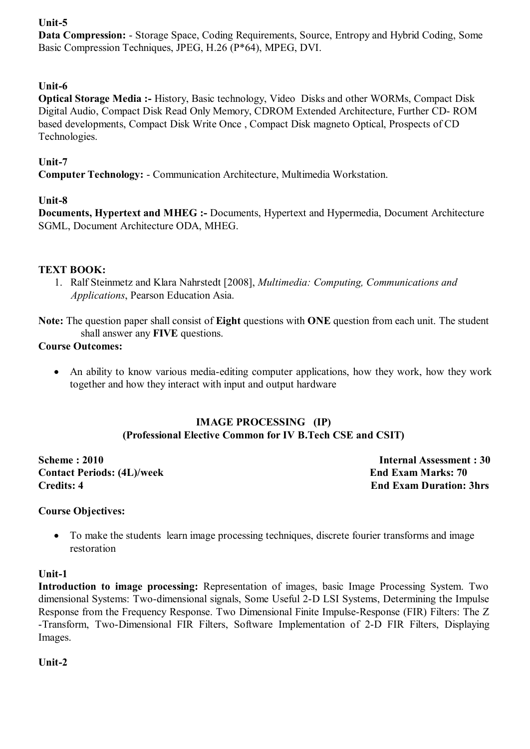**Unit-5**

**Data Compression:** - Storage Space, Coding Requirements, Source, Entropy and Hybrid Coding, Some Basic Compression Techniques, JPEG, H.26 (P*64), MPEG, DVI.

**Unit-6**

**Optical Storage Media :-** History, Basic technology, Video Disks and other WORMs, Compact Disk Digital Audio, Compact Disk Read Only Memory, CDROM Extended Architecture, Further CD- ROM based developments, Compact Disk Write Once , Compact Disk magneto Optical, Prospects of CD Technologies.

**Unit-7**

**Computer Technology:** - Communication Architecture, Multimedia Workstation.

**Unit-8**

**Documents, Hypertext and MHEG :-** Documents, Hypertext and Hypermedia, Document Architecture SGML, Document Architecture ODA, MHEG.

**TEXT BOOK:**

1. Ralf Steinmetz and Klara Nahrstedt [2008], *Multimedia: Computing, Communications and Applications*, Pearson Education Asia.

**Note:** The question paper shall consist of **Eight** questions with **ONE** question from each unit. The student shall answer any **FIVE** questions.

**Course Outcomes:**

- An ability to know various media-editing computer applications, how they work, how they work together and how they interact with input and output hardware

## IMAGE PROCESSING (IP)
### (Professional Elective Common for IV B.Tech CSE and CSIT)

**Scheme : 2010** | **Internal Assessment : 30**
**Contact Periods: (4L)/week** | **End Exam Marks: 70**
**Credits: 4** | **End Exam Duration: 3hrs**

**Course Objectives:**

- To make the students learn image processing techniques, discrete fourier transforms and image restoration

**Unit-1**

**Introduction to image processing:** Representation of images, basic Image Processing System. Two dimensional Systems: Two-dimensional signals, Some Useful 2-D LSI Systems, Determining the Impulse Response from the Frequency Response. Two Dimensional Finite Impulse-Response (FIR) Filters: The Z -Transform, Two-Dimensional FIR Filters, Software Implementation of 2-D FIR Filters, Displaying Images.

**Unit-2**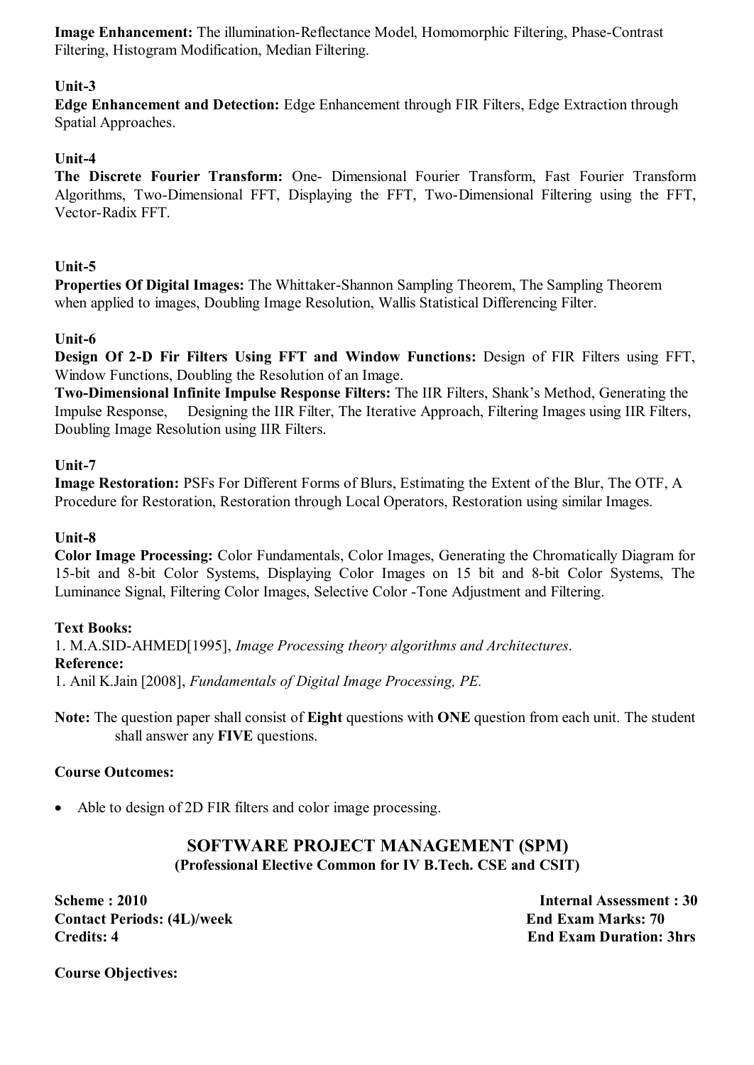**Image Enhancement:** The illumination-Reflectance Model, Homomorphic Filtering, Phase-Contrast Filtering, Histogram Modification, Median Filtering.

**Unit-3**

**Edge Enhancement and Detection:** Edge Enhancement through FIR Filters, Edge Extraction through Spatial Approaches.

**Unit-4**

**The Discrete Fourier Transform:** One- Dimensional Fourier Transform, Fast Fourier Transform Algorithms, Two-Dimensional FFT, Displaying the FFT, Two-Dimensional Filtering using the FFT, Vector-Radix FFT.

**Unit-5**

**Properties Of Digital Images:** The Whittaker-Shannon Sampling Theorem, The Sampling Theorem when applied to images, Doubling Image Resolution, Wallis Statistical Differencing Filter.

**Unit-6**

**Design Of 2-D Fir Filters Using FFT and Window Functions:** Design of FIR Filters using FFT, Window Functions, Doubling the Resolution of an Image.

**Two-Dimensional Infinite Impulse Response Filters:** The IIR Filters, Shank's Method, Generating the Impulse Response, Designing the IIR Filter, The Iterative Approach, Filtering Images using IIR Filters, Doubling Image Resolution using IIR Filters.

**Unit-7**

**Image Restoration:** PSFs For Different Forms of Blurs, Estimating the Extent of the Blur, The OTF, A Procedure for Restoration, Restoration through Local Operators, Restoration using similar Images.

**Unit-8**

**Color Image Processing:** Color Fundamentals, Color Images, Generating the Chromatically Diagram for 15-bit and 8-bit Color Systems, Displaying Color Images on 15 bit and 8-bit Color Systems, The Luminance Signal, Filtering Color Images, Selective Color -Tone Adjustment and Filtering.

**Text Books:**

1. M.A.SID-AHMED[1995], *Image Processing theory algorithms and Architectures*.

**Reference:**

1. Anil K.Jain [2008], *Fundamentals of Digital Image Processing, PE.*

**Note:** The question paper shall consist of **Eight** questions with **ONE** question from each unit. The student shall answer any **FIVE** questions.

**Course Outcomes:**

- Able to design of 2D FIR filters and color image processing.

## SOFTWARE PROJECT MANAGEMENT (SPM)

**(Professional Elective Common for IV B.Tech. CSE and CSIT)**

**Scheme : 2010** — **Internal Assessment : 30**
**Contact Periods: (4L)/week** — **End Exam Marks: 70**
**Credits: 4** — **End Exam Duration: 3hrs**

**Course Objectives:**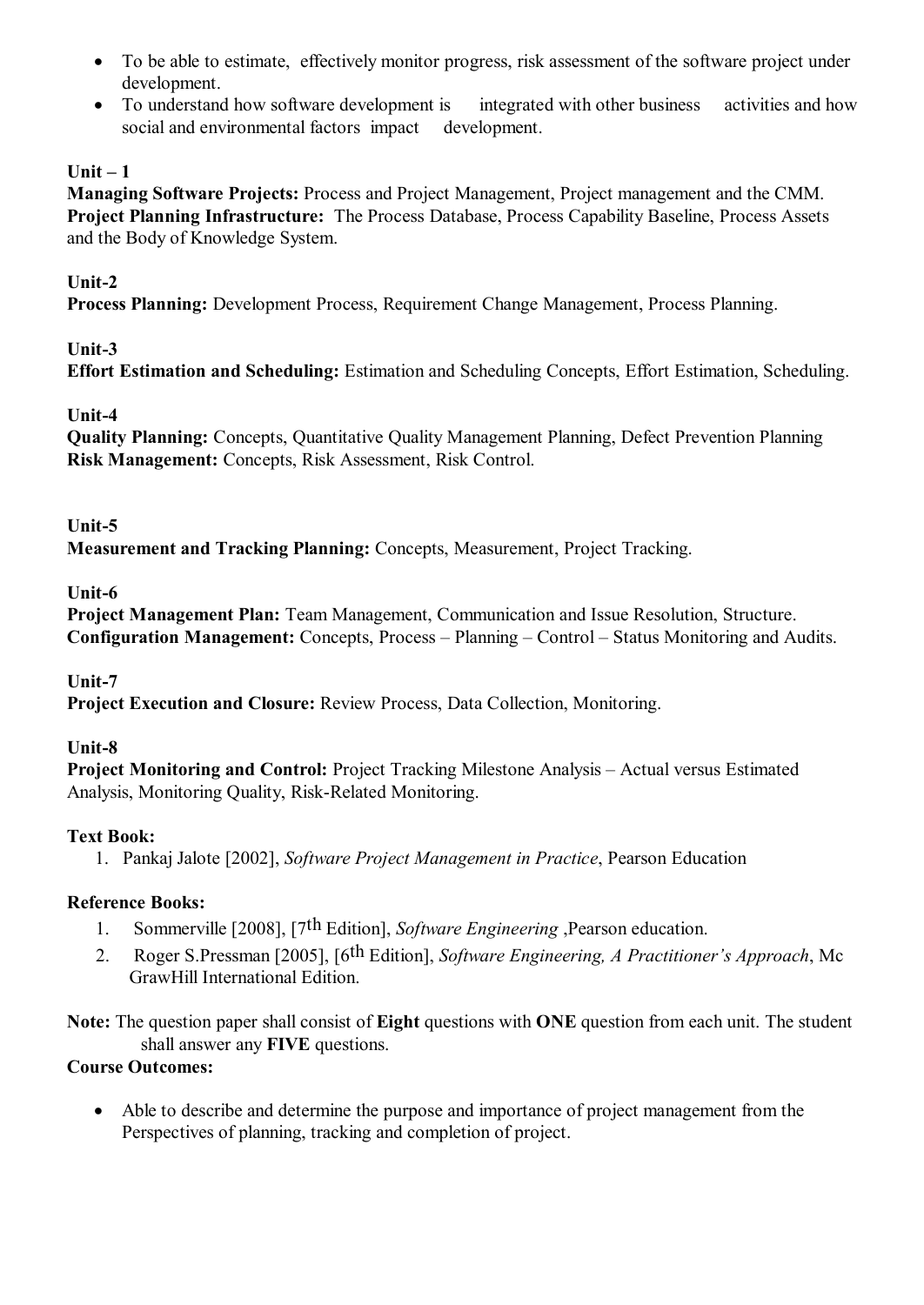- To be able to estimate, effectively monitor progress, risk assessment of the software project under development.
- To understand how software development is integrated with other business activities and how social and environmental factors impact development.

**Unit – 1**

**Managing Software Projects:** Process and Project Management, Project management and the CMM. **Project Planning Infrastructure:** The Process Database, Process Capability Baseline, Process Assets and the Body of Knowledge System.

**Unit-2**

**Process Planning:** Development Process, Requirement Change Management, Process Planning.

**Unit-3**

**Effort Estimation and Scheduling:** Estimation and Scheduling Concepts, Effort Estimation, Scheduling.

**Unit-4**

**Quality Planning:** Concepts, Quantitative Quality Management Planning, Defect Prevention Planning
**Risk Management:** Concepts, Risk Assessment, Risk Control.

**Unit-5**

**Measurement and Tracking Planning:** Concepts, Measurement, Project Tracking.

**Unit-6**

**Project Management Plan:** Team Management, Communication and Issue Resolution, Structure.
**Configuration Management:** Concepts, Process – Planning – Control – Status Monitoring and Audits.

**Unit-7**

**Project Execution and Closure:** Review Process, Data Collection, Monitoring.

**Unit-8**

**Project Monitoring and Control:** Project Tracking Milestone Analysis – Actual versus Estimated Analysis, Monitoring Quality, Risk-Related Monitoring.

**Text Book:**

1. Pankaj Jalote [2002], *Software Project Management in Practice*, Pearson Education

**Reference Books:**

1. Sommerville [2008], [7th Edition], *Software Engineering* ,Pearson education.
2. Roger S.Pressman [2005], [6th Edition], *Software Engineering, A Practitioner's Approach*, Mc GrawHill International Edition.

**Note:** The question paper shall consist of **Eight** questions with **ONE** question from each unit. The student shall answer any **FIVE** questions.

**Course Outcomes:**

- Able to describe and determine the purpose and importance of project management from the Perspectives of planning, tracking and completion of project.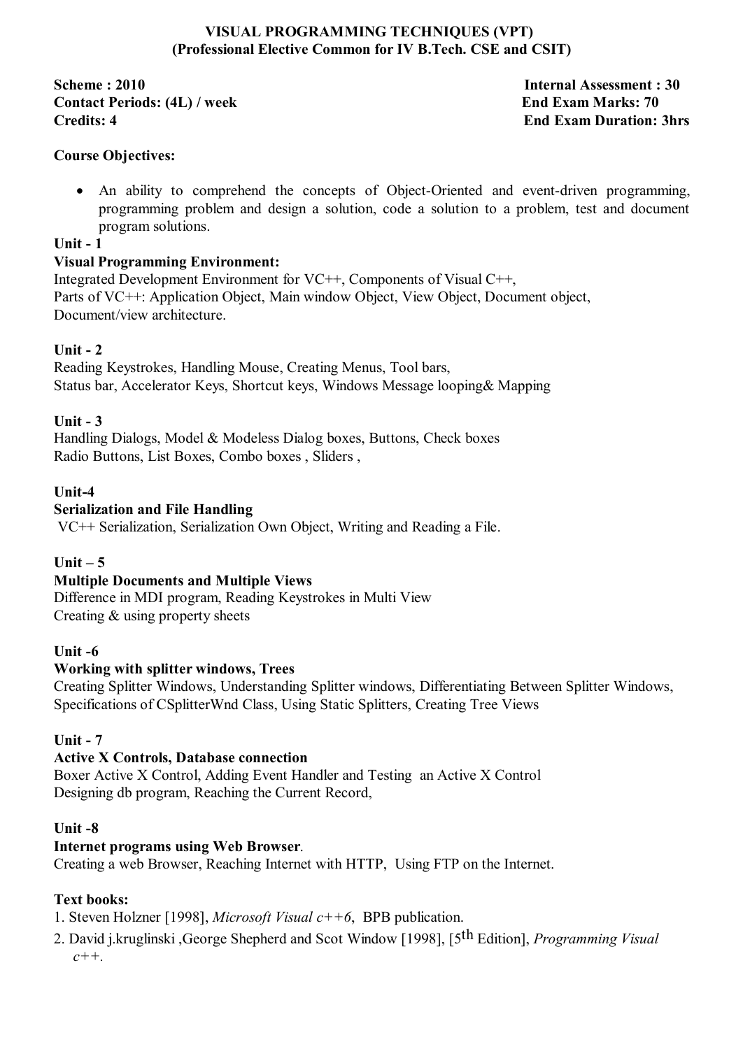# VISUAL PROGRAMMING TECHNIQUES (VPT)
## (Professional Elective Common for IV B.Tech. CSE and CSIT)

**Scheme : 2010** **Internal Assessment : 30**
**Contact Periods: (4L) / week** **End Exam Marks: 70**
**Credits: 4** **End Exam Duration: 3hrs**

**Course Objectives:**

- An ability to comprehend the concepts of Object-Oriented and event-driven programming, programming problem and design a solution, code a solution to a problem, test and document program solutions.

**Unit - 1**

**Visual Programming Environment:**

Integrated Development Environment for VC++, Components of Visual C++,
Parts of VC++: Application Object, Main window Object, View Object, Document object, Document/view architecture.

**Unit - 2**

Reading Keystrokes, Handling Mouse, Creating Menus, Tool bars,
Status bar, Accelerator Keys, Shortcut keys, Windows Message looping& Mapping

**Unit - 3**

Handling Dialogs, Model & Modeless Dialog boxes, Buttons, Check boxes
Radio Buttons, List Boxes, Combo boxes , Sliders ,

**Unit-4**

**Serialization and File Handling**

VC++ Serialization, Serialization Own Object, Writing and Reading a File.

**Unit – 5**

**Multiple Documents and Multiple Views**

Difference in MDI program, Reading Keystrokes in Multi View
Creating & using property sheets

**Unit -6**

**Working with splitter windows, Trees**

Creating Splitter Windows, Understanding Splitter windows, Differentiating Between Splitter Windows, Specifications of CSplitterWnd Class, Using Static Splitters, Creating Tree Views

**Unit - 7**

**Active X Controls, Database connection**

Boxer Active X Control, Adding Event Handler and Testing an Active X Control
Designing db program, Reaching the Current Record,

**Unit -8**

**Internet programs using Web Browser**.

Creating a web Browser, Reaching Internet with HTTP, Using FTP on the Internet.

**Text books:**

1. Steven Holzner [1998], *Microsoft Visual c++6*, BPB publication.
2. David j.kruglinski ,George Shepherd and Scot Window [1998], [5th Edition], *Programming Visual c++*.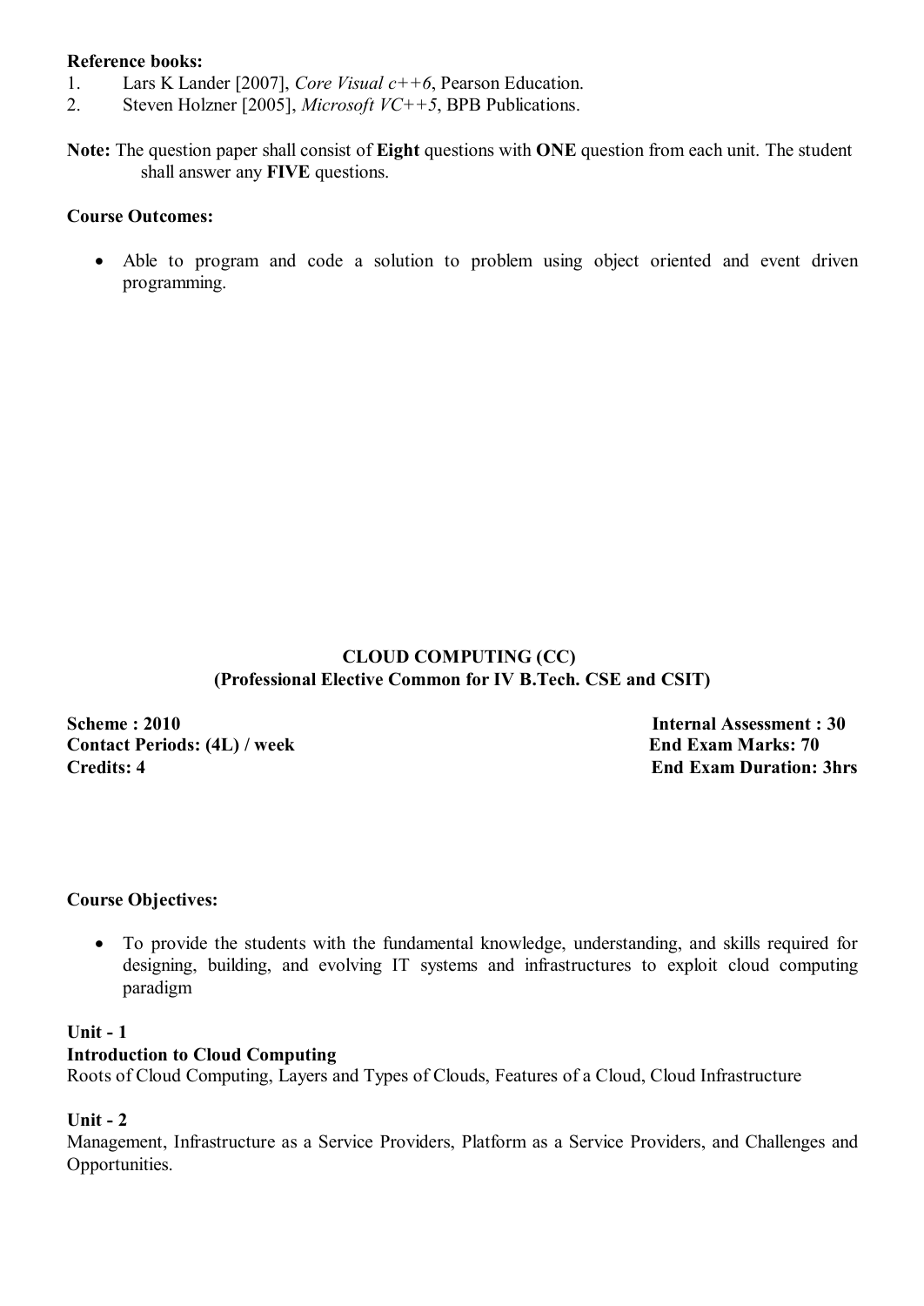**Reference books:**

1. Lars K Lander [2007], *Core Visual c++6*, Pearson Education.
2. Steven Holzner [2005], *Microsoft VC++5*, BPB Publications.

**Note:** The question paper shall consist of **Eight** questions with **ONE** question from each unit. The student shall answer any **FIVE** questions.

**Course Outcomes:**

- Able to program and code a solution to problem using object oriented and event driven programming.

## CLOUD COMPUTING (CC)
### (Professional Elective Common for IV B.Tech. CSE and CSIT)

**Scheme : 2010** **Internal Assessment : 30**
**Contact Periods: (4L) / week** **End Exam Marks: 70**
**Credits: 4** **End Exam Duration: 3hrs**

**Course Objectives:**

- To provide the students with the fundamental knowledge, understanding, and skills required for designing, building, and evolving IT systems and infrastructures to exploit cloud computing paradigm

**Unit - 1**
**Introduction to Cloud Computing**
Roots of Cloud Computing, Layers and Types of Clouds, Features of a Cloud, Cloud Infrastructure

**Unit - 2**
Management, Infrastructure as a Service Providers, Platform as a Service Providers, and Challenges and Opportunities.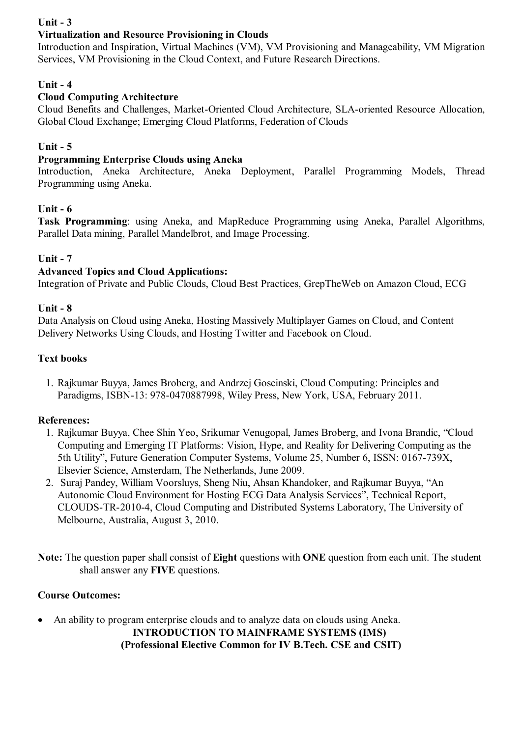**Unit - 3**

**Virtualization and Resource Provisioning in Clouds**

Introduction and Inspiration, Virtual Machines (VM), VM Provisioning and Manageability, VM Migration Services, VM Provisioning in the Cloud Context, and Future Research Directions.

**Unit - 4**

**Cloud Computing Architecture**

Cloud Benefits and Challenges, Market-Oriented Cloud Architecture, SLA-oriented Resource Allocation, Global Cloud Exchange; Emerging Cloud Platforms, Federation of Clouds

**Unit - 5**

**Programming Enterprise Clouds using Aneka**

Introduction, Aneka Architecture, Aneka Deployment, Parallel Programming Models, Thread Programming using Aneka.

**Unit - 6**

**Task Programming**: using Aneka, and MapReduce Programming using Aneka, Parallel Algorithms, Parallel Data mining, Parallel Mandelbrot, and Image Processing.

**Unit - 7**

**Advanced Topics and Cloud Applications:**

Integration of Private and Public Clouds, Cloud Best Practices, GrepTheWeb on Amazon Cloud, ECG

**Unit - 8**

Data Analysis on Cloud using Aneka, Hosting Massively Multiplayer Games on Cloud, and Content Delivery Networks Using Clouds, and Hosting Twitter and Facebook on Cloud.

**Text books**

1. Rajkumar Buyya, James Broberg, and Andrzej Goscinski, Cloud Computing: Principles and Paradigms, ISBN-13: 978-0470887998, Wiley Press, New York, USA, February 2011.

**References:**

1. Rajkumar Buyya, Chee Shin Yeo, Srikumar Venugopal, James Broberg, and Ivona Brandic, "Cloud Computing and Emerging IT Platforms: Vision, Hype, and Reality for Delivering Computing as the 5th Utility", Future Generation Computer Systems, Volume 25, Number 6, ISSN: 0167-739X, Elsevier Science, Amsterdam, The Netherlands, June 2009.
2. Suraj Pandey, William Voorsluys, Sheng Niu, Ahsan Khandoker, and Rajkumar Buyya, "An Autonomic Cloud Environment for Hosting ECG Data Analysis Services", Technical Report, CLOUDS-TR-2010-4, Cloud Computing and Distributed Systems Laboratory, The University of Melbourne, Australia, August 3, 2010.

**Note:** The question paper shall consist of **Eight** questions with **ONE** question from each unit. The student shall answer any **FIVE** questions.

**Course Outcomes:**

- An ability to program enterprise clouds and to analyze data on clouds using Aneka.

**INTRODUCTION TO MAINFRAME SYSTEMS (IMS)**

**(Professional Elective Common for IV B.Tech. CSE and CSIT)**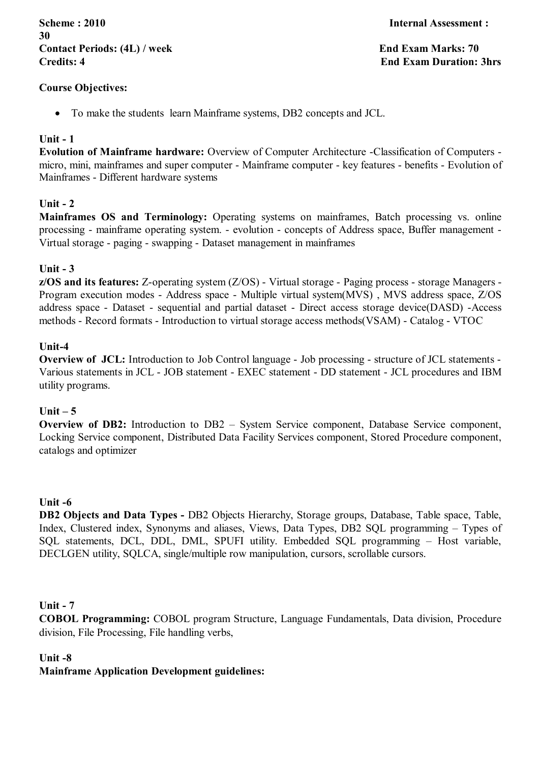**Scheme : 2010** **Internal Assessment : 30**
**Contact Periods: (4L) / week** **End Exam Marks: 70**
**Credits: 4** **End Exam Duration: 3hrs**

**Course Objectives:**

- To make the students learn Mainframe systems, DB2 concepts and JCL.

**Unit - 1**

**Evolution of Mainframe hardware:** Overview of Computer Architecture -Classification of Computers - micro, mini, mainframes and super computer - Mainframe computer - key features - benefits - Evolution of Mainframes - Different hardware systems

**Unit - 2**

**Mainframes OS and Terminology:** Operating systems on mainframes, Batch processing vs. online processing - mainframe operating system. - evolution - concepts of Address space, Buffer management - Virtual storage - paging - swapping - Dataset management in mainframes

**Unit - 3**

**z/OS and its features:** Z-operating system (Z/OS) - Virtual storage - Paging process - storage Managers - Program execution modes - Address space - Multiple virtual system(MVS) , MVS address space, Z/OS address space - Dataset - sequential and partial dataset - Direct access storage device(DASD) -Access methods - Record formats - Introduction to virtual storage access methods(VSAM) - Catalog - VTOC

**Unit-4**

**Overview of JCL:** Introduction to Job Control language - Job processing - structure of JCL statements - Various statements in JCL - JOB statement - EXEC statement - DD statement - JCL procedures and IBM utility programs.

**Unit – 5**

**Overview of DB2:** Introduction to DB2 – System Service component, Database Service component, Locking Service component, Distributed Data Facility Services component, Stored Procedure component, catalogs and optimizer

**Unit -6**

**DB2 Objects and Data Types -** DB2 Objects Hierarchy, Storage groups, Database, Table space, Table, Index, Clustered index, Synonyms and aliases, Views, Data Types, DB2 SQL programming – Types of SQL statements, DCL, DDL, DML, SPUFI utility. Embedded SQL programming – Host variable, DECLGEN utility, SQLCA, single/multiple row manipulation, cursors, scrollable cursors.

**Unit - 7**

**COBOL Programming:** COBOL program Structure, Language Fundamentals, Data division, Procedure division, File Processing, File handling verbs,

**Unit -8**

**Mainframe Application Development guidelines:**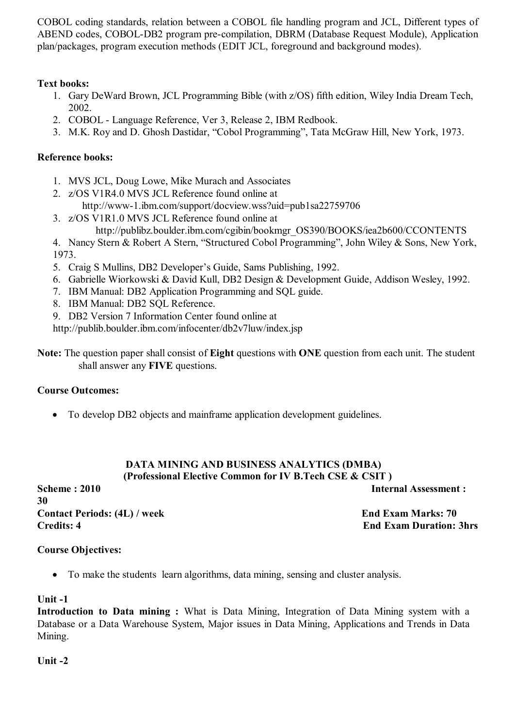COBOL coding standards, relation between a COBOL file handling program and JCL, Different types of ABEND codes, COBOL-DB2 program pre-compilation, DBRM (Database Request Module), Application plan/packages, program execution methods (EDIT JCL, foreground and background modes).

**Text books:**

1. Gary DeWard Brown, JCL Programming Bible (with z/OS) fifth edition, Wiley India Dream Tech, 2002.
2. COBOL - Language Reference, Ver 3, Release 2, IBM Redbook.
3. M.K. Roy and D. Ghosh Dastidar, "Cobol Programming", Tata McGraw Hill, New York, 1973.

**Reference books:**

1. MVS JCL, Doug Lowe, Mike Murach and Associates
2. z/OS V1R4.0 MVS JCL Reference found online at http://www-1.ibm.com/support/docview.wss?uid=pub1sa22759706
3. z/OS V1R1.0 MVS JCL Reference found online at http://publibz.boulder.ibm.com/cgibin/bookmgr_OS390/BOOKS/iea2b600/CCONTENTS
4. Nancy Stern & Robert A Stern, "Structured Cobol Programming", John Wiley & Sons, New York, 1973.
5. Craig S Mullins, DB2 Developer's Guide, Sams Publishing, 1992.
6. Gabrielle Wiorkowski & David Kull, DB2 Design & Development Guide, Addison Wesley, 1992.
7. IBM Manual: DB2 Application Programming and SQL guide.
8. IBM Manual: DB2 SQL Reference.
9. DB2 Version 7 Information Center found online at http://publib.boulder.ibm.com/infocenter/db2v7luw/index.jsp

**Note:** The question paper shall consist of **Eight** questions with **ONE** question from each unit. The student shall answer any **FIVE** questions.

**Course Outcomes:**

- To develop DB2 objects and mainframe application development guidelines.

## DATA MINING AND BUSINESS ANALYTICS (DMBA)
### (Professional Elective Common for IV B.Tech CSE & CSIT )

**Scheme : 2010** **Internal Assessment : 30**
**Contact Periods: (4L) / week** **End Exam Marks: 70**
**Credits: 4** **End Exam Duration: 3hrs**

**Course Objectives:**

- To make the students learn algorithms, data mining, sensing and cluster analysis.

**Unit -1**

**Introduction to Data mining :** What is Data Mining, Integration of Data Mining system with a Database or a Data Warehouse System, Major issues in Data Mining, Applications and Trends in Data Mining.

**Unit -2**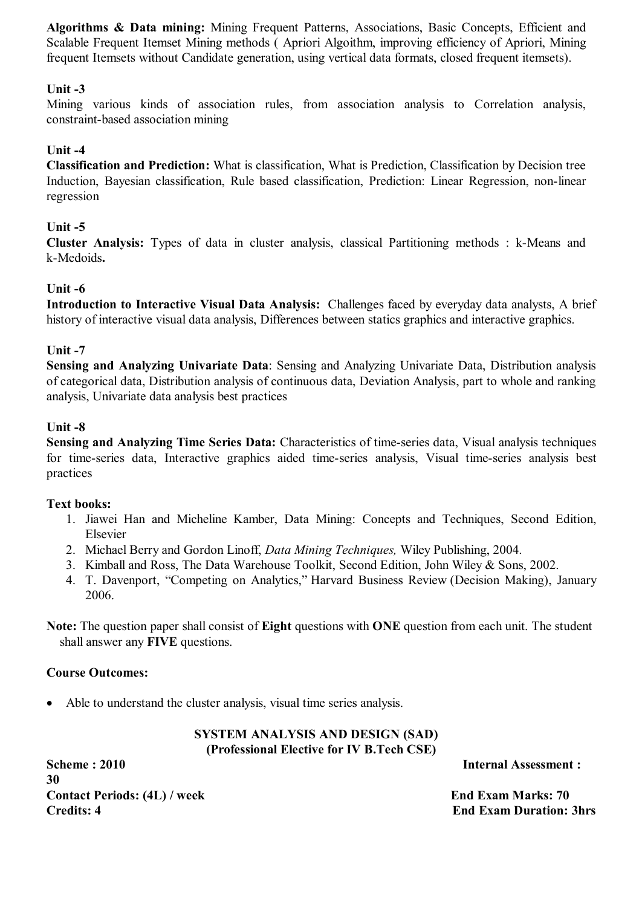**Algorithms & Data mining:** Mining Frequent Patterns, Associations, Basic Concepts, Efficient and Scalable Frequent Itemset Mining methods ( Apriori Algoithm, improving efficiency of Apriori, Mining frequent Itemsets without Candidate generation, using vertical data formats, closed frequent itemsets).

**Unit -3**

Mining various kinds of association rules, from association analysis to Correlation analysis, constraint-based association mining

**Unit -4**

**Classification and Prediction:** What is classification, What is Prediction, Classification by Decision tree Induction, Bayesian classification, Rule based classification, Prediction: Linear Regression, non-linear regression

**Unit -5**

**Cluster Analysis:** Types of data in cluster analysis, classical Partitioning methods : k-Means and k-Medoids**.**

**Unit -6**

**Introduction to Interactive Visual Data Analysis:** Challenges faced by everyday data analysts, A brief history of interactive visual data analysis, Differences between statics graphics and interactive graphics.

**Unit -7**

**Sensing and Analyzing Univariate Data**: Sensing and Analyzing Univariate Data, Distribution analysis of categorical data, Distribution analysis of continuous data, Deviation Analysis, part to whole and ranking analysis, Univariate data analysis best practices

**Unit -8**

**Sensing and Analyzing Time Series Data:** Characteristics of time-series data, Visual analysis techniques for time-series data, Interactive graphics aided time-series analysis, Visual time-series analysis best practices

**Text books:**

1. Jiawei Han and Micheline Kamber, Data Mining: Concepts and Techniques, Second Edition, Elsevier
2. Michael Berry and Gordon Linoff, *Data Mining Techniques,* Wiley Publishing, 2004.
3. Kimball and Ross, The Data Warehouse Toolkit, Second Edition, John Wiley & Sons, 2002.
4. T. Davenport, "Competing on Analytics," Harvard Business Review (Decision Making), January 2006.

**Note:** The question paper shall consist of **Eight** questions with **ONE** question from each unit. The student shall answer any **FIVE** questions.

**Course Outcomes:**

- Able to understand the cluster analysis, visual time series analysis.

## SYSTEM ANALYSIS AND DESIGN (SAD)
### (Professional Elective for IV B.Tech CSE)

**Scheme : 2010** | **Internal Assessment : 30**

**Contact Periods: (4L) / week** | **End Exam Marks: 70**

**Credits: 4** | **End Exam Duration: 3hrs**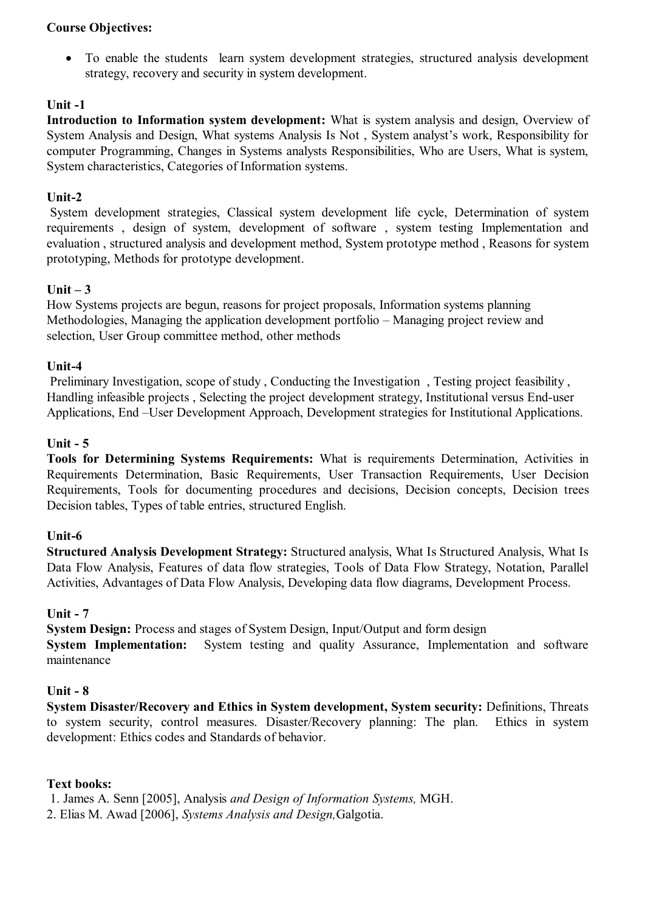**Course Objectives:**

- To enable the students learn system development strategies, structured analysis development strategy, recovery and security in system development.

**Unit -1**

**Introduction to Information system development:** What is system analysis and design, Overview of System Analysis and Design, What systems Analysis Is Not , System analyst's work, Responsibility for computer Programming, Changes in Systems analysts Responsibilities, Who are Users, What is system, System characteristics, Categories of Information systems.

**Unit-2**

System development strategies, Classical system development life cycle, Determination of system requirements , design of system, development of software , system testing Implementation and evaluation , structured analysis and development method, System prototype method , Reasons for system prototyping, Methods for prototype development.

**Unit – 3**

How Systems projects are begun, reasons for project proposals, Information systems planning Methodologies, Managing the application development portfolio – Managing project review and selection, User Group committee method, other methods

**Unit-4**

Preliminary Investigation, scope of study , Conducting the Investigation , Testing project feasibility , Handling infeasible projects , Selecting the project development strategy, Institutional versus End-user Applications, End –User Development Approach, Development strategies for Institutional Applications.

**Unit - 5**

**Tools for Determining Systems Requirements:** What is requirements Determination, Activities in Requirements Determination, Basic Requirements, User Transaction Requirements, User Decision Requirements, Tools for documenting procedures and decisions, Decision concepts, Decision trees Decision tables, Types of table entries, structured English.

**Unit-6**

**Structured Analysis Development Strategy:** Structured analysis, What Is Structured Analysis, What Is Data Flow Analysis, Features of data flow strategies, Tools of Data Flow Strategy, Notation, Parallel Activities, Advantages of Data Flow Analysis, Developing data flow diagrams, Development Process.

**Unit - 7**

**System Design:** Process and stages of System Design, Input/Output and form design

**System Implementation:** System testing and quality Assurance, Implementation and software maintenance

**Unit - 8**

**System Disaster/Recovery and Ethics in System development, System security:** Definitions, Threats to system security, control measures. Disaster/Recovery planning: The plan. Ethics in system development: Ethics codes and Standards of behavior.

**Text books:**

1. James A. Senn [2005], Analysis *and Design of Information Systems,* MGH.
2. Elias M. Awad [2006], *Systems Analysis and Design,* Galgotia.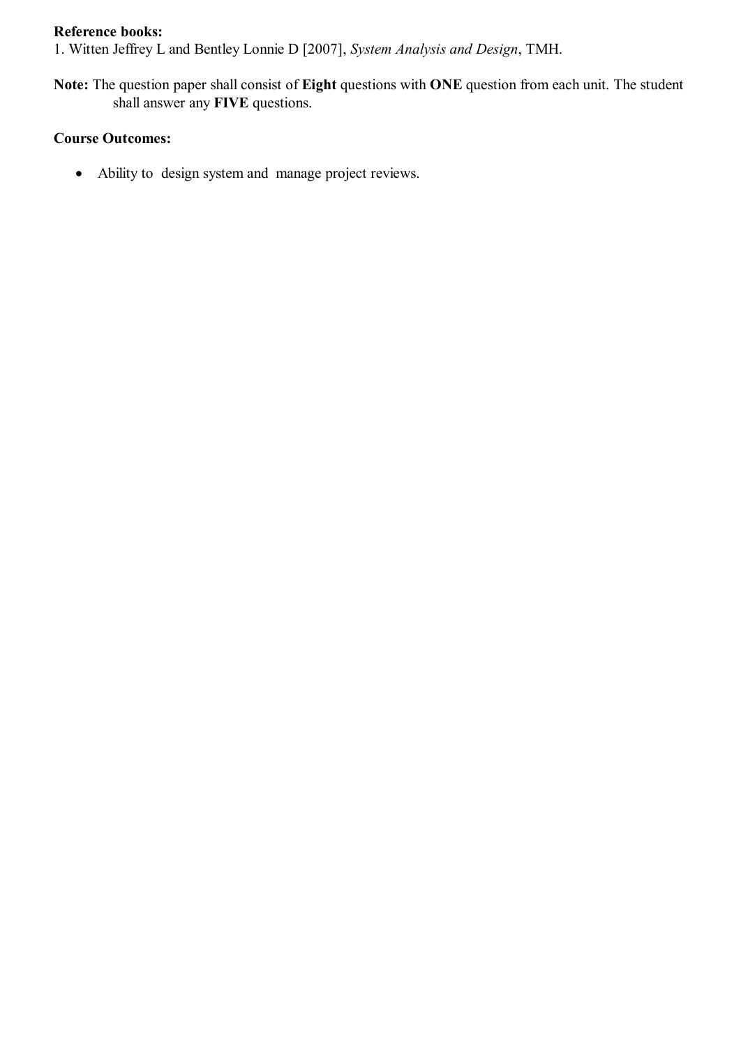**Reference books:**

1. Witten Jeffrey L and Bentley Lonnie D [2007], *System Analysis and Design*, TMH.

**Note:** The question paper shall consist of **Eight** questions with **ONE** question from each unit. The student shall answer any **FIVE** questions.

**Course Outcomes:**

- Ability to design system and manage project reviews.